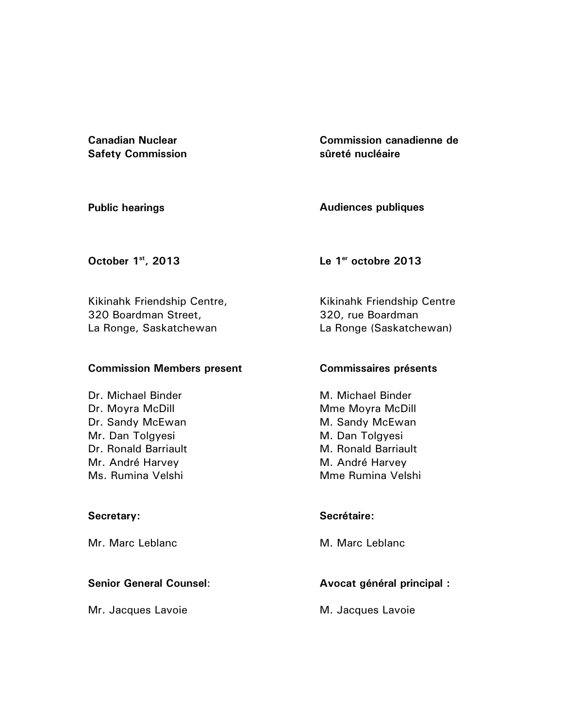**Canadian Nuclear Safety Commission**

**Commission canadienne de sûreté nucléaire**

**Public hearings**

**Audiences publiques**

**October 1st, 2013**

**Le 1er octobre 2013**

Kikinahk Friendship Centre,
320 Boardman Street,
La Ronge, Saskatchewan

Kikinahk Friendship Centre
320, rue Boardman
La Ronge (Saskatchewan)

**Commission Members present**

Dr. Michael Binder
Dr. Moyra McDill
Dr. Sandy McEwan
Mr. Dan Tolgyesi
Dr. Ronald Barriault
Mr. André Harvey
Ms. Rumina Velshi

**Commissaires présents**

M. Michael Binder
Mme Moyra McDill
M. Sandy McEwan
M. Dan Tolgyesi
M. Ronald Barriault
M. André Harvey
Mme Rumina Velshi

**Secretary:**

Mr. Marc Leblanc

**Secrétaire:**

M. Marc Leblanc

**Senior General Counsel**:

Mr. Jacques Lavoie

**Avocat général principal :**

M. Jacques Lavoie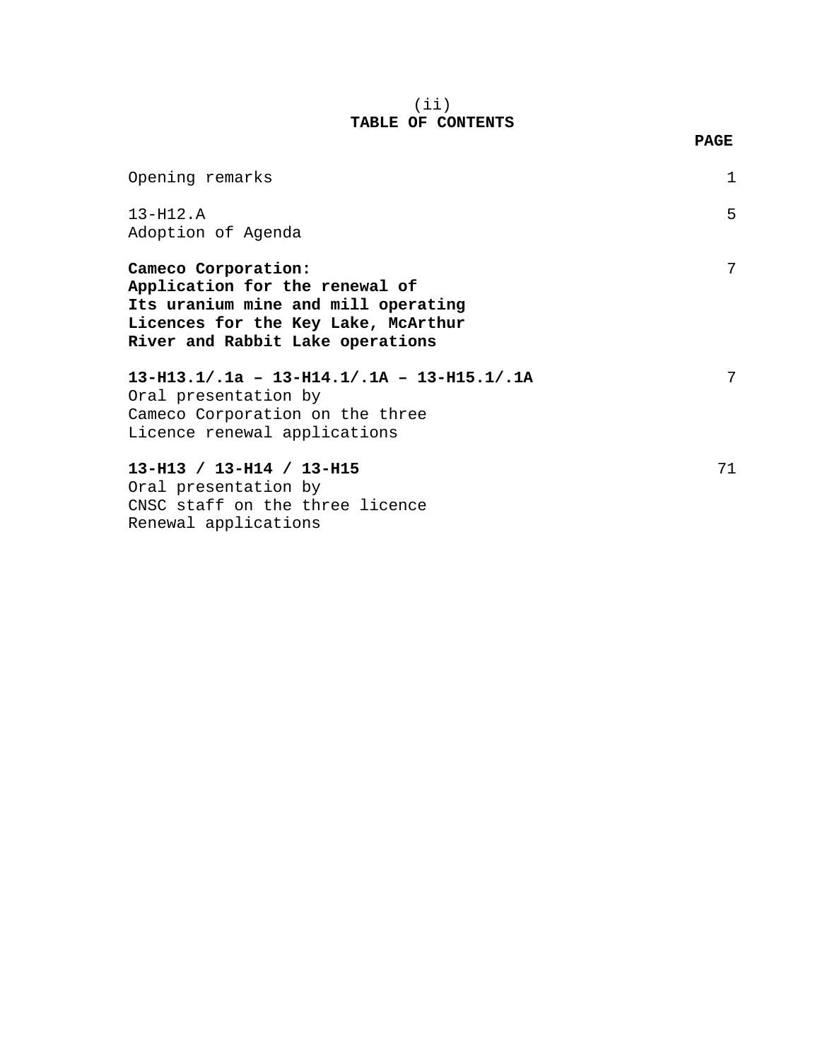# TABLE OF CONTENTS

| | PAGE |
|---|---|
| Opening remarks | 1 |
| 13-H12.A<br>Adoption of Agenda | 5 |
| **Cameco Corporation:<br>Application for the renewal of<br>Its uranium mine and mill operating<br>Licences for the Key Lake, McArthur<br>River and Rabbit Lake operations** | 7 |
| **13-H13.1/.1a – 13-H14.1/.1A – 13-H15.1/.1A**<br>Oral presentation by<br>Cameco Corporation on the three<br>Licence renewal applications | 7 |
| **13-H13 / 13-H14 / 13-H15**<br>Oral presentation by<br>CNSC staff on the three licence<br>Renewal applications | 71 |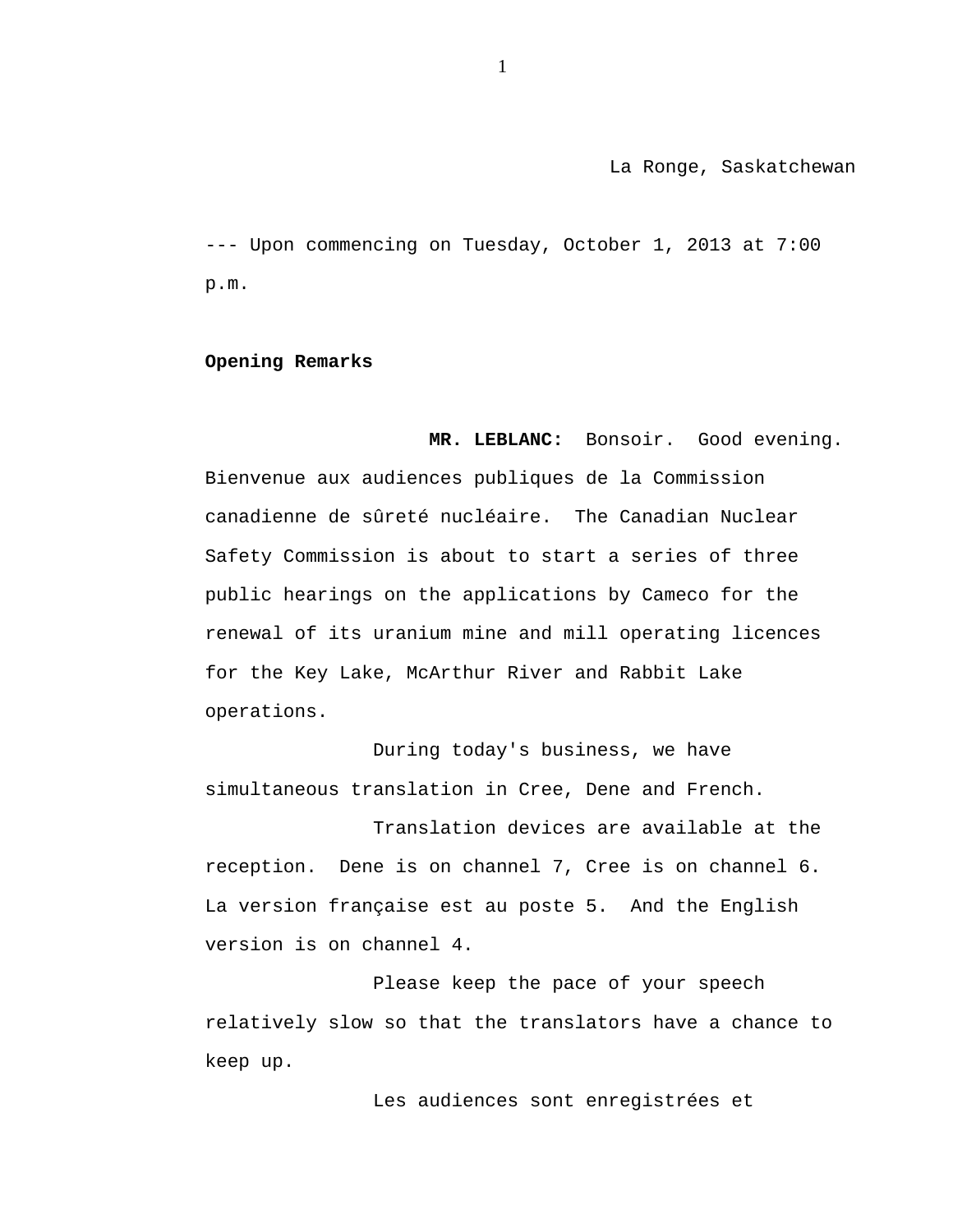La Ronge, Saskatchewan

--- Upon commencing on Tuesday, October 1, 2013 at 7:00 p.m.

**Opening Remarks**

**MR. LEBLANC:** Bonsoir. Good evening. Bienvenue aux audiences publiques de la Commission canadienne de sûreté nucléaire. The Canadian Nuclear Safety Commission is about to start a series of three public hearings on the applications by Cameco for the renewal of its uranium mine and mill operating licences for the Key Lake, McArthur River and Rabbit Lake operations.

During today's business, we have simultaneous translation in Cree, Dene and French.

Translation devices are available at the reception. Dene is on channel 7, Cree is on channel 6. La version française est au poste 5. And the English version is on channel 4.

Please keep the pace of your speech relatively slow so that the translators have a chance to keep up.

Les audiences sont enregistrées et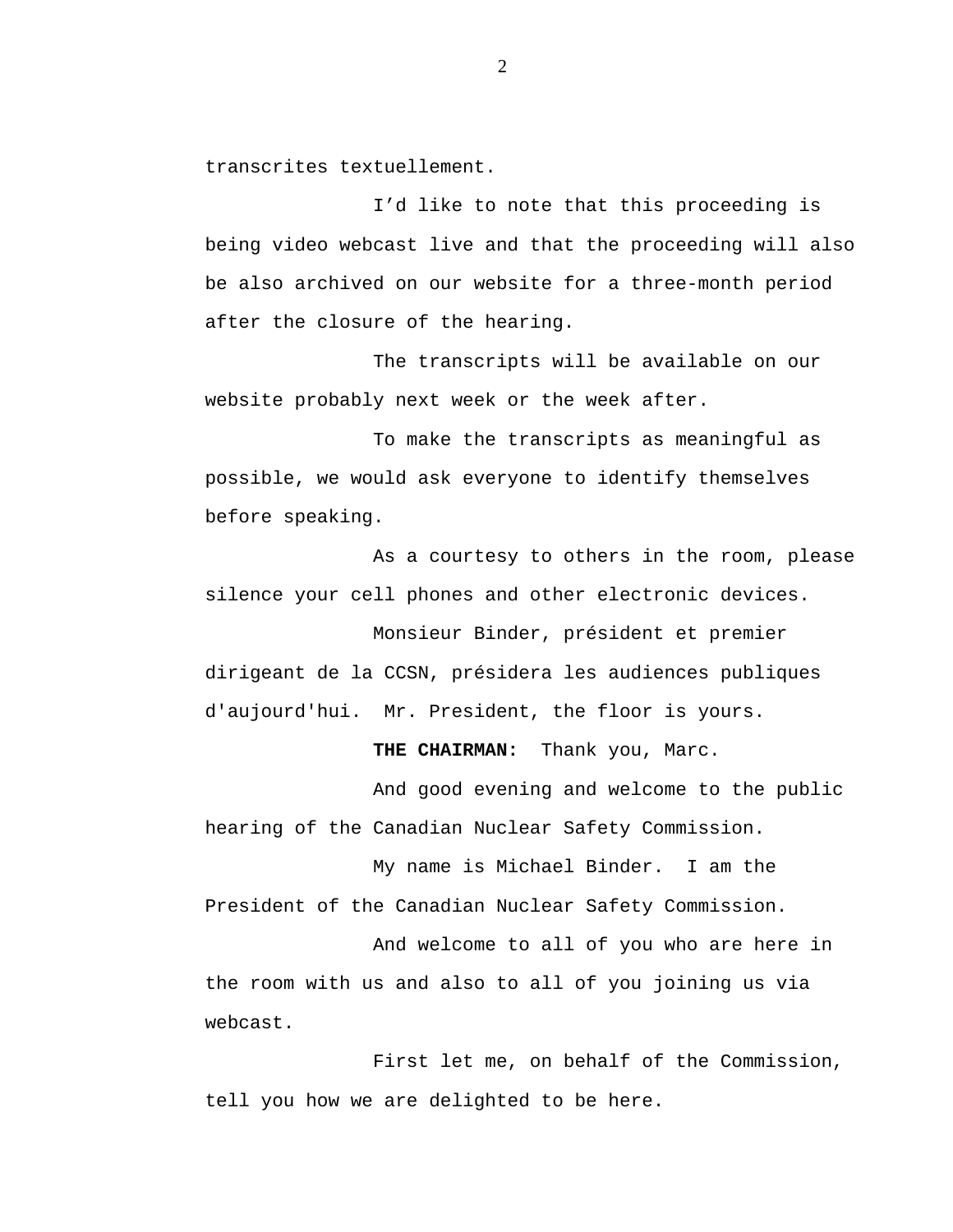transcrites textuellement.

I'd like to note that this proceeding is being video webcast live and that the proceeding will also be also archived on our website for a three-month period after the closure of the hearing.

The transcripts will be available on our website probably next week or the week after.

To make the transcripts as meaningful as possible, we would ask everyone to identify themselves before speaking.

As a courtesy to others in the room, please silence your cell phones and other electronic devices.

Monsieur Binder, président et premier dirigeant de la CCSN, présidera les audiences publiques d'aujourd'hui.  Mr. President, the floor is yours.

**THE CHAIRMAN:**  Thank you, Marc.

And good evening and welcome to the public hearing of the Canadian Nuclear Safety Commission.

My name is Michael Binder.  I am the President of the Canadian Nuclear Safety Commission.

And welcome to all of you who are here in the room with us and also to all of you joining us via webcast.

First let me, on behalf of the Commission, tell you how we are delighted to be here.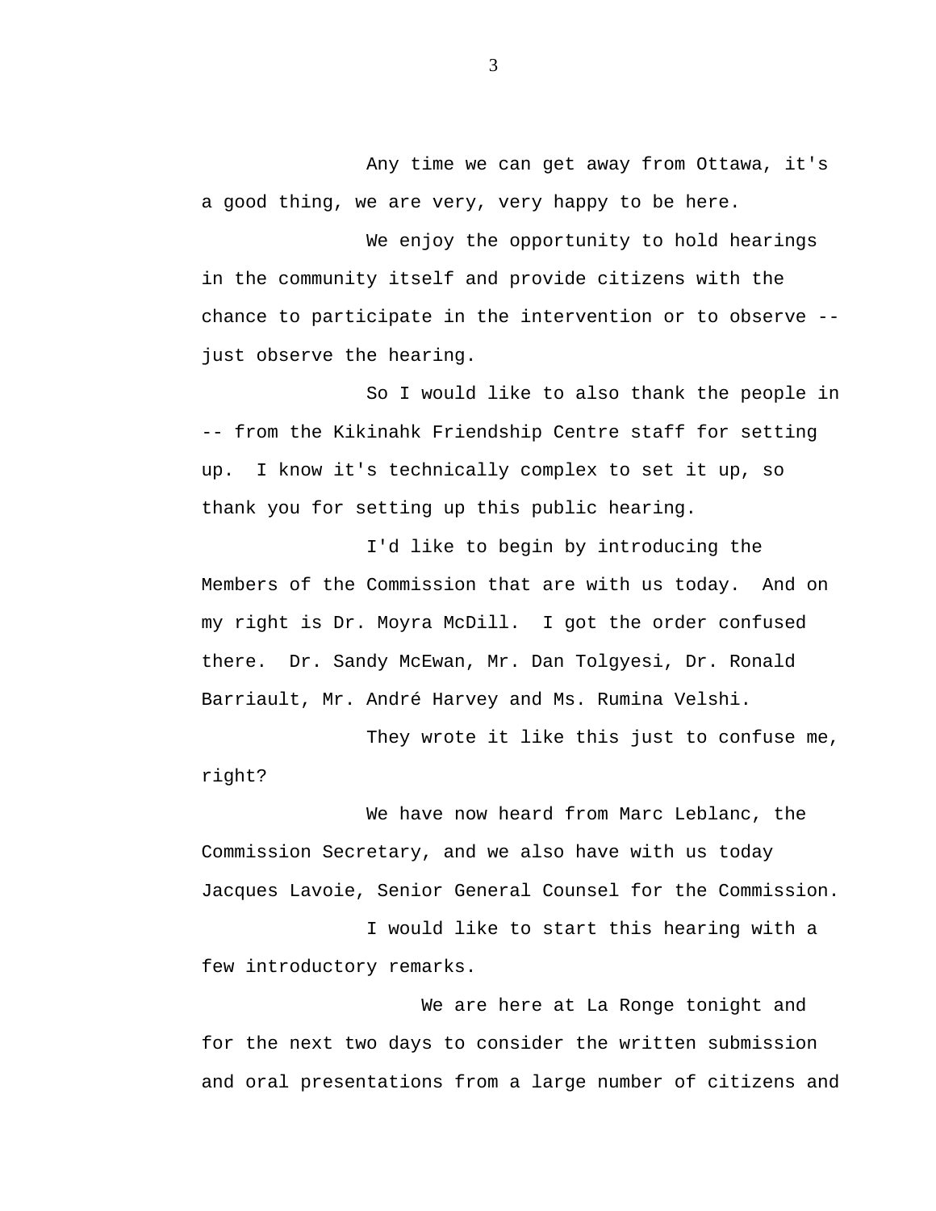Any time we can get away from Ottawa, it's a good thing, we are very, very happy to be here.

We enjoy the opportunity to hold hearings in the community itself and provide citizens with the chance to participate in the intervention or to observe -- just observe the hearing.

So I would like to also thank the people in -- from the Kikinahk Friendship Centre staff for setting up. I know it's technically complex to set it up, so thank you for setting up this public hearing.

I'd like to begin by introducing the Members of the Commission that are with us today. And on my right is Dr. Moyra McDill. I got the order confused there. Dr. Sandy McEwan, Mr. Dan Tolgyesi, Dr. Ronald Barriault, Mr. André Harvey and Ms. Rumina Velshi.

They wrote it like this just to confuse me, right?

We have now heard from Marc Leblanc, the Commission Secretary, and we also have with us today Jacques Lavoie, Senior General Counsel for the Commission.

I would like to start this hearing with a few introductory remarks.

We are here at La Ronge tonight and for the next two days to consider the written submission and oral presentations from a large number of citizens and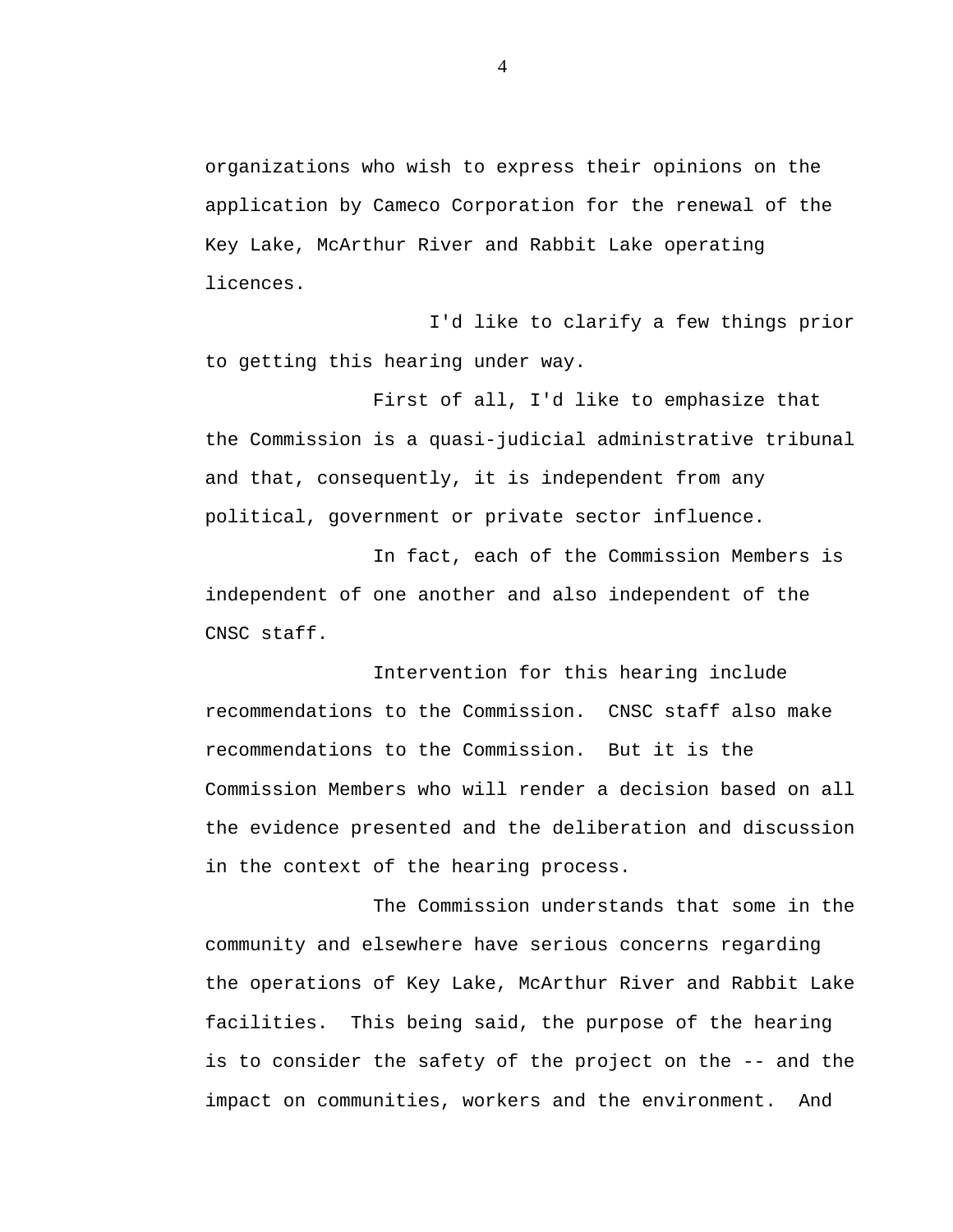organizations who wish to express their opinions on the application by Cameco Corporation for the renewal of the Key Lake, McArthur River and Rabbit Lake operating licences.

I'd like to clarify a few things prior to getting this hearing under way.

First of all, I'd like to emphasize that the Commission is a quasi-judicial administrative tribunal and that, consequently, it is independent from any political, government or private sector influence.

In fact, each of the Commission Members is independent of one another and also independent of the CNSC staff.

Intervention for this hearing include recommendations to the Commission. CNSC staff also make recommendations to the Commission. But it is the Commission Members who will render a decision based on all the evidence presented and the deliberation and discussion in the context of the hearing process.

The Commission understands that some in the community and elsewhere have serious concerns regarding the operations of Key Lake, McArthur River and Rabbit Lake facilities. This being said, the purpose of the hearing is to consider the safety of the project on the -- and the impact on communities, workers and the environment. And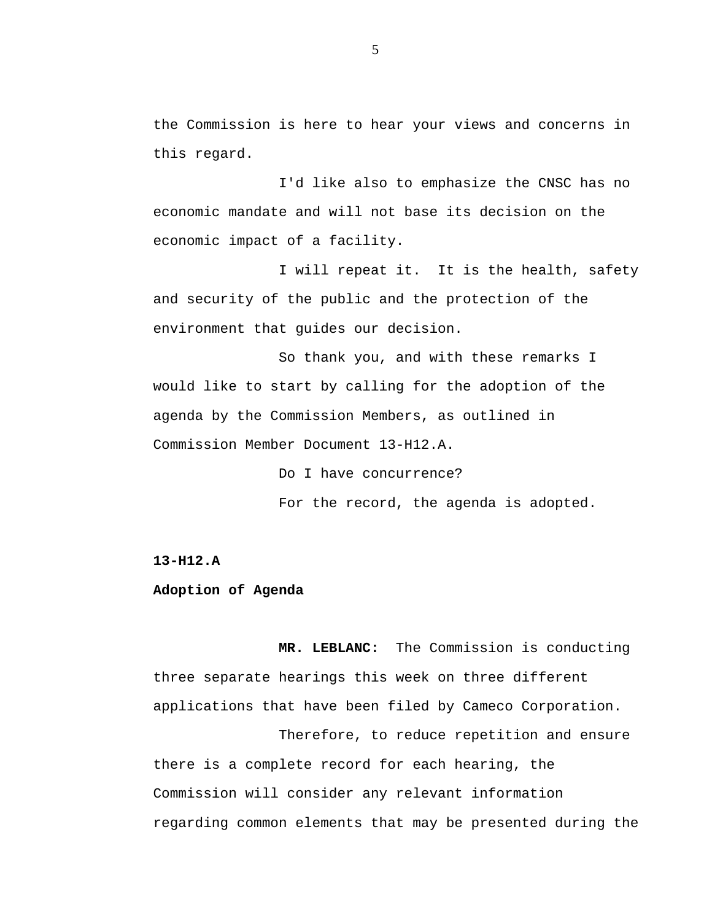the Commission is here to hear your views and concerns in this regard.

I'd like also to emphasize the CNSC has no economic mandate and will not base its decision on the economic impact of a facility.

I will repeat it. It is the health, safety and security of the public and the protection of the environment that guides our decision.

So thank you, and with these remarks I would like to start by calling for the adoption of the agenda by the Commission Members, as outlined in Commission Member Document 13-H12.A.

Do I have concurrence?

For the record, the agenda is adopted.

**13-H12.A**

**Adoption of Agenda**

**MR. LEBLANC:** The Commission is conducting three separate hearings this week on three different applications that have been filed by Cameco Corporation.

Therefore, to reduce repetition and ensure there is a complete record for each hearing, the Commission will consider any relevant information regarding common elements that may be presented during the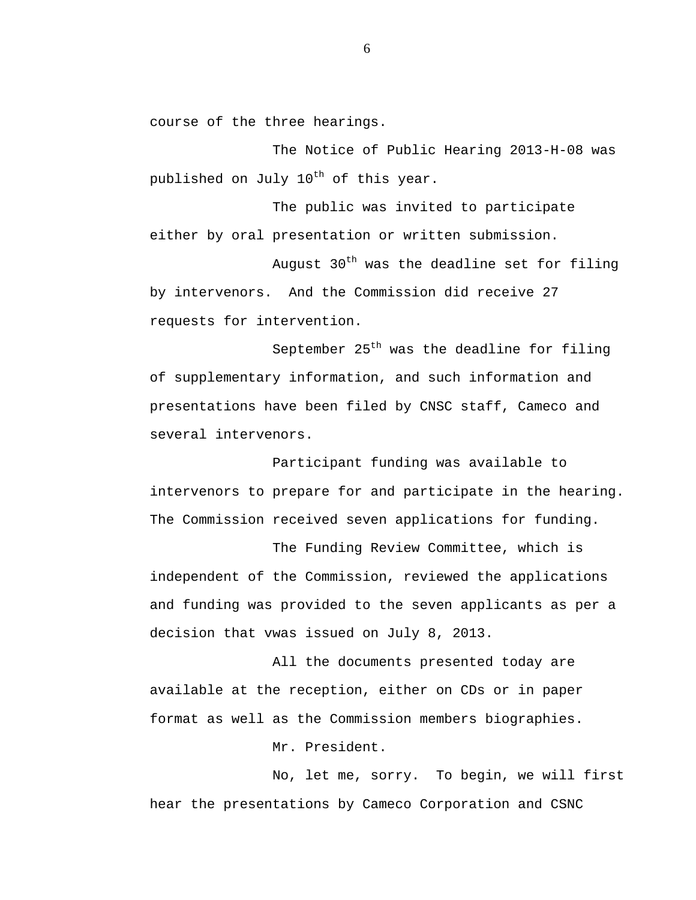course of the three hearings.

The Notice of Public Hearing 2013-H-08 was published on July 10th of this year.

The public was invited to participate either by oral presentation or written submission.

August 30th was the deadline set for filing by intervenors.  And the Commission did receive 27 requests for intervention.

September 25th was the deadline for filing of supplementary information, and such information and presentations have been filed by CNSC staff, Cameco and several intervenors.

Participant funding was available to intervenors to prepare for and participate in the hearing. The Commission received seven applications for funding.

The Funding Review Committee, which is independent of the Commission, reviewed the applications and funding was provided to the seven applicants as per a decision that vwas issued on July 8, 2013.

All the documents presented today are available at the reception, either on CDs or in paper format as well as the Commission members biographies.

Mr. President.

No, let me, sorry.  To begin, we will first hear the presentations by Cameco Corporation and CSNC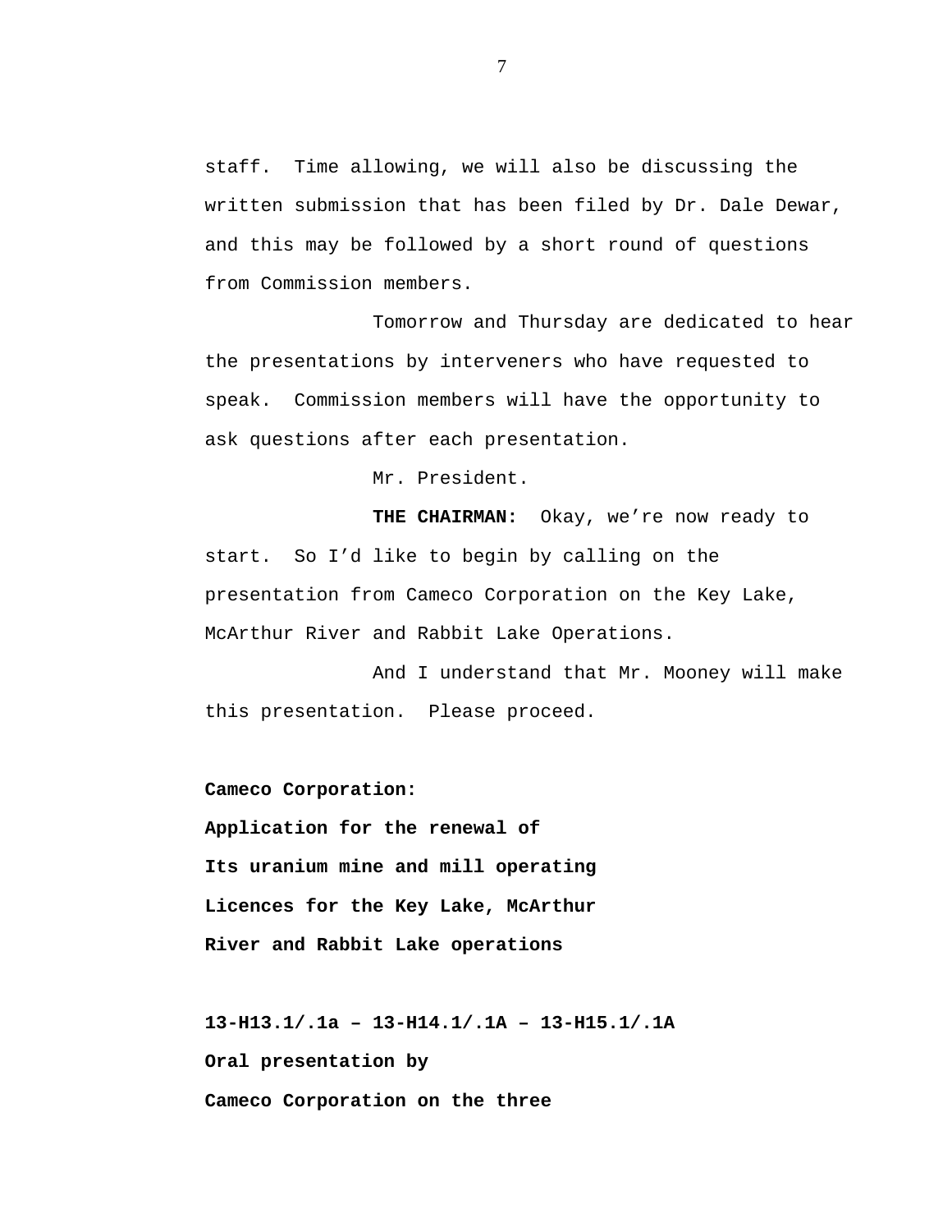staff. Time allowing, we will also be discussing the written submission that has been filed by Dr. Dale Dewar, and this may be followed by a short round of questions from Commission members.

Tomorrow and Thursday are dedicated to hear the presentations by interveners who have requested to speak. Commission members will have the opportunity to ask questions after each presentation.

Mr. President.

**THE CHAIRMAN:** Okay, we're now ready to start. So I'd like to begin by calling on the presentation from Cameco Corporation on the Key Lake, McArthur River and Rabbit Lake Operations.

And I understand that Mr. Mooney will make this presentation. Please proceed.

**Cameco Corporation:**
**Application for the renewal of**
**Its uranium mine and mill operating**
**Licences for the Key Lake, McArthur**
**River and Rabbit Lake operations**

**13-H13.1/.1a – 13-H14.1/.1A – 13-H15.1/.1A**
**Oral presentation by**
**Cameco Corporation on the three**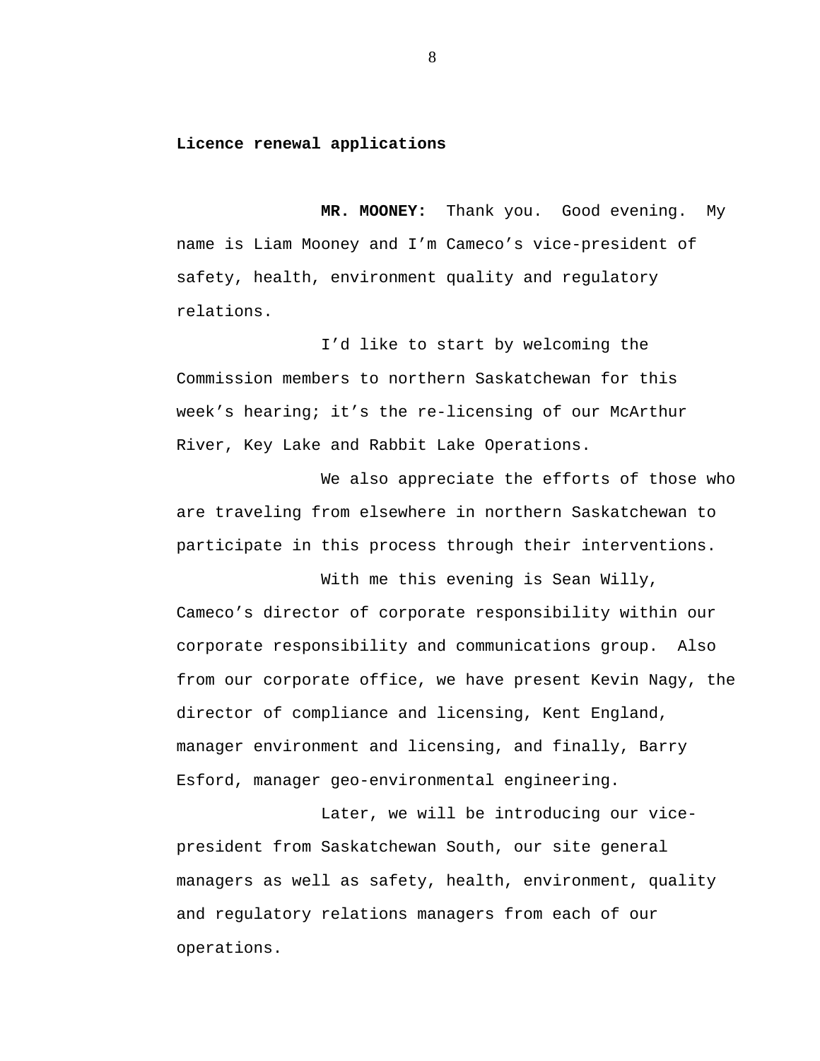**Licence renewal applications**

**MR. MOONEY:** Thank you. Good evening. My name is Liam Mooney and I'm Cameco's vice-president of safety, health, environment quality and regulatory relations.

I'd like to start by welcoming the Commission members to northern Saskatchewan for this week's hearing; it's the re-licensing of our McArthur River, Key Lake and Rabbit Lake Operations.

We also appreciate the efforts of those who are traveling from elsewhere in northern Saskatchewan to participate in this process through their interventions.

With me this evening is Sean Willy, Cameco's director of corporate responsibility within our corporate responsibility and communications group. Also from our corporate office, we have present Kevin Nagy, the director of compliance and licensing, Kent England, manager environment and licensing, and finally, Barry Esford, manager geo-environmental engineering.

Later, we will be introducing our vice-president from Saskatchewan South, our site general managers as well as safety, health, environment, quality and regulatory relations managers from each of our operations.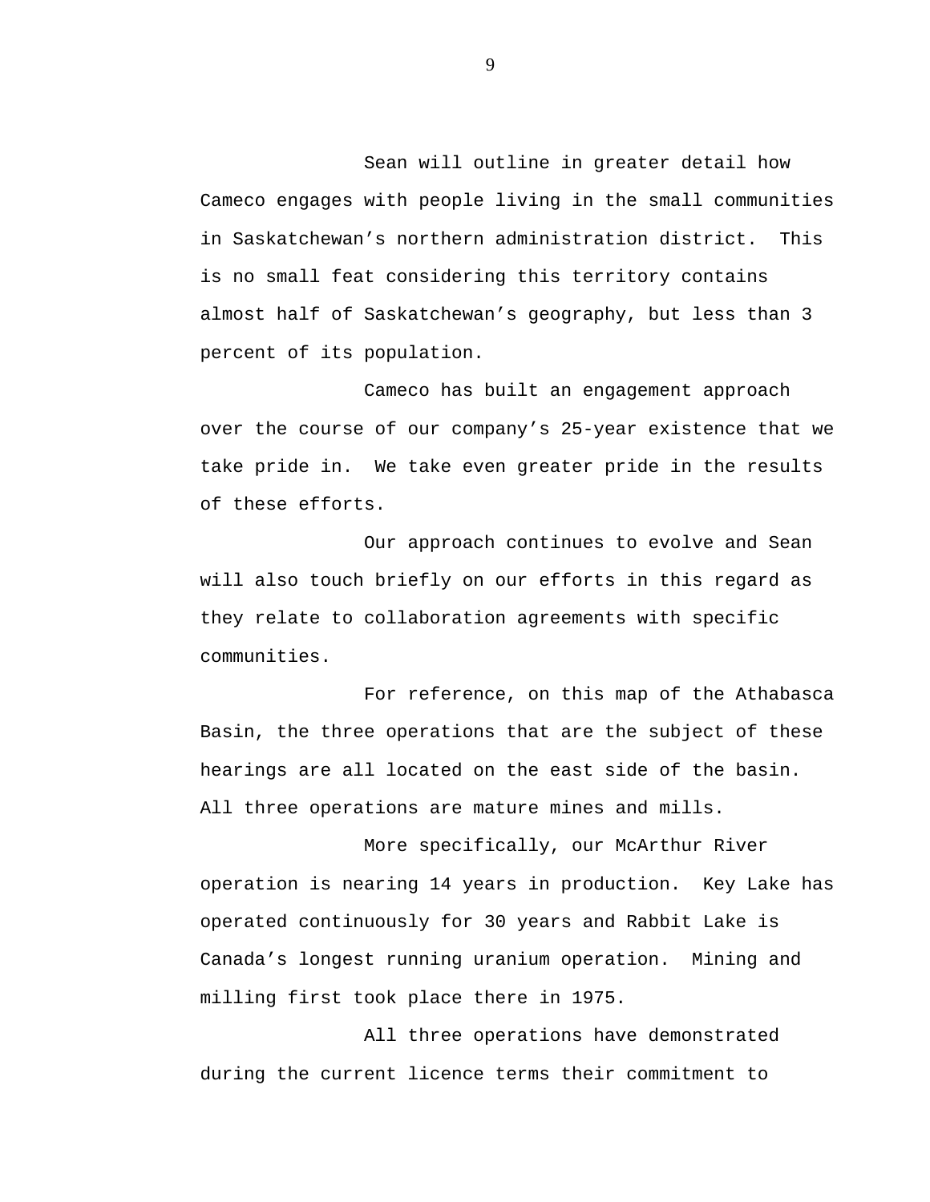Sean will outline in greater detail how Cameco engages with people living in the small communities in Saskatchewan's northern administration district. This is no small feat considering this territory contains almost half of Saskatchewan's geography, but less than 3 percent of its population.

Cameco has built an engagement approach over the course of our company's 25-year existence that we take pride in. We take even greater pride in the results of these efforts.

Our approach continues to evolve and Sean will also touch briefly on our efforts in this regard as they relate to collaboration agreements with specific communities.

For reference, on this map of the Athabasca Basin, the three operations that are the subject of these hearings are all located on the east side of the basin. All three operations are mature mines and mills.

More specifically, our McArthur River operation is nearing 14 years in production. Key Lake has operated continuously for 30 years and Rabbit Lake is Canada's longest running uranium operation. Mining and milling first took place there in 1975.

All three operations have demonstrated during the current licence terms their commitment to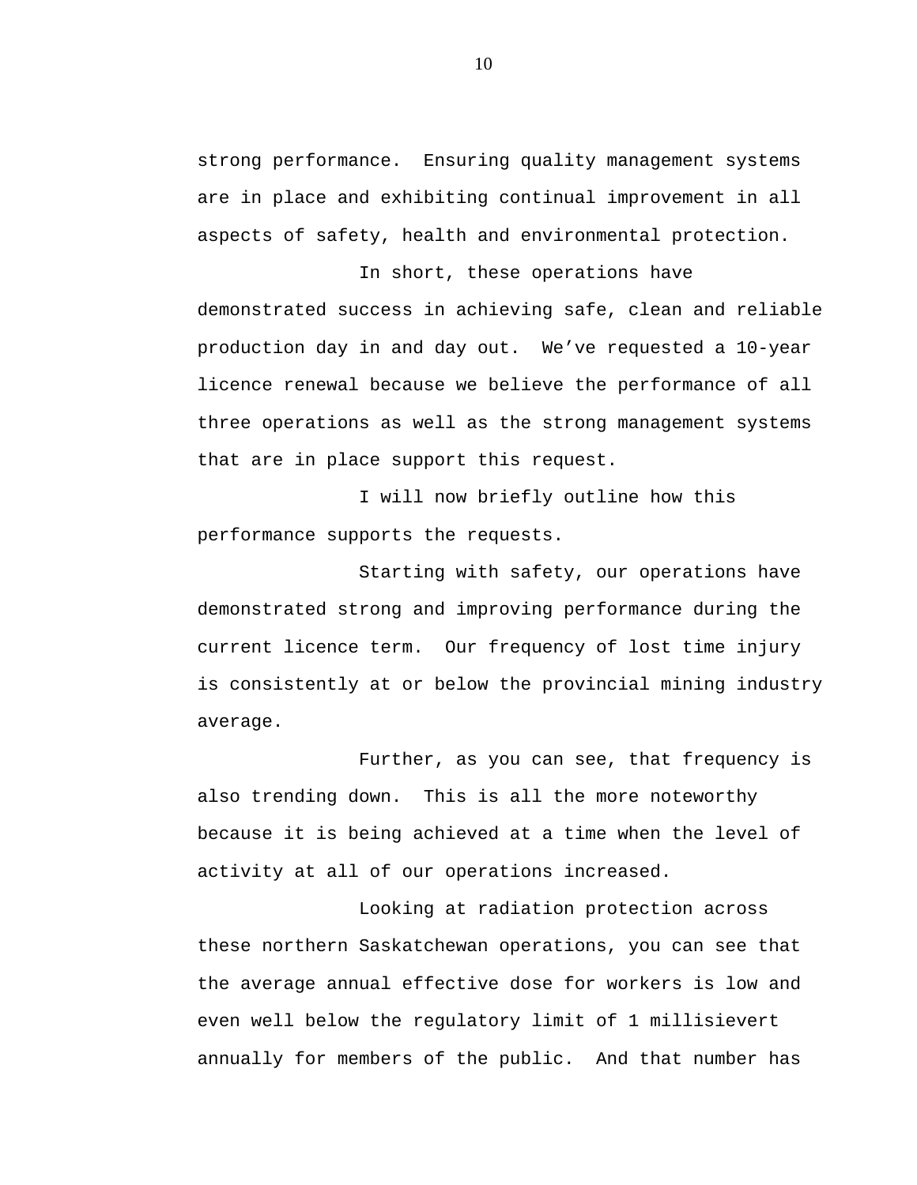strong performance. Ensuring quality management systems are in place and exhibiting continual improvement in all aspects of safety, health and environmental protection.

In short, these operations have demonstrated success in achieving safe, clean and reliable production day in and day out. We've requested a 10-year licence renewal because we believe the performance of all three operations as well as the strong management systems that are in place support this request.

I will now briefly outline how this performance supports the requests.

Starting with safety, our operations have demonstrated strong and improving performance during the current licence term. Our frequency of lost time injury is consistently at or below the provincial mining industry average.

Further, as you can see, that frequency is also trending down. This is all the more noteworthy because it is being achieved at a time when the level of activity at all of our operations increased.

Looking at radiation protection across these northern Saskatchewan operations, you can see that the average annual effective dose for workers is low and even well below the regulatory limit of 1 millisievert annually for members of the public. And that number has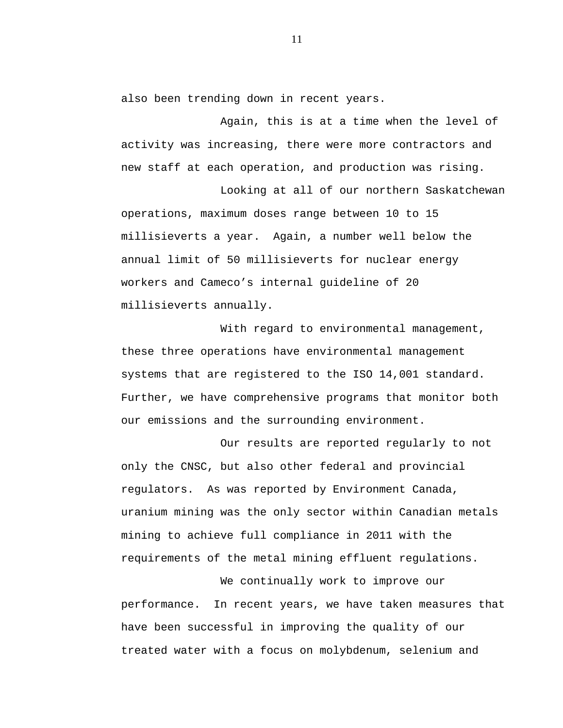also been trending down in recent years.

Again, this is at a time when the level of activity was increasing, there were more contractors and new staff at each operation, and production was rising.

Looking at all of our northern Saskatchewan operations, maximum doses range between 10 to 15 millisieverts a year. Again, a number well below the annual limit of 50 millisieverts for nuclear energy workers and Cameco’s internal guideline of 20 millisieverts annually.

With regard to environmental management, these three operations have environmental management systems that are registered to the ISO 14,001 standard. Further, we have comprehensive programs that monitor both our emissions and the surrounding environment.

Our results are reported regularly to not only the CNSC, but also other federal and provincial regulators. As was reported by Environment Canada, uranium mining was the only sector within Canadian metals mining to achieve full compliance in 2011 with the requirements of the metal mining effluent regulations.

We continually work to improve our performance. In recent years, we have taken measures that have been successful in improving the quality of our treated water with a focus on molybdenum, selenium and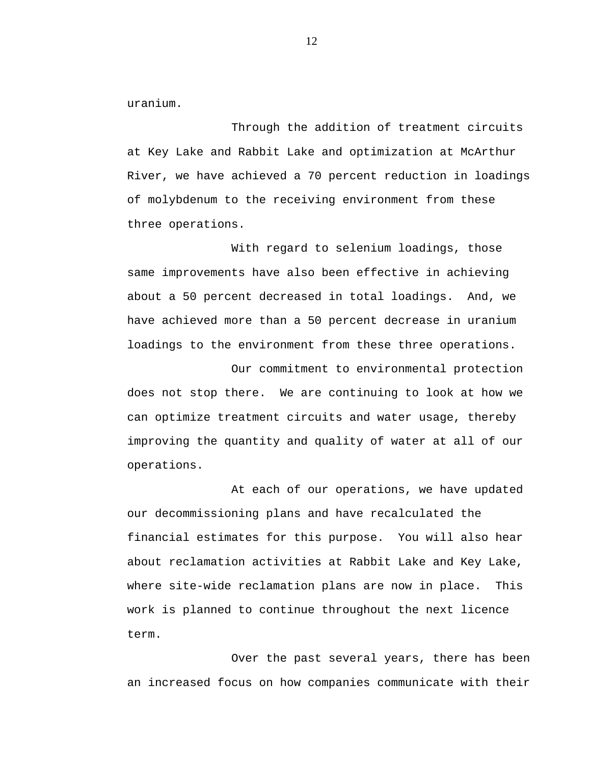uranium.

Through the addition of treatment circuits at Key Lake and Rabbit Lake and optimization at McArthur River, we have achieved a 70 percent reduction in loadings of molybdenum to the receiving environment from these three operations.

With regard to selenium loadings, those same improvements have also been effective in achieving about a 50 percent decreased in total loadings. And, we have achieved more than a 50 percent decrease in uranium loadings to the environment from these three operations.

Our commitment to environmental protection does not stop there. We are continuing to look at how we can optimize treatment circuits and water usage, thereby improving the quantity and quality of water at all of our operations.

At each of our operations, we have updated our decommissioning plans and have recalculated the financial estimates for this purpose. You will also hear about reclamation activities at Rabbit Lake and Key Lake, where site-wide reclamation plans are now in place. This work is planned to continue throughout the next licence term.

Over the past several years, there has been an increased focus on how companies communicate with their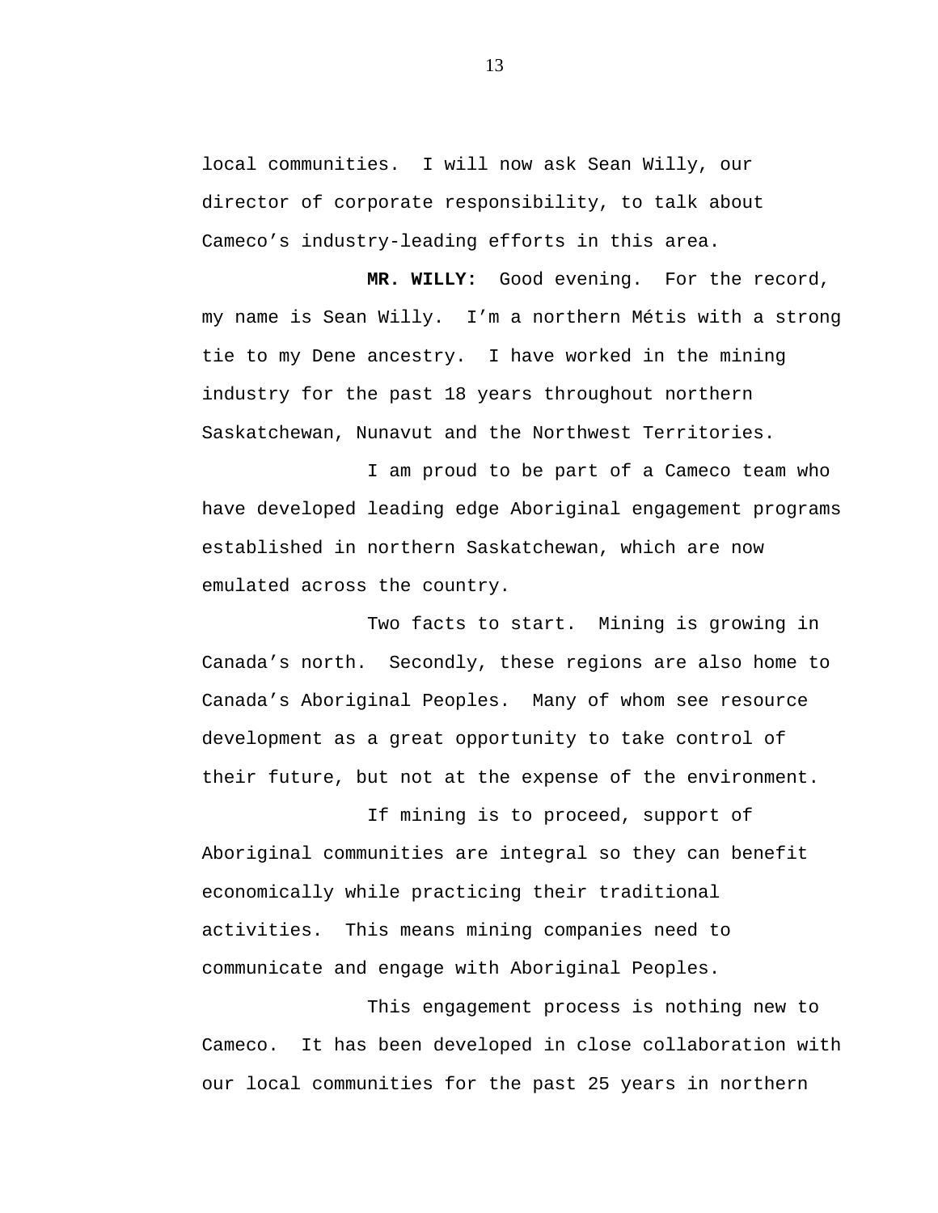local communities.  I will now ask Sean Willy, our director of corporate responsibility, to talk about Cameco's industry-leading efforts in this area.

**MR. WILLY:**  Good evening.  For the record, my name is Sean Willy.  I'm a northern Métis with a strong tie to my Dene ancestry.  I have worked in the mining industry for the past 18 years throughout northern Saskatchewan, Nunavut and the Northwest Territories.

I am proud to be part of a Cameco team who have developed leading edge Aboriginal engagement programs established in northern Saskatchewan, which are now emulated across the country.

Two facts to start.  Mining is growing in Canada's north.  Secondly, these regions are also home to Canada's Aboriginal Peoples.  Many of whom see resource development as a great opportunity to take control of their future, but not at the expense of the environment.

If mining is to proceed, support of Aboriginal communities are integral so they can benefit economically while practicing their traditional activities.  This means mining companies need to communicate and engage with Aboriginal Peoples.

This engagement process is nothing new to Cameco.  It has been developed in close collaboration with our local communities for the past 25 years in northern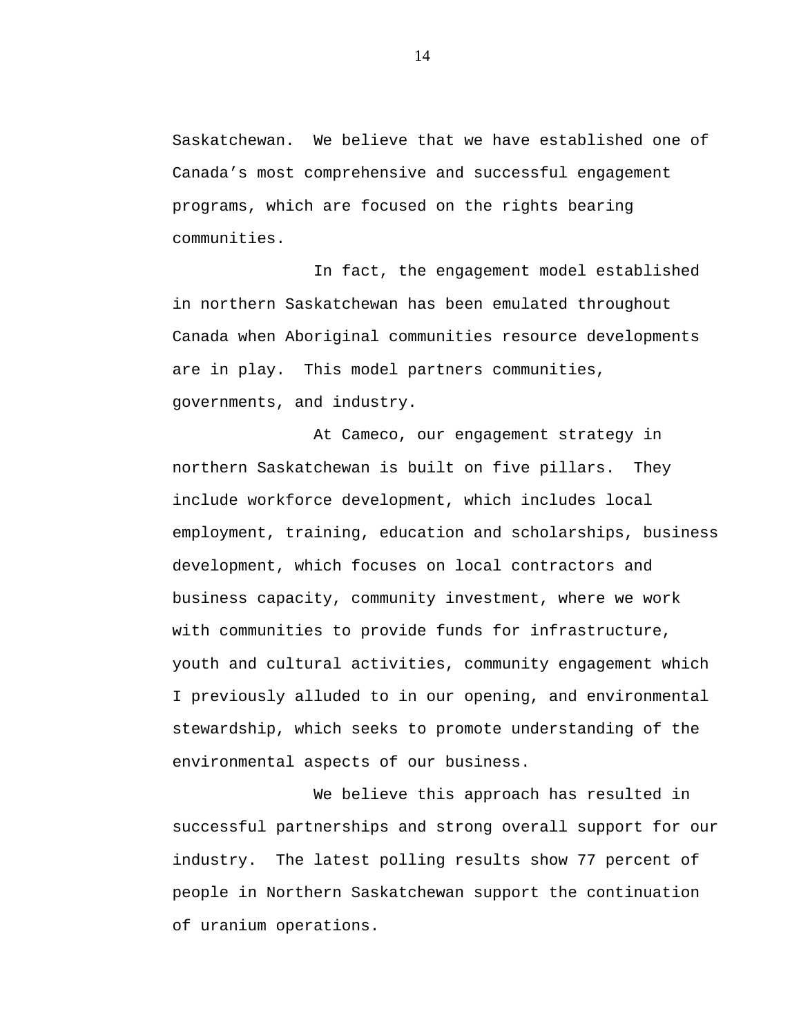Saskatchewan. We believe that we have established one of Canada's most comprehensive and successful engagement programs, which are focused on the rights bearing communities.

In fact, the engagement model established in northern Saskatchewan has been emulated throughout Canada when Aboriginal communities resource developments are in play. This model partners communities, governments, and industry.

At Cameco, our engagement strategy in northern Saskatchewan is built on five pillars. They include workforce development, which includes local employment, training, education and scholarships, business development, which focuses on local contractors and business capacity, community investment, where we work with communities to provide funds for infrastructure, youth and cultural activities, community engagement which I previously alluded to in our opening, and environmental stewardship, which seeks to promote understanding of the environmental aspects of our business.

We believe this approach has resulted in successful partnerships and strong overall support for our industry. The latest polling results show 77 percent of people in Northern Saskatchewan support the continuation of uranium operations.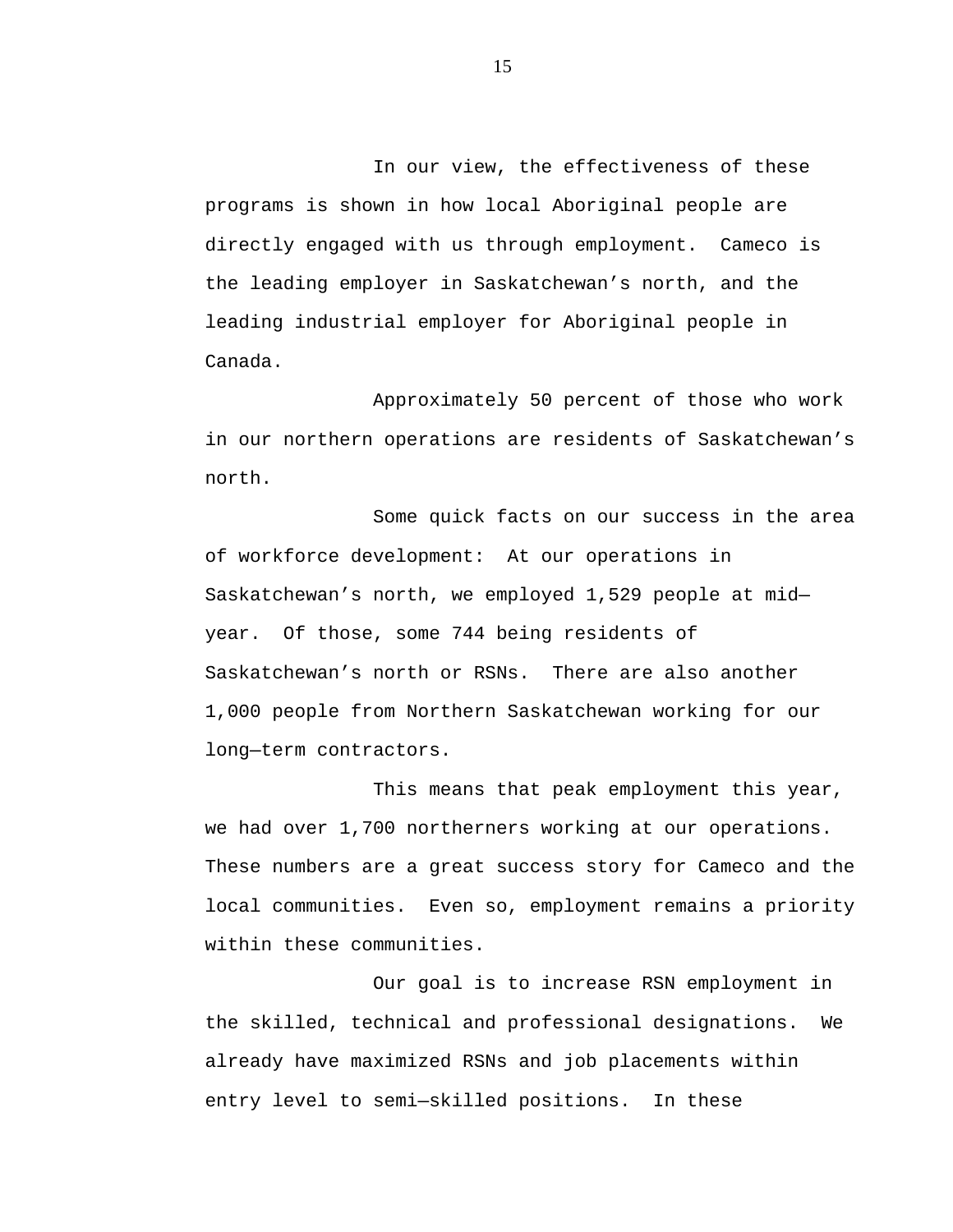In our view, the effectiveness of these programs is shown in how local Aboriginal people are directly engaged with us through employment. Cameco is the leading employer in Saskatchewan's north, and the leading industrial employer for Aboriginal people in Canada.

Approximately 50 percent of those who work in our northern operations are residents of Saskatchewan's north.

Some quick facts on our success in the area of workforce development: At our operations in Saskatchewan's north, we employed 1,529 people at mid—year. Of those, some 744 being residents of Saskatchewan's north or RSNs. There are also another 1,000 people from Northern Saskatchewan working for our long—term contractors.

This means that peak employment this year, we had over 1,700 northerners working at our operations. These numbers are a great success story for Cameco and the local communities. Even so, employment remains a priority within these communities.

Our goal is to increase RSN employment in the skilled, technical and professional designations. We already have maximized RSNs and job placements within entry level to semi—skilled positions. In these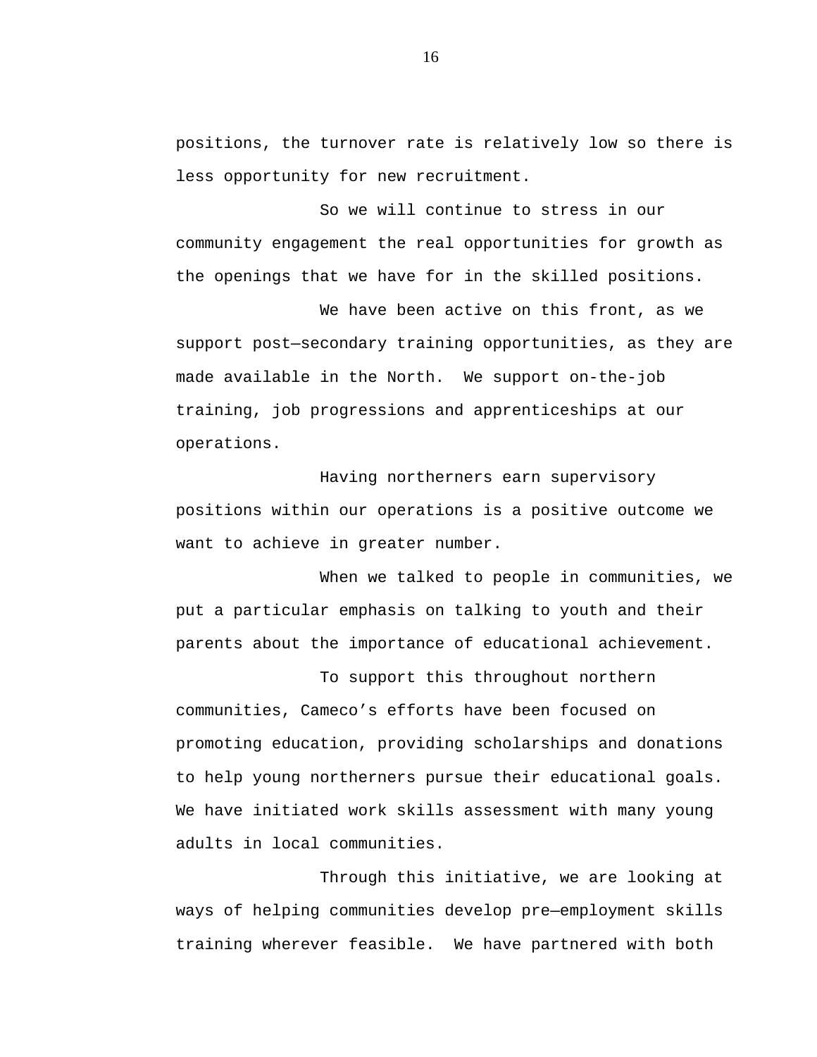positions, the turnover rate is relatively low so there is less opportunity for new recruitment.

So we will continue to stress in our community engagement the real opportunities for growth as the openings that we have for in the skilled positions.

We have been active on this front, as we support post—secondary training opportunities, as they are made available in the North. We support on-the-job training, job progressions and apprenticeships at our operations.

Having northerners earn supervisory positions within our operations is a positive outcome we want to achieve in greater number.

When we talked to people in communities, we put a particular emphasis on talking to youth and their parents about the importance of educational achievement.

To support this throughout northern communities, Cameco's efforts have been focused on promoting education, providing scholarships and donations to help young northerners pursue their educational goals. We have initiated work skills assessment with many young adults in local communities.

Through this initiative, we are looking at ways of helping communities develop pre—employment skills training wherever feasible. We have partnered with both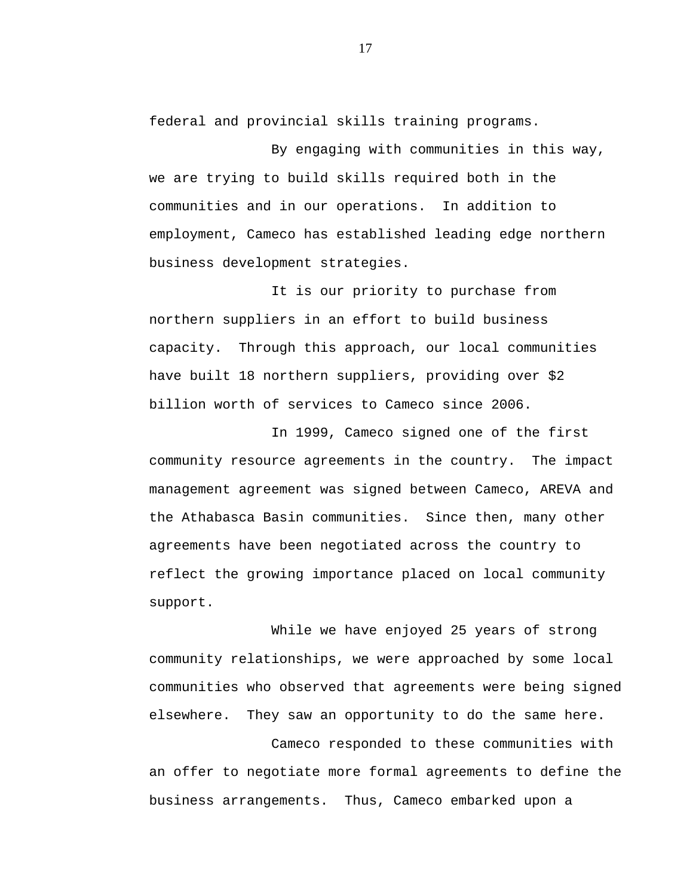federal and provincial skills training programs.

By engaging with communities in this way, we are trying to build skills required both in the communities and in our operations. In addition to employment, Cameco has established leading edge northern business development strategies.

It is our priority to purchase from northern suppliers in an effort to build business capacity. Through this approach, our local communities have built 18 northern suppliers, providing over $2 billion worth of services to Cameco since 2006.

In 1999, Cameco signed one of the first community resource agreements in the country. The impact management agreement was signed between Cameco, AREVA and the Athabasca Basin communities. Since then, many other agreements have been negotiated across the country to reflect the growing importance placed on local community support.

While we have enjoyed 25 years of strong community relationships, we were approached by some local communities who observed that agreements were being signed elsewhere. They saw an opportunity to do the same here.

Cameco responded to these communities with an offer to negotiate more formal agreements to define the business arrangements. Thus, Cameco embarked upon a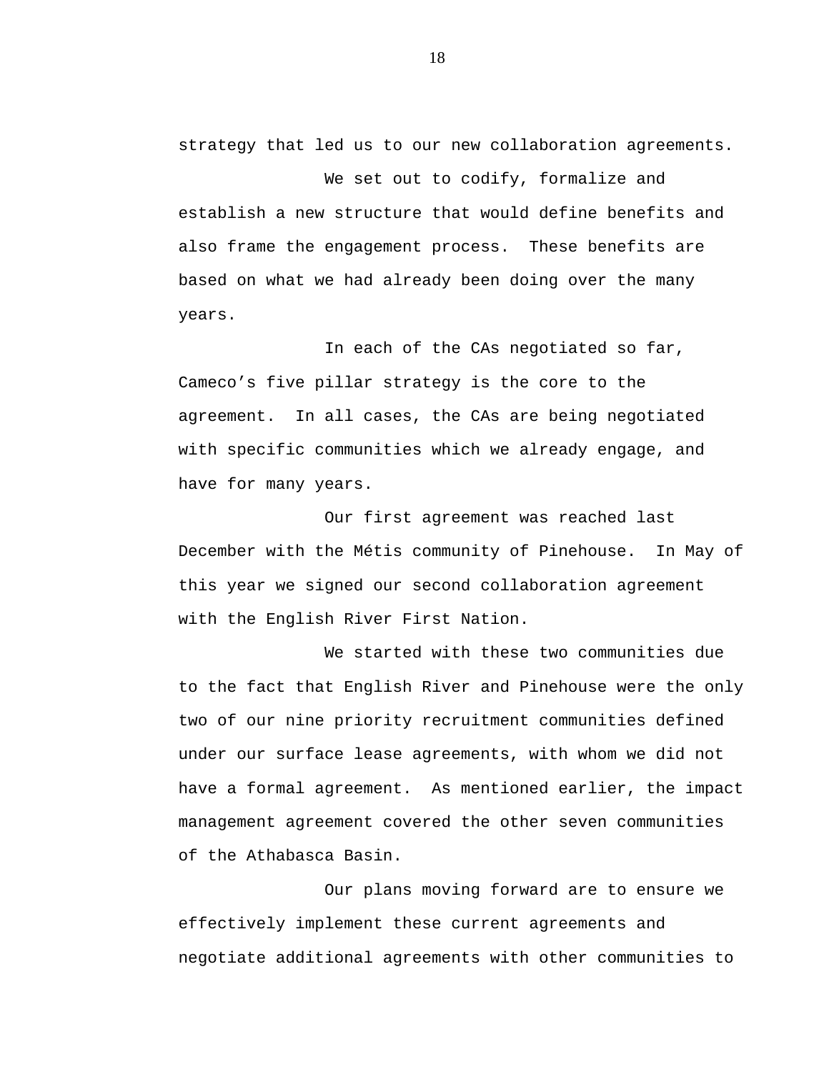strategy that led us to our new collaboration agreements.

We set out to codify, formalize and establish a new structure that would define benefits and also frame the engagement process. These benefits are based on what we had already been doing over the many years.

In each of the CAs negotiated so far, Cameco's five pillar strategy is the core to the agreement. In all cases, the CAs are being negotiated with specific communities which we already engage, and have for many years.

Our first agreement was reached last December with the Métis community of Pinehouse. In May of this year we signed our second collaboration agreement with the English River First Nation.

We started with these two communities due to the fact that English River and Pinehouse were the only two of our nine priority recruitment communities defined under our surface lease agreements, with whom we did not have a formal agreement. As mentioned earlier, the impact management agreement covered the other seven communities of the Athabasca Basin.

Our plans moving forward are to ensure we effectively implement these current agreements and negotiate additional agreements with other communities to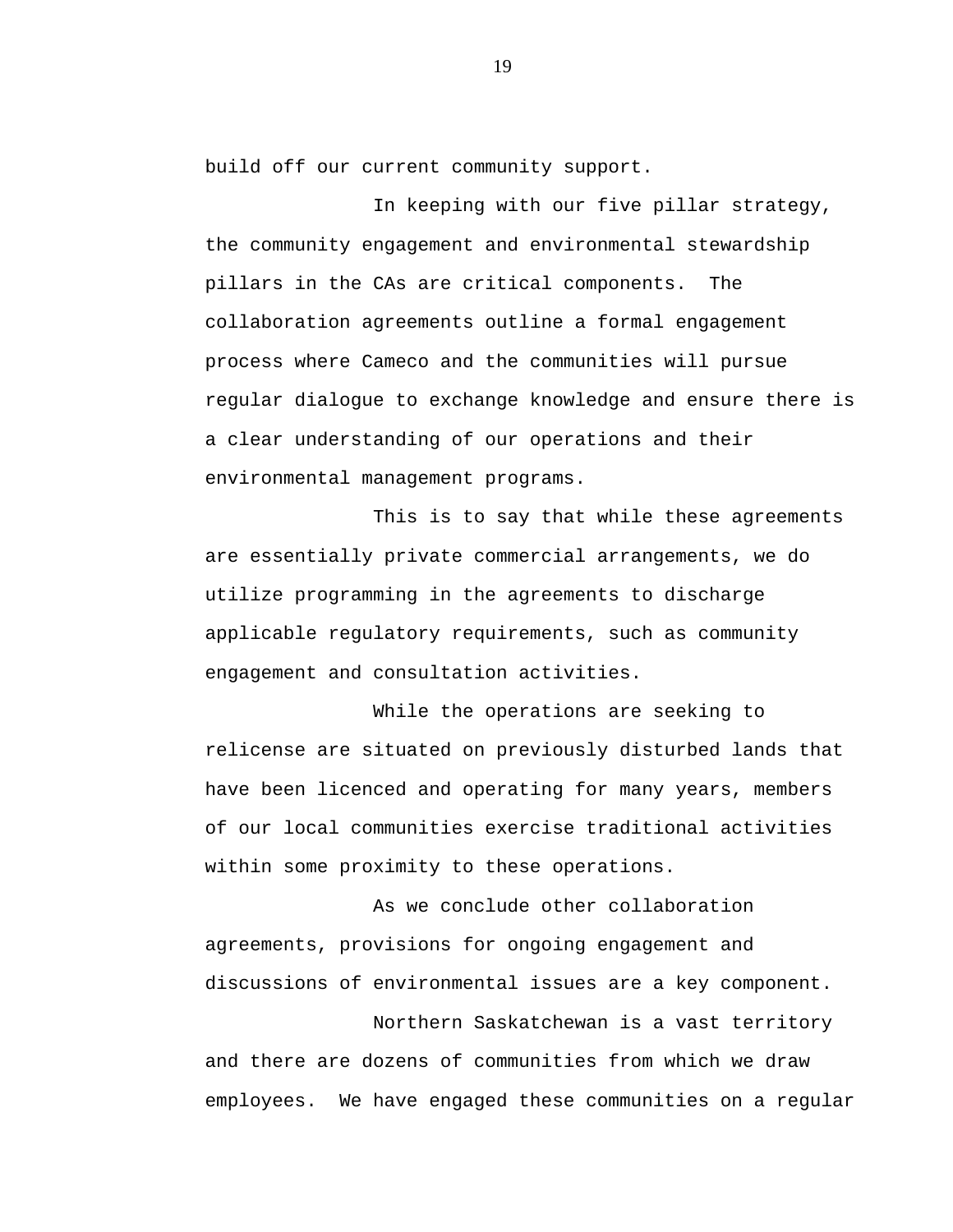build off our current community support.

In keeping with our five pillar strategy, the community engagement and environmental stewardship pillars in the CAs are critical components. The collaboration agreements outline a formal engagement process where Cameco and the communities will pursue regular dialogue to exchange knowledge and ensure there is a clear understanding of our operations and their environmental management programs.

This is to say that while these agreements are essentially private commercial arrangements, we do utilize programming in the agreements to discharge applicable regulatory requirements, such as community engagement and consultation activities.

While the operations are seeking to relicense are situated on previously disturbed lands that have been licenced and operating for many years, members of our local communities exercise traditional activities within some proximity to these operations.

As we conclude other collaboration agreements, provisions for ongoing engagement and discussions of environmental issues are a key component.

Northern Saskatchewan is a vast territory and there are dozens of communities from which we draw employees. We have engaged these communities on a regular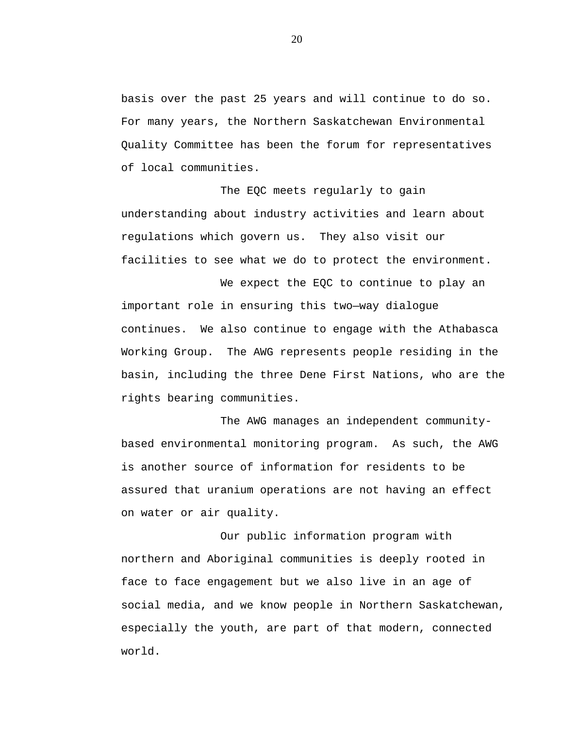basis over the past 25 years and will continue to do so. For many years, the Northern Saskatchewan Environmental Quality Committee has been the forum for representatives of local communities.

The EQC meets regularly to gain understanding about industry activities and learn about regulations which govern us. They also visit our facilities to see what we do to protect the environment.

We expect the EQC to continue to play an important role in ensuring this two—way dialogue continues. We also continue to engage with the Athabasca Working Group. The AWG represents people residing in the basin, including the three Dene First Nations, who are the rights bearing communities.

The AWG manages an independent community-based environmental monitoring program. As such, the AWG is another source of information for residents to be assured that uranium operations are not having an effect on water or air quality.

Our public information program with northern and Aboriginal communities is deeply rooted in face to face engagement but we also live in an age of social media, and we know people in Northern Saskatchewan, especially the youth, are part of that modern, connected world.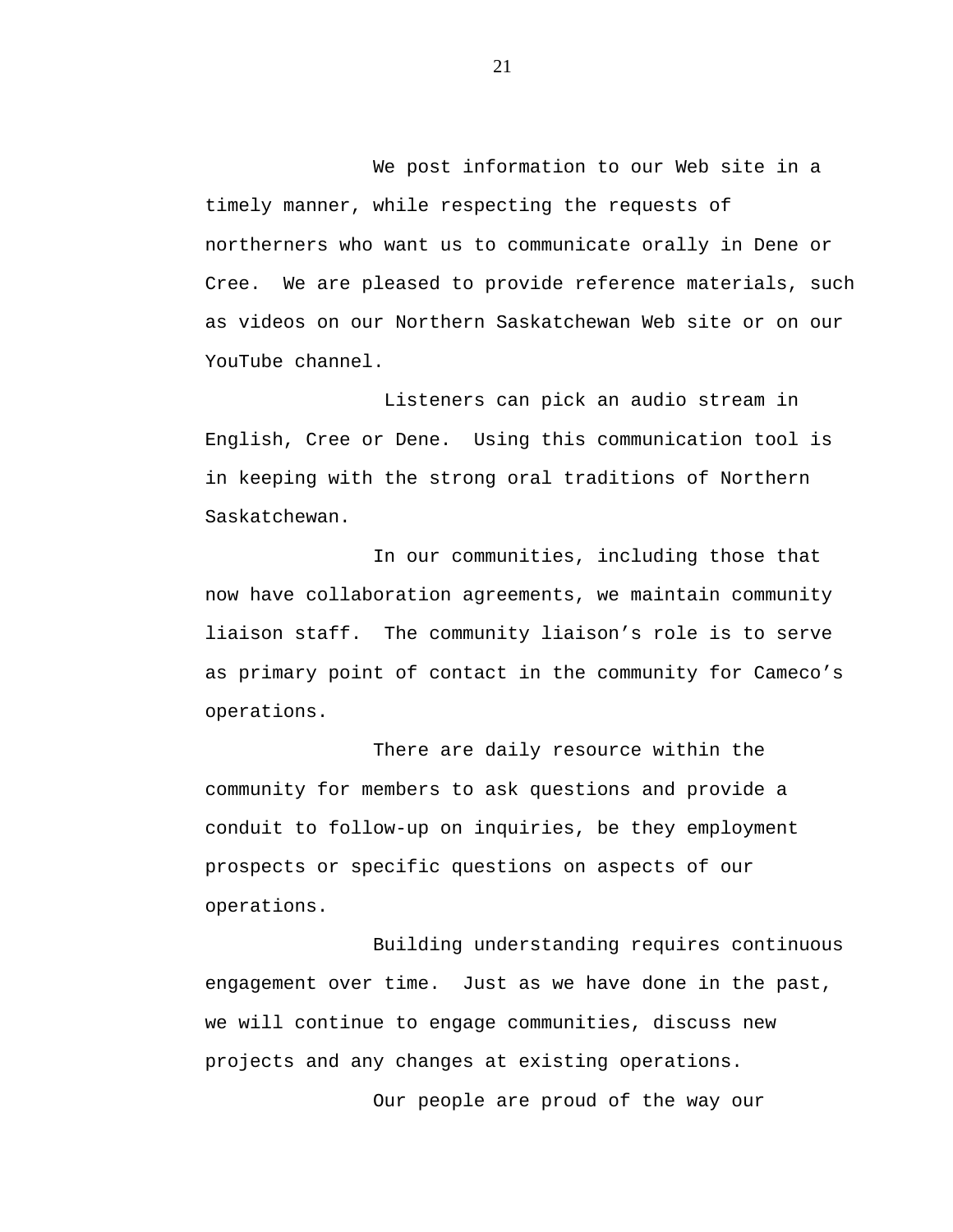We post information to our Web site in a timely manner, while respecting the requests of northerners who want us to communicate orally in Dene or Cree. We are pleased to provide reference materials, such as videos on our Northern Saskatchewan Web site or on our YouTube channel.

Listeners can pick an audio stream in English, Cree or Dene. Using this communication tool is in keeping with the strong oral traditions of Northern Saskatchewan.

In our communities, including those that now have collaboration agreements, we maintain community liaison staff. The community liaison's role is to serve as primary point of contact in the community for Cameco's operations.

There are daily resource within the community for members to ask questions and provide a conduit to follow-up on inquiries, be they employment prospects or specific questions on aspects of our operations.

Building understanding requires continuous engagement over time. Just as we have done in the past, we will continue to engage communities, discuss new projects and any changes at existing operations.

Our people are proud of the way our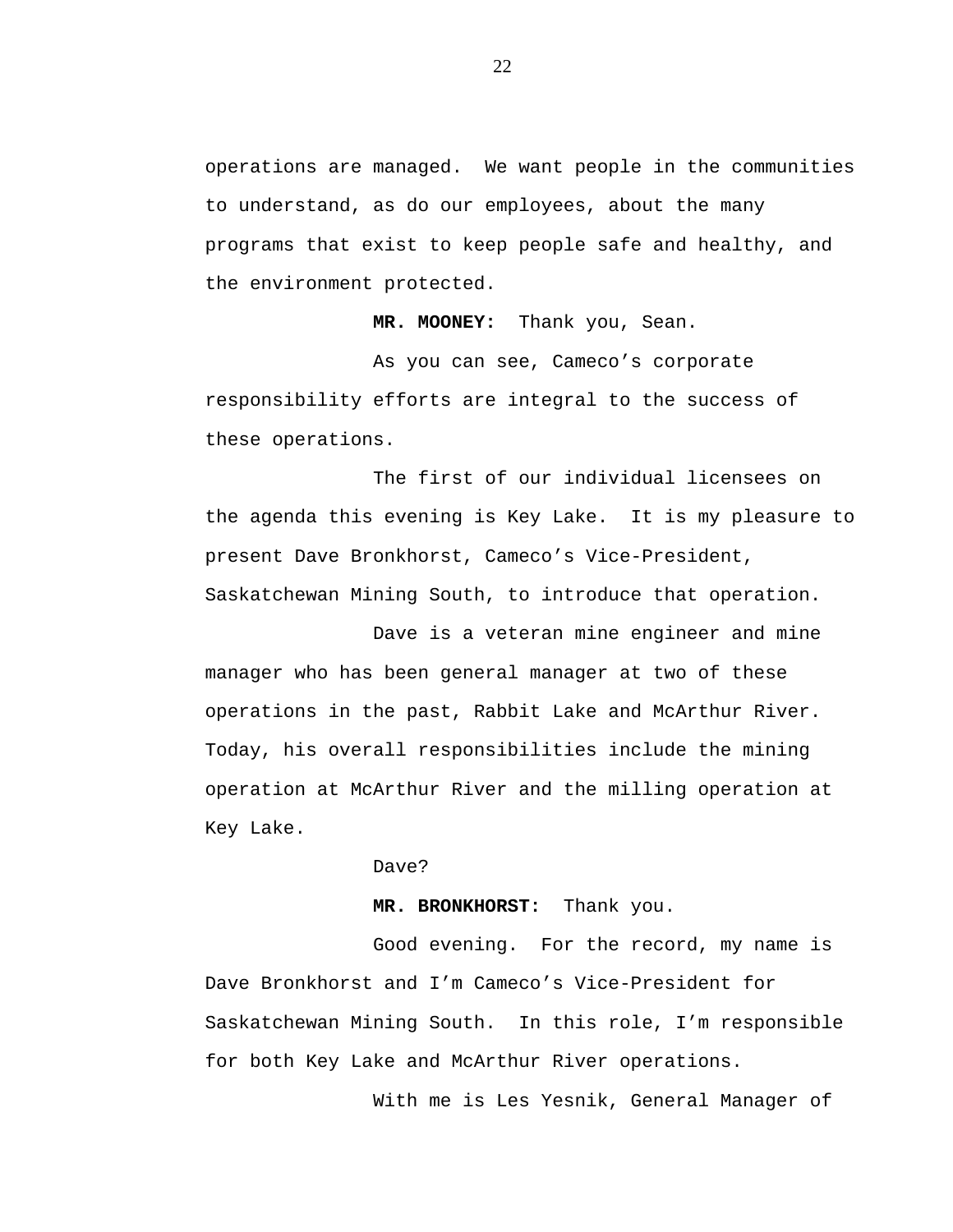operations are managed. We want people in the communities to understand, as do our employees, about the many programs that exist to keep people safe and healthy, and the environment protected.

**MR. MOONEY:** Thank you, Sean.

As you can see, Cameco's corporate responsibility efforts are integral to the success of these operations.

The first of our individual licensees on the agenda this evening is Key Lake. It is my pleasure to present Dave Bronkhorst, Cameco's Vice-President, Saskatchewan Mining South, to introduce that operation.

Dave is a veteran mine engineer and mine manager who has been general manager at two of these operations in the past, Rabbit Lake and McArthur River. Today, his overall responsibilities include the mining operation at McArthur River and the milling operation at Key Lake.

Dave?

**MR. BRONKHORST:** Thank you.

Good evening. For the record, my name is Dave Bronkhorst and I'm Cameco's Vice-President for Saskatchewan Mining South. In this role, I'm responsible for both Key Lake and McArthur River operations.

With me is Les Yesnik, General Manager of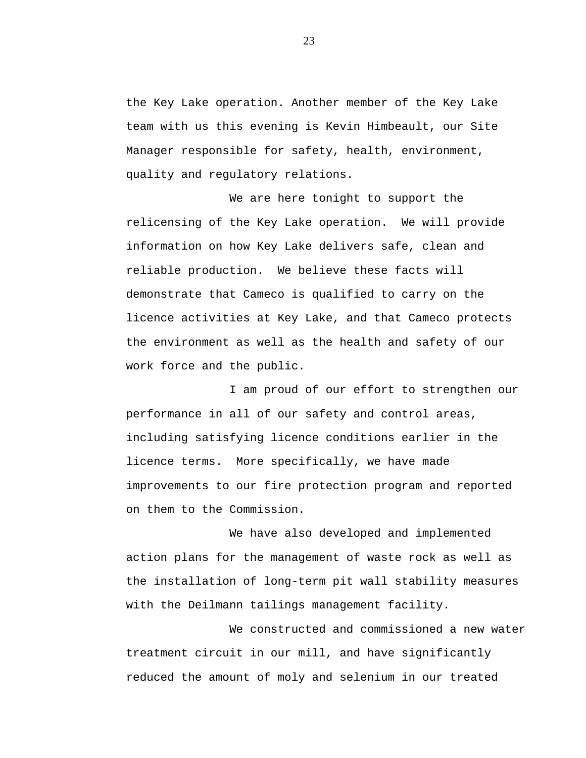the Key Lake operation. Another member of the Key Lake team with us this evening is Kevin Himbeault, our Site Manager responsible for safety, health, environment, quality and regulatory relations.

We are here tonight to support the relicensing of the Key Lake operation. We will provide information on how Key Lake delivers safe, clean and reliable production. We believe these facts will demonstrate that Cameco is qualified to carry on the licence activities at Key Lake, and that Cameco protects the environment as well as the health and safety of our work force and the public.

I am proud of our effort to strengthen our performance in all of our safety and control areas, including satisfying licence conditions earlier in the licence terms. More specifically, we have made improvements to our fire protection program and reported on them to the Commission.

We have also developed and implemented action plans for the management of waste rock as well as the installation of long-term pit wall stability measures with the Deilmann tailings management facility.

We constructed and commissioned a new water treatment circuit in our mill, and have significantly reduced the amount of moly and selenium in our treated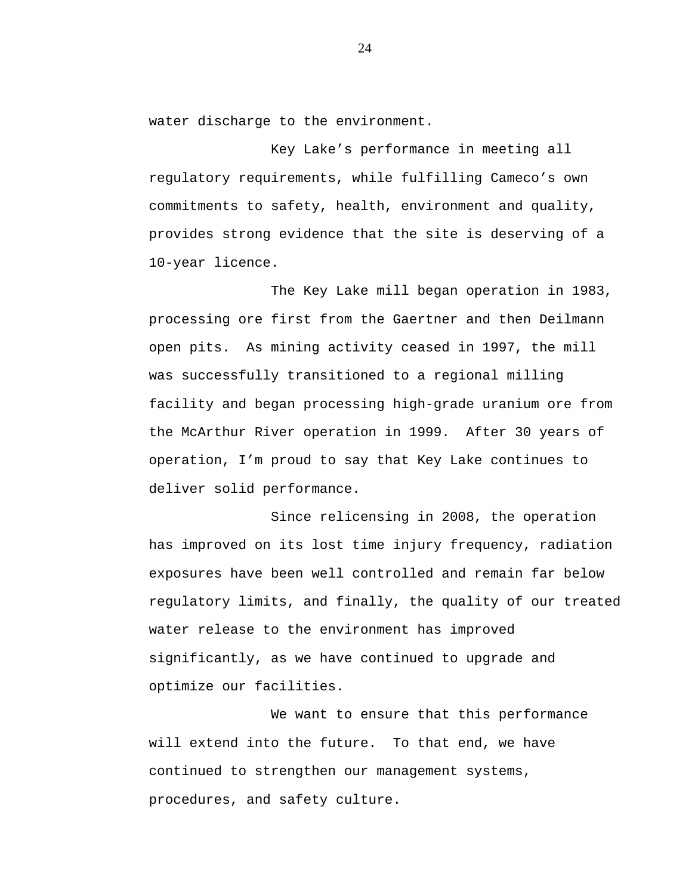water discharge to the environment.

Key Lake's performance in meeting all regulatory requirements, while fulfilling Cameco's own commitments to safety, health, environment and quality, provides strong evidence that the site is deserving of a 10-year licence.

The Key Lake mill began operation in 1983, processing ore first from the Gaertner and then Deilmann open pits. As mining activity ceased in 1997, the mill was successfully transitioned to a regional milling facility and began processing high-grade uranium ore from the McArthur River operation in 1999. After 30 years of operation, I'm proud to say that Key Lake continues to deliver solid performance.

Since relicensing in 2008, the operation has improved on its lost time injury frequency, radiation exposures have been well controlled and remain far below regulatory limits, and finally, the quality of our treated water release to the environment has improved significantly, as we have continued to upgrade and optimize our facilities.

We want to ensure that this performance will extend into the future. To that end, we have continued to strengthen our management systems, procedures, and safety culture.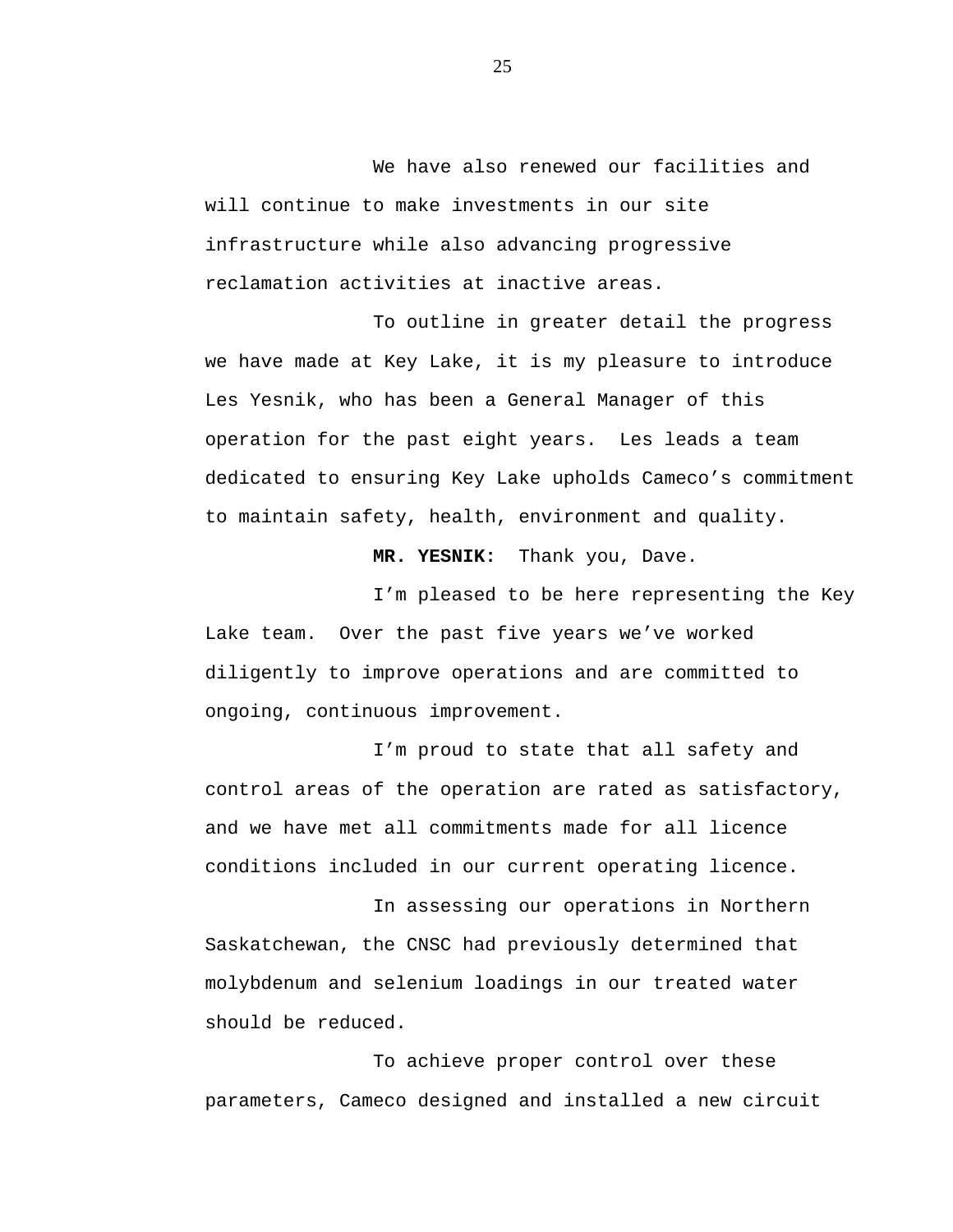We have also renewed our facilities and will continue to make investments in our site infrastructure while also advancing progressive reclamation activities at inactive areas.

To outline in greater detail the progress we have made at Key Lake, it is my pleasure to introduce Les Yesnik, who has been a General Manager of this operation for the past eight years.  Les leads a team dedicated to ensuring Key Lake upholds Cameco's commitment to maintain safety, health, environment and quality.

**MR. YESNIK:**  Thank you, Dave.

I'm pleased to be here representing the Key Lake team.  Over the past five years we've worked diligently to improve operations and are committed to ongoing, continuous improvement.

I'm proud to state that all safety and control areas of the operation are rated as satisfactory, and we have met all commitments made for all licence conditions included in our current operating licence.

In assessing our operations in Northern Saskatchewan, the CNSC had previously determined that molybdenum and selenium loadings in our treated water should be reduced.

To achieve proper control over these parameters, Cameco designed and installed a new circuit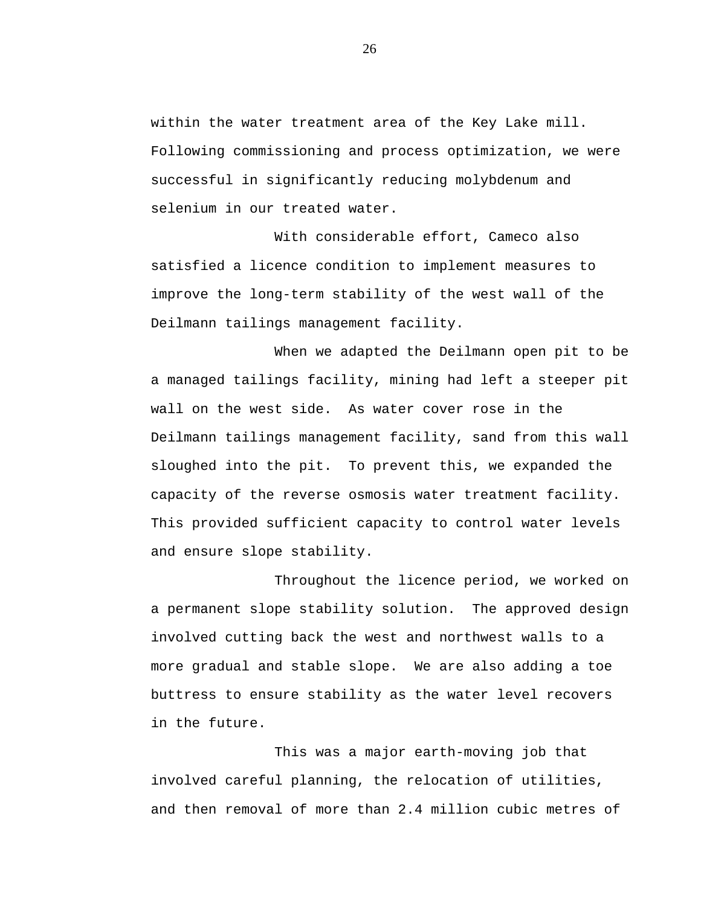within the water treatment area of the Key Lake mill. Following commissioning and process optimization, we were successful in significantly reducing molybdenum and selenium in our treated water.

With considerable effort, Cameco also satisfied a licence condition to implement measures to improve the long-term stability of the west wall of the Deilmann tailings management facility.

When we adapted the Deilmann open pit to be a managed tailings facility, mining had left a steeper pit wall on the west side. As water cover rose in the Deilmann tailings management facility, sand from this wall sloughed into the pit. To prevent this, we expanded the capacity of the reverse osmosis water treatment facility. This provided sufficient capacity to control water levels and ensure slope stability.

Throughout the licence period, we worked on a permanent slope stability solution. The approved design involved cutting back the west and northwest walls to a more gradual and stable slope. We are also adding a toe buttress to ensure stability as the water level recovers in the future.

This was a major earth-moving job that involved careful planning, the relocation of utilities, and then removal of more than 2.4 million cubic metres of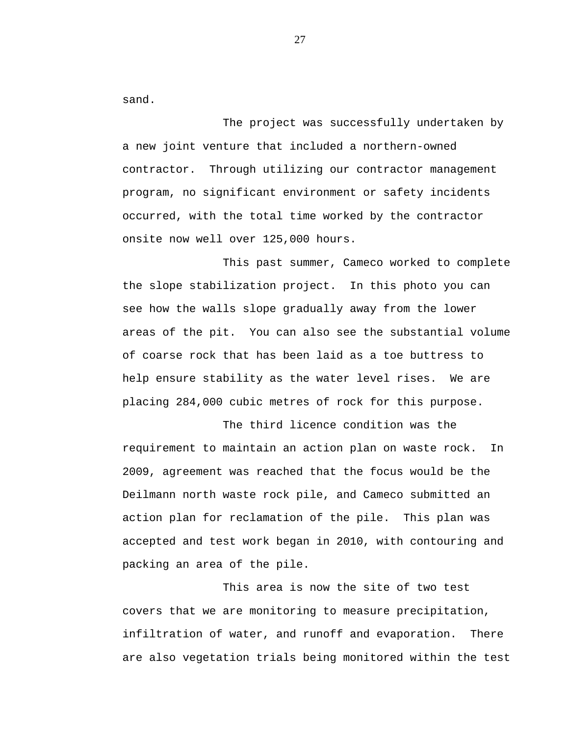sand.

The project was successfully undertaken by a new joint venture that included a northern-owned contractor. Through utilizing our contractor management program, no significant environment or safety incidents occurred, with the total time worked by the contractor onsite now well over 125,000 hours.

This past summer, Cameco worked to complete the slope stabilization project. In this photo you can see how the walls slope gradually away from the lower areas of the pit. You can also see the substantial volume of coarse rock that has been laid as a toe buttress to help ensure stability as the water level rises. We are placing 284,000 cubic metres of rock for this purpose.

The third licence condition was the requirement to maintain an action plan on waste rock. In 2009, agreement was reached that the focus would be the Deilmann north waste rock pile, and Cameco submitted an action plan for reclamation of the pile. This plan was accepted and test work began in 2010, with contouring and packing an area of the pile.

This area is now the site of two test covers that we are monitoring to measure precipitation, infiltration of water, and runoff and evaporation. There are also vegetation trials being monitored within the test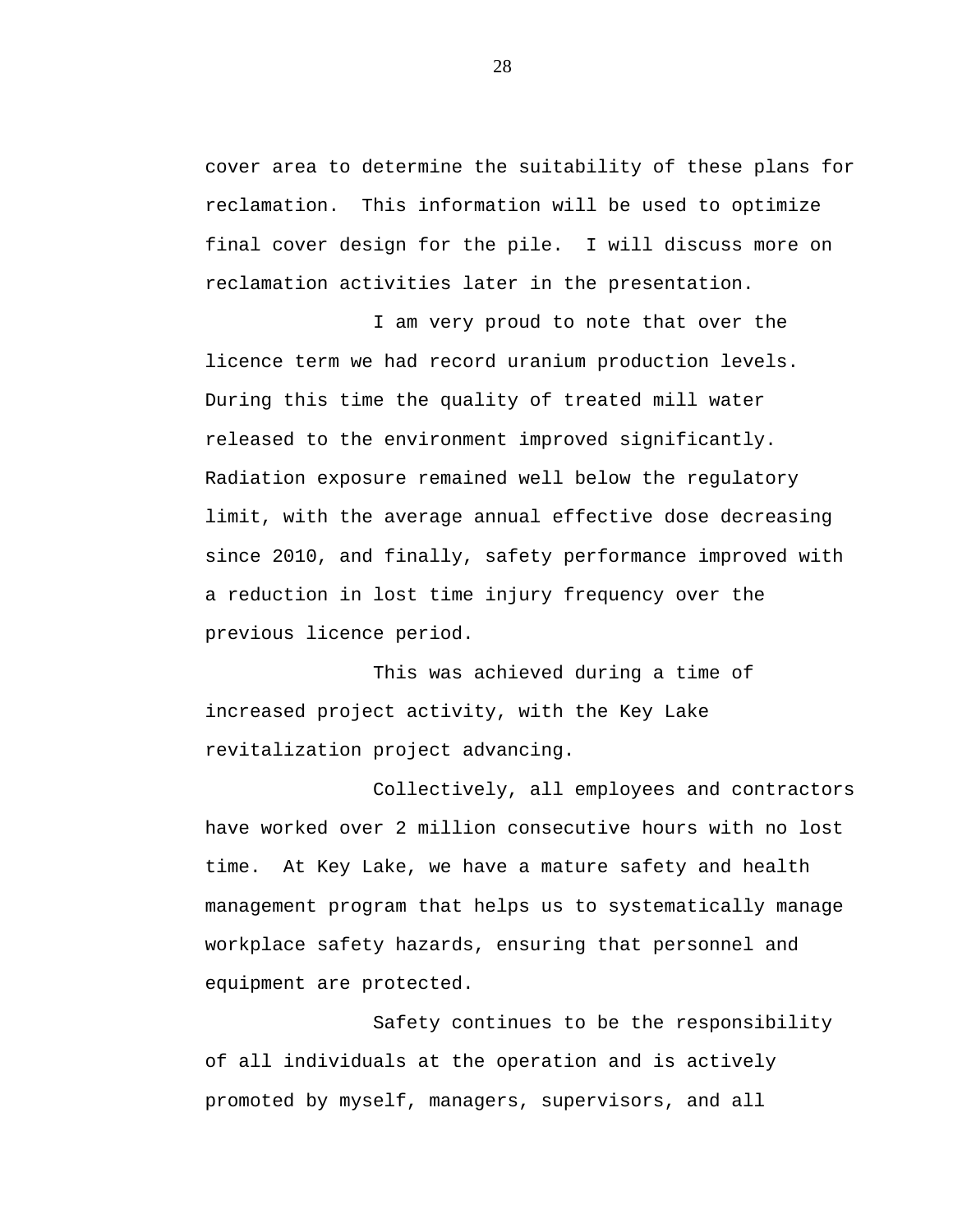cover area to determine the suitability of these plans for reclamation. This information will be used to optimize final cover design for the pile. I will discuss more on reclamation activities later in the presentation.

I am very proud to note that over the licence term we had record uranium production levels. During this time the quality of treated mill water released to the environment improved significantly. Radiation exposure remained well below the regulatory limit, with the average annual effective dose decreasing since 2010, and finally, safety performance improved with a reduction in lost time injury frequency over the previous licence period.

This was achieved during a time of increased project activity, with the Key Lake revitalization project advancing.

Collectively, all employees and contractors have worked over 2 million consecutive hours with no lost time. At Key Lake, we have a mature safety and health management program that helps us to systematically manage workplace safety hazards, ensuring that personnel and equipment are protected.

Safety continues to be the responsibility of all individuals at the operation and is actively promoted by myself, managers, supervisors, and all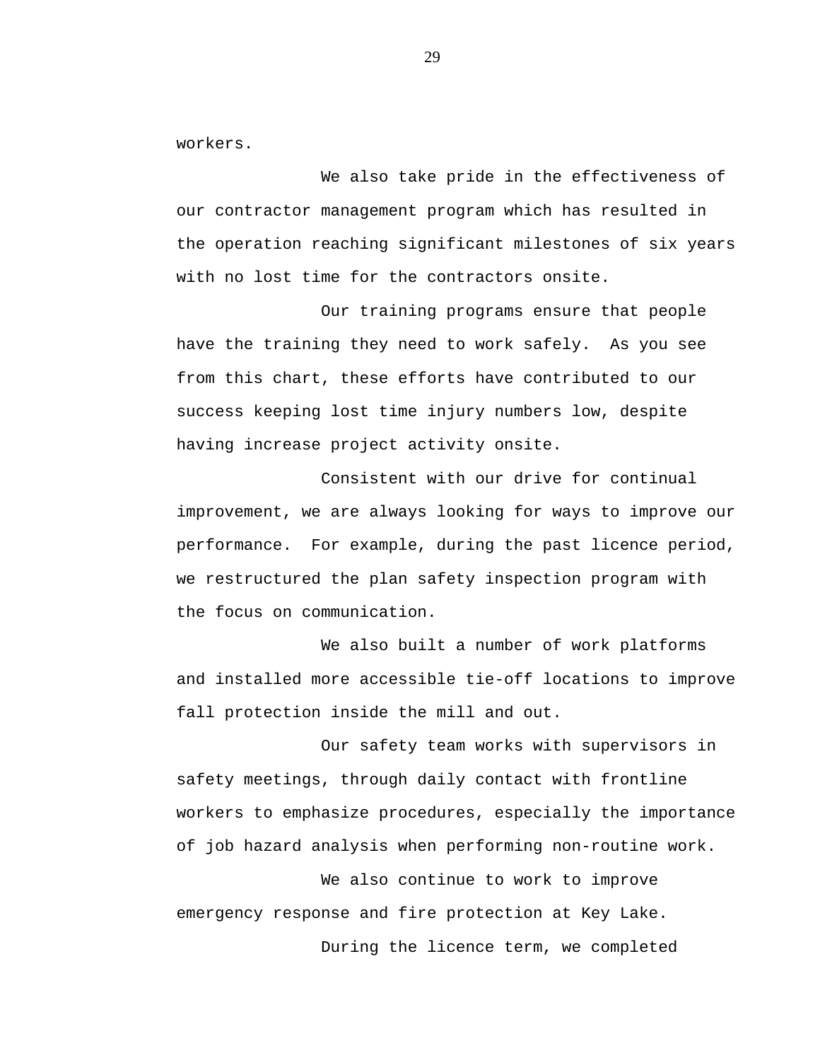workers.

We also take pride in the effectiveness of our contractor management program which has resulted in the operation reaching significant milestones of six years with no lost time for the contractors onsite.

Our training programs ensure that people have the training they need to work safely. As you see from this chart, these efforts have contributed to our success keeping lost time injury numbers low, despite having increase project activity onsite.

Consistent with our drive for continual improvement, we are always looking for ways to improve our performance. For example, during the past licence period, we restructured the plan safety inspection program with the focus on communication.

We also built a number of work platforms and installed more accessible tie-off locations to improve fall protection inside the mill and out.

Our safety team works with supervisors in safety meetings, through daily contact with frontline workers to emphasize procedures, especially the importance of job hazard analysis when performing non-routine work.

We also continue to work to improve emergency response and fire protection at Key Lake.

During the licence term, we completed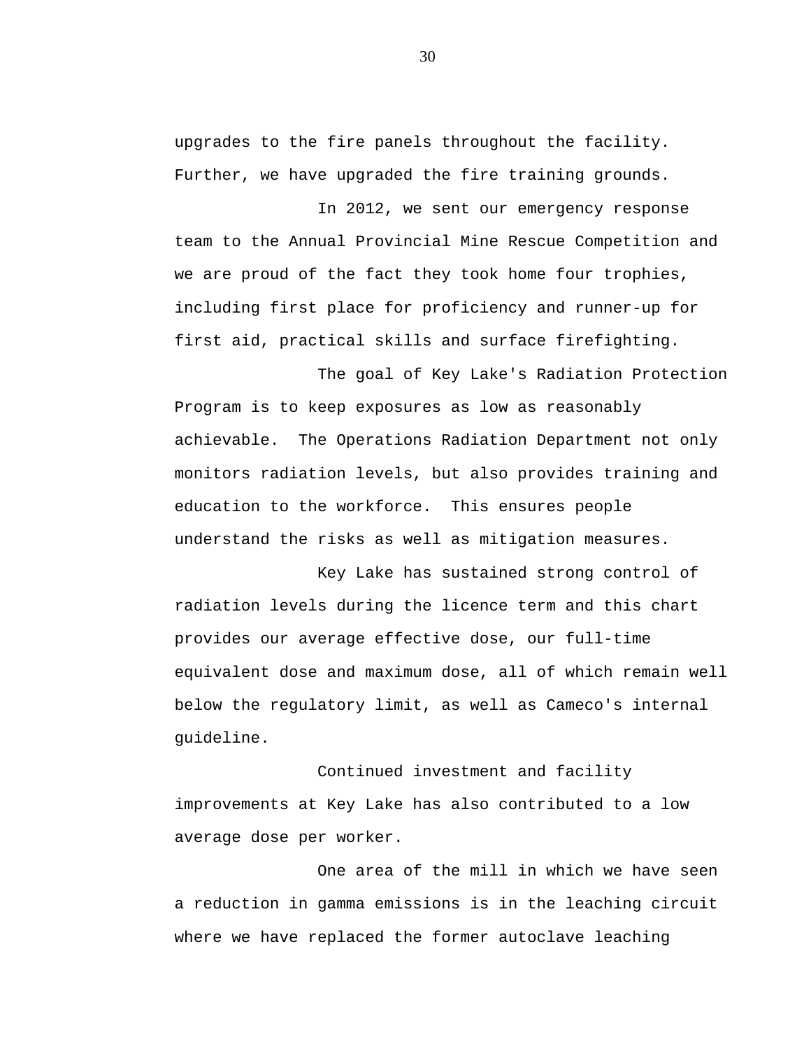upgrades to the fire panels throughout the facility. Further, we have upgraded the fire training grounds.

In 2012, we sent our emergency response team to the Annual Provincial Mine Rescue Competition and we are proud of the fact they took home four trophies, including first place for proficiency and runner-up for first aid, practical skills and surface firefighting.

The goal of Key Lake's Radiation Protection Program is to keep exposures as low as reasonably achievable. The Operations Radiation Department not only monitors radiation levels, but also provides training and education to the workforce. This ensures people understand the risks as well as mitigation measures.

Key Lake has sustained strong control of radiation levels during the licence term and this chart provides our average effective dose, our full-time equivalent dose and maximum dose, all of which remain well below the regulatory limit, as well as Cameco's internal guideline.

Continued investment and facility improvements at Key Lake has also contributed to a low average dose per worker.

One area of the mill in which we have seen a reduction in gamma emissions is in the leaching circuit where we have replaced the former autoclave leaching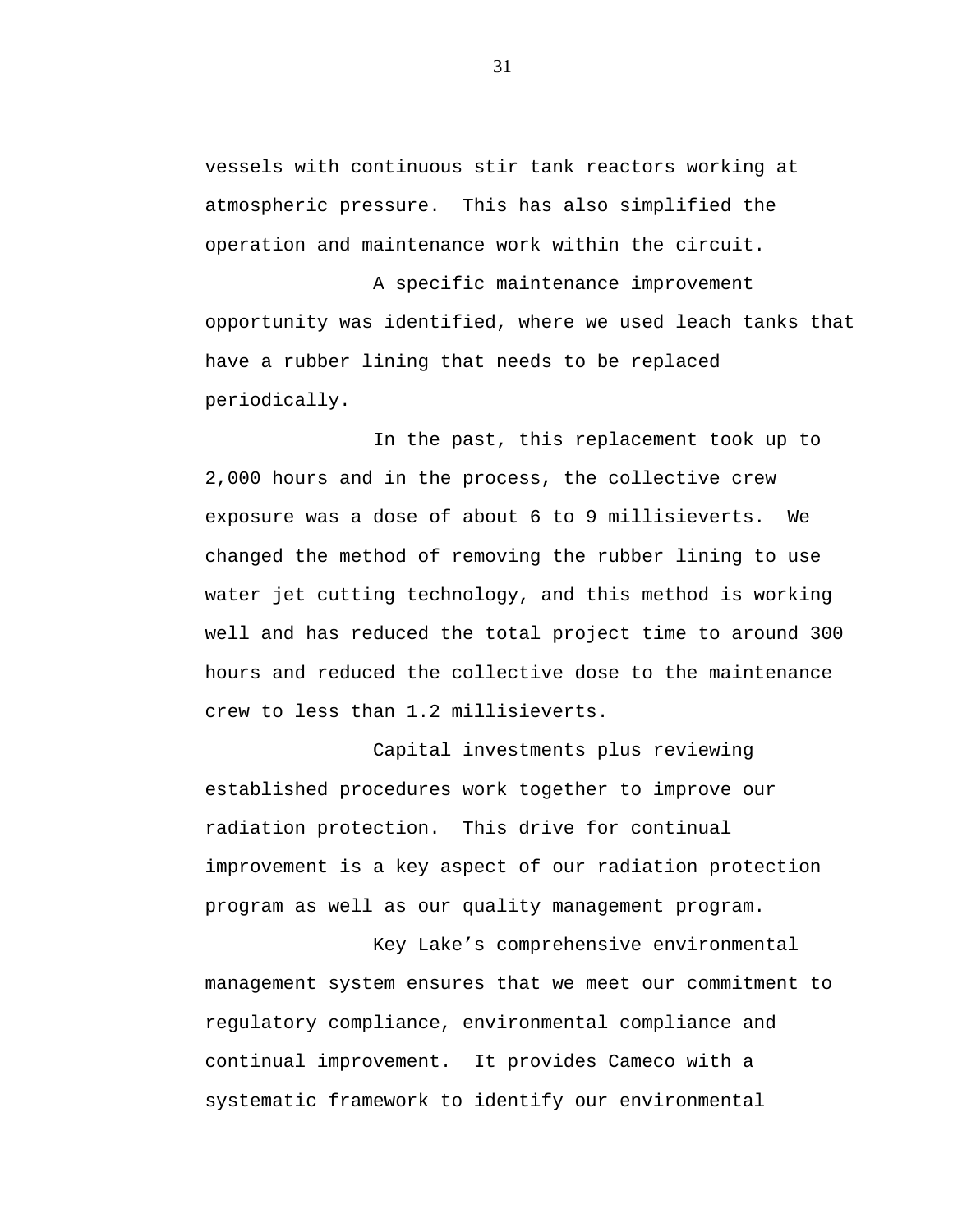vessels with continuous stir tank reactors working at atmospheric pressure. This has also simplified the operation and maintenance work within the circuit.

A specific maintenance improvement opportunity was identified, where we used leach tanks that have a rubber lining that needs to be replaced periodically.

In the past, this replacement took up to 2,000 hours and in the process, the collective crew exposure was a dose of about 6 to 9 millisieverts. We changed the method of removing the rubber lining to use water jet cutting technology, and this method is working well and has reduced the total project time to around 300 hours and reduced the collective dose to the maintenance crew to less than 1.2 millisieverts.

Capital investments plus reviewing established procedures work together to improve our radiation protection. This drive for continual improvement is a key aspect of our radiation protection program as well as our quality management program.

Key Lake's comprehensive environmental management system ensures that we meet our commitment to regulatory compliance, environmental compliance and continual improvement. It provides Cameco with a systematic framework to identify our environmental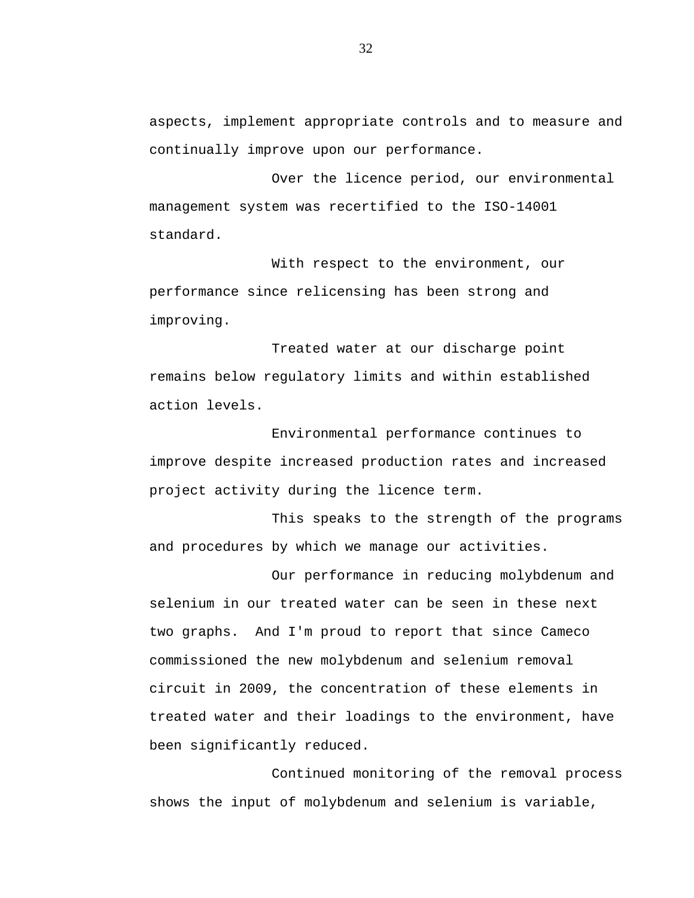aspects, implement appropriate controls and to measure and continually improve upon our performance.

Over the licence period, our environmental management system was recertified to the ISO-14001 standard.

With respect to the environment, our performance since relicensing has been strong and improving.

Treated water at our discharge point remains below regulatory limits and within established action levels.

Environmental performance continues to improve despite increased production rates and increased project activity during the licence term.

This speaks to the strength of the programs and procedures by which we manage our activities.

Our performance in reducing molybdenum and selenium in our treated water can be seen in these next two graphs. And I'm proud to report that since Cameco commissioned the new molybdenum and selenium removal circuit in 2009, the concentration of these elements in treated water and their loadings to the environment, have been significantly reduced.

Continued monitoring of the removal process shows the input of molybdenum and selenium is variable,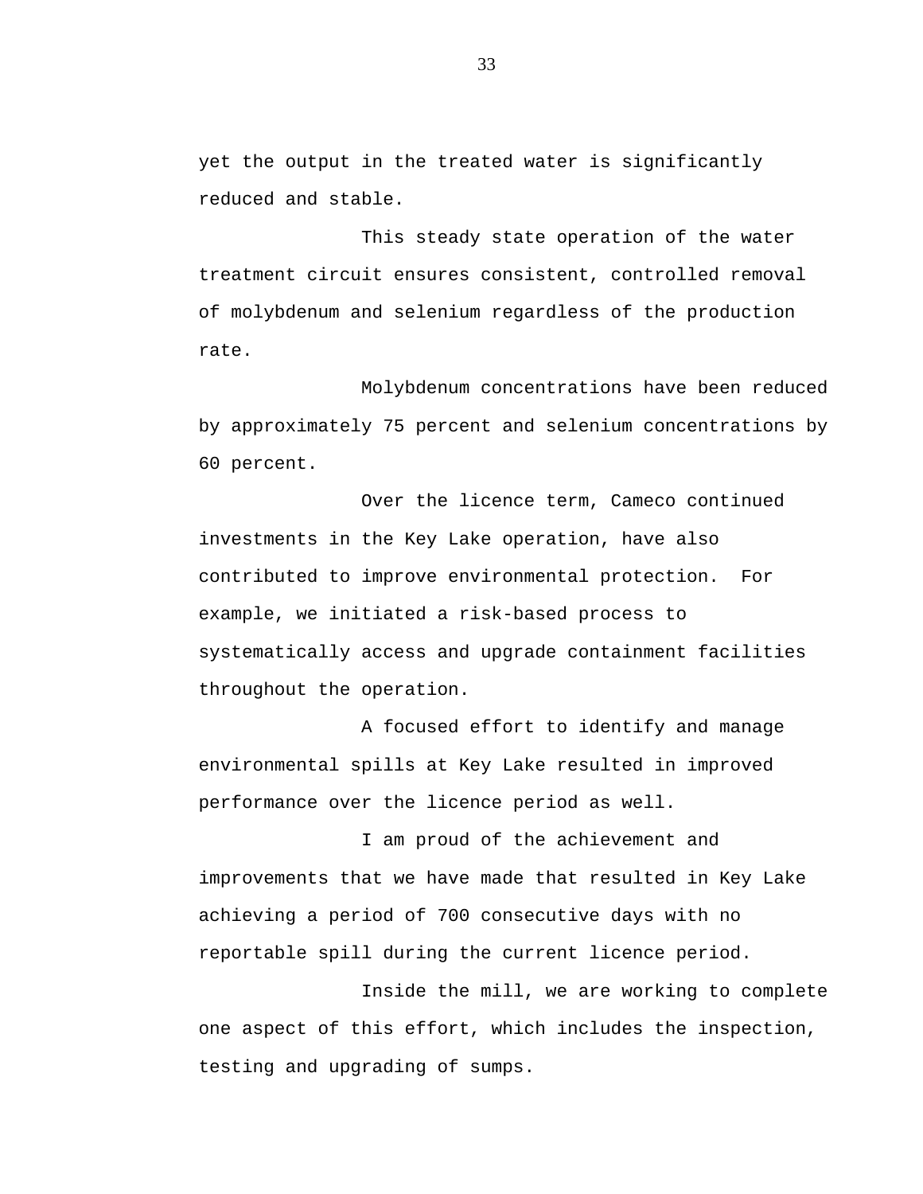yet the output in the treated water is significantly reduced and stable.

This steady state operation of the water treatment circuit ensures consistent, controlled removal of molybdenum and selenium regardless of the production rate.

Molybdenum concentrations have been reduced by approximately 75 percent and selenium concentrations by 60 percent.

Over the licence term, Cameco continued investments in the Key Lake operation, have also contributed to improve environmental protection. For example, we initiated a risk-based process to systematically access and upgrade containment facilities throughout the operation.

A focused effort to identify and manage environmental spills at Key Lake resulted in improved performance over the licence period as well.

I am proud of the achievement and improvements that we have made that resulted in Key Lake achieving a period of 700 consecutive days with no reportable spill during the current licence period.

Inside the mill, we are working to complete one aspect of this effort, which includes the inspection, testing and upgrading of sumps.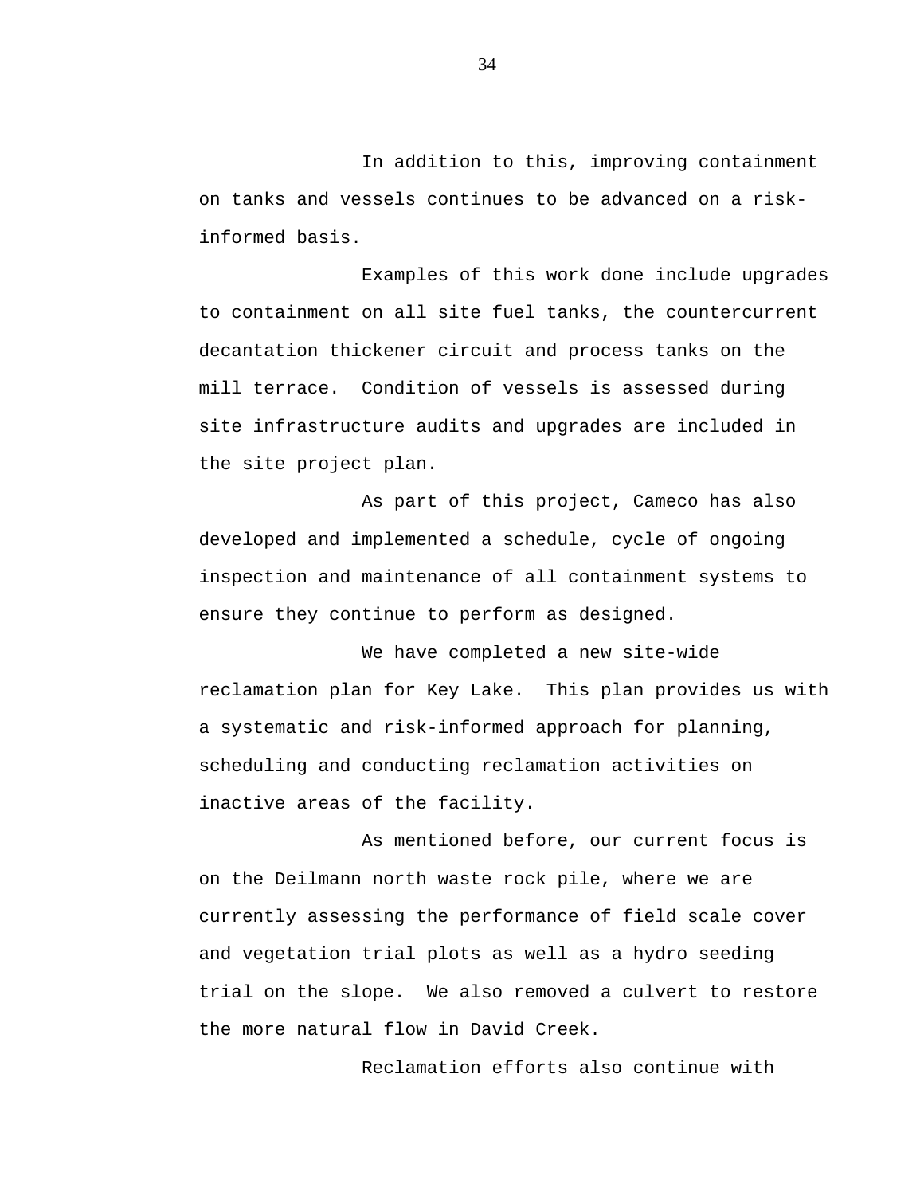In addition to this, improving containment on tanks and vessels continues to be advanced on a risk-informed basis.

Examples of this work done include upgrades to containment on all site fuel tanks, the countercurrent decantation thickener circuit and process tanks on the mill terrace. Condition of vessels is assessed during site infrastructure audits and upgrades are included in the site project plan.

As part of this project, Cameco has also developed and implemented a schedule, cycle of ongoing inspection and maintenance of all containment systems to ensure they continue to perform as designed.

We have completed a new site-wide reclamation plan for Key Lake. This plan provides us with a systematic and risk-informed approach for planning, scheduling and conducting reclamation activities on inactive areas of the facility.

As mentioned before, our current focus is on the Deilmann north waste rock pile, where we are currently assessing the performance of field scale cover and vegetation trial plots as well as a hydro seeding trial on the slope. We also removed a culvert to restore the more natural flow in David Creek.

Reclamation efforts also continue with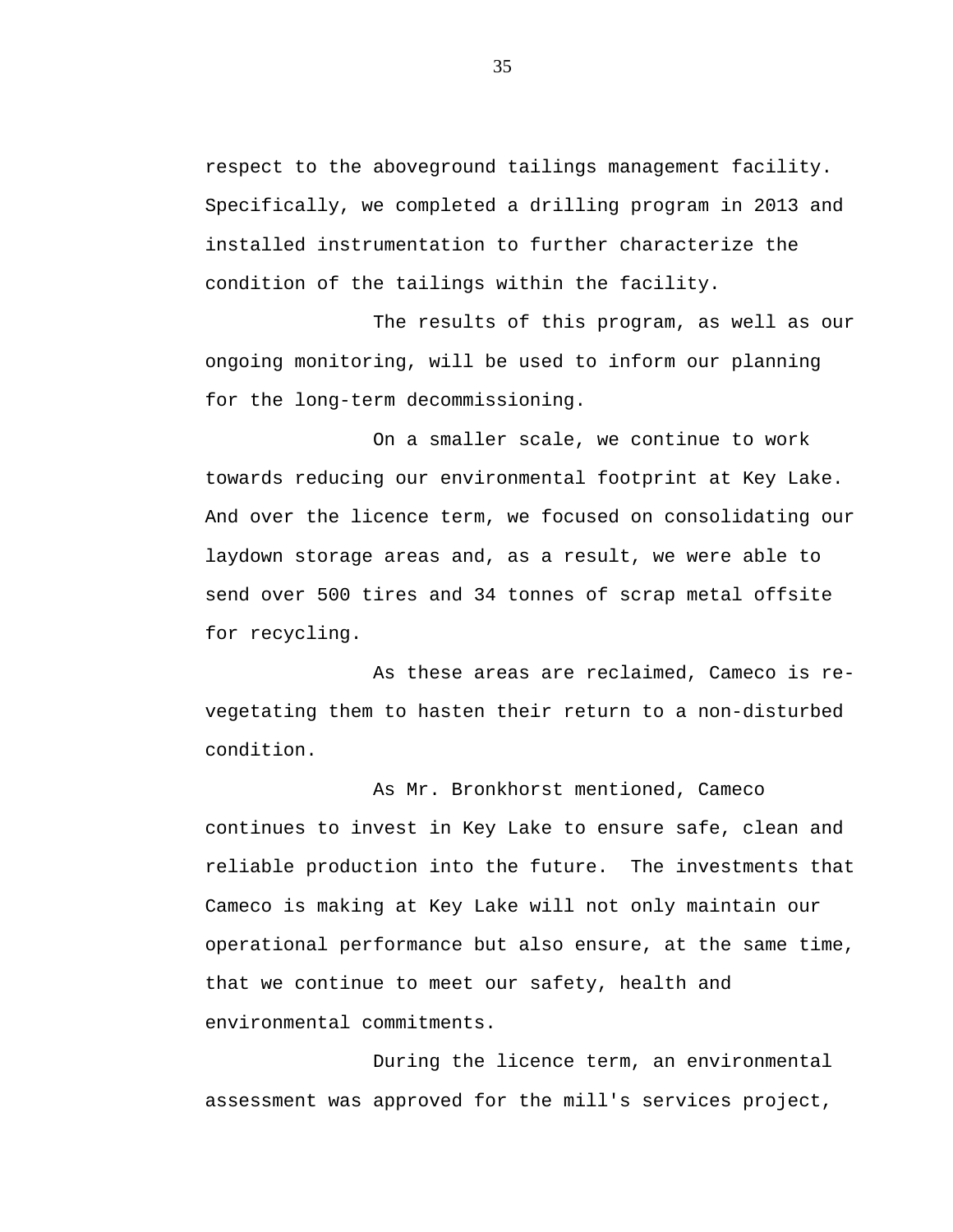respect to the aboveground tailings management facility. Specifically, we completed a drilling program in 2013 and installed instrumentation to further characterize the condition of the tailings within the facility.

The results of this program, as well as our ongoing monitoring, will be used to inform our planning for the long-term decommissioning.

On a smaller scale, we continue to work towards reducing our environmental footprint at Key Lake. And over the licence term, we focused on consolidating our laydown storage areas and, as a result, we were able to send over 500 tires and 34 tonnes of scrap metal offsite for recycling.

As these areas are reclaimed, Cameco is re-vegetating them to hasten their return to a non-disturbed condition.

As Mr. Bronkhorst mentioned, Cameco continues to invest in Key Lake to ensure safe, clean and reliable production into the future. The investments that Cameco is making at Key Lake will not only maintain our operational performance but also ensure, at the same time, that we continue to meet our safety, health and environmental commitments.

During the licence term, an environmental assessment was approved for the mill's services project,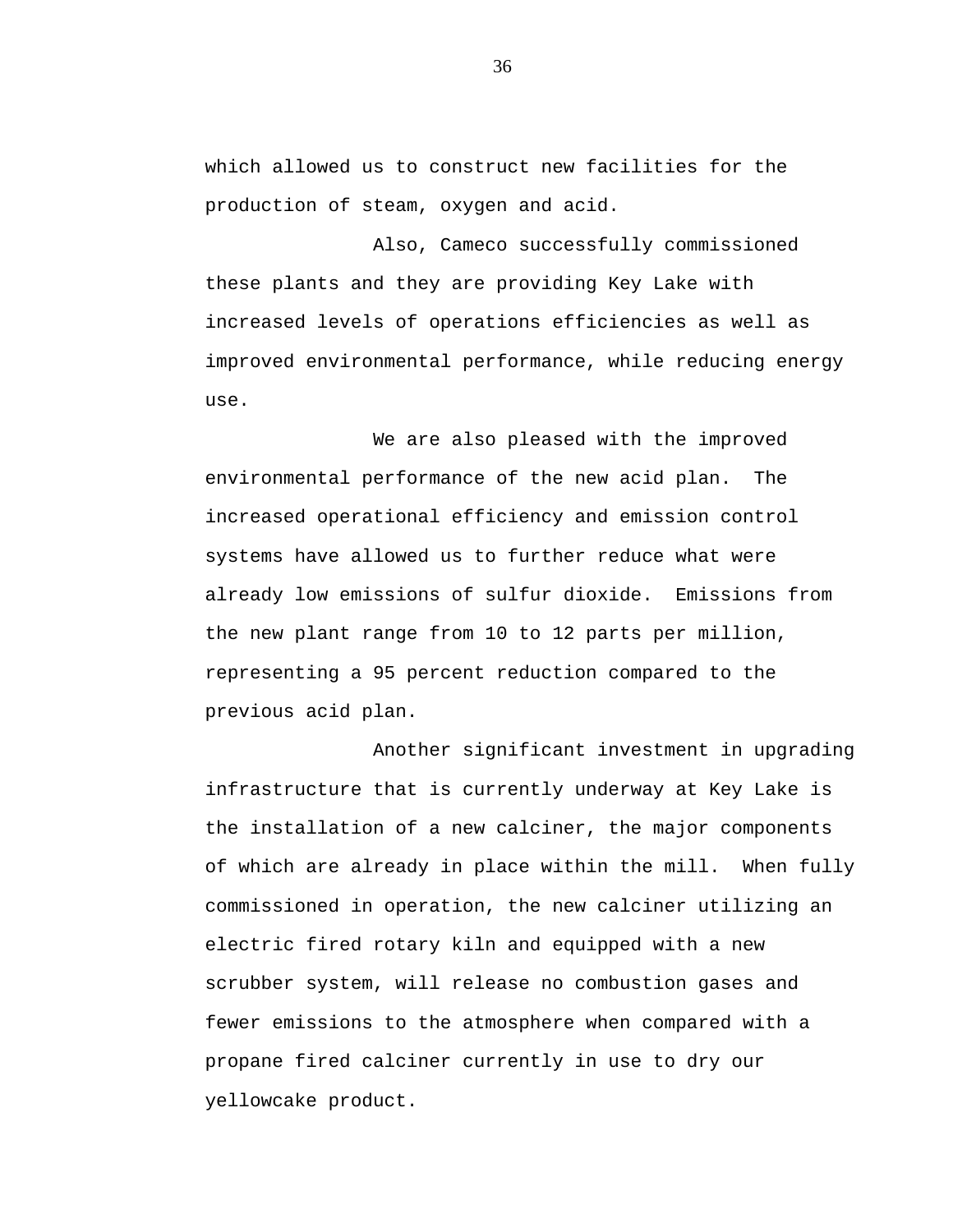which allowed us to construct new facilities for the production of steam, oxygen and acid.

Also, Cameco successfully commissioned these plants and they are providing Key Lake with increased levels of operations efficiencies as well as improved environmental performance, while reducing energy use.

We are also pleased with the improved environmental performance of the new acid plan. The increased operational efficiency and emission control systems have allowed us to further reduce what were already low emissions of sulfur dioxide. Emissions from the new plant range from 10 to 12 parts per million, representing a 95 percent reduction compared to the previous acid plan.

Another significant investment in upgrading infrastructure that is currently underway at Key Lake is the installation of a new calciner, the major components of which are already in place within the mill. When fully commissioned in operation, the new calciner utilizing an electric fired rotary kiln and equipped with a new scrubber system, will release no combustion gases and fewer emissions to the atmosphere when compared with a propane fired calciner currently in use to dry our yellowcake product.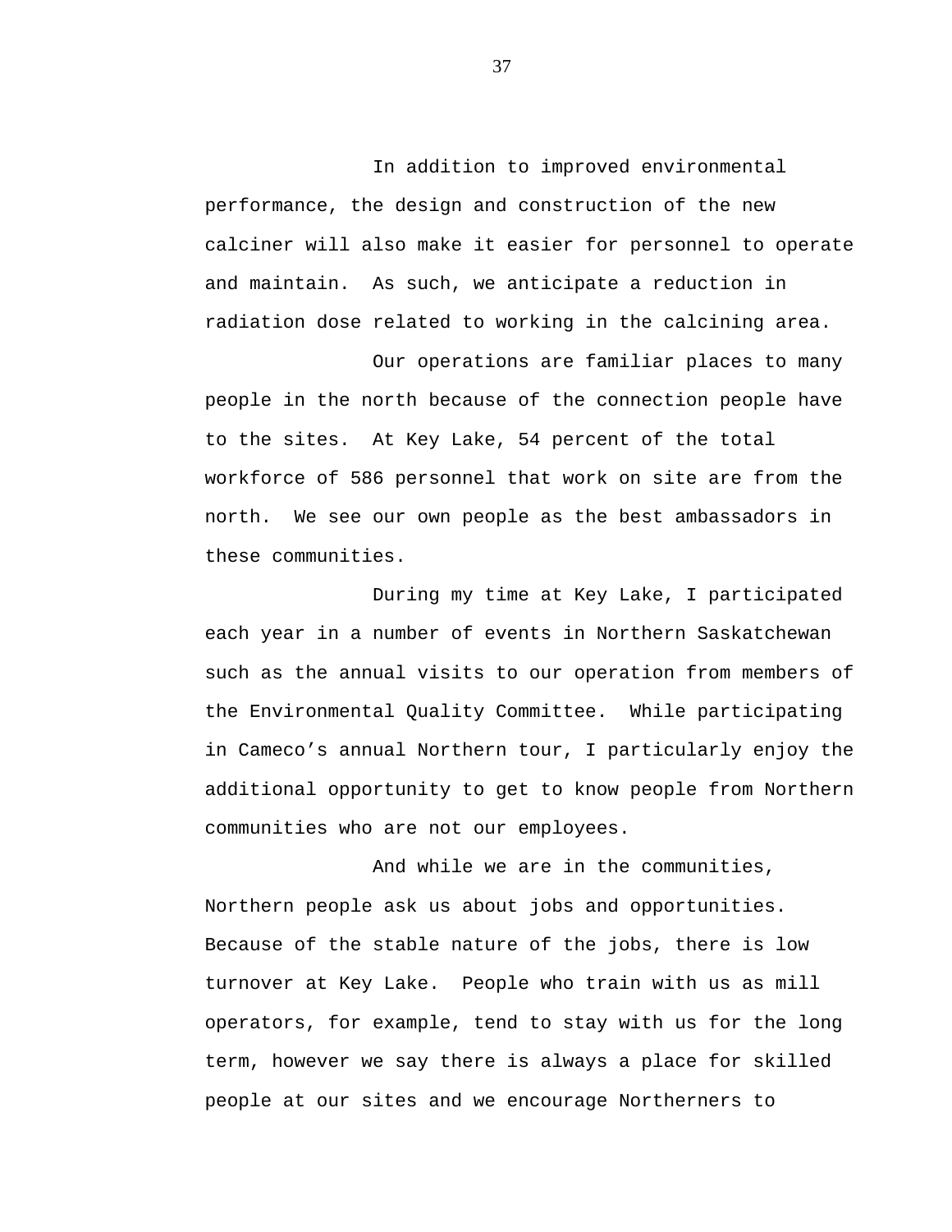In addition to improved environmental performance, the design and construction of the new calciner will also make it easier for personnel to operate and maintain. As such, we anticipate a reduction in radiation dose related to working in the calcining area.

Our operations are familiar places to many people in the north because of the connection people have to the sites. At Key Lake, 54 percent of the total workforce of 586 personnel that work on site are from the north. We see our own people as the best ambassadors in these communities.

During my time at Key Lake, I participated each year in a number of events in Northern Saskatchewan such as the annual visits to our operation from members of the Environmental Quality Committee. While participating in Cameco’s annual Northern tour, I particularly enjoy the additional opportunity to get to know people from Northern communities who are not our employees.

And while we are in the communities, Northern people ask us about jobs and opportunities. Because of the stable nature of the jobs, there is low turnover at Key Lake. People who train with us as mill operators, for example, tend to stay with us for the long term, however we say there is always a place for skilled people at our sites and we encourage Northerners to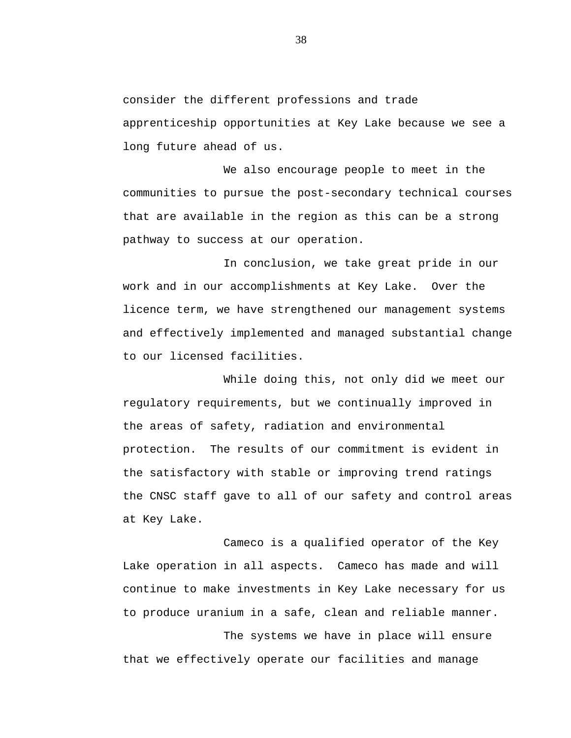consider the different professions and trade apprenticeship opportunities at Key Lake because we see a long future ahead of us.

We also encourage people to meet in the communities to pursue the post-secondary technical courses that are available in the region as this can be a strong pathway to success at our operation.

In conclusion, we take great pride in our work and in our accomplishments at Key Lake. Over the licence term, we have strengthened our management systems and effectively implemented and managed substantial change to our licensed facilities.

While doing this, not only did we meet our regulatory requirements, but we continually improved in the areas of safety, radiation and environmental protection. The results of our commitment is evident in the satisfactory with stable or improving trend ratings the CNSC staff gave to all of our safety and control areas at Key Lake.

Cameco is a qualified operator of the Key Lake operation in all aspects. Cameco has made and will continue to make investments in Key Lake necessary for us to produce uranium in a safe, clean and reliable manner.

The systems we have in place will ensure that we effectively operate our facilities and manage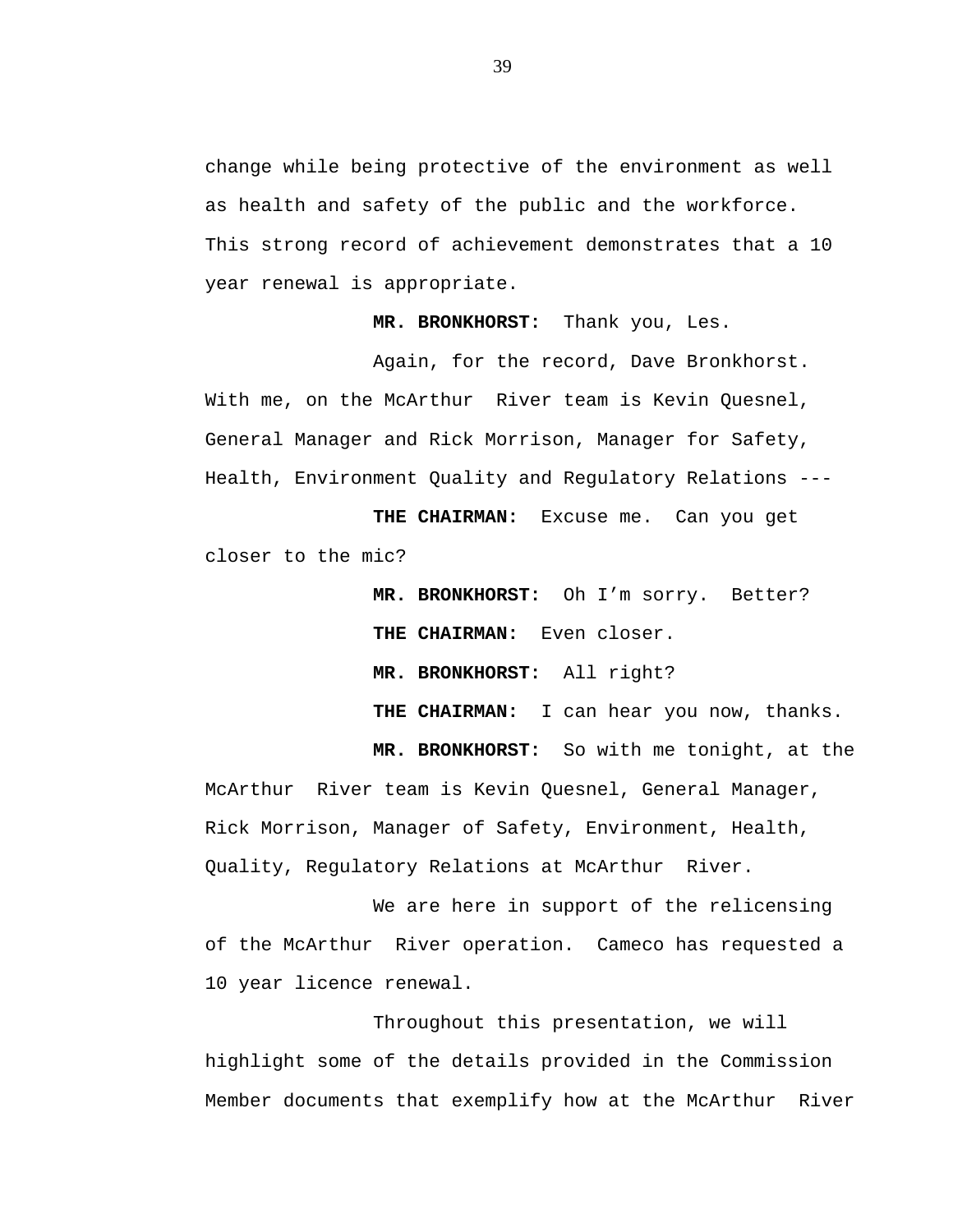change while being protective of the environment as well as health and safety of the public and the workforce. This strong record of achievement demonstrates that a 10 year renewal is appropriate.

**MR. BRONKHORST:** Thank you, Les.

Again, for the record, Dave Bronkhorst. With me, on the McArthur River team is Kevin Quesnel, General Manager and Rick Morrison, Manager for Safety, Health, Environment Quality and Regulatory Relations ---

**THE CHAIRMAN:** Excuse me. Can you get closer to the mic?

**MR. BRONKHORST:** Oh I'm sorry. Better?

**THE CHAIRMAN:** Even closer.

**MR. BRONKHORST:** All right?

**THE CHAIRMAN:** I can hear you now, thanks.

**MR. BRONKHORST:** So with me tonight, at the McArthur River team is Kevin Quesnel, General Manager, Rick Morrison, Manager of Safety, Environment, Health, Quality, Regulatory Relations at McArthur River.

We are here in support of the relicensing of the McArthur River operation. Cameco has requested a 10 year licence renewal.

Throughout this presentation, we will highlight some of the details provided in the Commission Member documents that exemplify how at the McArthur River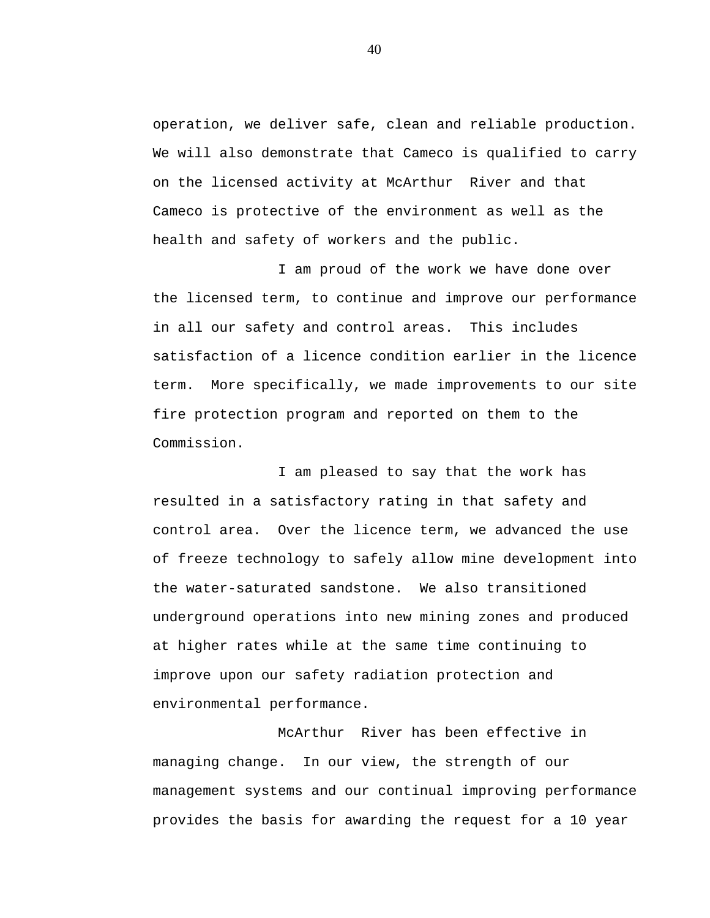operation, we deliver safe, clean and reliable production. We will also demonstrate that Cameco is qualified to carry on the licensed activity at McArthur River and that Cameco is protective of the environment as well as the health and safety of workers and the public.

I am proud of the work we have done over the licensed term, to continue and improve our performance in all our safety and control areas. This includes satisfaction of a licence condition earlier in the licence term. More specifically, we made improvements to our site fire protection program and reported on them to the Commission.

I am pleased to say that the work has resulted in a satisfactory rating in that safety and control area. Over the licence term, we advanced the use of freeze technology to safely allow mine development into the water-saturated sandstone. We also transitioned underground operations into new mining zones and produced at higher rates while at the same time continuing to improve upon our safety radiation protection and environmental performance.

McArthur River has been effective in managing change. In our view, the strength of our management systems and our continual improving performance provides the basis for awarding the request for a 10 year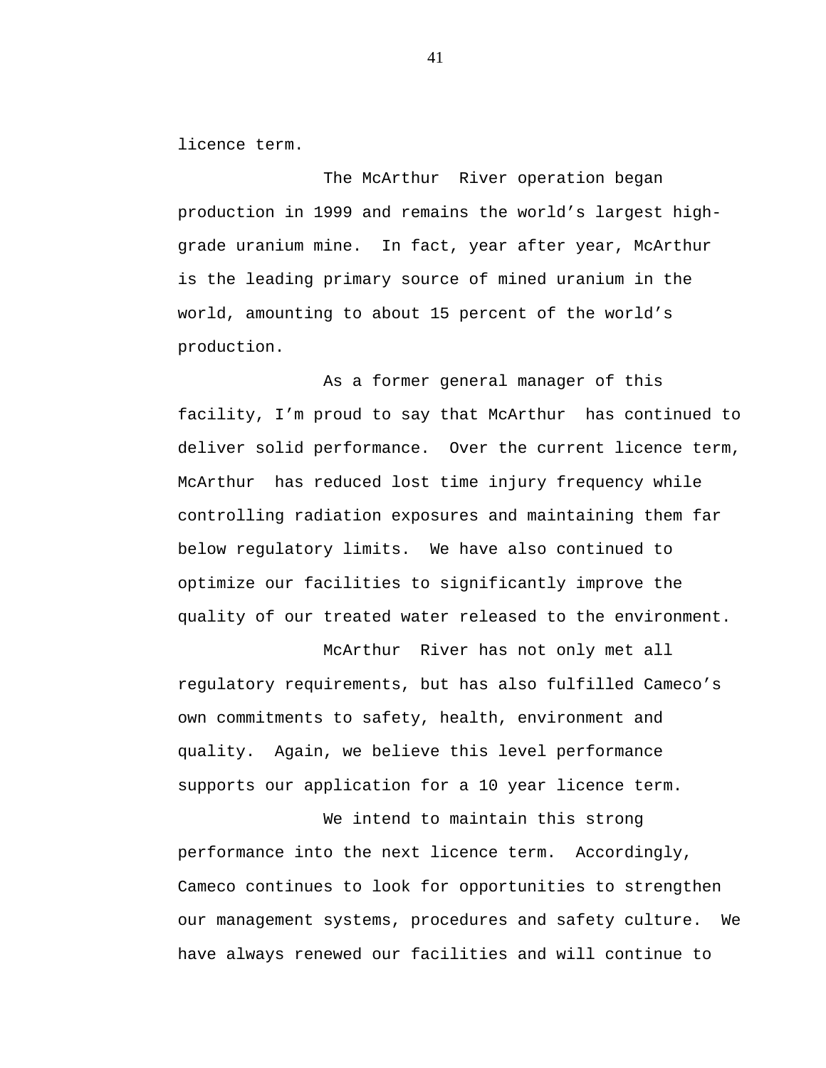licence term.

The McArthur River operation began production in 1999 and remains the world's largest high-grade uranium mine. In fact, year after year, McArthur is the leading primary source of mined uranium in the world, amounting to about 15 percent of the world's production.

As a former general manager of this facility, I'm proud to say that McArthur has continued to deliver solid performance. Over the current licence term, McArthur has reduced lost time injury frequency while controlling radiation exposures and maintaining them far below regulatory limits. We have also continued to optimize our facilities to significantly improve the quality of our treated water released to the environment.

McArthur River has not only met all regulatory requirements, but has also fulfilled Cameco's own commitments to safety, health, environment and quality. Again, we believe this level performance supports our application for a 10 year licence term.

We intend to maintain this strong performance into the next licence term. Accordingly, Cameco continues to look for opportunities to strengthen our management systems, procedures and safety culture. We have always renewed our facilities and will continue to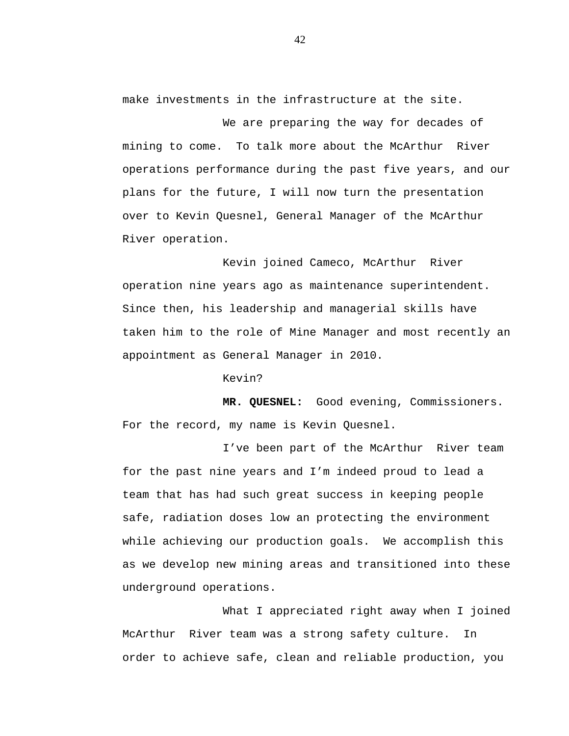make investments in the infrastructure at the site.

We are preparing the way for decades of mining to come. To talk more about the McArthur River operations performance during the past five years, and our plans for the future, I will now turn the presentation over to Kevin Quesnel, General Manager of the McArthur River operation.

Kevin joined Cameco, McArthur River operation nine years ago as maintenance superintendent. Since then, his leadership and managerial skills have taken him to the role of Mine Manager and most recently an appointment as General Manager in 2010.

Kevin?

**MR. QUESNEL:** Good evening, Commissioners. For the record, my name is Kevin Quesnel.

I've been part of the McArthur River team for the past nine years and I'm indeed proud to lead a team that has had such great success in keeping people safe, radiation doses low an protecting the environment while achieving our production goals. We accomplish this as we develop new mining areas and transitioned into these underground operations.

What I appreciated right away when I joined McArthur River team was a strong safety culture. In order to achieve safe, clean and reliable production, you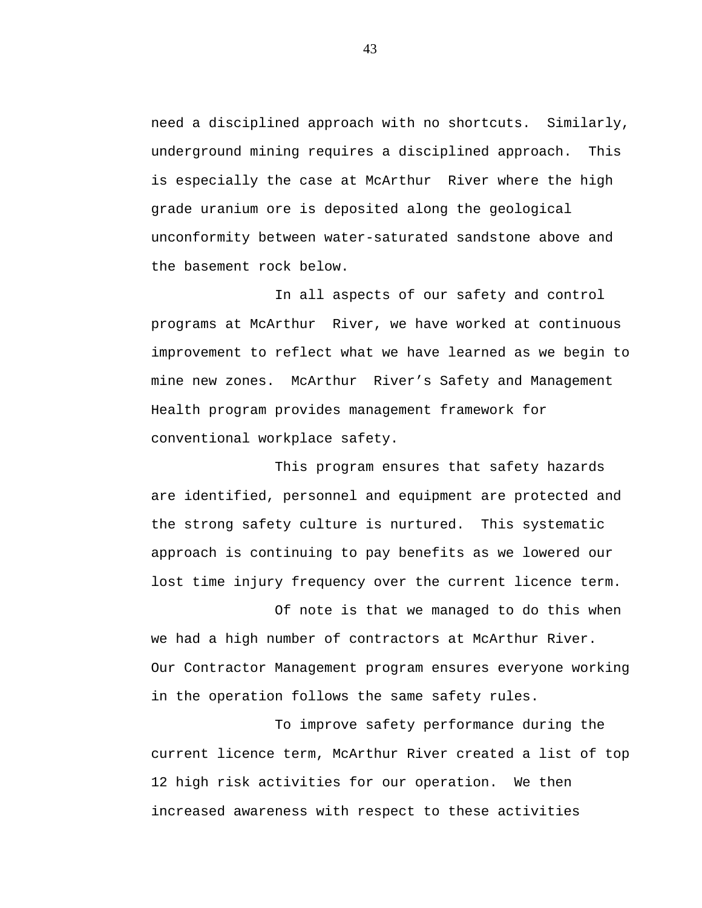need a disciplined approach with no shortcuts. Similarly, underground mining requires a disciplined approach. This is especially the case at McArthur River where the high grade uranium ore is deposited along the geological unconformity between water-saturated sandstone above and the basement rock below.

In all aspects of our safety and control programs at McArthur River, we have worked at continuous improvement to reflect what we have learned as we begin to mine new zones. McArthur River's Safety and Management Health program provides management framework for conventional workplace safety.

This program ensures that safety hazards are identified, personnel and equipment are protected and the strong safety culture is nurtured. This systematic approach is continuing to pay benefits as we lowered our lost time injury frequency over the current licence term.

Of note is that we managed to do this when we had a high number of contractors at McArthur River. Our Contractor Management program ensures everyone working in the operation follows the same safety rules.

To improve safety performance during the current licence term, McArthur River created a list of top 12 high risk activities for our operation. We then increased awareness with respect to these activities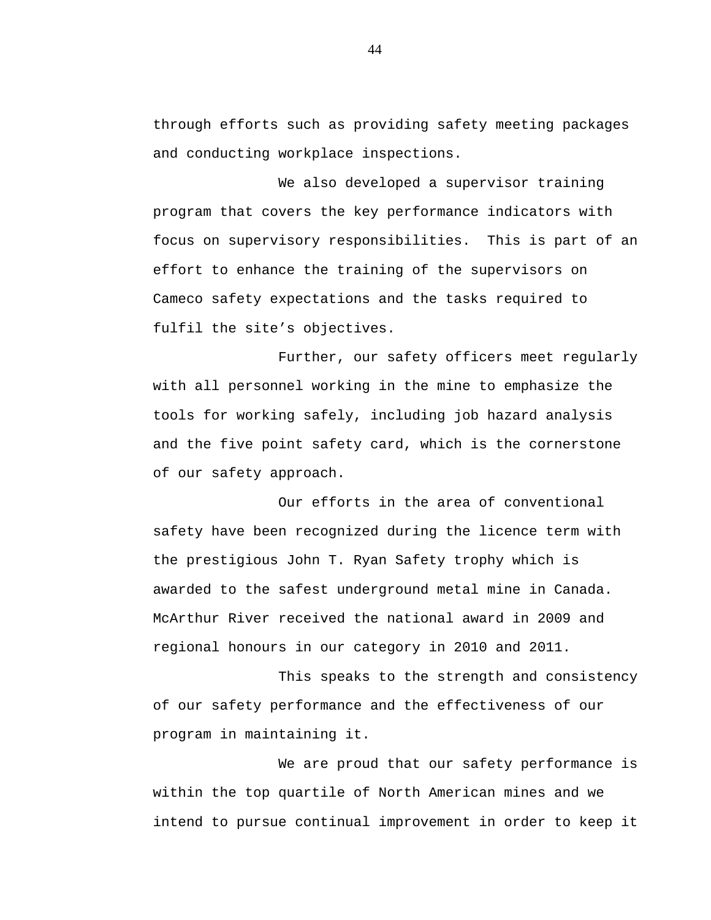through efforts such as providing safety meeting packages and conducting workplace inspections.

We also developed a supervisor training program that covers the key performance indicators with focus on supervisory responsibilities. This is part of an effort to enhance the training of the supervisors on Cameco safety expectations and the tasks required to fulfil the site's objectives.

Further, our safety officers meet regularly with all personnel working in the mine to emphasize the tools for working safely, including job hazard analysis and the five point safety card, which is the cornerstone of our safety approach.

Our efforts in the area of conventional safety have been recognized during the licence term with the prestigious John T. Ryan Safety trophy which is awarded to the safest underground metal mine in Canada. McArthur River received the national award in 2009 and regional honours in our category in 2010 and 2011.

This speaks to the strength and consistency of our safety performance and the effectiveness of our program in maintaining it.

We are proud that our safety performance is within the top quartile of North American mines and we intend to pursue continual improvement in order to keep it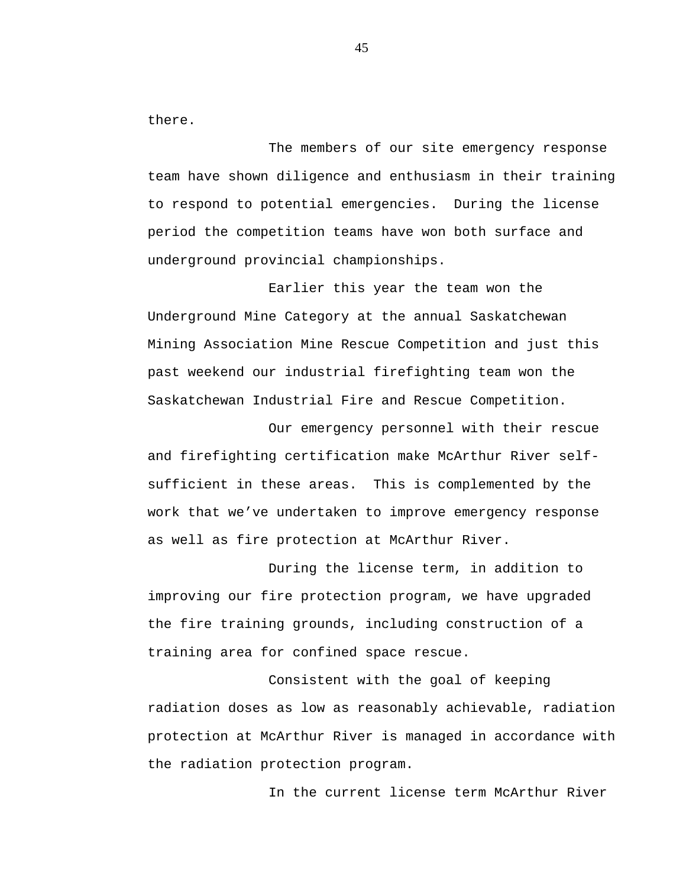there.

The members of our site emergency response team have shown diligence and enthusiasm in their training to respond to potential emergencies.  During the license period the competition teams have won both surface and underground provincial championships.

Earlier this year the team won the Underground Mine Category at the annual Saskatchewan Mining Association Mine Rescue Competition and just this past weekend our industrial firefighting team won the Saskatchewan Industrial Fire and Rescue Competition.

Our emergency personnel with their rescue and firefighting certification make McArthur River self-sufficient in these areas.  This is complemented by the work that we've undertaken to improve emergency response as well as fire protection at McArthur River.

During the license term, in addition to improving our fire protection program, we have upgraded the fire training grounds, including construction of a training area for confined space rescue.

Consistent with the goal of keeping radiation doses as low as reasonably achievable, radiation protection at McArthur River is managed in accordance with the radiation protection program.

In the current license term McArthur River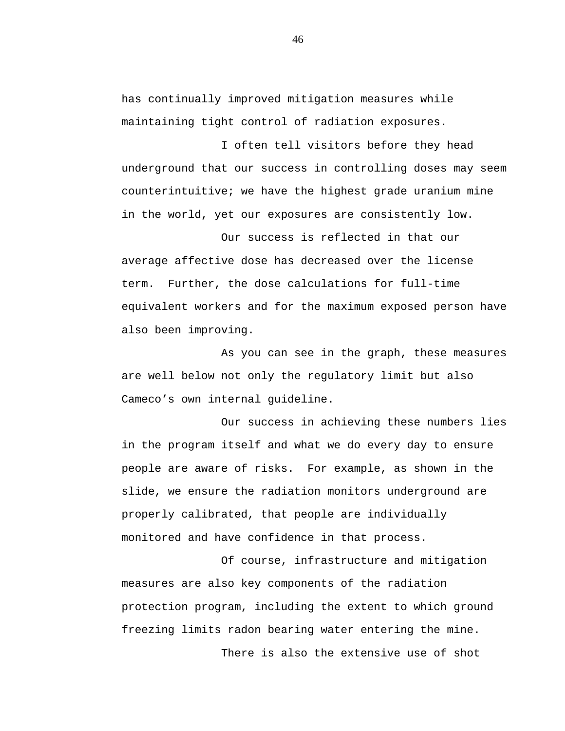has continually improved mitigation measures while maintaining tight control of radiation exposures.

I often tell visitors before they head underground that our success in controlling doses may seem counterintuitive; we have the highest grade uranium mine in the world, yet our exposures are consistently low.

Our success is reflected in that our average affective dose has decreased over the license term. Further, the dose calculations for full-time equivalent workers and for the maximum exposed person have also been improving.

As you can see in the graph, these measures are well below not only the regulatory limit but also Cameco’s own internal guideline.

Our success in achieving these numbers lies in the program itself and what we do every day to ensure people are aware of risks. For example, as shown in the slide, we ensure the radiation monitors underground are properly calibrated, that people are individually monitored and have confidence in that process.

Of course, infrastructure and mitigation measures are also key components of the radiation protection program, including the extent to which ground freezing limits radon bearing water entering the mine.

There is also the extensive use of shot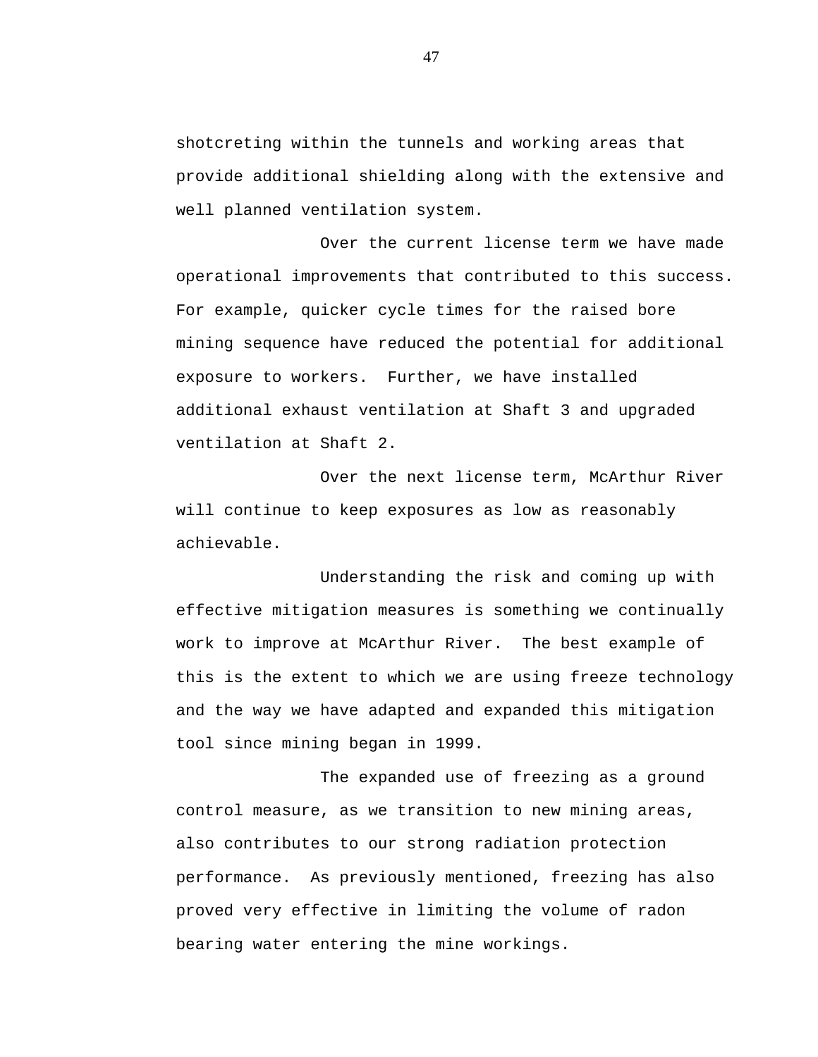shotcreting within the tunnels and working areas that provide additional shielding along with the extensive and well planned ventilation system.

Over the current license term we have made operational improvements that contributed to this success. For example, quicker cycle times for the raised bore mining sequence have reduced the potential for additional exposure to workers.  Further, we have installed additional exhaust ventilation at Shaft 3 and upgraded ventilation at Shaft 2.

Over the next license term, McArthur River will continue to keep exposures as low as reasonably achievable.

Understanding the risk and coming up with effective mitigation measures is something we continually work to improve at McArthur River.  The best example of this is the extent to which we are using freeze technology and the way we have adapted and expanded this mitigation tool since mining began in 1999.

The expanded use of freezing as a ground control measure, as we transition to new mining areas, also contributes to our strong radiation protection performance.  As previously mentioned, freezing has also proved very effective in limiting the volume of radon bearing water entering the mine workings.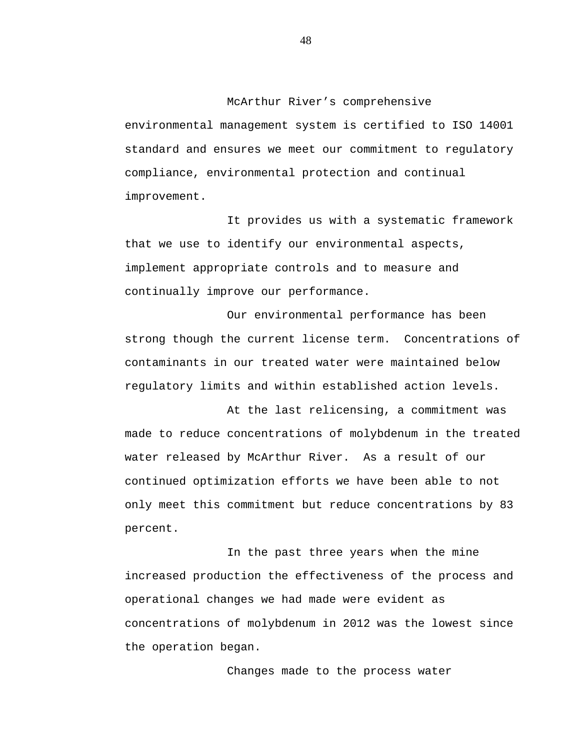McArthur River's comprehensive environmental management system is certified to ISO 14001 standard and ensures we meet our commitment to regulatory compliance, environmental protection and continual improvement.

It provides us with a systematic framework that we use to identify our environmental aspects, implement appropriate controls and to measure and continually improve our performance.

Our environmental performance has been strong though the current license term. Concentrations of contaminants in our treated water were maintained below regulatory limits and within established action levels.

At the last relicensing, a commitment was made to reduce concentrations of molybdenum in the treated water released by McArthur River. As a result of our continued optimization efforts we have been able to not only meet this commitment but reduce concentrations by 83 percent.

In the past three years when the mine increased production the effectiveness of the process and operational changes we had made were evident as concentrations of molybdenum in 2012 was the lowest since the operation began.

Changes made to the process water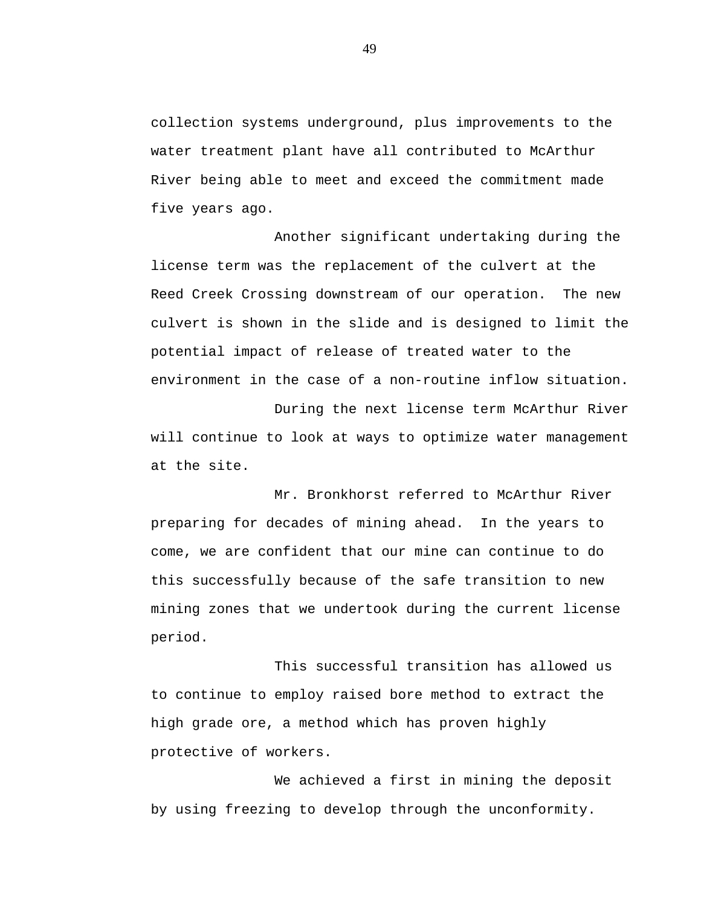collection systems underground, plus improvements to the water treatment plant have all contributed to McArthur River being able to meet and exceed the commitment made five years ago.

Another significant undertaking during the license term was the replacement of the culvert at the Reed Creek Crossing downstream of our operation. The new culvert is shown in the slide and is designed to limit the potential impact of release of treated water to the environment in the case of a non-routine inflow situation.

During the next license term McArthur River will continue to look at ways to optimize water management at the site.

Mr. Bronkhorst referred to McArthur River preparing for decades of mining ahead. In the years to come, we are confident that our mine can continue to do this successfully because of the safe transition to new mining zones that we undertook during the current license period.

This successful transition has allowed us to continue to employ raised bore method to extract the high grade ore, a method which has proven highly protective of workers.

We achieved a first in mining the deposit by using freezing to develop through the unconformity.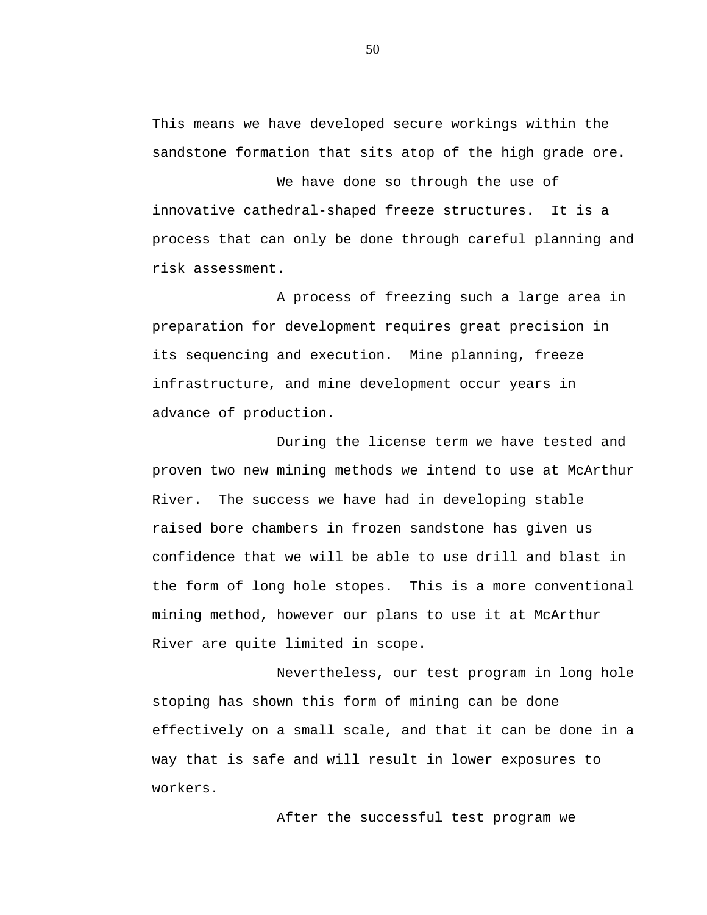This means we have developed secure workings within the sandstone formation that sits atop of the high grade ore.

We have done so through the use of innovative cathedral-shaped freeze structures. It is a process that can only be done through careful planning and risk assessment.

A process of freezing such a large area in preparation for development requires great precision in its sequencing and execution. Mine planning, freeze infrastructure, and mine development occur years in advance of production.

During the license term we have tested and proven two new mining methods we intend to use at McArthur River. The success we have had in developing stable raised bore chambers in frozen sandstone has given us confidence that we will be able to use drill and blast in the form of long hole stopes. This is a more conventional mining method, however our plans to use it at McArthur River are quite limited in scope.

Nevertheless, our test program in long hole stoping has shown this form of mining can be done effectively on a small scale, and that it can be done in a way that is safe and will result in lower exposures to workers.

After the successful test program we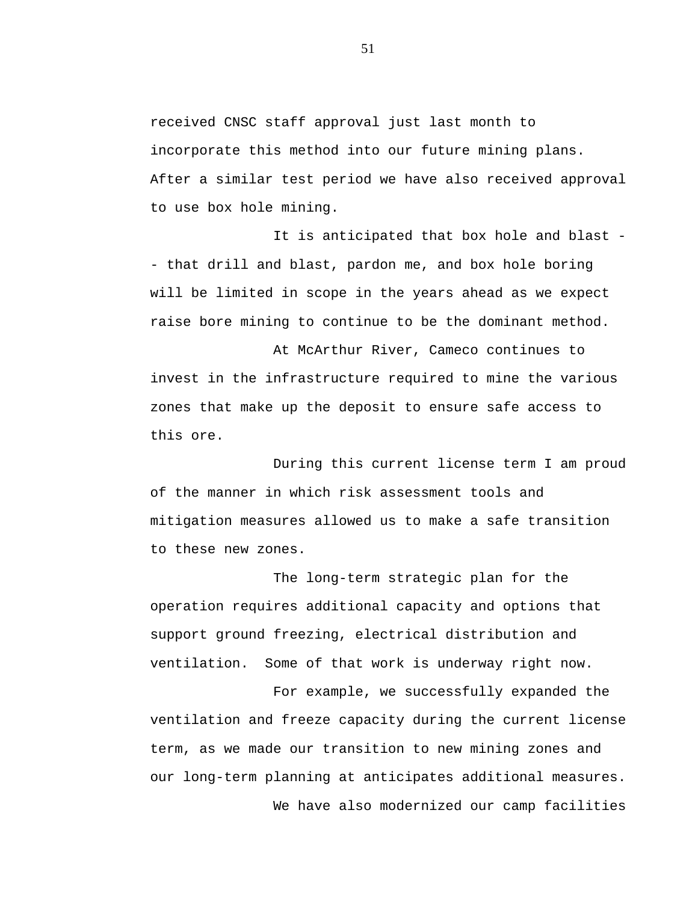received CNSC staff approval just last month to incorporate this method into our future mining plans. After a similar test period we have also received approval to use box hole mining.

It is anticipated that box hole and blast -- that drill and blast, pardon me, and box hole boring will be limited in scope in the years ahead as we expect raise bore mining to continue to be the dominant method.

At McArthur River, Cameco continues to invest in the infrastructure required to mine the various zones that make up the deposit to ensure safe access to this ore.

During this current license term I am proud of the manner in which risk assessment tools and mitigation measures allowed us to make a safe transition to these new zones.

The long-term strategic plan for the operation requires additional capacity and options that support ground freezing, electrical distribution and ventilation. Some of that work is underway right now.

For example, we successfully expanded the ventilation and freeze capacity during the current license term, as we made our transition to new mining zones and our long-term planning at anticipates additional measures.

We have also modernized our camp facilities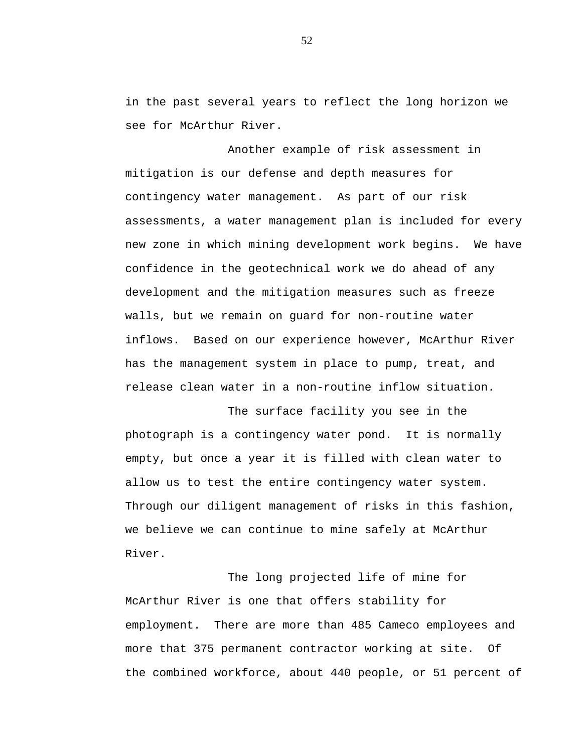in the past several years to reflect the long horizon we see for McArthur River.

Another example of risk assessment in mitigation is our defense and depth measures for contingency water management. As part of our risk assessments, a water management plan is included for every new zone in which mining development work begins. We have confidence in the geotechnical work we do ahead of any development and the mitigation measures such as freeze walls, but we remain on guard for non-routine water inflows. Based on our experience however, McArthur River has the management system in place to pump, treat, and release clean water in a non-routine inflow situation.

The surface facility you see in the photograph is a contingency water pond. It is normally empty, but once a year it is filled with clean water to allow us to test the entire contingency water system. Through our diligent management of risks in this fashion, we believe we can continue to mine safely at McArthur River.

The long projected life of mine for McArthur River is one that offers stability for employment. There are more than 485 Cameco employees and more that 375 permanent contractor working at site. Of the combined workforce, about 440 people, or 51 percent of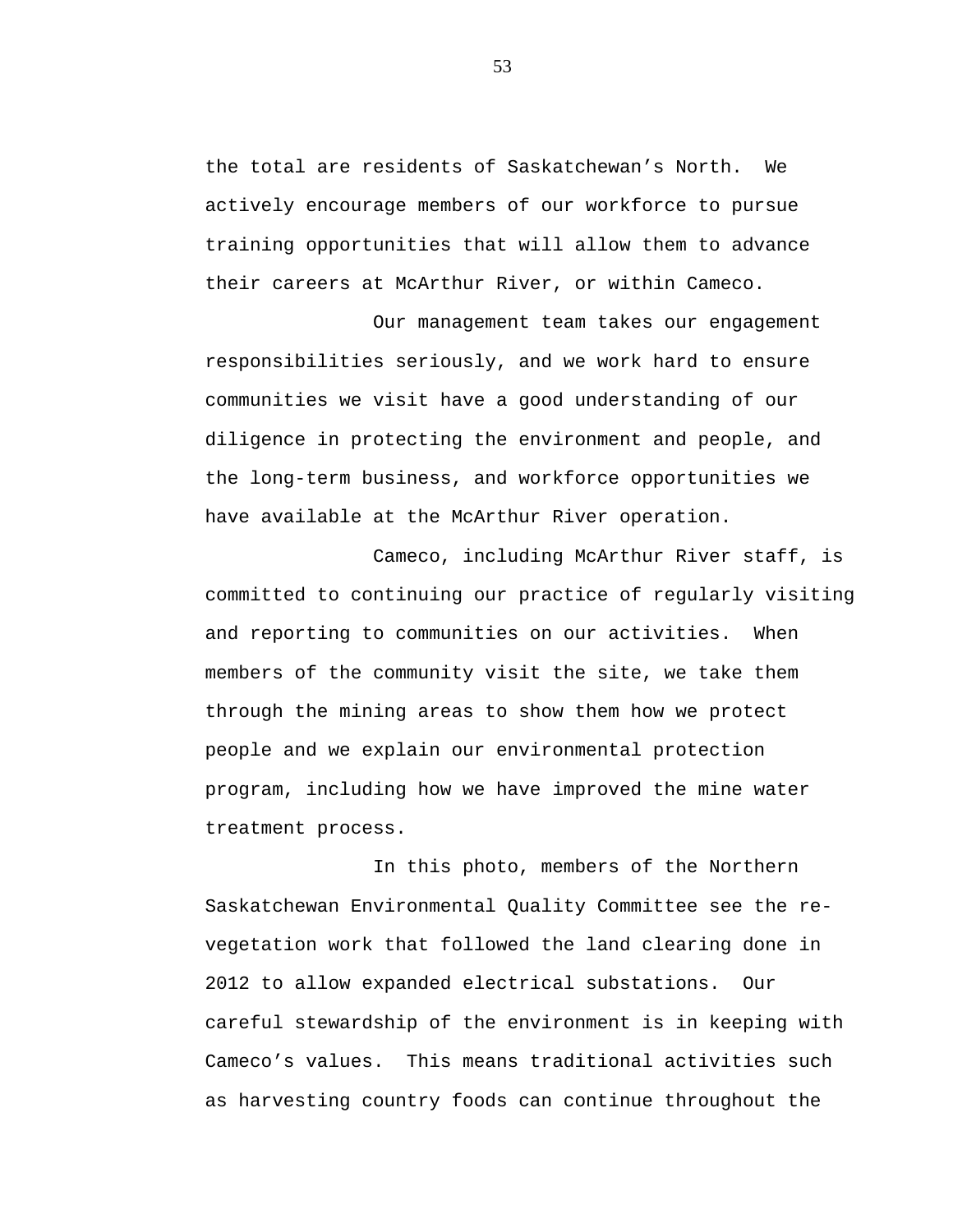the total are residents of Saskatchewan's North. We actively encourage members of our workforce to pursue training opportunities that will allow them to advance their careers at McArthur River, or within Cameco.

Our management team takes our engagement responsibilities seriously, and we work hard to ensure communities we visit have a good understanding of our diligence in protecting the environment and people, and the long-term business, and workforce opportunities we have available at the McArthur River operation.

Cameco, including McArthur River staff, is committed to continuing our practice of regularly visiting and reporting to communities on our activities. When members of the community visit the site, we take them through the mining areas to show them how we protect people and we explain our environmental protection program, including how we have improved the mine water treatment process.

In this photo, members of the Northern Saskatchewan Environmental Quality Committee see the re-vegetation work that followed the land clearing done in 2012 to allow expanded electrical substations. Our careful stewardship of the environment is in keeping with Cameco's values. This means traditional activities such as harvesting country foods can continue throughout the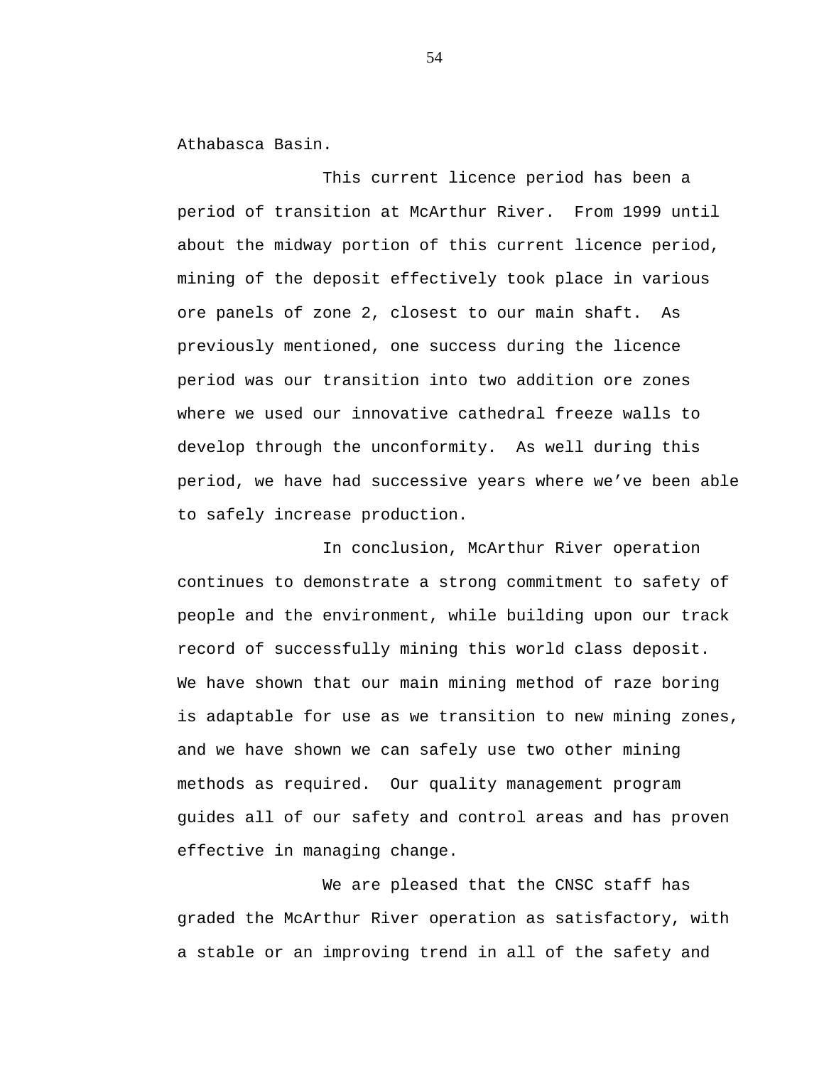Athabasca Basin.

This current licence period has been a period of transition at McArthur River. From 1999 until about the midway portion of this current licence period, mining of the deposit effectively took place in various ore panels of zone 2, closest to our main shaft. As previously mentioned, one success during the licence period was our transition into two addition ore zones where we used our innovative cathedral freeze walls to develop through the unconformity. As well during this period, we have had successive years where we've been able to safely increase production.

In conclusion, McArthur River operation continues to demonstrate a strong commitment to safety of people and the environment, while building upon our track record of successfully mining this world class deposit. We have shown that our main mining method of raze boring is adaptable for use as we transition to new mining zones, and we have shown we can safely use two other mining methods as required. Our quality management program guides all of our safety and control areas and has proven effective in managing change.

We are pleased that the CNSC staff has graded the McArthur River operation as satisfactory, with a stable or an improving trend in all of the safety and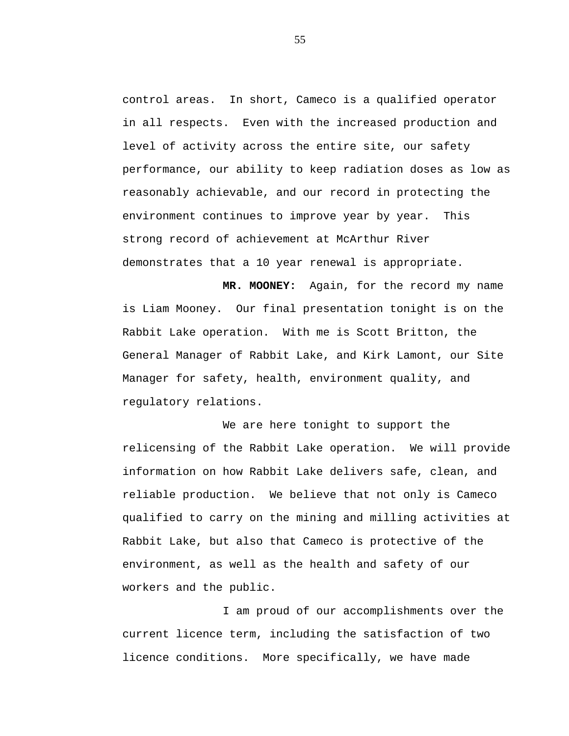control areas. In short, Cameco is a qualified operator in all respects. Even with the increased production and level of activity across the entire site, our safety performance, our ability to keep radiation doses as low as reasonably achievable, and our record in protecting the environment continues to improve year by year. This strong record of achievement at McArthur River demonstrates that a 10 year renewal is appropriate.

**MR. MOONEY:** Again, for the record my name is Liam Mooney. Our final presentation tonight is on the Rabbit Lake operation. With me is Scott Britton, the General Manager of Rabbit Lake, and Kirk Lamont, our Site Manager for safety, health, environment quality, and regulatory relations.

We are here tonight to support the relicensing of the Rabbit Lake operation. We will provide information on how Rabbit Lake delivers safe, clean, and reliable production. We believe that not only is Cameco qualified to carry on the mining and milling activities at Rabbit Lake, but also that Cameco is protective of the environment, as well as the health and safety of our workers and the public.

I am proud of our accomplishments over the current licence term, including the satisfaction of two licence conditions. More specifically, we have made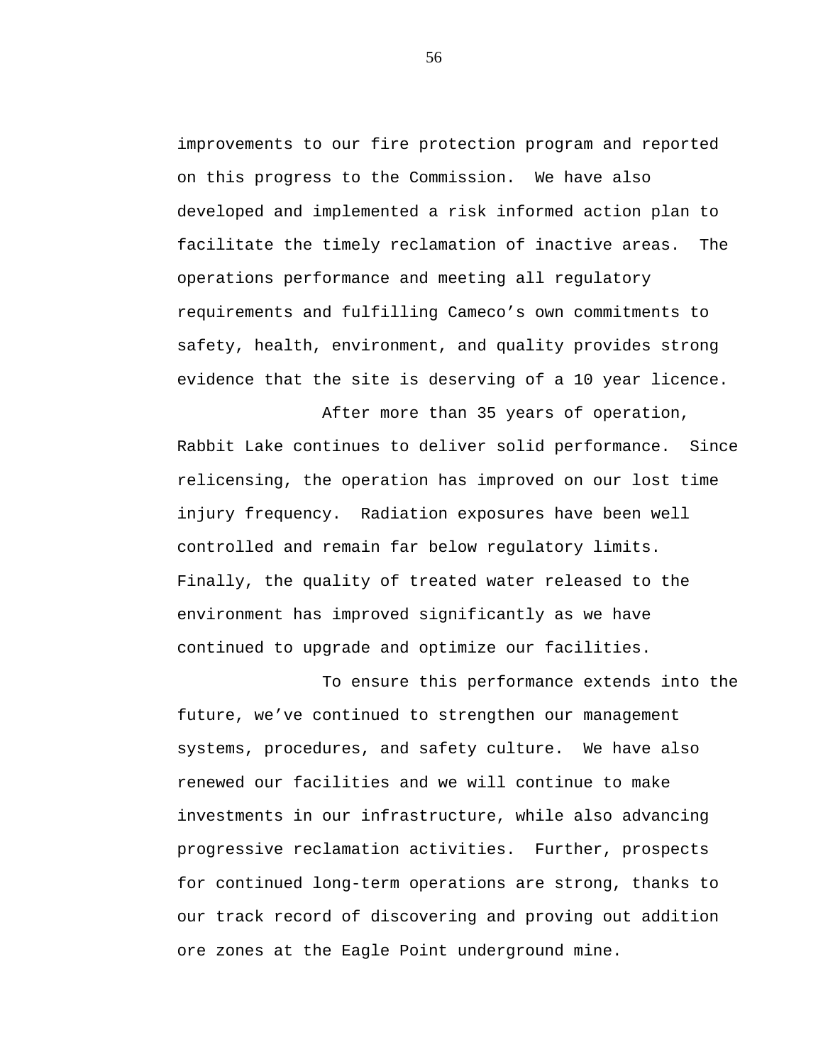improvements to our fire protection program and reported on this progress to the Commission. We have also developed and implemented a risk informed action plan to facilitate the timely reclamation of inactive areas. The operations performance and meeting all regulatory requirements and fulfilling Cameco's own commitments to safety, health, environment, and quality provides strong evidence that the site is deserving of a 10 year licence.

After more than 35 years of operation, Rabbit Lake continues to deliver solid performance. Since relicensing, the operation has improved on our lost time injury frequency. Radiation exposures have been well controlled and remain far below regulatory limits. Finally, the quality of treated water released to the environment has improved significantly as we have continued to upgrade and optimize our facilities.

To ensure this performance extends into the future, we've continued to strengthen our management systems, procedures, and safety culture. We have also renewed our facilities and we will continue to make investments in our infrastructure, while also advancing progressive reclamation activities. Further, prospects for continued long-term operations are strong, thanks to our track record of discovering and proving out addition ore zones at the Eagle Point underground mine.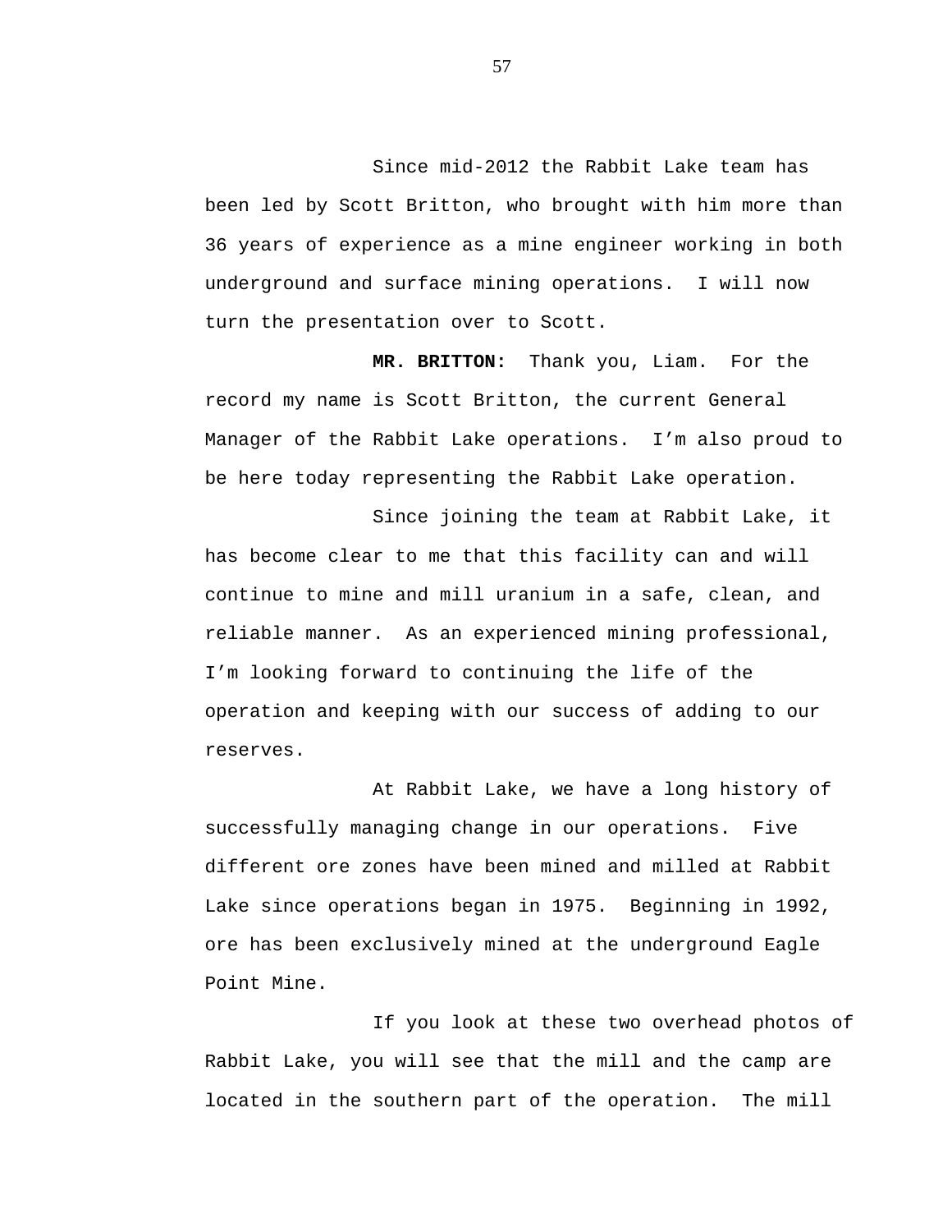Since mid-2012 the Rabbit Lake team has been led by Scott Britton, who brought with him more than 36 years of experience as a mine engineer working in both underground and surface mining operations. I will now turn the presentation over to Scott.

**MR. BRITTON:** Thank you, Liam. For the record my name is Scott Britton, the current General Manager of the Rabbit Lake operations. I'm also proud to be here today representing the Rabbit Lake operation.

Since joining the team at Rabbit Lake, it has become clear to me that this facility can and will continue to mine and mill uranium in a safe, clean, and reliable manner. As an experienced mining professional, I'm looking forward to continuing the life of the operation and keeping with our success of adding to our reserves.

At Rabbit Lake, we have a long history of successfully managing change in our operations. Five different ore zones have been mined and milled at Rabbit Lake since operations began in 1975. Beginning in 1992, ore has been exclusively mined at the underground Eagle Point Mine.

If you look at these two overhead photos of Rabbit Lake, you will see that the mill and the camp are located in the southern part of the operation. The mill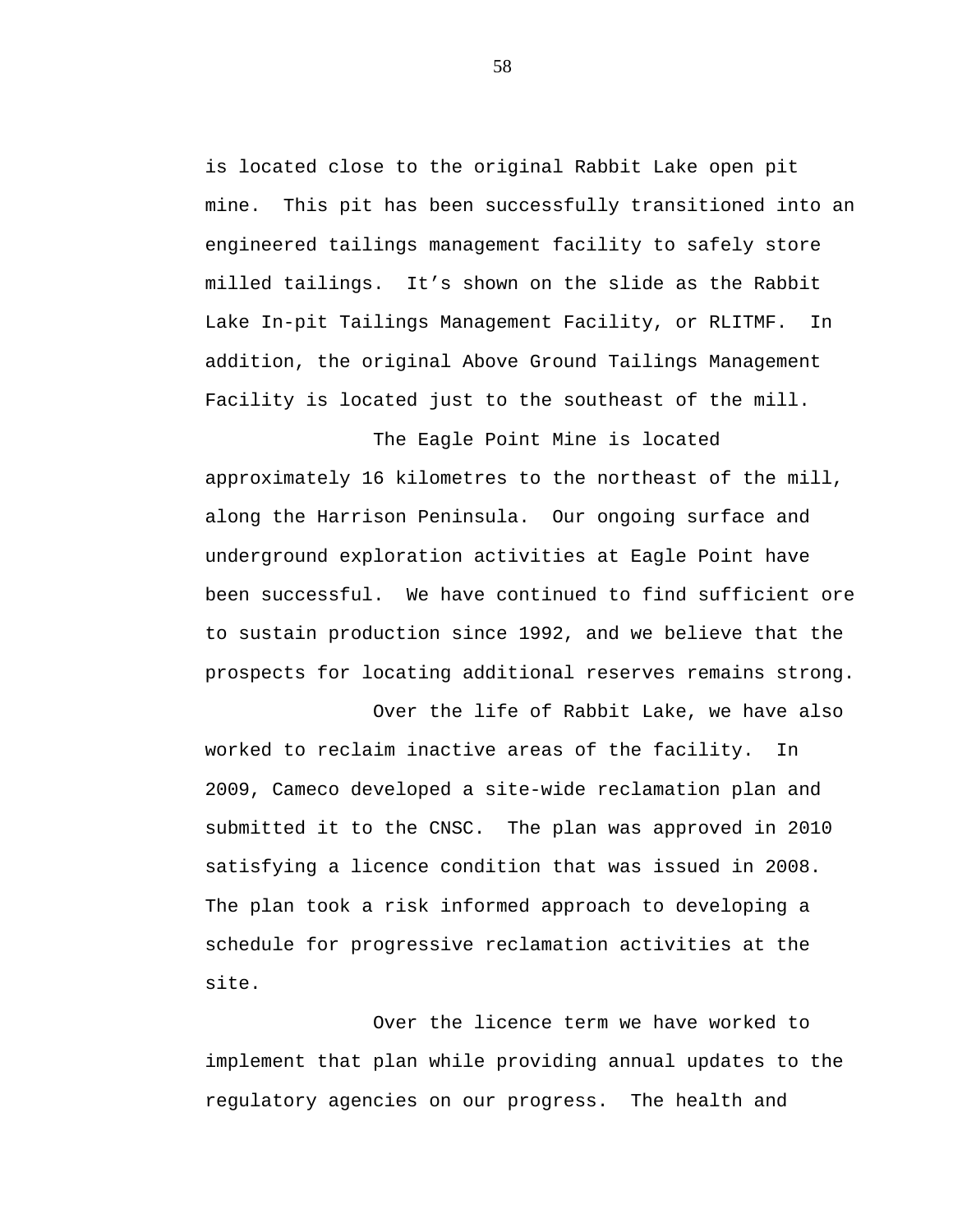is located close to the original Rabbit Lake open pit mine. This pit has been successfully transitioned into an engineered tailings management facility to safely store milled tailings. It's shown on the slide as the Rabbit Lake In-pit Tailings Management Facility, or RLITMF. In addition, the original Above Ground Tailings Management Facility is located just to the southeast of the mill.

The Eagle Point Mine is located approximately 16 kilometres to the northeast of the mill, along the Harrison Peninsula. Our ongoing surface and underground exploration activities at Eagle Point have been successful. We have continued to find sufficient ore to sustain production since 1992, and we believe that the prospects for locating additional reserves remains strong.

Over the life of Rabbit Lake, we have also worked to reclaim inactive areas of the facility. In 2009, Cameco developed a site-wide reclamation plan and submitted it to the CNSC. The plan was approved in 2010 satisfying a licence condition that was issued in 2008. The plan took a risk informed approach to developing a schedule for progressive reclamation activities at the site.

Over the licence term we have worked to implement that plan while providing annual updates to the regulatory agencies on our progress. The health and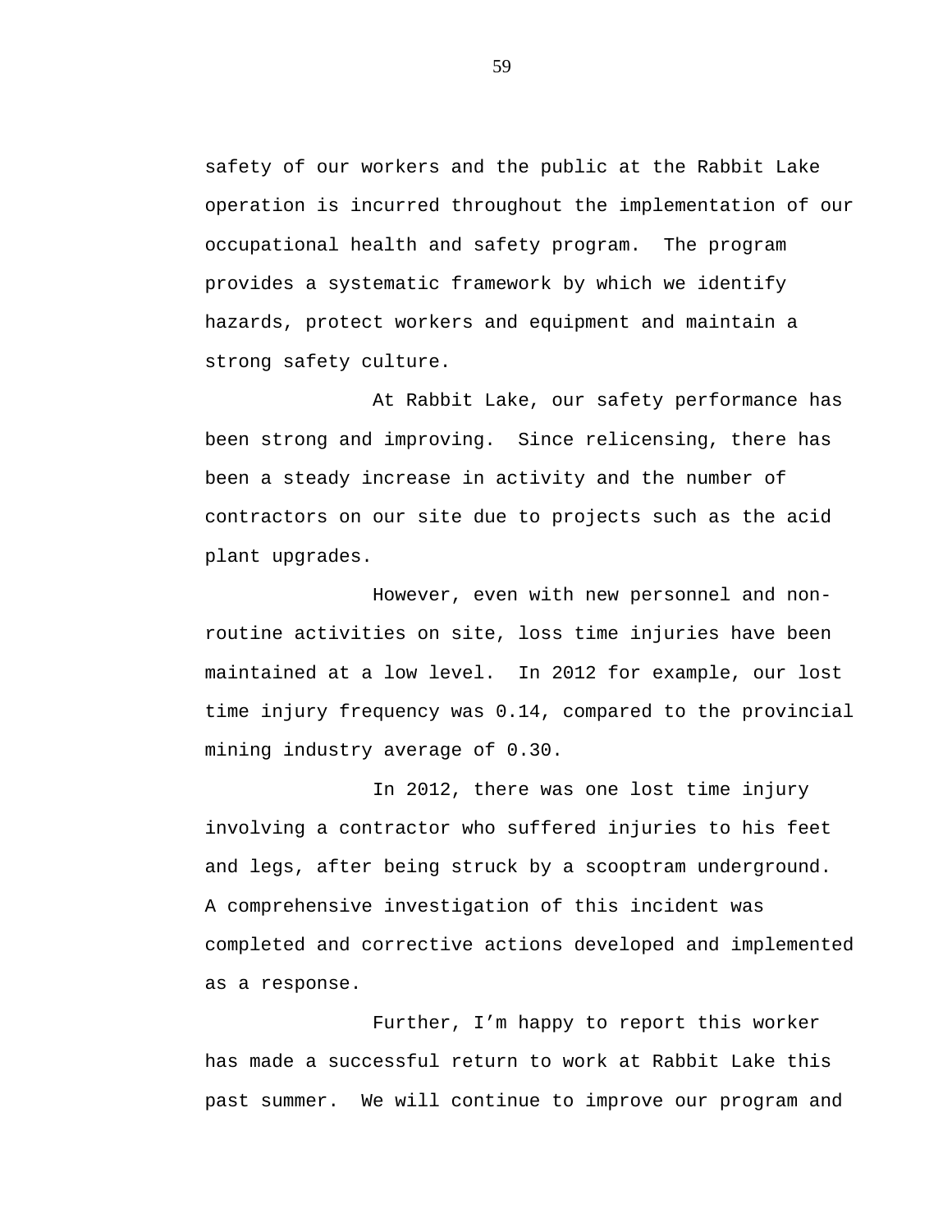safety of our workers and the public at the Rabbit Lake operation is incurred throughout the implementation of our occupational health and safety program. The program provides a systematic framework by which we identify hazards, protect workers and equipment and maintain a strong safety culture.

At Rabbit Lake, our safety performance has been strong and improving. Since relicensing, there has been a steady increase in activity and the number of contractors on our site due to projects such as the acid plant upgrades.

However, even with new personnel and non-routine activities on site, loss time injuries have been maintained at a low level. In 2012 for example, our lost time injury frequency was 0.14, compared to the provincial mining industry average of 0.30.

In 2012, there was one lost time injury involving a contractor who suffered injuries to his feet and legs, after being struck by a scooptram underground. A comprehensive investigation of this incident was completed and corrective actions developed and implemented as a response.

Further, I'm happy to report this worker has made a successful return to work at Rabbit Lake this past summer. We will continue to improve our program and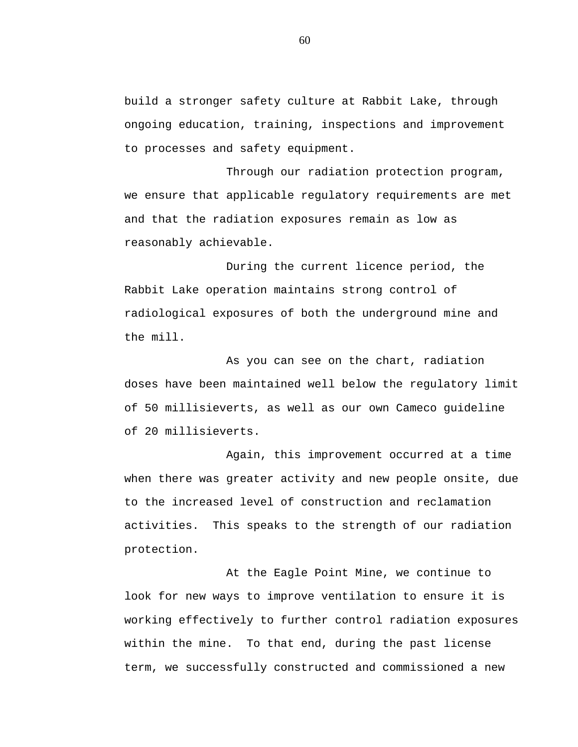build a stronger safety culture at Rabbit Lake, through ongoing education, training, inspections and improvement to processes and safety equipment.

Through our radiation protection program, we ensure that applicable regulatory requirements are met and that the radiation exposures remain as low as reasonably achievable.

During the current licence period, the Rabbit Lake operation maintains strong control of radiological exposures of both the underground mine and the mill.

As you can see on the chart, radiation doses have been maintained well below the regulatory limit of 50 millisieverts, as well as our own Cameco guideline of 20 millisieverts.

Again, this improvement occurred at a time when there was greater activity and new people onsite, due to the increased level of construction and reclamation activities. This speaks to the strength of our radiation protection.

At the Eagle Point Mine, we continue to look for new ways to improve ventilation to ensure it is working effectively to further control radiation exposures within the mine. To that end, during the past license term, we successfully constructed and commissioned a new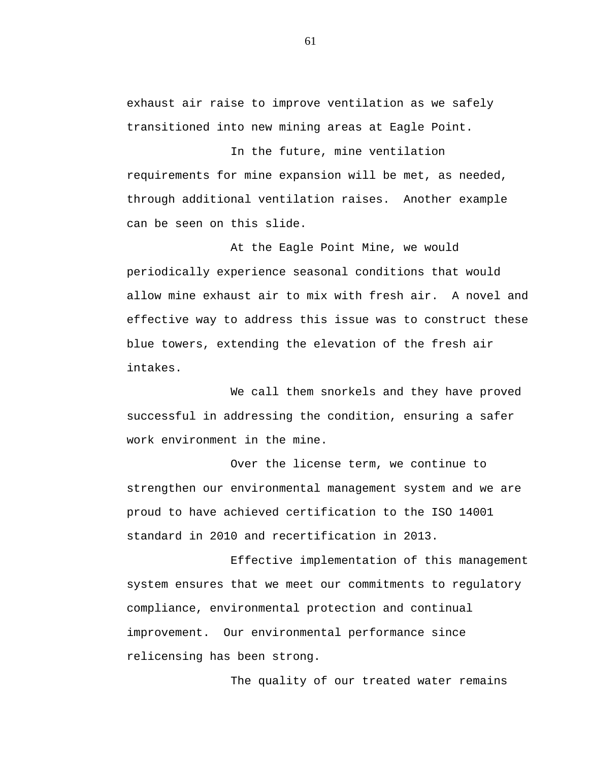exhaust air raise to improve ventilation as we safely transitioned into new mining areas at Eagle Point.

In the future, mine ventilation requirements for mine expansion will be met, as needed, through additional ventilation raises. Another example can be seen on this slide.

At the Eagle Point Mine, we would periodically experience seasonal conditions that would allow mine exhaust air to mix with fresh air. A novel and effective way to address this issue was to construct these blue towers, extending the elevation of the fresh air intakes.

We call them snorkels and they have proved successful in addressing the condition, ensuring a safer work environment in the mine.

Over the license term, we continue to strengthen our environmental management system and we are proud to have achieved certification to the ISO 14001 standard in 2010 and recertification in 2013.

Effective implementation of this management system ensures that we meet our commitments to regulatory compliance, environmental protection and continual improvement. Our environmental performance since relicensing has been strong.

The quality of our treated water remains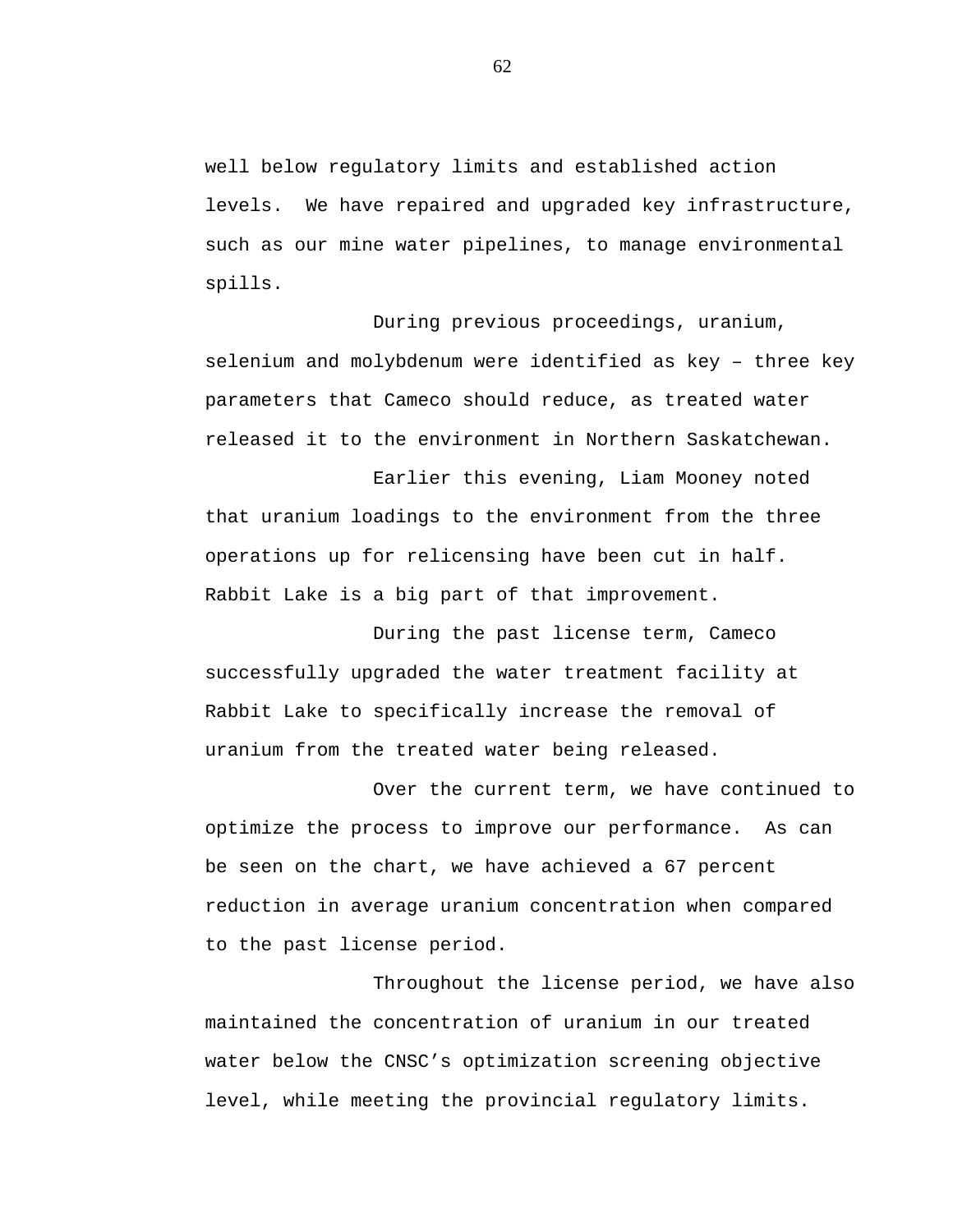well below regulatory limits and established action levels. We have repaired and upgraded key infrastructure, such as our mine water pipelines, to manage environmental spills.

During previous proceedings, uranium, selenium and molybdenum were identified as key – three key parameters that Cameco should reduce, as treated water released it to the environment in Northern Saskatchewan.

Earlier this evening, Liam Mooney noted that uranium loadings to the environment from the three operations up for relicensing have been cut in half. Rabbit Lake is a big part of that improvement.

During the past license term, Cameco successfully upgraded the water treatment facility at Rabbit Lake to specifically increase the removal of uranium from the treated water being released.

Over the current term, we have continued to optimize the process to improve our performance. As can be seen on the chart, we have achieved a 67 percent reduction in average uranium concentration when compared to the past license period.

Throughout the license period, we have also maintained the concentration of uranium in our treated water below the CNSC's optimization screening objective level, while meeting the provincial regulatory limits.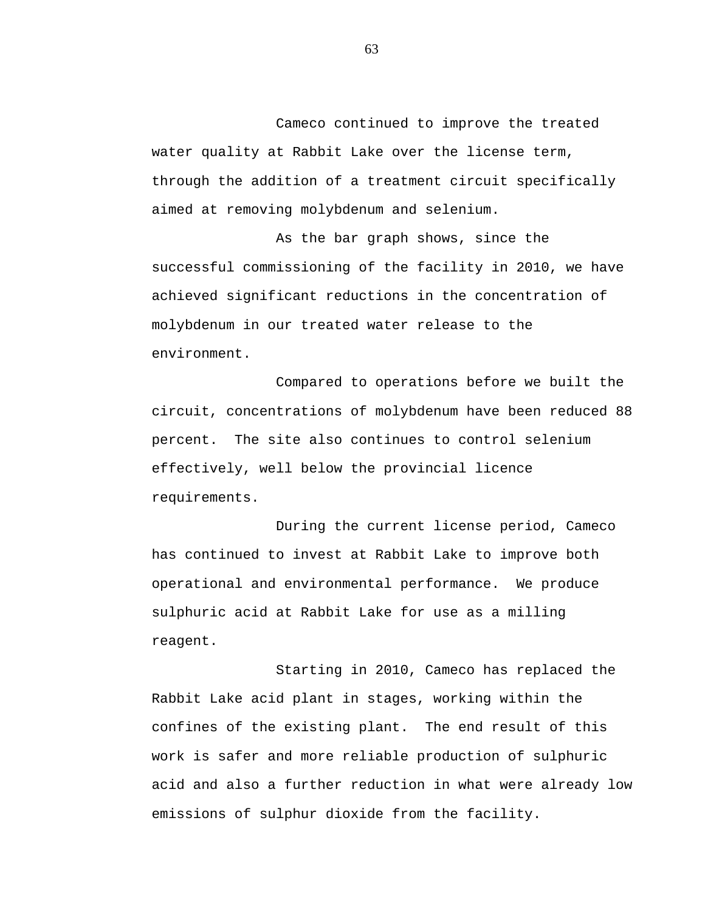Cameco continued to improve the treated water quality at Rabbit Lake over the license term, through the addition of a treatment circuit specifically aimed at removing molybdenum and selenium.

As the bar graph shows, since the successful commissioning of the facility in 2010, we have achieved significant reductions in the concentration of molybdenum in our treated water release to the environment.

Compared to operations before we built the circuit, concentrations of molybdenum have been reduced 88 percent.  The site also continues to control selenium effectively, well below the provincial licence requirements.

During the current license period, Cameco has continued to invest at Rabbit Lake to improve both operational and environmental performance.  We produce sulphuric acid at Rabbit Lake for use as a milling reagent.

Starting in 2010, Cameco has replaced the Rabbit Lake acid plant in stages, working within the confines of the existing plant.  The end result of this work is safer and more reliable production of sulphuric acid and also a further reduction in what were already low emissions of sulphur dioxide from the facility.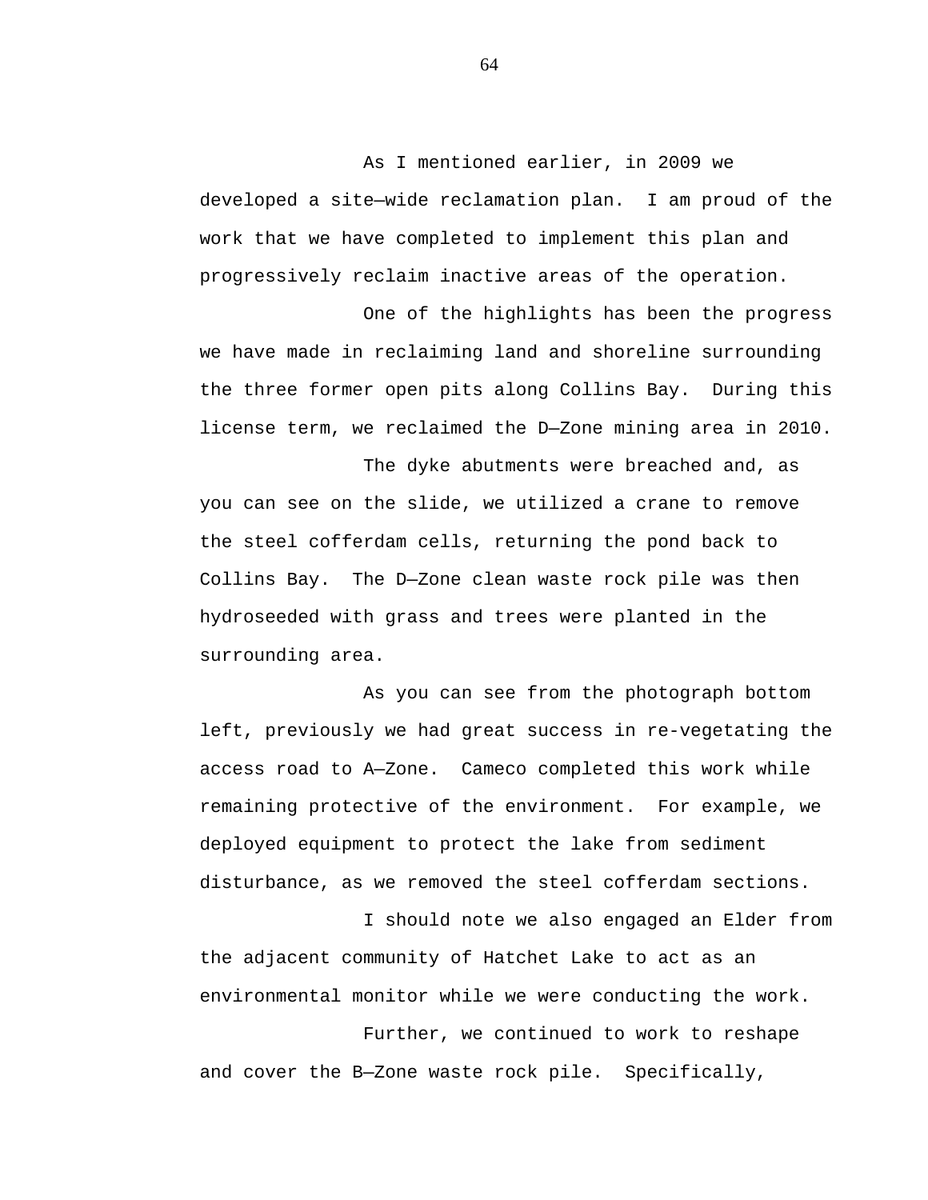As I mentioned earlier, in 2009 we developed a site—wide reclamation plan. I am proud of the work that we have completed to implement this plan and progressively reclaim inactive areas of the operation.

One of the highlights has been the progress we have made in reclaiming land and shoreline surrounding the three former open pits along Collins Bay. During this license term, we reclaimed the D—Zone mining area in 2010.

The dyke abutments were breached and, as you can see on the slide, we utilized a crane to remove the steel cofferdam cells, returning the pond back to Collins Bay. The D—Zone clean waste rock pile was then hydroseeded with grass and trees were planted in the surrounding area.

As you can see from the photograph bottom left, previously we had great success in re-vegetating the access road to A—Zone. Cameco completed this work while remaining protective of the environment. For example, we deployed equipment to protect the lake from sediment disturbance, as we removed the steel cofferdam sections.

I should note we also engaged an Elder from the adjacent community of Hatchet Lake to act as an environmental monitor while we were conducting the work.

Further, we continued to work to reshape and cover the B—Zone waste rock pile. Specifically,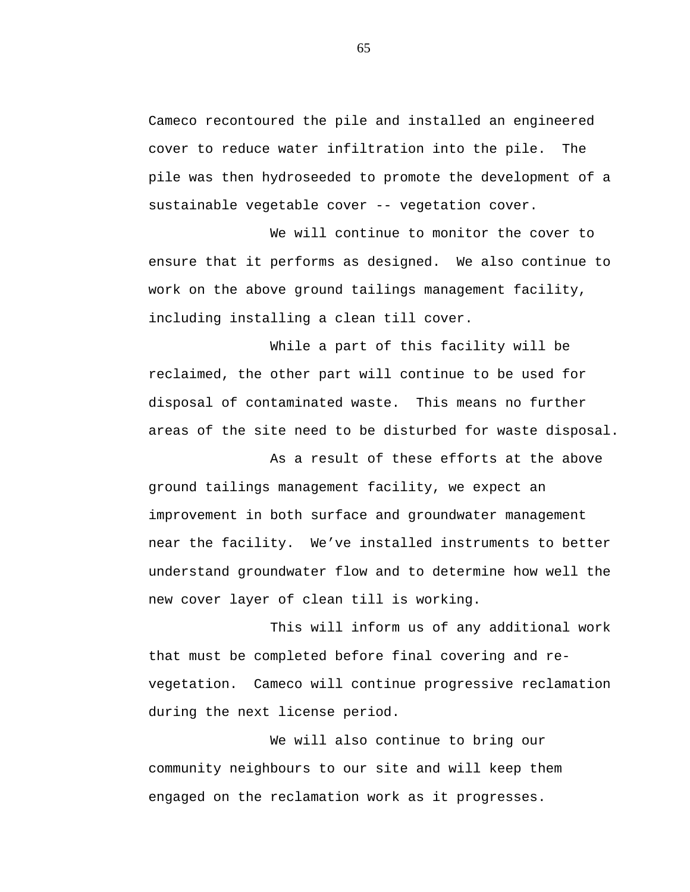Cameco recontoured the pile and installed an engineered cover to reduce water infiltration into the pile. The pile was then hydroseeded to promote the development of a sustainable vegetable cover -- vegetation cover.

We will continue to monitor the cover to ensure that it performs as designed. We also continue to work on the above ground tailings management facility, including installing a clean till cover.

While a part of this facility will be reclaimed, the other part will continue to be used for disposal of contaminated waste. This means no further areas of the site need to be disturbed for waste disposal.

As a result of these efforts at the above ground tailings management facility, we expect an improvement in both surface and groundwater management near the facility. We've installed instruments to better understand groundwater flow and to determine how well the new cover layer of clean till is working.

This will inform us of any additional work that must be completed before final covering and re-vegetation. Cameco will continue progressive reclamation during the next license period.

We will also continue to bring our community neighbours to our site and will keep them engaged on the reclamation work as it progresses.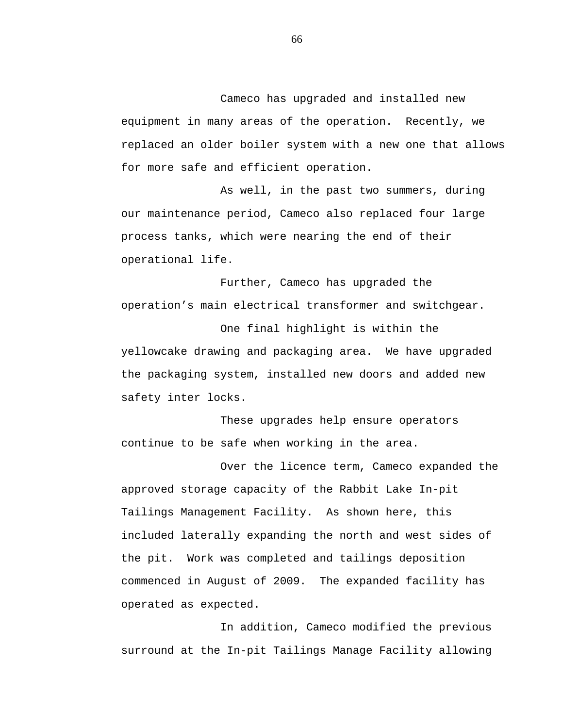Cameco has upgraded and installed new equipment in many areas of the operation. Recently, we replaced an older boiler system with a new one that allows for more safe and efficient operation.

As well, in the past two summers, during our maintenance period, Cameco also replaced four large process tanks, which were nearing the end of their operational life.

Further, Cameco has upgraded the operation’s main electrical transformer and switchgear.

One final highlight is within the yellowcake drawing and packaging area. We have upgraded the packaging system, installed new doors and added new safety inter locks.

These upgrades help ensure operators continue to be safe when working in the area.

Over the licence term, Cameco expanded the approved storage capacity of the Rabbit Lake In-pit Tailings Management Facility. As shown here, this included laterally expanding the north and west sides of the pit. Work was completed and tailings deposition commenced in August of 2009. The expanded facility has operated as expected.

In addition, Cameco modified the previous surround at the In-pit Tailings Manage Facility allowing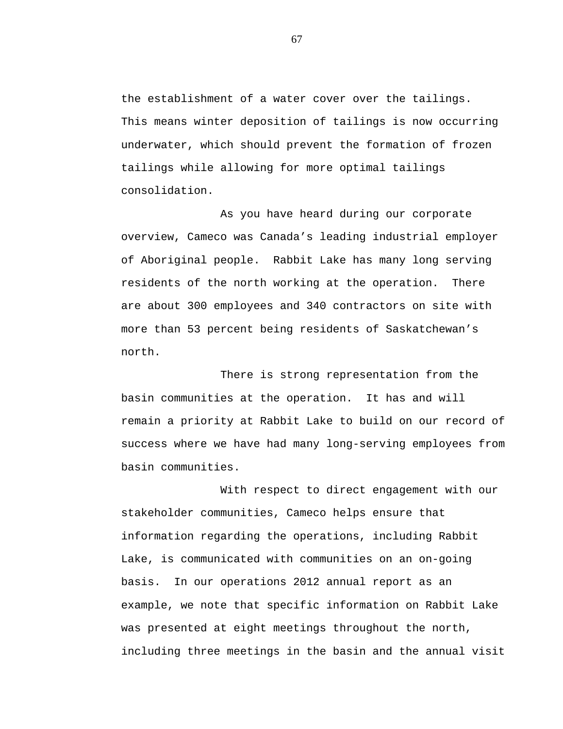the establishment of a water cover over the tailings. This means winter deposition of tailings is now occurring underwater, which should prevent the formation of frozen tailings while allowing for more optimal tailings consolidation.

As you have heard during our corporate overview, Cameco was Canada's leading industrial employer of Aboriginal people. Rabbit Lake has many long serving residents of the north working at the operation. There are about 300 employees and 340 contractors on site with more than 53 percent being residents of Saskatchewan's north.

There is strong representation from the basin communities at the operation. It has and will remain a priority at Rabbit Lake to build on our record of success where we have had many long-serving employees from basin communities.

With respect to direct engagement with our stakeholder communities, Cameco helps ensure that information regarding the operations, including Rabbit Lake, is communicated with communities on an on-going basis. In our operations 2012 annual report as an example, we note that specific information on Rabbit Lake was presented at eight meetings throughout the north, including three meetings in the basin and the annual visit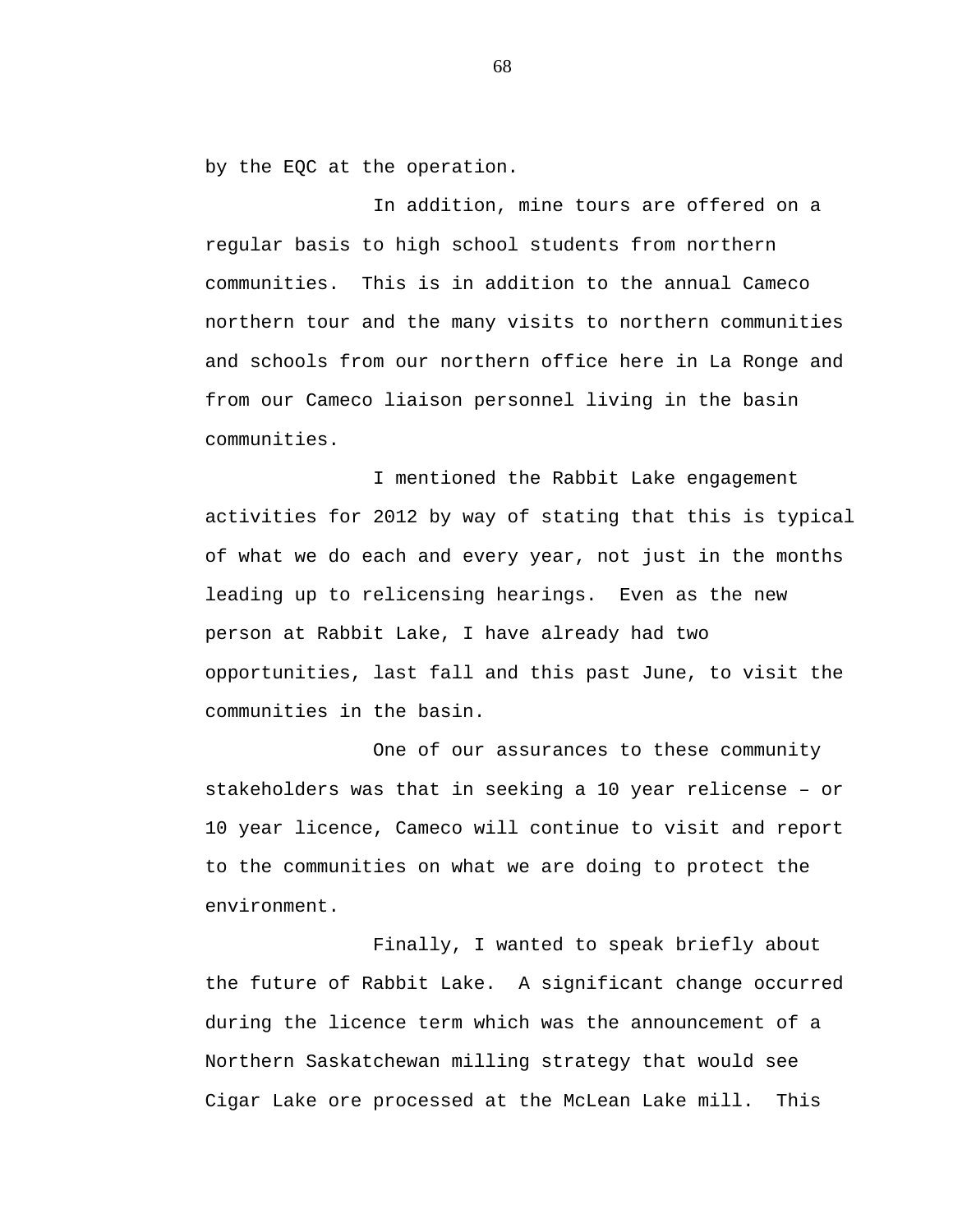by the EQC at the operation.

In addition, mine tours are offered on a regular basis to high school students from northern communities. This is in addition to the annual Cameco northern tour and the many visits to northern communities and schools from our northern office here in La Ronge and from our Cameco liaison personnel living in the basin communities.

I mentioned the Rabbit Lake engagement activities for 2012 by way of stating that this is typical of what we do each and every year, not just in the months leading up to relicensing hearings. Even as the new person at Rabbit Lake, I have already had two opportunities, last fall and this past June, to visit the communities in the basin.

One of our assurances to these community stakeholders was that in seeking a 10 year relicense – or 10 year licence, Cameco will continue to visit and report to the communities on what we are doing to protect the environment.

Finally, I wanted to speak briefly about the future of Rabbit Lake. A significant change occurred during the licence term which was the announcement of a Northern Saskatchewan milling strategy that would see Cigar Lake ore processed at the McLean Lake mill. This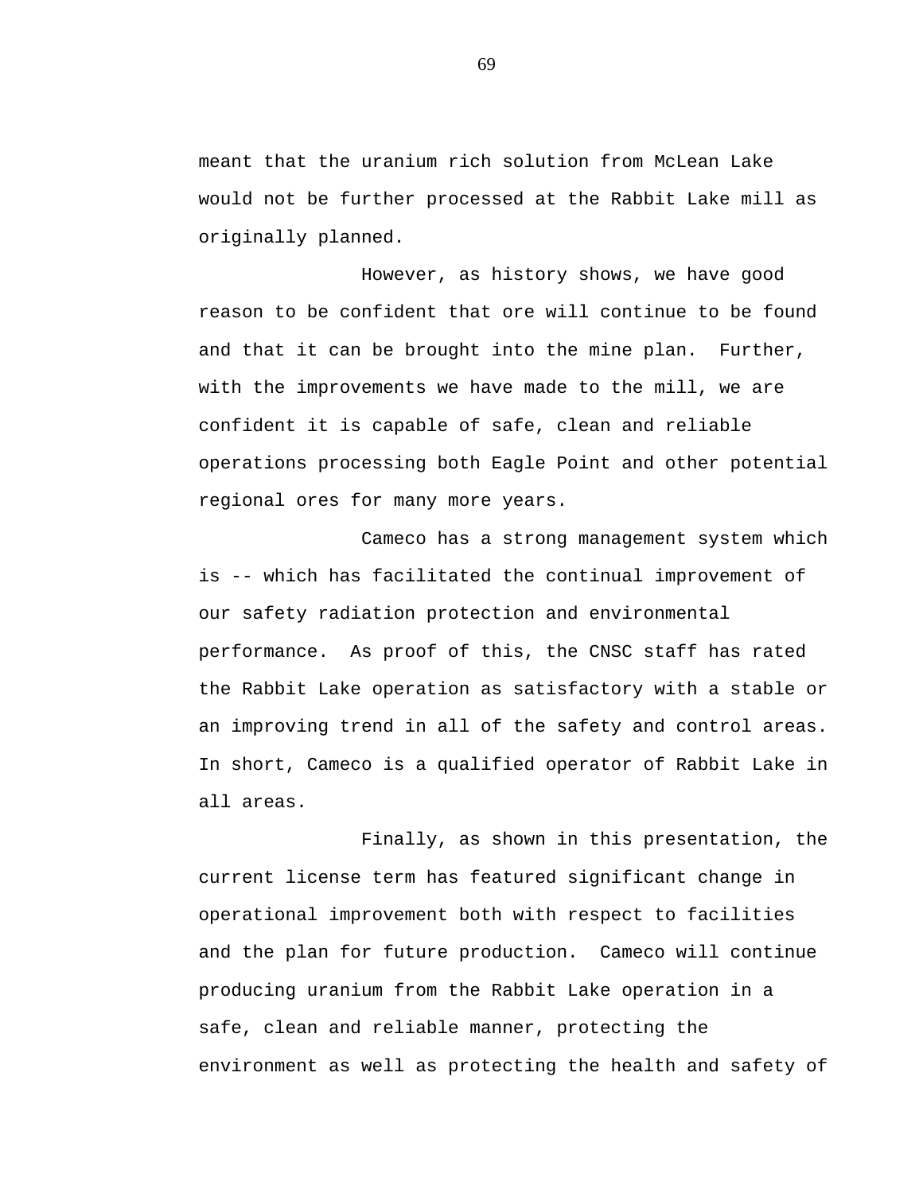meant that the uranium rich solution from McLean Lake would not be further processed at the Rabbit Lake mill as originally planned.

However, as history shows, we have good reason to be confident that ore will continue to be found and that it can be brought into the mine plan.  Further, with the improvements we have made to the mill, we are confident it is capable of safe, clean and reliable operations processing both Eagle Point and other potential regional ores for many more years.

Cameco has a strong management system which is -- which has facilitated the continual improvement of our safety radiation protection and environmental performance.  As proof of this, the CNSC staff has rated the Rabbit Lake operation as satisfactory with a stable or an improving trend in all of the safety and control areas. In short, Cameco is a qualified operator of Rabbit Lake in all areas.

Finally, as shown in this presentation, the current license term has featured significant change in operational improvement both with respect to facilities and the plan for future production.  Cameco will continue producing uranium from the Rabbit Lake operation in a safe, clean and reliable manner, protecting the environment as well as protecting the health and safety of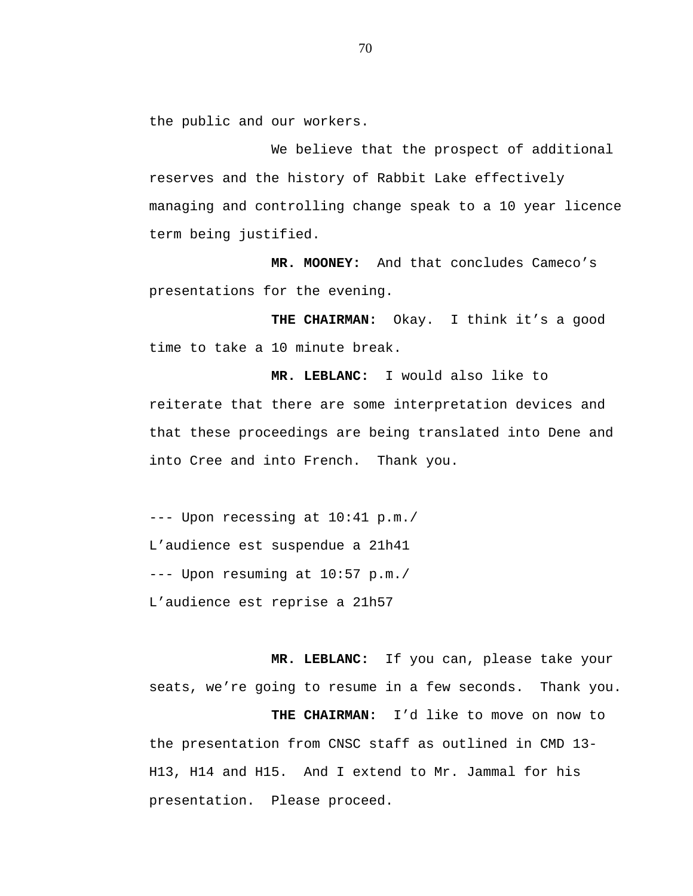the public and our workers.

We believe that the prospect of additional reserves and the history of Rabbit Lake effectively managing and controlling change speak to a 10 year licence term being justified.

**MR. MOONEY:** And that concludes Cameco's presentations for the evening.

**THE CHAIRMAN:** Okay. I think it's a good time to take a 10 minute break.

**MR. LEBLANC:** I would also like to reiterate that there are some interpretation devices and that these proceedings are being translated into Dene and into Cree and into French. Thank you.

--- Upon recessing at 10:41 p.m./
L'audience est suspendue a 21h41
--- Upon resuming at 10:57 p.m./
L'audience est reprise a 21h57

**MR. LEBLANC:** If you can, please take your seats, we're going to resume in a few seconds. Thank you.

**THE CHAIRMAN:** I'd like to move on now to the presentation from CNSC staff as outlined in CMD 13-H13, H14 and H15. And I extend to Mr. Jammal for his presentation. Please proceed.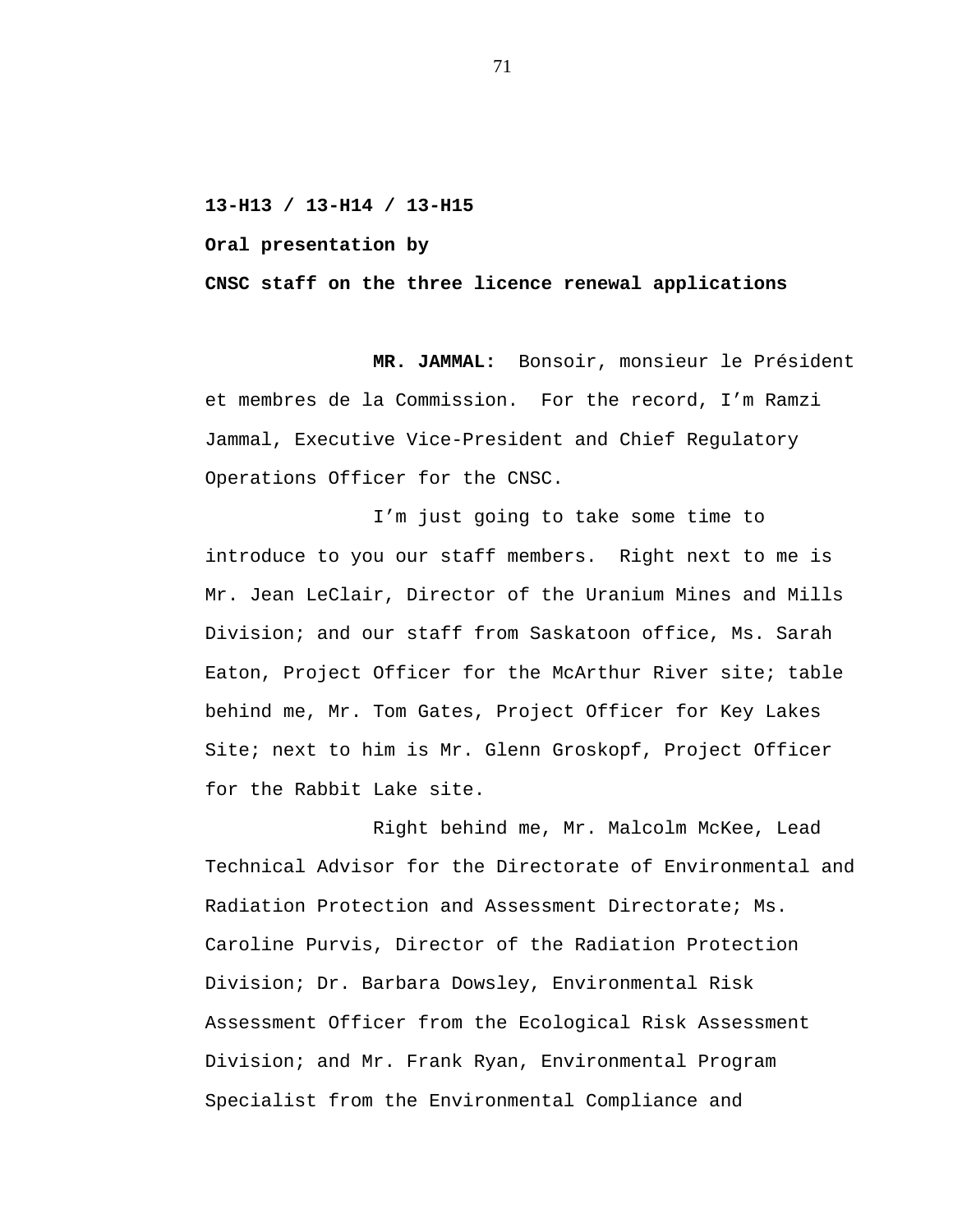**13-H13 / 13-H14 / 13-H15**

**Oral presentation by**

**CNSC staff on the three licence renewal applications**

**MR. JAMMAL:** Bonsoir, monsieur le Président et membres de la Commission. For the record, I'm Ramzi Jammal, Executive Vice-President and Chief Regulatory Operations Officer for the CNSC.

I'm just going to take some time to introduce to you our staff members. Right next to me is Mr. Jean LeClair, Director of the Uranium Mines and Mills Division; and our staff from Saskatoon office, Ms. Sarah Eaton, Project Officer for the McArthur River site; table behind me, Mr. Tom Gates, Project Officer for Key Lakes Site; next to him is Mr. Glenn Groskopf, Project Officer for the Rabbit Lake site.

Right behind me, Mr. Malcolm McKee, Lead Technical Advisor for the Directorate of Environmental and Radiation Protection and Assessment Directorate; Ms. Caroline Purvis, Director of the Radiation Protection Division; Dr. Barbara Dowsley, Environmental Risk Assessment Officer from the Ecological Risk Assessment Division; and Mr. Frank Ryan, Environmental Program Specialist from the Environmental Compliance and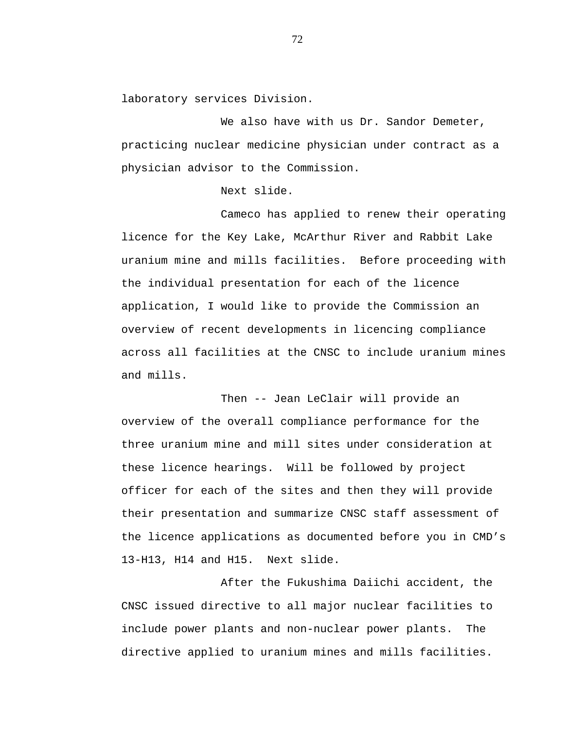laboratory services Division.

We also have with us Dr. Sandor Demeter, practicing nuclear medicine physician under contract as a physician advisor to the Commission.

Next slide.

Cameco has applied to renew their operating licence for the Key Lake, McArthur River and Rabbit Lake uranium mine and mills facilities.  Before proceeding with the individual presentation for each of the licence application, I would like to provide the Commission an overview of recent developments in licencing compliance across all facilities at the CNSC to include uranium mines and mills.

Then -- Jean LeClair will provide an overview of the overall compliance performance for the three uranium mine and mill sites under consideration at these licence hearings.  Will be followed by project officer for each of the sites and then they will provide their presentation and summarize CNSC staff assessment of the licence applications as documented before you in CMD's 13-H13, H14 and H15.  Next slide.

After the Fukushima Daiichi accident, the CNSC issued directive to all major nuclear facilities to include power plants and non-nuclear power plants.  The directive applied to uranium mines and mills facilities.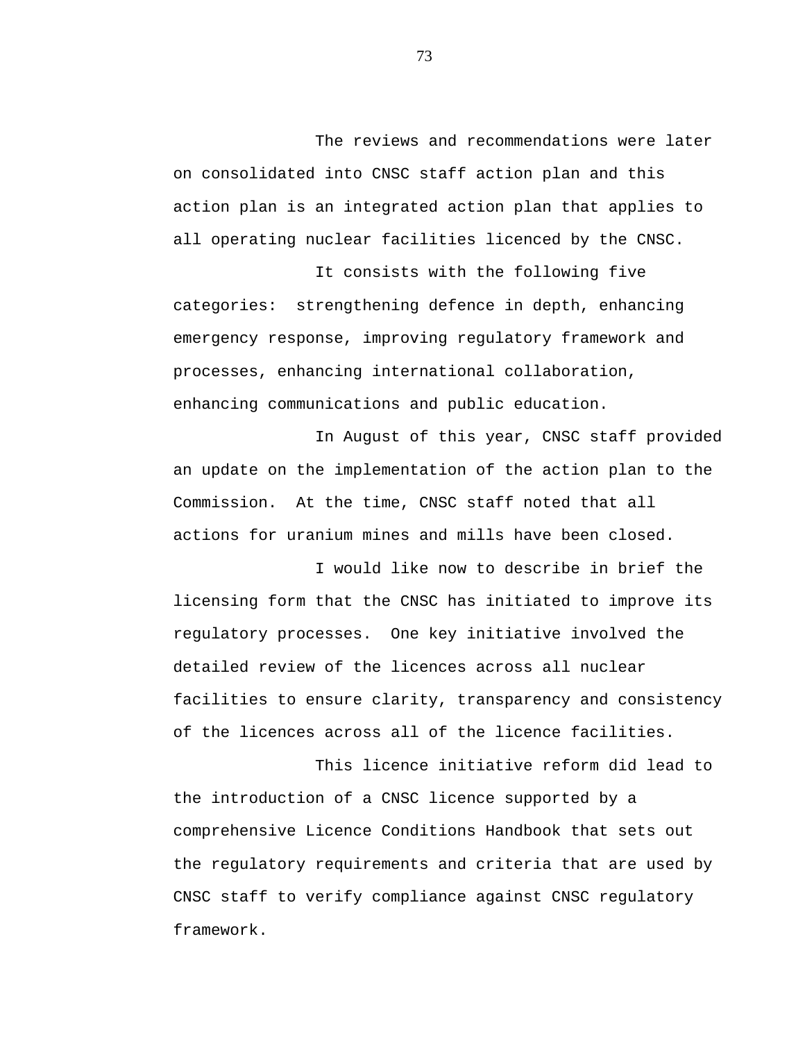The reviews and recommendations were later on consolidated into CNSC staff action plan and this action plan is an integrated action plan that applies to all operating nuclear facilities licenced by the CNSC.

It consists with the following five categories: strengthening defence in depth, enhancing emergency response, improving regulatory framework and processes, enhancing international collaboration, enhancing communications and public education.

In August of this year, CNSC staff provided an update on the implementation of the action plan to the Commission. At the time, CNSC staff noted that all actions for uranium mines and mills have been closed.

I would like now to describe in brief the licensing form that the CNSC has initiated to improve its regulatory processes. One key initiative involved the detailed review of the licences across all nuclear facilities to ensure clarity, transparency and consistency of the licences across all of the licence facilities.

This licence initiative reform did lead to the introduction of a CNSC licence supported by a comprehensive Licence Conditions Handbook that sets out the regulatory requirements and criteria that are used by CNSC staff to verify compliance against CNSC regulatory framework.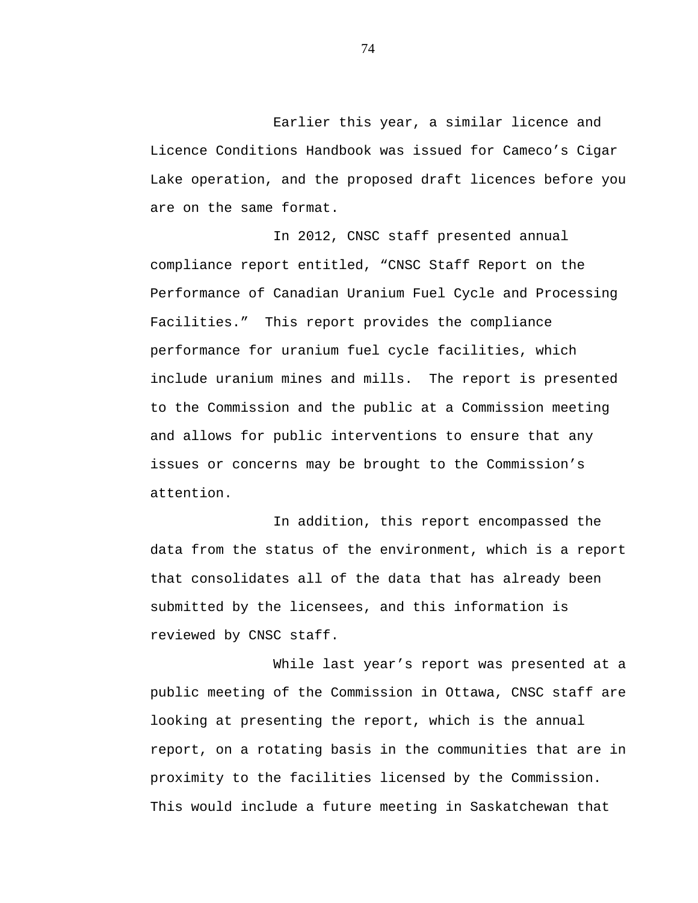Earlier this year, a similar licence and Licence Conditions Handbook was issued for Cameco's Cigar Lake operation, and the proposed draft licences before you are on the same format.

In 2012, CNSC staff presented annual compliance report entitled, "CNSC Staff Report on the Performance of Canadian Uranium Fuel Cycle and Processing Facilities." This report provides the compliance performance for uranium fuel cycle facilities, which include uranium mines and mills. The report is presented to the Commission and the public at a Commission meeting and allows for public interventions to ensure that any issues or concerns may be brought to the Commission's attention.

In addition, this report encompassed the data from the status of the environment, which is a report that consolidates all of the data that has already been submitted by the licensees, and this information is reviewed by CNSC staff.

While last year's report was presented at a public meeting of the Commission in Ottawa, CNSC staff are looking at presenting the report, which is the annual report, on a rotating basis in the communities that are in proximity to the facilities licensed by the Commission. This would include a future meeting in Saskatchewan that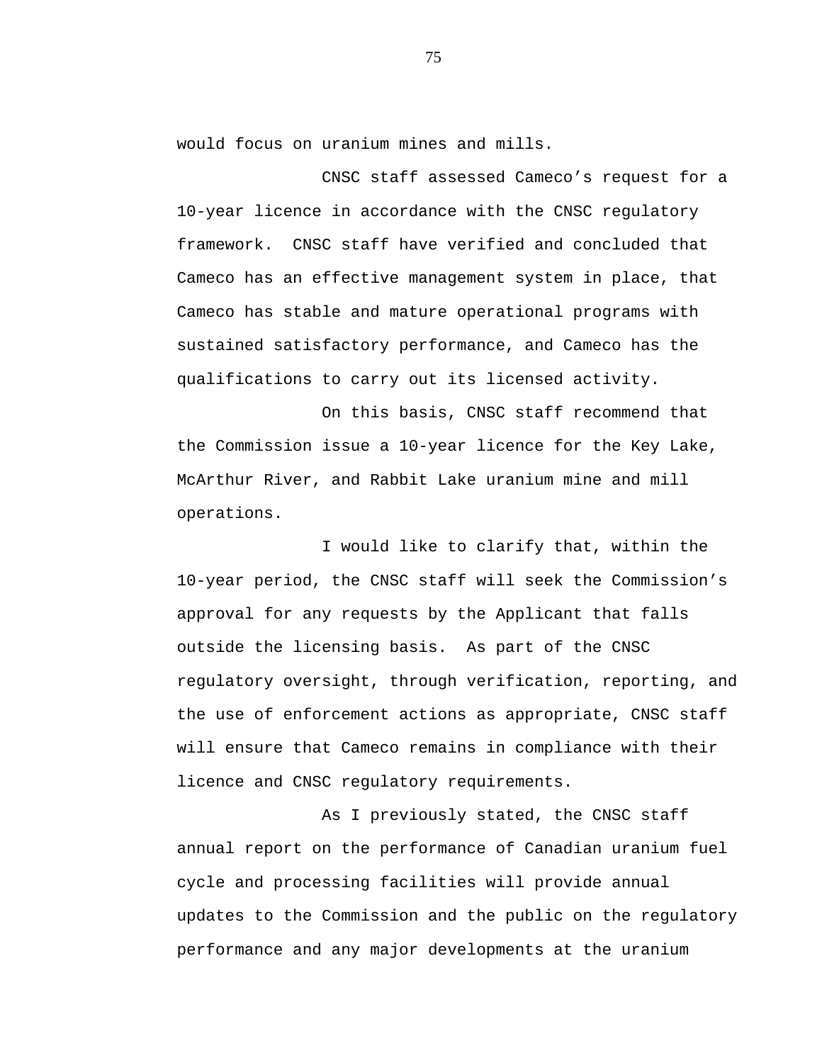would focus on uranium mines and mills.

CNSC staff assessed Cameco's request for a 10-year licence in accordance with the CNSC regulatory framework. CNSC staff have verified and concluded that Cameco has an effective management system in place, that Cameco has stable and mature operational programs with sustained satisfactory performance, and Cameco has the qualifications to carry out its licensed activity.

On this basis, CNSC staff recommend that the Commission issue a 10-year licence for the Key Lake, McArthur River, and Rabbit Lake uranium mine and mill operations.

I would like to clarify that, within the 10-year period, the CNSC staff will seek the Commission's approval for any requests by the Applicant that falls outside the licensing basis. As part of the CNSC regulatory oversight, through verification, reporting, and the use of enforcement actions as appropriate, CNSC staff will ensure that Cameco remains in compliance with their licence and CNSC regulatory requirements.

As I previously stated, the CNSC staff annual report on the performance of Canadian uranium fuel cycle and processing facilities will provide annual updates to the Commission and the public on the regulatory performance and any major developments at the uranium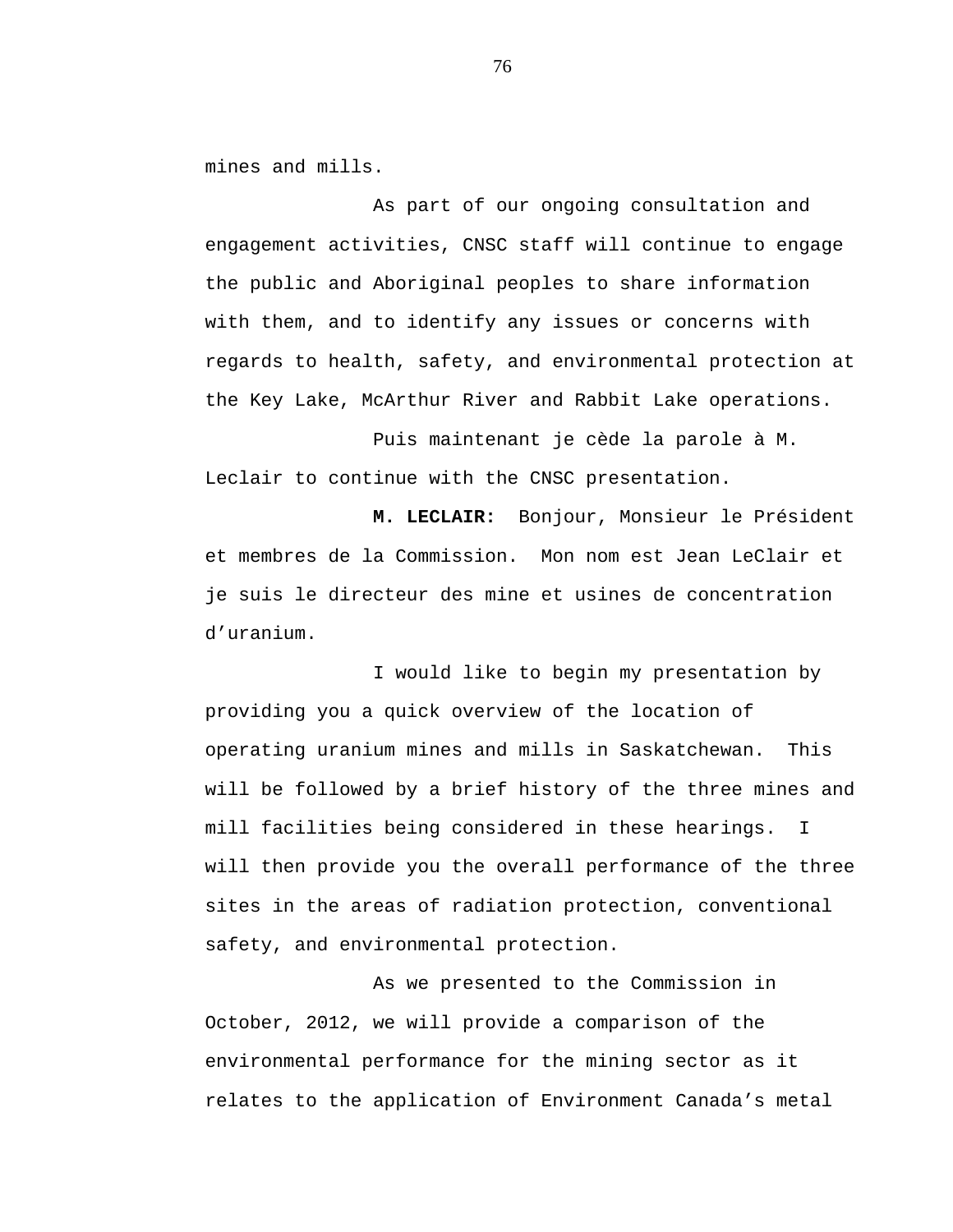mines and mills.

As part of our ongoing consultation and engagement activities, CNSC staff will continue to engage the public and Aboriginal peoples to share information with them, and to identify any issues or concerns with regards to health, safety, and environmental protection at the Key Lake, McArthur River and Rabbit Lake operations.

Puis maintenant je cède la parole à M. Leclair to continue with the CNSC presentation.

**M. LECLAIR:** Bonjour, Monsieur le Président et membres de la Commission. Mon nom est Jean LeClair et je suis le directeur des mine et usines de concentration d'uranium.

I would like to begin my presentation by providing you a quick overview of the location of operating uranium mines and mills in Saskatchewan. This will be followed by a brief history of the three mines and mill facilities being considered in these hearings. I will then provide you the overall performance of the three sites in the areas of radiation protection, conventional safety, and environmental protection.

As we presented to the Commission in October, 2012, we will provide a comparison of the environmental performance for the mining sector as it relates to the application of Environment Canada's metal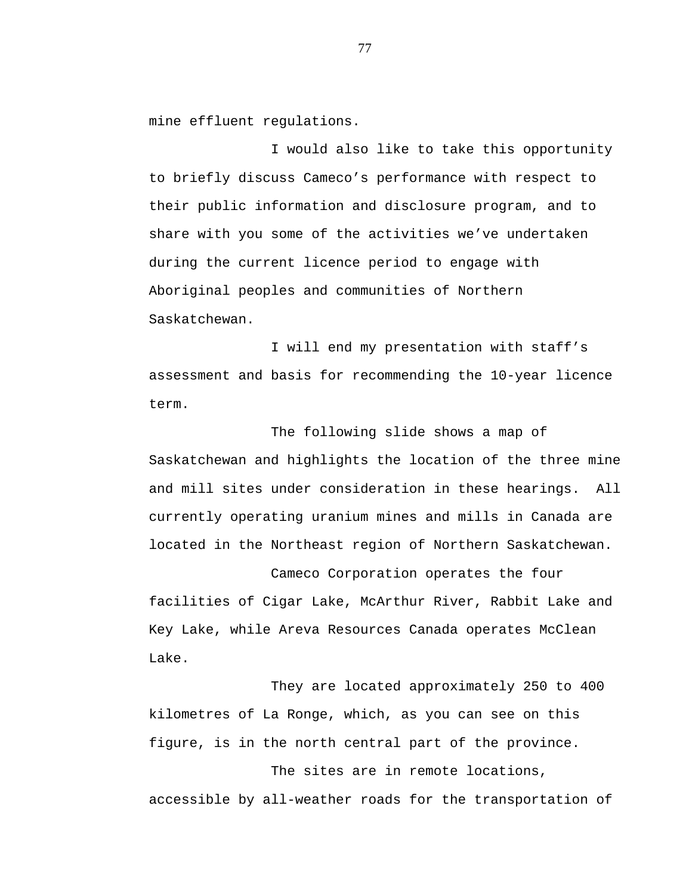mine effluent regulations.

I would also like to take this opportunity to briefly discuss Cameco's performance with respect to their public information and disclosure program, and to share with you some of the activities we've undertaken during the current licence period to engage with Aboriginal peoples and communities of Northern Saskatchewan.

I will end my presentation with staff's assessment and basis for recommending the 10-year licence term.

The following slide shows a map of Saskatchewan and highlights the location of the three mine and mill sites under consideration in these hearings. All currently operating uranium mines and mills in Canada are located in the Northeast region of Northern Saskatchewan.

Cameco Corporation operates the four facilities of Cigar Lake, McArthur River, Rabbit Lake and Key Lake, while Areva Resources Canada operates McClean Lake.

They are located approximately 250 to 400 kilometres of La Ronge, which, as you can see on this figure, is in the north central part of the province.

The sites are in remote locations, accessible by all-weather roads for the transportation of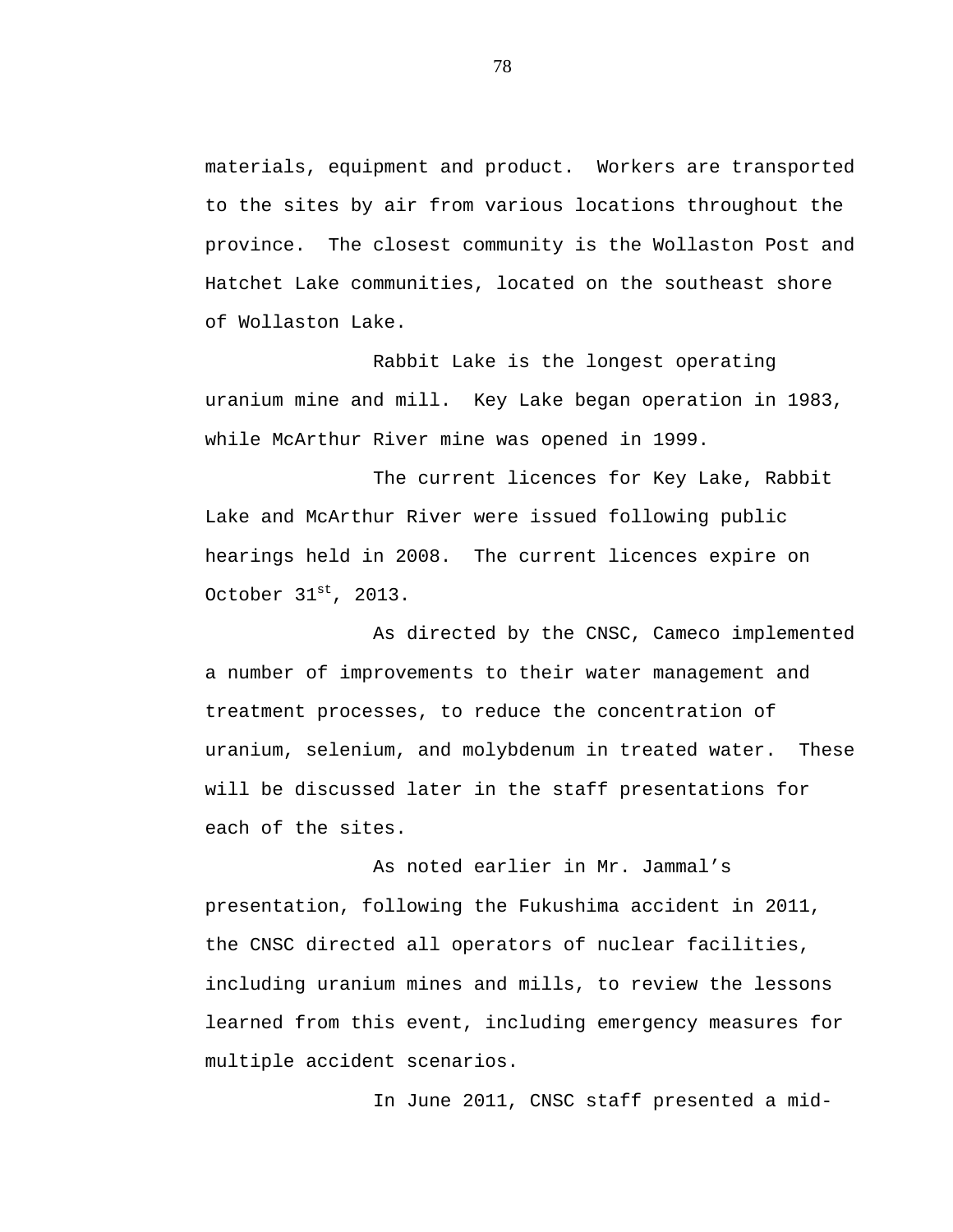materials, equipment and product. Workers are transported to the sites by air from various locations throughout the province. The closest community is the Wollaston Post and Hatchet Lake communities, located on the southeast shore of Wollaston Lake.

Rabbit Lake is the longest operating uranium mine and mill. Key Lake began operation in 1983, while McArthur River mine was opened in 1999.

The current licences for Key Lake, Rabbit Lake and McArthur River were issued following public hearings held in 2008. The current licences expire on October 31st, 2013.

As directed by the CNSC, Cameco implemented a number of improvements to their water management and treatment processes, to reduce the concentration of uranium, selenium, and molybdenum in treated water. These will be discussed later in the staff presentations for each of the sites.

As noted earlier in Mr. Jammal's presentation, following the Fukushima accident in 2011, the CNSC directed all operators of nuclear facilities, including uranium mines and mills, to review the lessons learned from this event, including emergency measures for multiple accident scenarios.

In June 2011, CNSC staff presented a mid-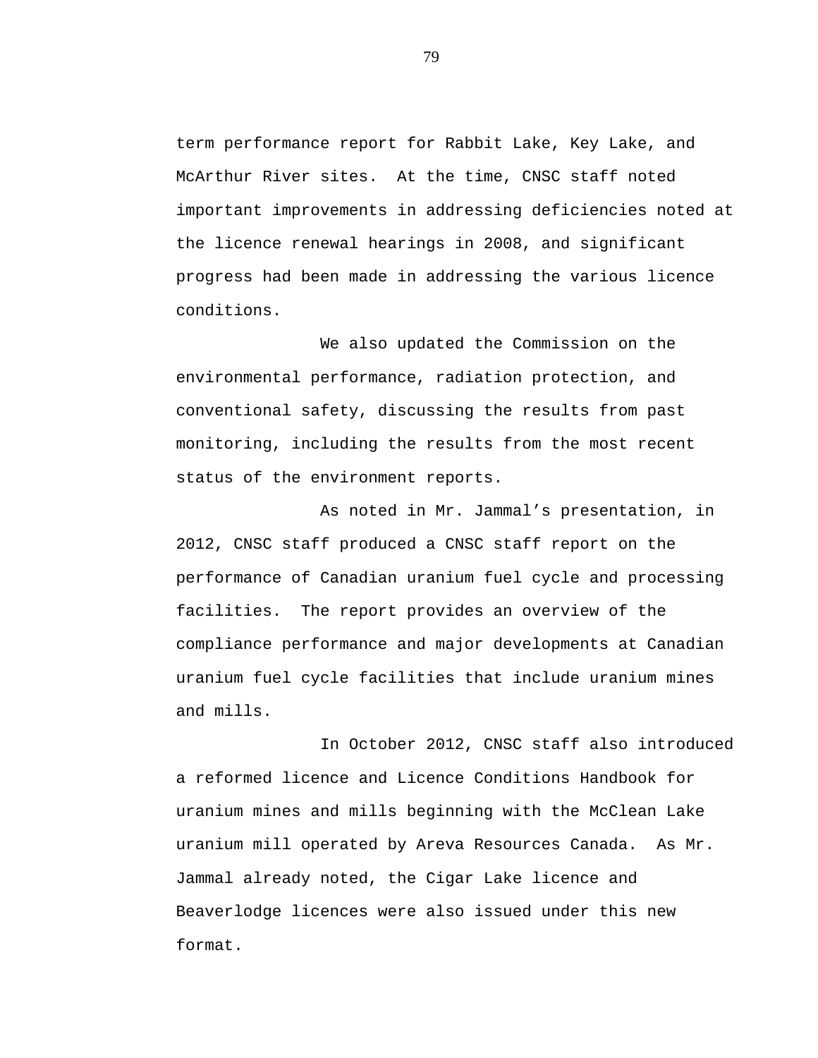term performance report for Rabbit Lake, Key Lake, and McArthur River sites. At the time, CNSC staff noted important improvements in addressing deficiencies noted at the licence renewal hearings in 2008, and significant progress had been made in addressing the various licence conditions.

We also updated the Commission on the environmental performance, radiation protection, and conventional safety, discussing the results from past monitoring, including the results from the most recent status of the environment reports.

As noted in Mr. Jammal's presentation, in 2012, CNSC staff produced a CNSC staff report on the performance of Canadian uranium fuel cycle and processing facilities. The report provides an overview of the compliance performance and major developments at Canadian uranium fuel cycle facilities that include uranium mines and mills.

In October 2012, CNSC staff also introduced a reformed licence and Licence Conditions Handbook for uranium mines and mills beginning with the McClean Lake uranium mill operated by Areva Resources Canada. As Mr. Jammal already noted, the Cigar Lake licence and Beaverlodge licences were also issued under this new format.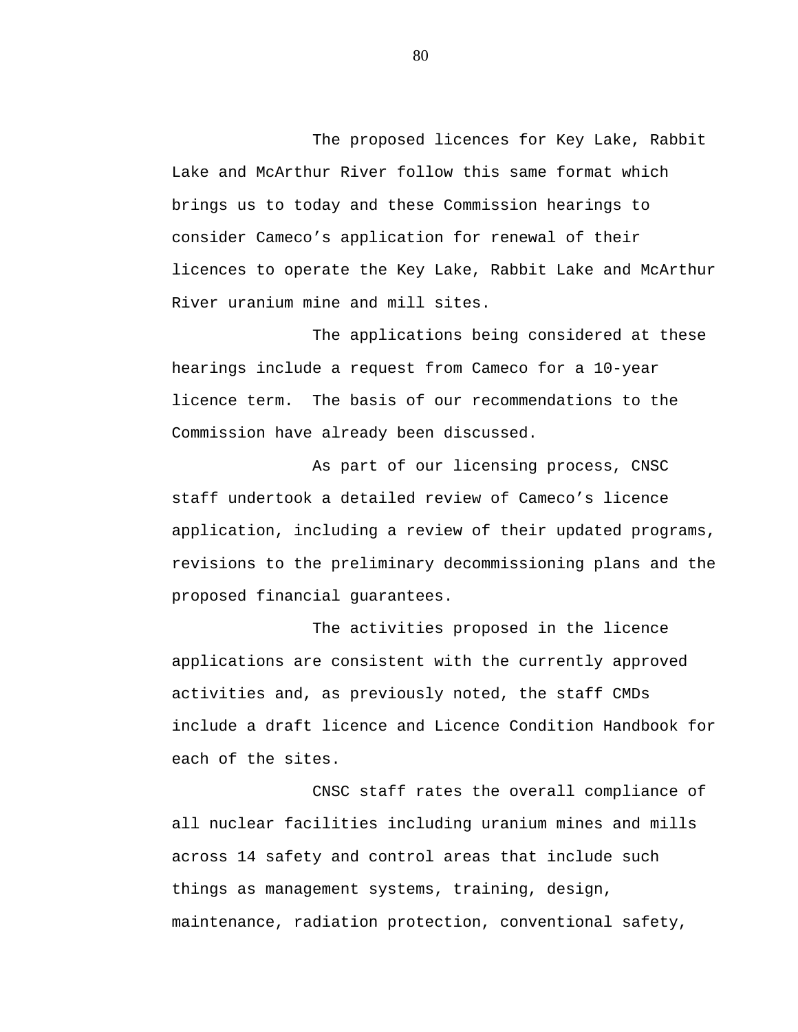The proposed licences for Key Lake, Rabbit Lake and McArthur River follow this same format which brings us to today and these Commission hearings to consider Cameco's application for renewal of their licences to operate the Key Lake, Rabbit Lake and McArthur River uranium mine and mill sites.

The applications being considered at these hearings include a request from Cameco for a 10-year licence term.  The basis of our recommendations to the Commission have already been discussed.

As part of our licensing process, CNSC staff undertook a detailed review of Cameco's licence application, including a review of their updated programs, revisions to the preliminary decommissioning plans and the proposed financial guarantees.

The activities proposed in the licence applications are consistent with the currently approved activities and, as previously noted, the staff CMDs include a draft licence and Licence Condition Handbook for each of the sites.

CNSC staff rates the overall compliance of all nuclear facilities including uranium mines and mills across 14 safety and control areas that include such things as management systems, training, design, maintenance, radiation protection, conventional safety,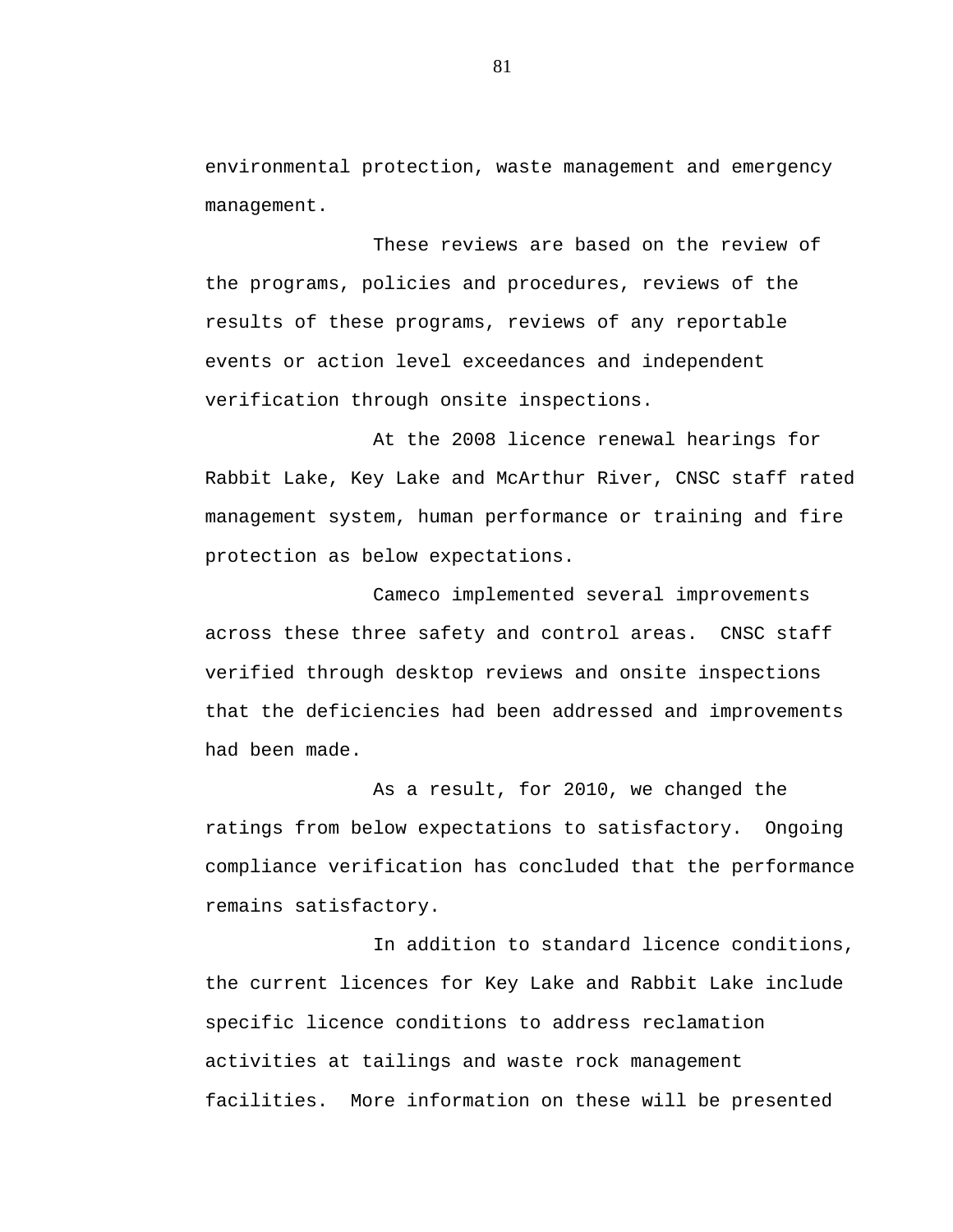environmental protection, waste management and emergency management.

These reviews are based on the review of the programs, policies and procedures, reviews of the results of these programs, reviews of any reportable events or action level exceedances and independent verification through onsite inspections.

At the 2008 licence renewal hearings for Rabbit Lake, Key Lake and McArthur River, CNSC staff rated management system, human performance or training and fire protection as below expectations.

Cameco implemented several improvements across these three safety and control areas. CNSC staff verified through desktop reviews and onsite inspections that the deficiencies had been addressed and improvements had been made.

As a result, for 2010, we changed the ratings from below expectations to satisfactory. Ongoing compliance verification has concluded that the performance remains satisfactory.

In addition to standard licence conditions, the current licences for Key Lake and Rabbit Lake include specific licence conditions to address reclamation activities at tailings and waste rock management facilities. More information on these will be presented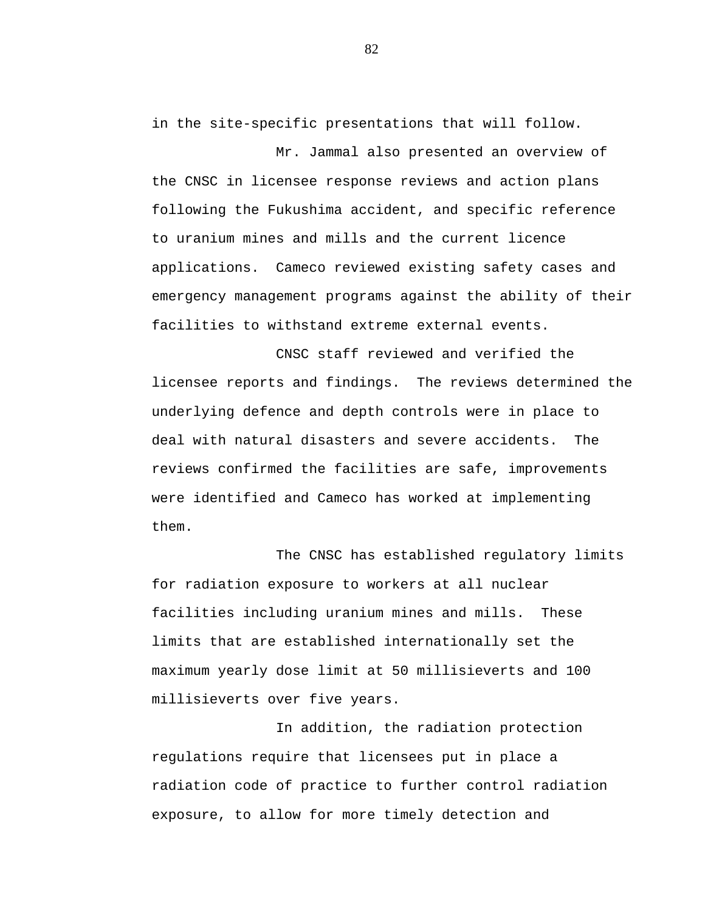in the site-specific presentations that will follow.

Mr. Jammal also presented an overview of the CNSC in licensee response reviews and action plans following the Fukushima accident, and specific reference to uranium mines and mills and the current licence applications. Cameco reviewed existing safety cases and emergency management programs against the ability of their facilities to withstand extreme external events.

CNSC staff reviewed and verified the licensee reports and findings. The reviews determined the underlying defence and depth controls were in place to deal with natural disasters and severe accidents. The reviews confirmed the facilities are safe, improvements were identified and Cameco has worked at implementing them.

The CNSC has established regulatory limits for radiation exposure to workers at all nuclear facilities including uranium mines and mills. These limits that are established internationally set the maximum yearly dose limit at 50 millisieverts and 100 millisieverts over five years.

In addition, the radiation protection regulations require that licensees put in place a radiation code of practice to further control radiation exposure, to allow for more timely detection and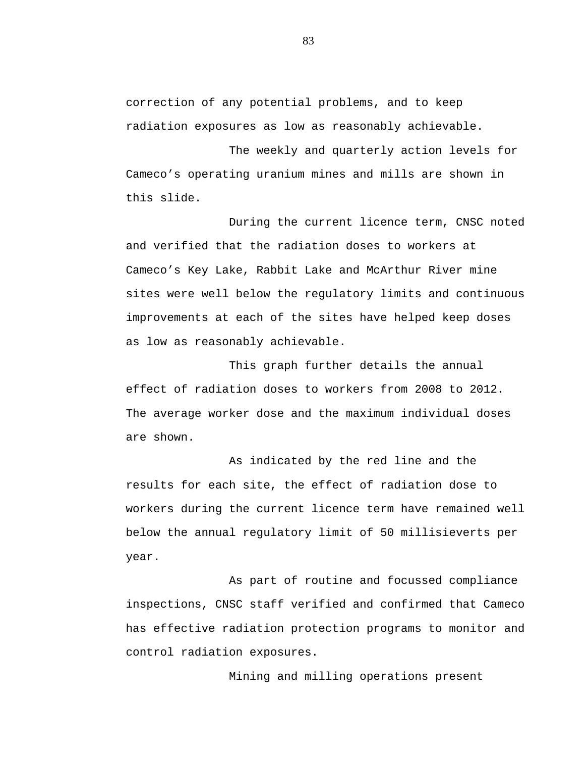correction of any potential problems, and to keep radiation exposures as low as reasonably achievable.

The weekly and quarterly action levels for Cameco's operating uranium mines and mills are shown in this slide.

During the current licence term, CNSC noted and verified that the radiation doses to workers at Cameco's Key Lake, Rabbit Lake and McArthur River mine sites were well below the regulatory limits and continuous improvements at each of the sites have helped keep doses as low as reasonably achievable.

This graph further details the annual effect of radiation doses to workers from 2008 to 2012. The average worker dose and the maximum individual doses are shown.

As indicated by the red line and the results for each site, the effect of radiation dose to workers during the current licence term have remained well below the annual regulatory limit of 50 millisieverts per year.

As part of routine and focussed compliance inspections, CNSC staff verified and confirmed that Cameco has effective radiation protection programs to monitor and control radiation exposures.

Mining and milling operations present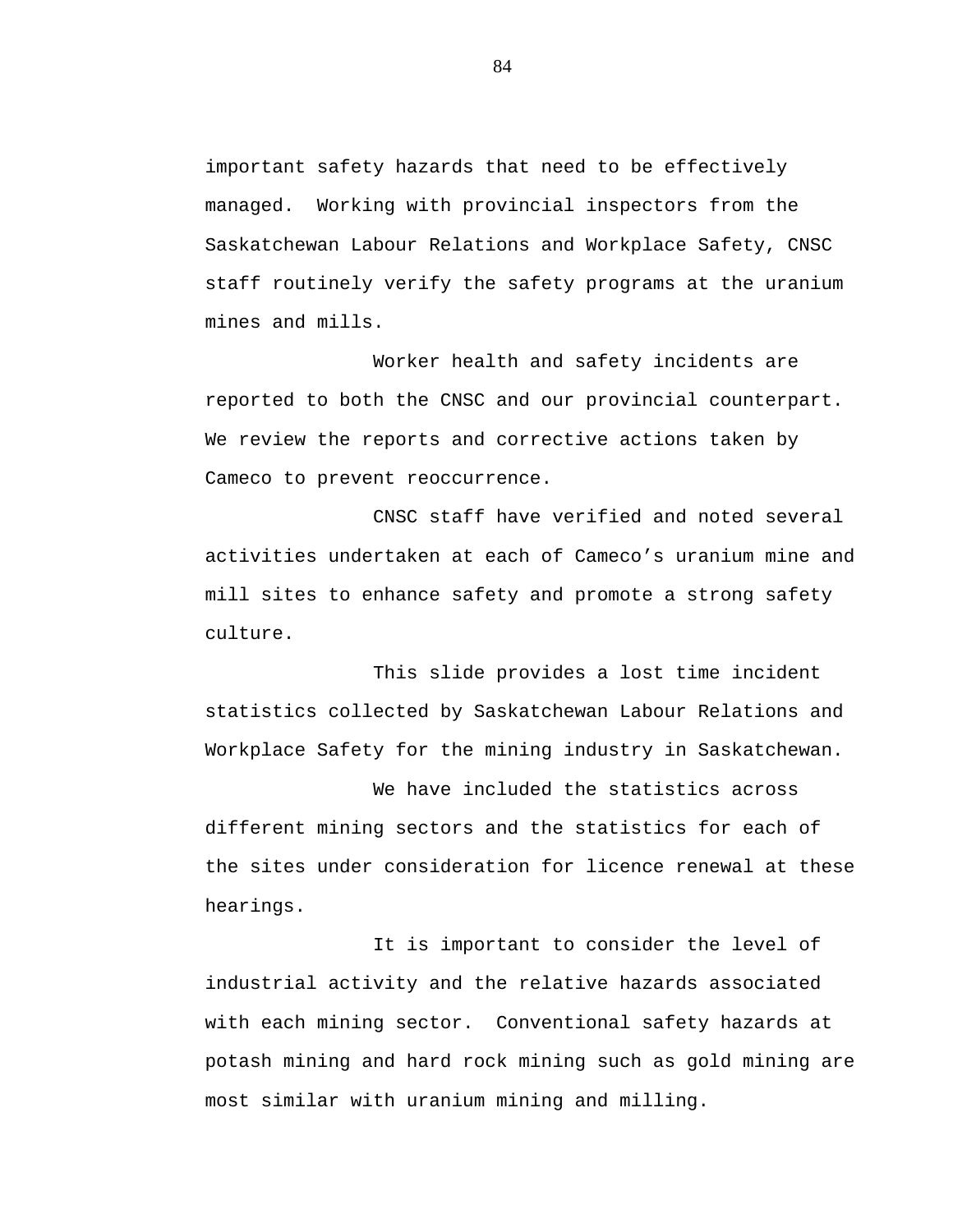important safety hazards that need to be effectively managed. Working with provincial inspectors from the Saskatchewan Labour Relations and Workplace Safety, CNSC staff routinely verify the safety programs at the uranium mines and mills.

Worker health and safety incidents are reported to both the CNSC and our provincial counterpart. We review the reports and corrective actions taken by Cameco to prevent reoccurrence.

CNSC staff have verified and noted several activities undertaken at each of Cameco's uranium mine and mill sites to enhance safety and promote a strong safety culture.

This slide provides a lost time incident statistics collected by Saskatchewan Labour Relations and Workplace Safety for the mining industry in Saskatchewan.

We have included the statistics across different mining sectors and the statistics for each of the sites under consideration for licence renewal at these hearings.

It is important to consider the level of industrial activity and the relative hazards associated with each mining sector. Conventional safety hazards at potash mining and hard rock mining such as gold mining are most similar with uranium mining and milling.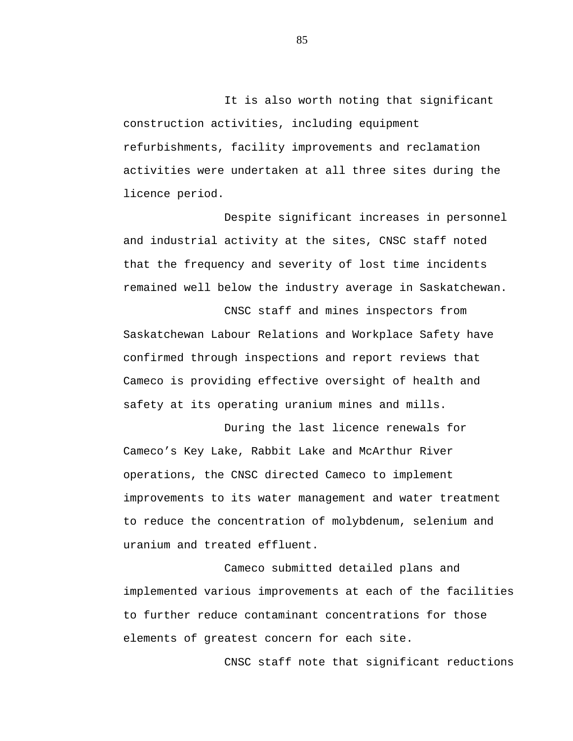It is also worth noting that significant construction activities, including equipment refurbishments, facility improvements and reclamation activities were undertaken at all three sites during the licence period.

Despite significant increases in personnel and industrial activity at the sites, CNSC staff noted that the frequency and severity of lost time incidents remained well below the industry average in Saskatchewan.

CNSC staff and mines inspectors from Saskatchewan Labour Relations and Workplace Safety have confirmed through inspections and report reviews that Cameco is providing effective oversight of health and safety at its operating uranium mines and mills.

During the last licence renewals for Cameco’s Key Lake, Rabbit Lake and McArthur River operations, the CNSC directed Cameco to implement improvements to its water management and water treatment to reduce the concentration of molybdenum, selenium and uranium and treated effluent.

Cameco submitted detailed plans and implemented various improvements at each of the facilities to further reduce contaminant concentrations for those elements of greatest concern for each site.

CNSC staff note that significant reductions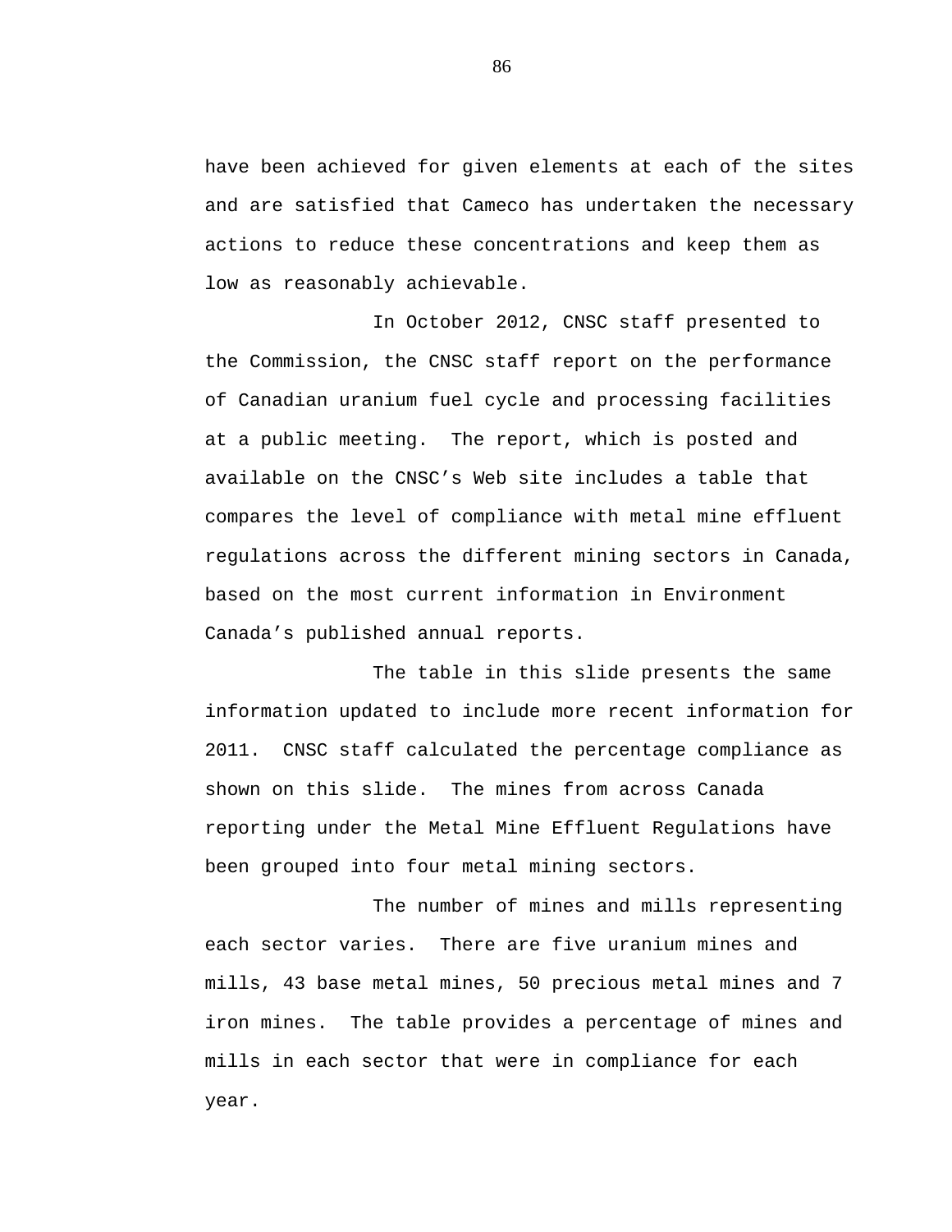have been achieved for given elements at each of the sites and are satisfied that Cameco has undertaken the necessary actions to reduce these concentrations and keep them as low as reasonably achievable.

In October 2012, CNSC staff presented to the Commission, the CNSC staff report on the performance of Canadian uranium fuel cycle and processing facilities at a public meeting. The report, which is posted and available on the CNSC's Web site includes a table that compares the level of compliance with metal mine effluent regulations across the different mining sectors in Canada, based on the most current information in Environment Canada's published annual reports.

The table in this slide presents the same information updated to include more recent information for 2011. CNSC staff calculated the percentage compliance as shown on this slide. The mines from across Canada reporting under the Metal Mine Effluent Regulations have been grouped into four metal mining sectors.

The number of mines and mills representing each sector varies. There are five uranium mines and mills, 43 base metal mines, 50 precious metal mines and 7 iron mines. The table provides a percentage of mines and mills in each sector that were in compliance for each year.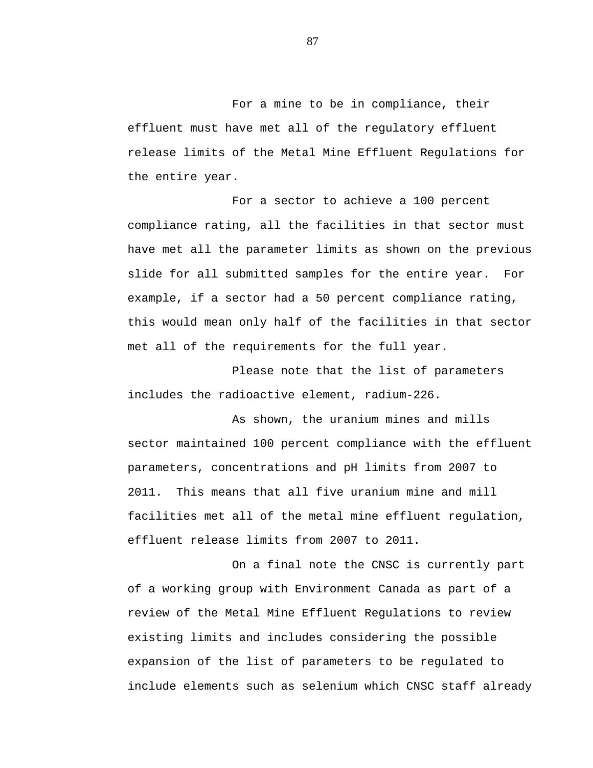For a mine to be in compliance, their effluent must have met all of the regulatory effluent release limits of the Metal Mine Effluent Regulations for the entire year.

For a sector to achieve a 100 percent compliance rating, all the facilities in that sector must have met all the parameter limits as shown on the previous slide for all submitted samples for the entire year. For example, if a sector had a 50 percent compliance rating, this would mean only half of the facilities in that sector met all of the requirements for the full year.

Please note that the list of parameters includes the radioactive element, radium-226.

As shown, the uranium mines and mills sector maintained 100 percent compliance with the effluent parameters, concentrations and pH limits from 2007 to 2011. This means that all five uranium mine and mill facilities met all of the metal mine effluent regulation, effluent release limits from 2007 to 2011.

On a final note the CNSC is currently part of a working group with Environment Canada as part of a review of the Metal Mine Effluent Regulations to review existing limits and includes considering the possible expansion of the list of parameters to be regulated to include elements such as selenium which CNSC staff already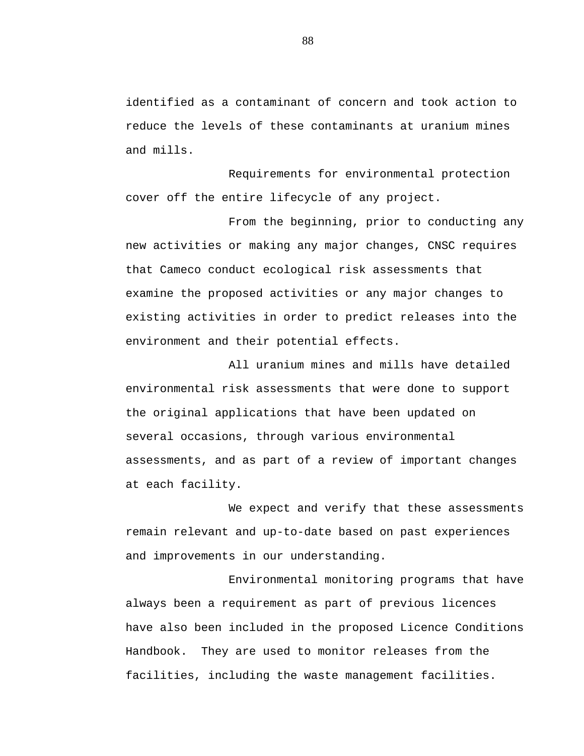identified as a contaminant of concern and took action to reduce the levels of these contaminants at uranium mines and mills.

Requirements for environmental protection cover off the entire lifecycle of any project.

From the beginning, prior to conducting any new activities or making any major changes, CNSC requires that Cameco conduct ecological risk assessments that examine the proposed activities or any major changes to existing activities in order to predict releases into the environment and their potential effects.

All uranium mines and mills have detailed environmental risk assessments that were done to support the original applications that have been updated on several occasions, through various environmental assessments, and as part of a review of important changes at each facility.

We expect and verify that these assessments remain relevant and up-to-date based on past experiences and improvements in our understanding.

Environmental monitoring programs that have always been a requirement as part of previous licences have also been included in the proposed Licence Conditions Handbook. They are used to monitor releases from the facilities, including the waste management facilities.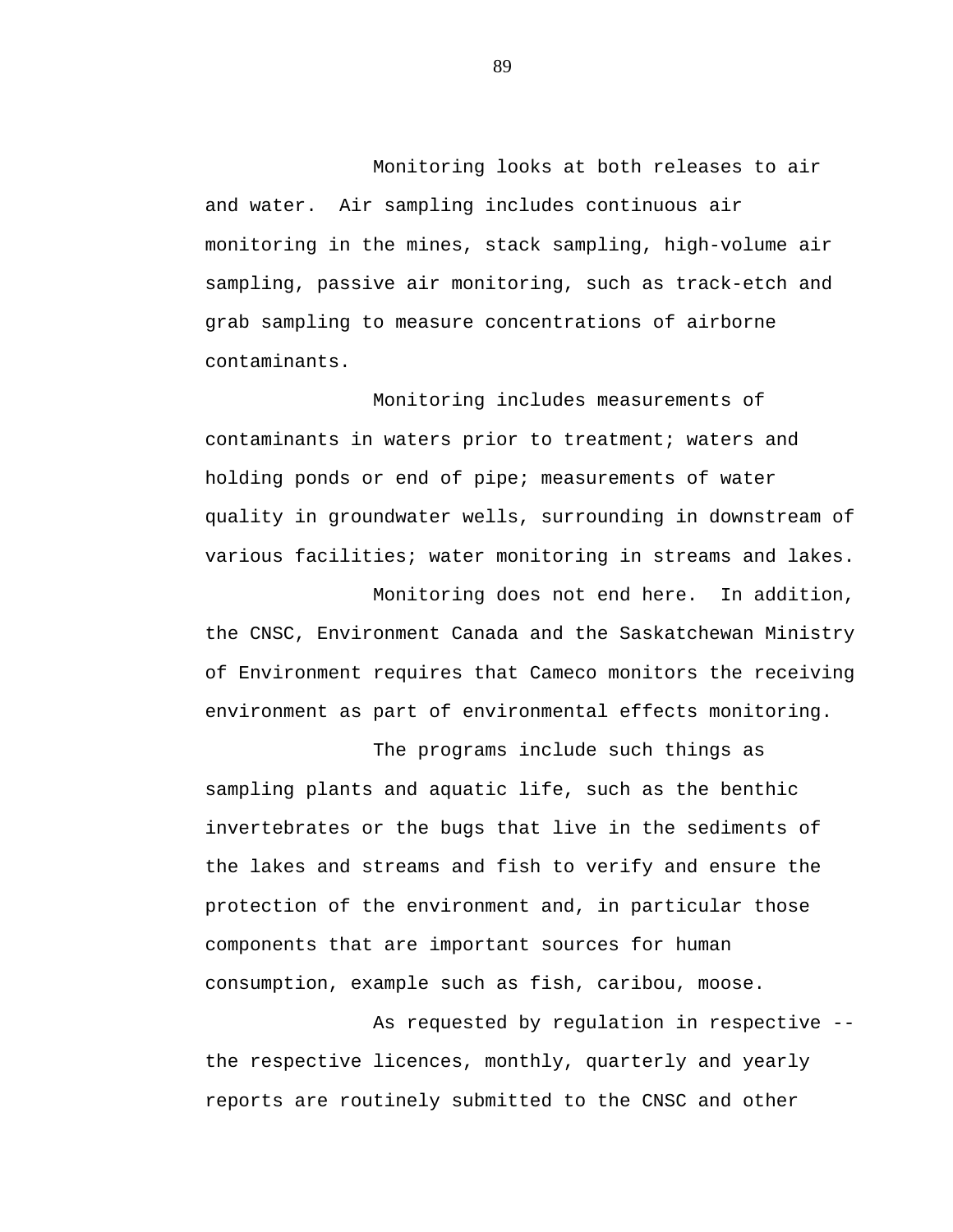Monitoring looks at both releases to air and water. Air sampling includes continuous air monitoring in the mines, stack sampling, high-volume air sampling, passive air monitoring, such as track-etch and grab sampling to measure concentrations of airborne contaminants.

Monitoring includes measurements of contaminants in waters prior to treatment; waters and holding ponds or end of pipe; measurements of water quality in groundwater wells, surrounding in downstream of various facilities; water monitoring in streams and lakes.

Monitoring does not end here. In addition, the CNSC, Environment Canada and the Saskatchewan Ministry of Environment requires that Cameco monitors the receiving environment as part of environmental effects monitoring.

The programs include such things as sampling plants and aquatic life, such as the benthic invertebrates or the bugs that live in the sediments of the lakes and streams and fish to verify and ensure the protection of the environment and, in particular those components that are important sources for human consumption, example such as fish, caribou, moose.

As requested by regulation in respective -- the respective licences, monthly, quarterly and yearly reports are routinely submitted to the CNSC and other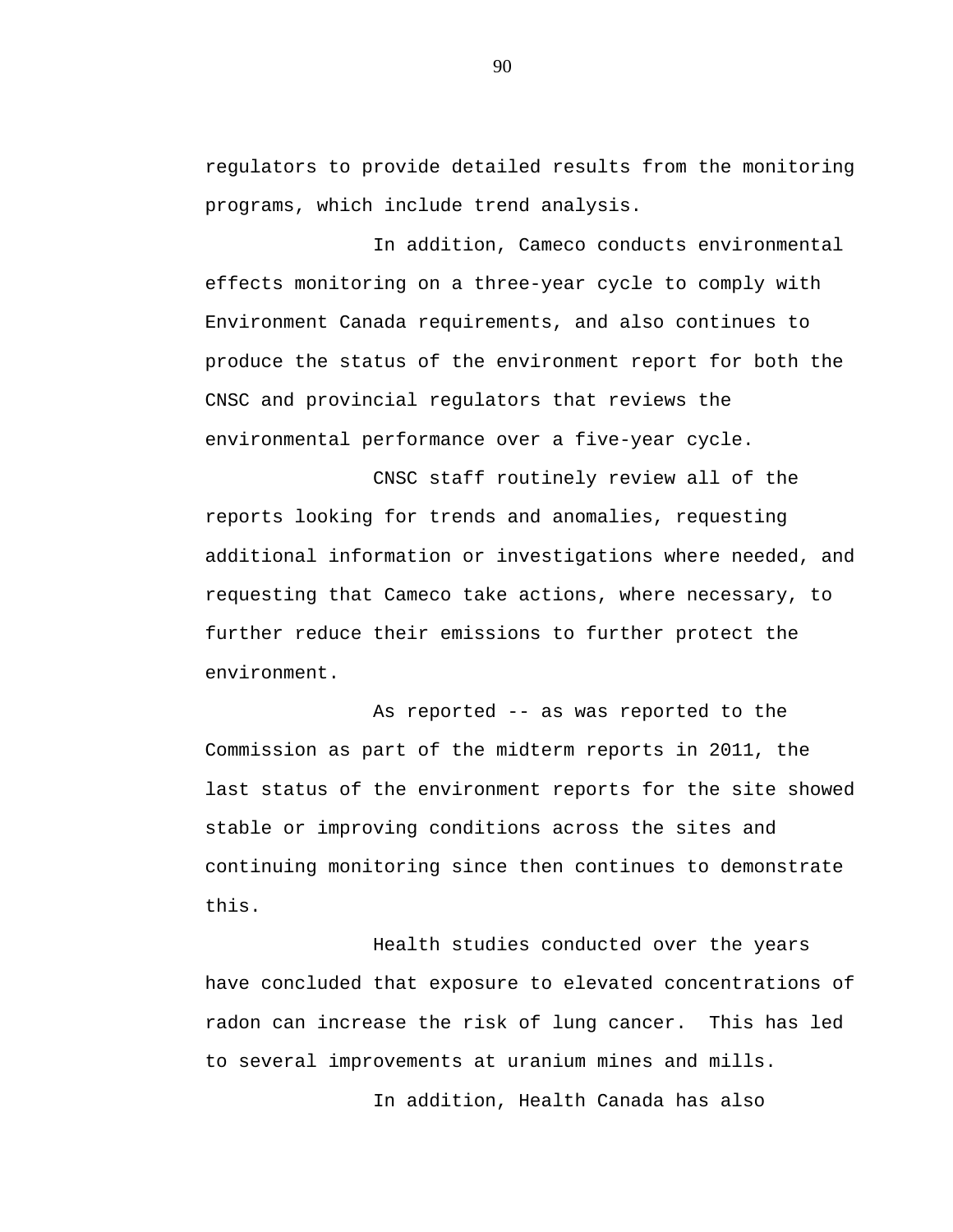regulators to provide detailed results from the monitoring programs, which include trend analysis.

In addition, Cameco conducts environmental effects monitoring on a three-year cycle to comply with Environment Canada requirements, and also continues to produce the status of the environment report for both the CNSC and provincial regulators that reviews the environmental performance over a five-year cycle.

CNSC staff routinely review all of the reports looking for trends and anomalies, requesting additional information or investigations where needed, and requesting that Cameco take actions, where necessary, to further reduce their emissions to further protect the environment.

As reported -- as was reported to the Commission as part of the midterm reports in 2011, the last status of the environment reports for the site showed stable or improving conditions across the sites and continuing monitoring since then continues to demonstrate this.

Health studies conducted over the years have concluded that exposure to elevated concentrations of radon can increase the risk of lung cancer. This has led to several improvements at uranium mines and mills.

In addition, Health Canada has also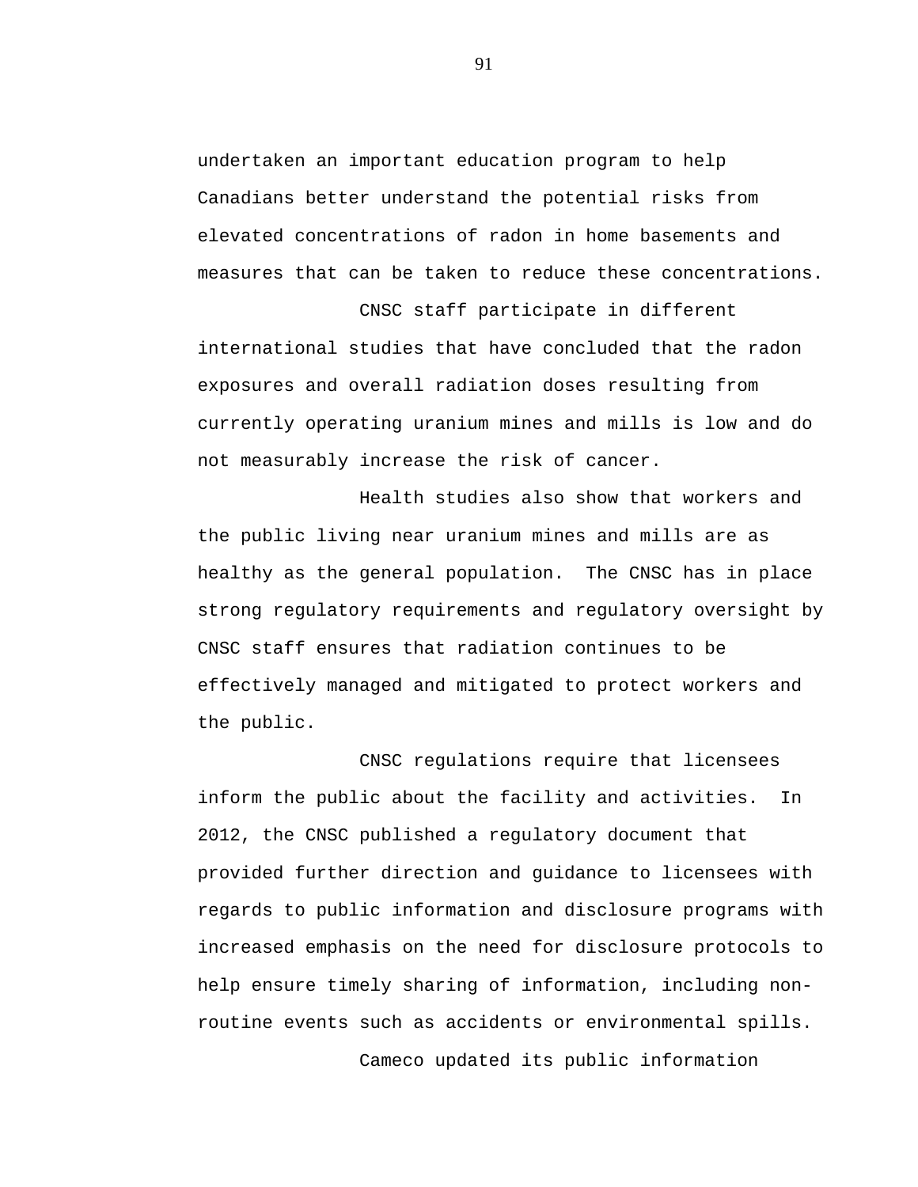undertaken an important education program to help Canadians better understand the potential risks from elevated concentrations of radon in home basements and measures that can be taken to reduce these concentrations.

CNSC staff participate in different international studies that have concluded that the radon exposures and overall radiation doses resulting from currently operating uranium mines and mills is low and do not measurably increase the risk of cancer.

Health studies also show that workers and the public living near uranium mines and mills are as healthy as the general population. The CNSC has in place strong regulatory requirements and regulatory oversight by CNSC staff ensures that radiation continues to be effectively managed and mitigated to protect workers and the public.

CNSC regulations require that licensees inform the public about the facility and activities. In 2012, the CNSC published a regulatory document that provided further direction and guidance to licensees with regards to public information and disclosure programs with increased emphasis on the need for disclosure protocols to help ensure timely sharing of information, including non-routine events such as accidents or environmental spills.

Cameco updated its public information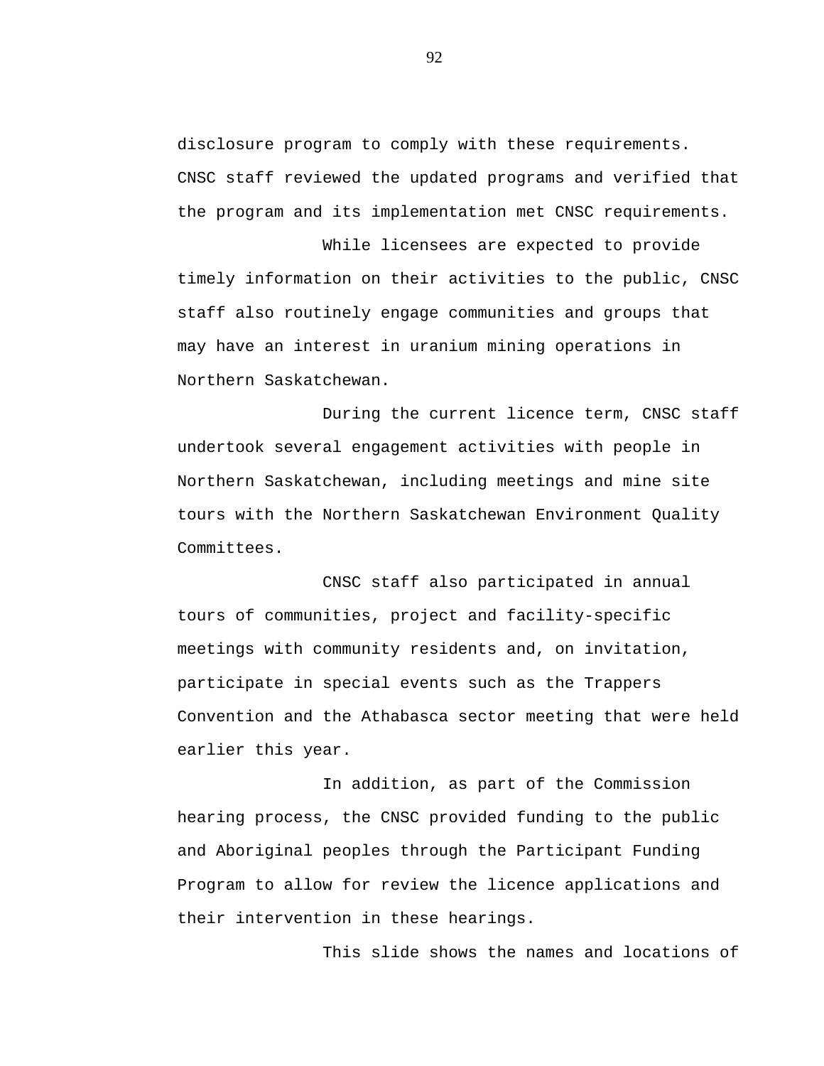disclosure program to comply with these requirements. CNSC staff reviewed the updated programs and verified that the program and its implementation met CNSC requirements.

While licensees are expected to provide timely information on their activities to the public, CNSC staff also routinely engage communities and groups that may have an interest in uranium mining operations in Northern Saskatchewan.

During the current licence term, CNSC staff undertook several engagement activities with people in Northern Saskatchewan, including meetings and mine site tours with the Northern Saskatchewan Environment Quality Committees.

CNSC staff also participated in annual tours of communities, project and facility-specific meetings with community residents and, on invitation, participate in special events such as the Trappers Convention and the Athabasca sector meeting that were held earlier this year.

In addition, as part of the Commission hearing process, the CNSC provided funding to the public and Aboriginal peoples through the Participant Funding Program to allow for review the licence applications and their intervention in these hearings.

This slide shows the names and locations of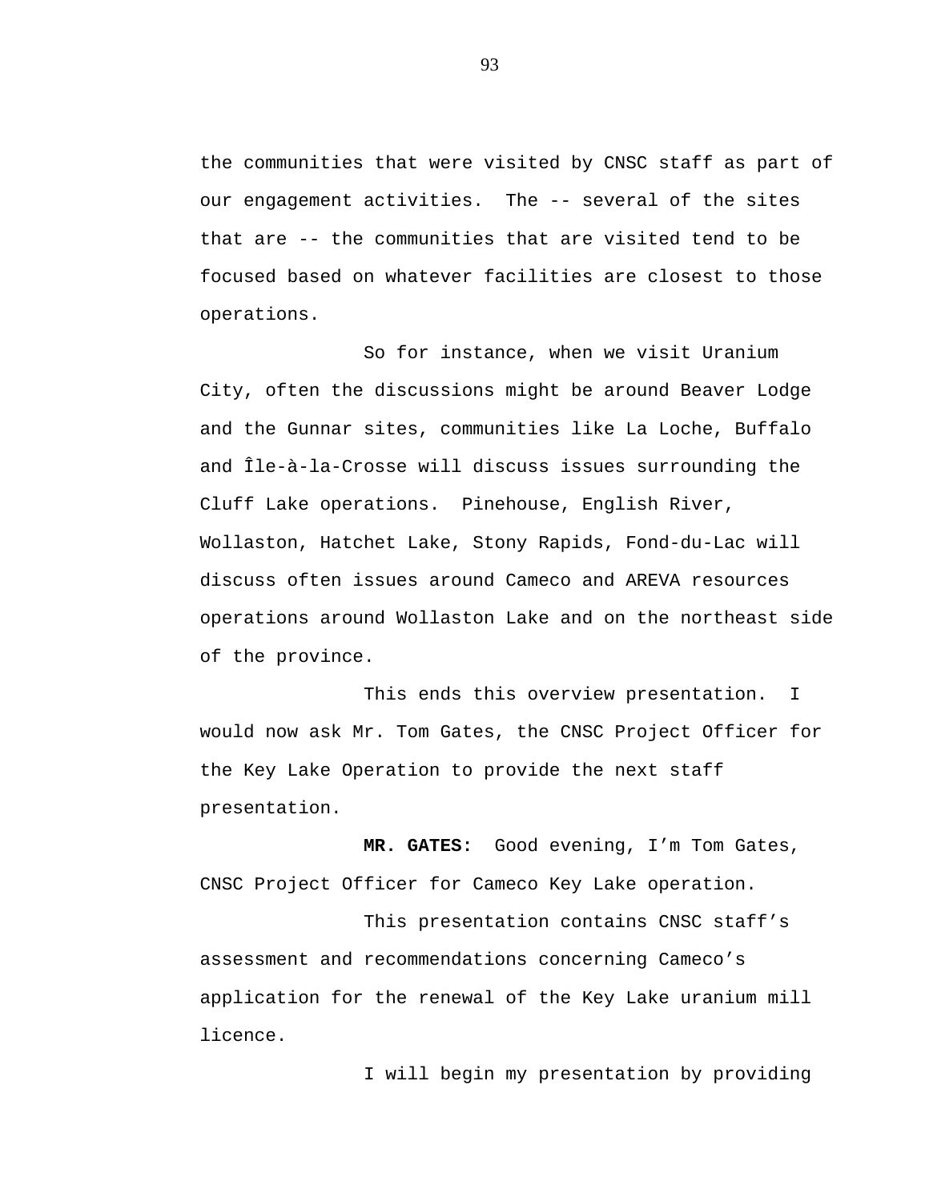the communities that were visited by CNSC staff as part of our engagement activities. The -- several of the sites that are -- the communities that are visited tend to be focused based on whatever facilities are closest to those operations.

So for instance, when we visit Uranium City, often the discussions might be around Beaver Lodge and the Gunnar sites, communities like La Loche, Buffalo and Île-à-la-Crosse will discuss issues surrounding the Cluff Lake operations. Pinehouse, English River, Wollaston, Hatchet Lake, Stony Rapids, Fond-du-Lac will discuss often issues around Cameco and AREVA resources operations around Wollaston Lake and on the northeast side of the province.

This ends this overview presentation. I would now ask Mr. Tom Gates, the CNSC Project Officer for the Key Lake Operation to provide the next staff presentation.

**MR. GATES:** Good evening, I'm Tom Gates, CNSC Project Officer for Cameco Key Lake operation.

This presentation contains CNSC staff's assessment and recommendations concerning Cameco's application for the renewal of the Key Lake uranium mill licence.

I will begin my presentation by providing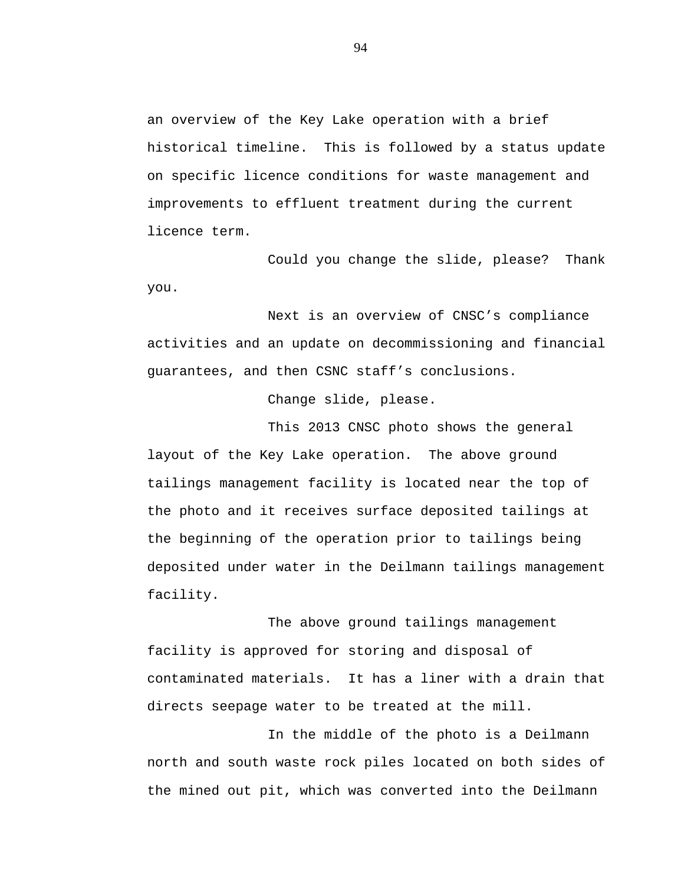an overview of the Key Lake operation with a brief historical timeline.  This is followed by a status update on specific licence conditions for waste management and improvements to effluent treatment during the current licence term.

Could you change the slide, please?  Thank you.

Next is an overview of CNSC's compliance activities and an update on decommissioning and financial guarantees, and then CSNC staff's conclusions.

Change slide, please.

This 2013 CNSC photo shows the general layout of the Key Lake operation.  The above ground tailings management facility is located near the top of the photo and it receives surface deposited tailings at the beginning of the operation prior to tailings being deposited under water in the Deilmann tailings management facility.

The above ground tailings management facility is approved for storing and disposal of contaminated materials.  It has a liner with a drain that directs seepage water to be treated at the mill.

In the middle of the photo is a Deilmann north and south waste rock piles located on both sides of the mined out pit, which was converted into the Deilmann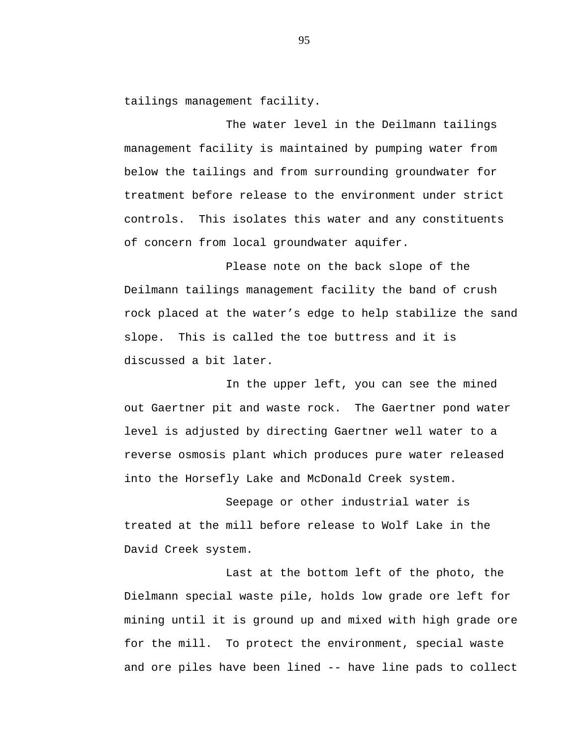tailings management facility.

The water level in the Deilmann tailings management facility is maintained by pumping water from below the tailings and from surrounding groundwater for treatment before release to the environment under strict controls. This isolates this water and any constituents of concern from local groundwater aquifer.

Please note on the back slope of the Deilmann tailings management facility the band of crush rock placed at the water's edge to help stabilize the sand slope. This is called the toe buttress and it is discussed a bit later.

In the upper left, you can see the mined out Gaertner pit and waste rock. The Gaertner pond water level is adjusted by directing Gaertner well water to a reverse osmosis plant which produces pure water released into the Horsefly Lake and McDonald Creek system.

Seepage or other industrial water is treated at the mill before release to Wolf Lake in the David Creek system.

Last at the bottom left of the photo, the Dielmann special waste pile, holds low grade ore left for mining until it is ground up and mixed with high grade ore for the mill. To protect the environment, special waste and ore piles have been lined -- have line pads to collect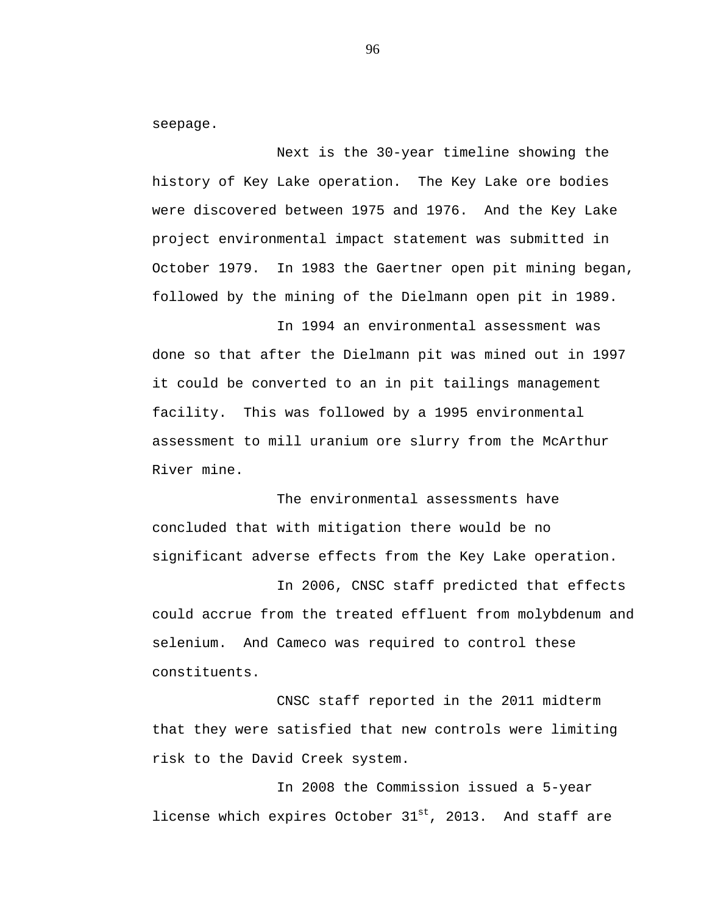seepage.

Next is the 30-year timeline showing the history of Key Lake operation. The Key Lake ore bodies were discovered between 1975 and 1976. And the Key Lake project environmental impact statement was submitted in October 1979. In 1983 the Gaertner open pit mining began, followed by the mining of the Dielmann open pit in 1989.

In 1994 an environmental assessment was done so that after the Dielmann pit was mined out in 1997 it could be converted to an in pit tailings management facility. This was followed by a 1995 environmental assessment to mill uranium ore slurry from the McArthur River mine.

The environmental assessments have concluded that with mitigation there would be no significant adverse effects from the Key Lake operation.

In 2006, CNSC staff predicted that effects could accrue from the treated effluent from molybdenum and selenium. And Cameco was required to control these constituents.

CNSC staff reported in the 2011 midterm that they were satisfied that new controls were limiting risk to the David Creek system.

In 2008 the Commission issued a 5-year license which expires October 31st, 2013. And staff are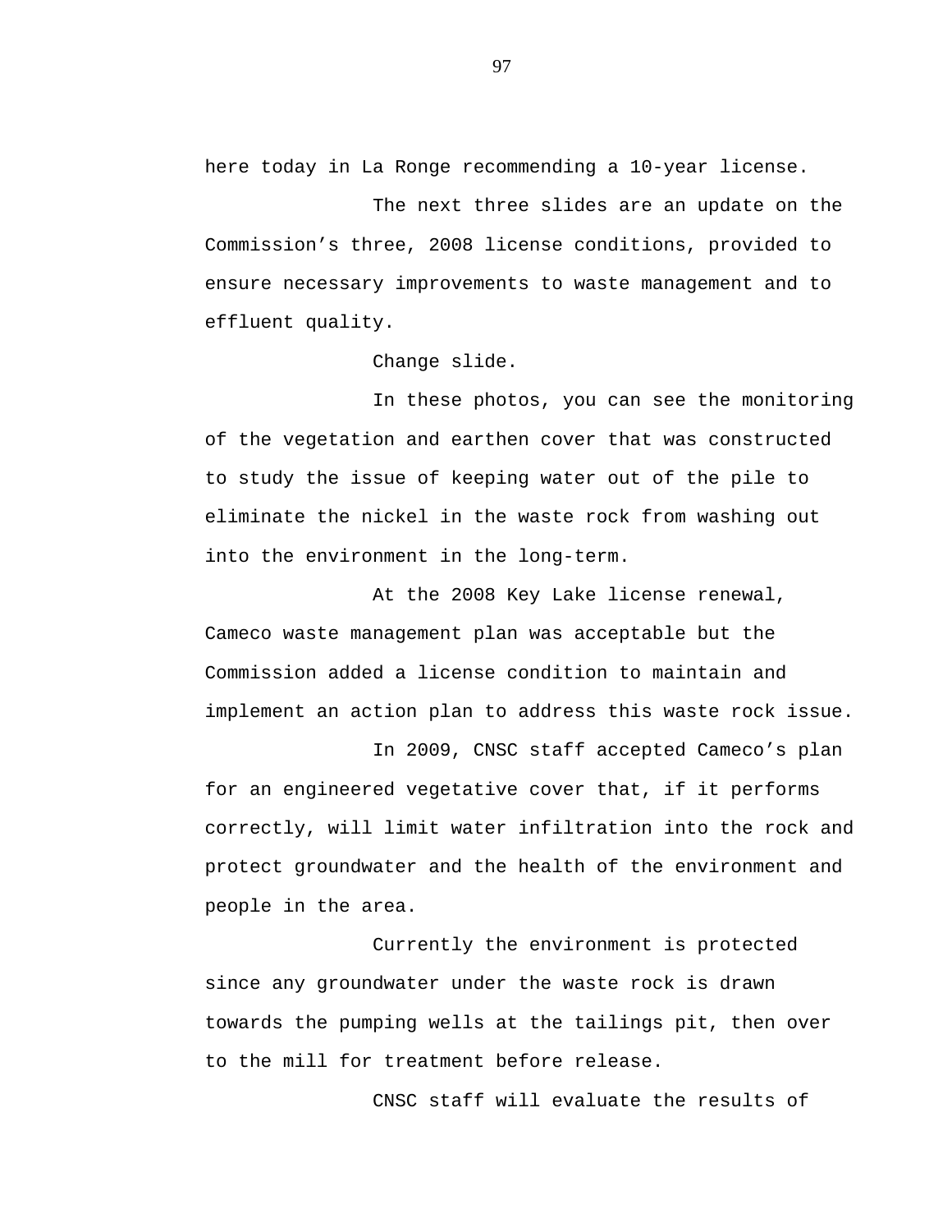here today in La Ronge recommending a 10-year license.

The next three slides are an update on the Commission's three, 2008 license conditions, provided to ensure necessary improvements to waste management and to effluent quality.

Change slide.

In these photos, you can see the monitoring of the vegetation and earthen cover that was constructed to study the issue of keeping water out of the pile to eliminate the nickel in the waste rock from washing out into the environment in the long-term.

At the 2008 Key Lake license renewal, Cameco waste management plan was acceptable but the Commission added a license condition to maintain and implement an action plan to address this waste rock issue.

In 2009, CNSC staff accepted Cameco's plan for an engineered vegetative cover that, if it performs correctly, will limit water infiltration into the rock and protect groundwater and the health of the environment and people in the area.

Currently the environment is protected since any groundwater under the waste rock is drawn towards the pumping wells at the tailings pit, then over to the mill for treatment before release.

CNSC staff will evaluate the results of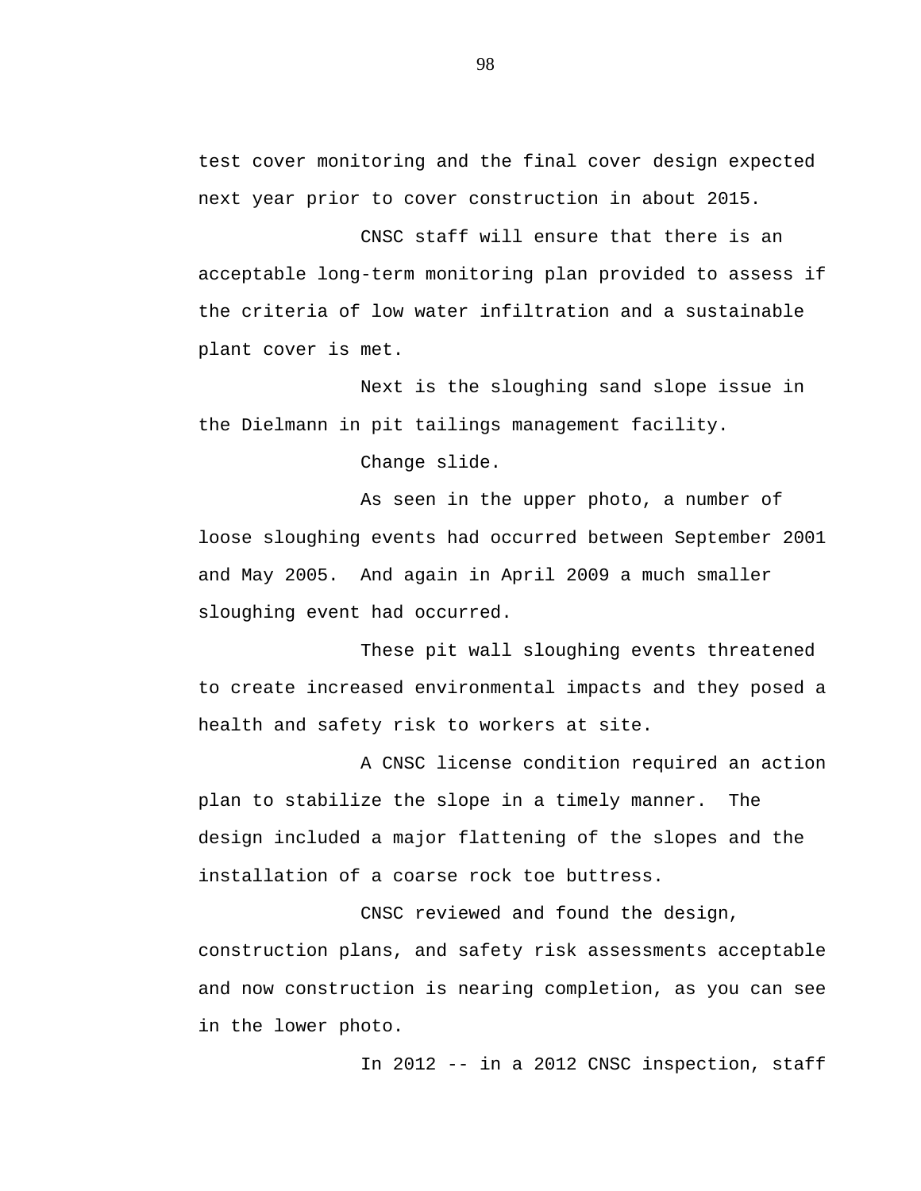test cover monitoring and the final cover design expected next year prior to cover construction in about 2015.

CNSC staff will ensure that there is an acceptable long-term monitoring plan provided to assess if the criteria of low water infiltration and a sustainable plant cover is met.

Next is the sloughing sand slope issue in the Dielmann in pit tailings management facility.

Change slide.

As seen in the upper photo, a number of loose sloughing events had occurred between September 2001 and May 2005. And again in April 2009 a much smaller sloughing event had occurred.

These pit wall sloughing events threatened to create increased environmental impacts and they posed a health and safety risk to workers at site.

A CNSC license condition required an action plan to stabilize the slope in a timely manner. The design included a major flattening of the slopes and the installation of a coarse rock toe buttress.

CNSC reviewed and found the design, construction plans, and safety risk assessments acceptable and now construction is nearing completion, as you can see in the lower photo.

In 2012 -- in a 2012 CNSC inspection, staff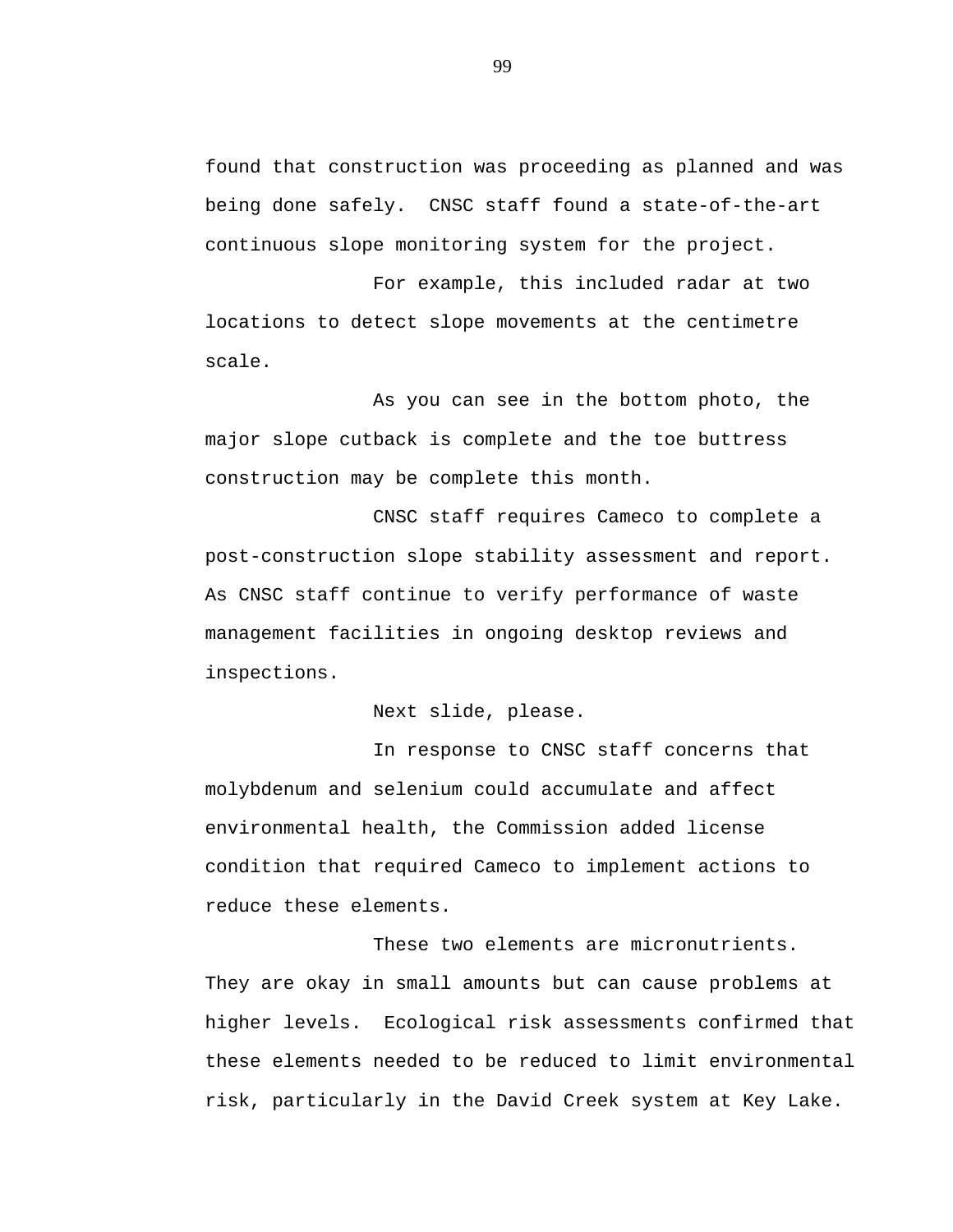found that construction was proceeding as planned and was being done safely.  CNSC staff found a state-of-the-art continuous slope monitoring system for the project.

For example, this included radar at two locations to detect slope movements at the centimetre scale.

As you can see in the bottom photo, the major slope cutback is complete and the toe buttress construction may be complete this month.

CNSC staff requires Cameco to complete a post-construction slope stability assessment and report. As CNSC staff continue to verify performance of waste management facilities in ongoing desktop reviews and inspections.

Next slide, please.

In response to CNSC staff concerns that molybdenum and selenium could accumulate and affect environmental health, the Commission added license condition that required Cameco to implement actions to reduce these elements.

These two elements are micronutrients. They are okay in small amounts but can cause problems at higher levels.  Ecological risk assessments confirmed that these elements needed to be reduced to limit environmental risk, particularly in the David Creek system at Key Lake.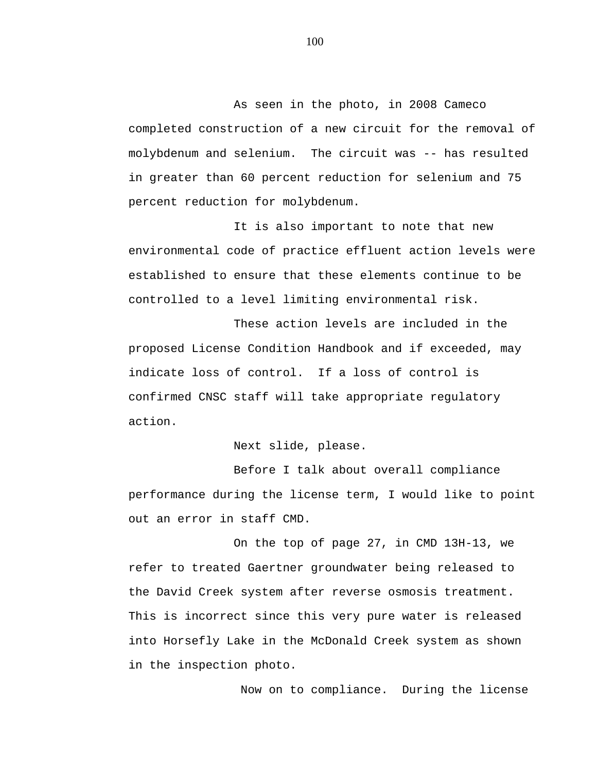As seen in the photo, in 2008 Cameco completed construction of a new circuit for the removal of molybdenum and selenium. The circuit was -- has resulted in greater than 60 percent reduction for selenium and 75 percent reduction for molybdenum.

It is also important to note that new environmental code of practice effluent action levels were established to ensure that these elements continue to be controlled to a level limiting environmental risk.

These action levels are included in the proposed License Condition Handbook and if exceeded, may indicate loss of control. If a loss of control is confirmed CNSC staff will take appropriate regulatory action.

Next slide, please.

Before I talk about overall compliance performance during the license term, I would like to point out an error in staff CMD.

On the top of page 27, in CMD 13H-13, we refer to treated Gaertner groundwater being released to the David Creek system after reverse osmosis treatment. This is incorrect since this very pure water is released into Horsefly Lake in the McDonald Creek system as shown in the inspection photo.

Now on to compliance. During the license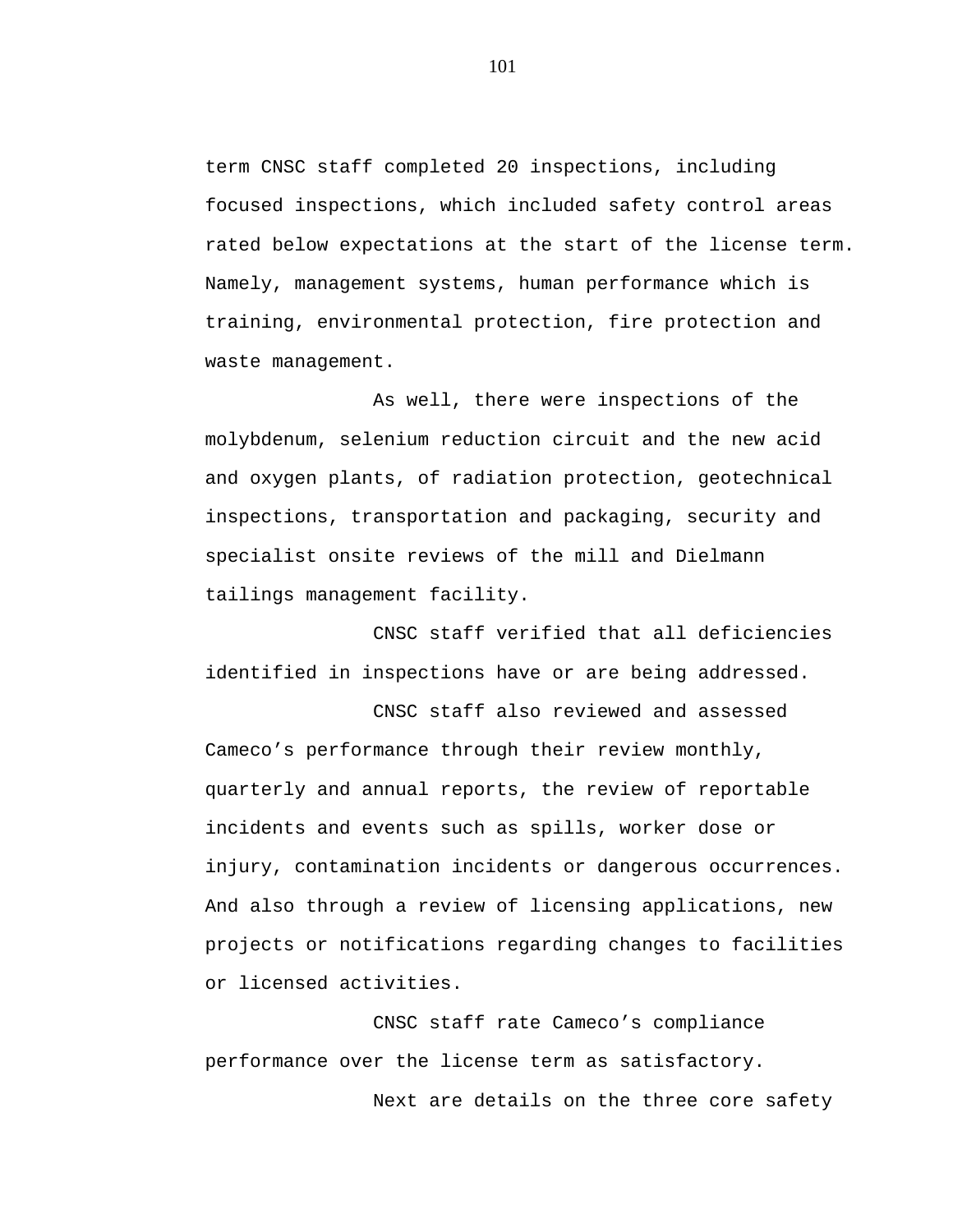term CNSC staff completed 20 inspections, including focused inspections, which included safety control areas rated below expectations at the start of the license term. Namely, management systems, human performance which is training, environmental protection, fire protection and waste management.

As well, there were inspections of the molybdenum, selenium reduction circuit and the new acid and oxygen plants, of radiation protection, geotechnical inspections, transportation and packaging, security and specialist onsite reviews of the mill and Dielmann tailings management facility.

CNSC staff verified that all deficiencies identified in inspections have or are being addressed.

CNSC staff also reviewed and assessed Cameco's performance through their review monthly, quarterly and annual reports, the review of reportable incidents and events such as spills, worker dose or injury, contamination incidents or dangerous occurrences. And also through a review of licensing applications, new projects or notifications regarding changes to facilities or licensed activities.

CNSC staff rate Cameco's compliance performance over the license term as satisfactory.

Next are details on the three core safety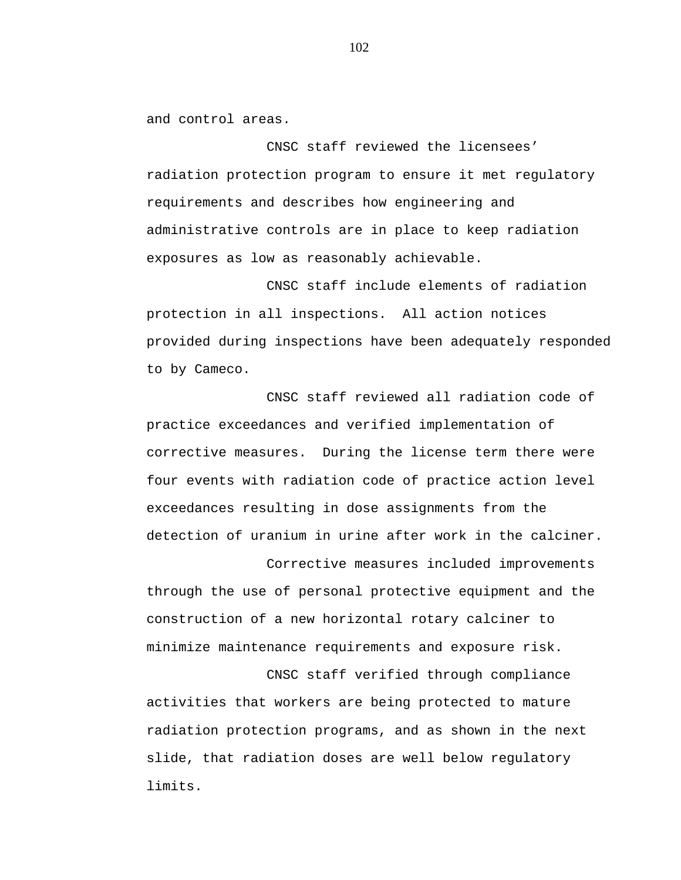and control areas.

CNSC staff reviewed the licensees' radiation protection program to ensure it met regulatory requirements and describes how engineering and administrative controls are in place to keep radiation exposures as low as reasonably achievable.

CNSC staff include elements of radiation protection in all inspections.  All action notices provided during inspections have been adequately responded to by Cameco.

CNSC staff reviewed all radiation code of practice exceedances and verified implementation of corrective measures.  During the license term there were four events with radiation code of practice action level exceedances resulting in dose assignments from the detection of uranium in urine after work in the calciner.

Corrective measures included improvements through the use of personal protective equipment and the construction of a new horizontal rotary calciner to minimize maintenance requirements and exposure risk.

CNSC staff verified through compliance activities that workers are being protected to mature radiation protection programs, and as shown in the next slide, that radiation doses are well below regulatory limits.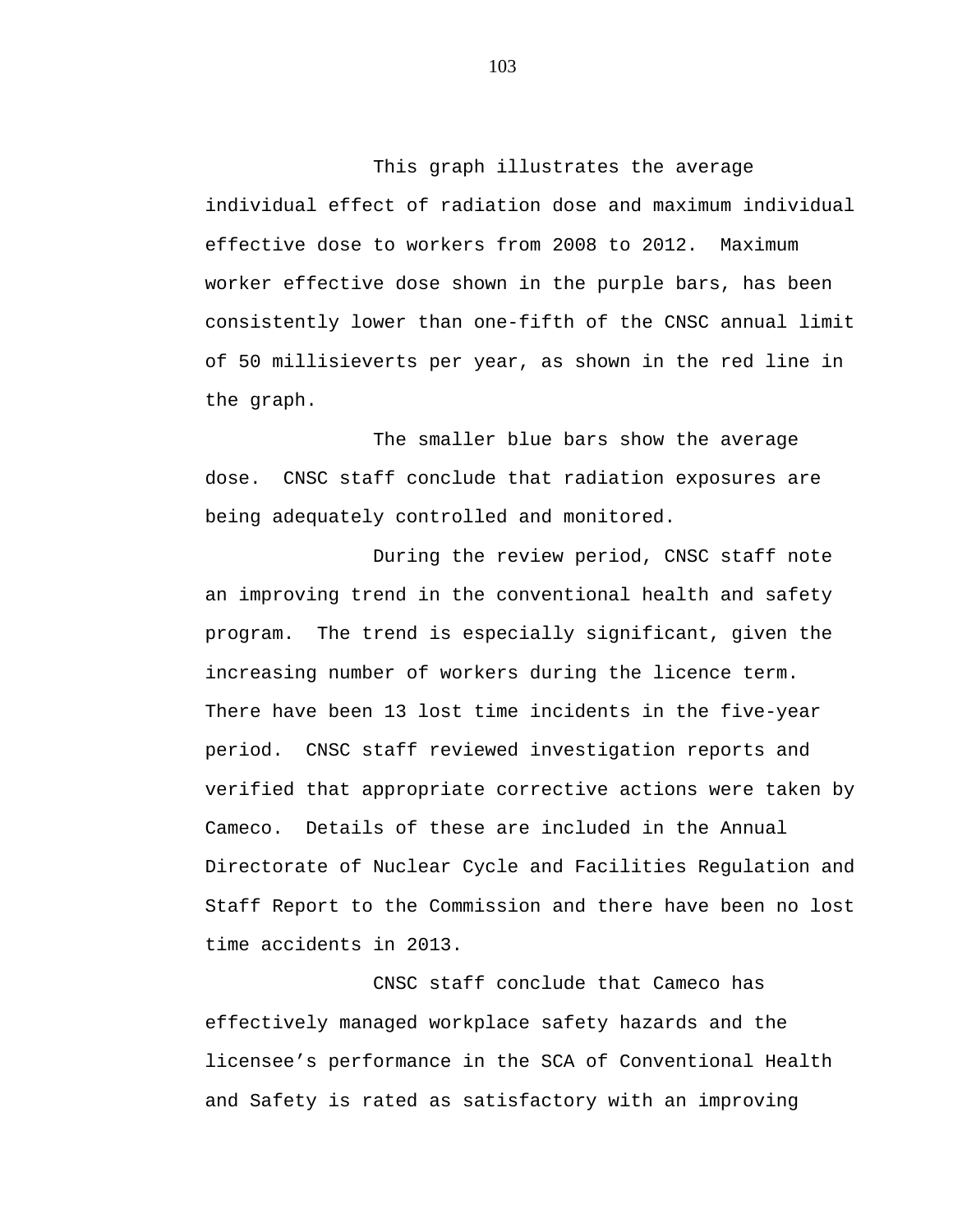This graph illustrates the average individual effect of radiation dose and maximum individual effective dose to workers from 2008 to 2012. Maximum worker effective dose shown in the purple bars, has been consistently lower than one-fifth of the CNSC annual limit of 50 millisieverts per year, as shown in the red line in the graph.

The smaller blue bars show the average dose. CNSC staff conclude that radiation exposures are being adequately controlled and monitored.

During the review period, CNSC staff note an improving trend in the conventional health and safety program. The trend is especially significant, given the increasing number of workers during the licence term. There have been 13 lost time incidents in the five-year period. CNSC staff reviewed investigation reports and verified that appropriate corrective actions were taken by Cameco. Details of these are included in the Annual Directorate of Nuclear Cycle and Facilities Regulation and Staff Report to the Commission and there have been no lost time accidents in 2013.

CNSC staff conclude that Cameco has effectively managed workplace safety hazards and the licensee's performance in the SCA of Conventional Health and Safety is rated as satisfactory with an improving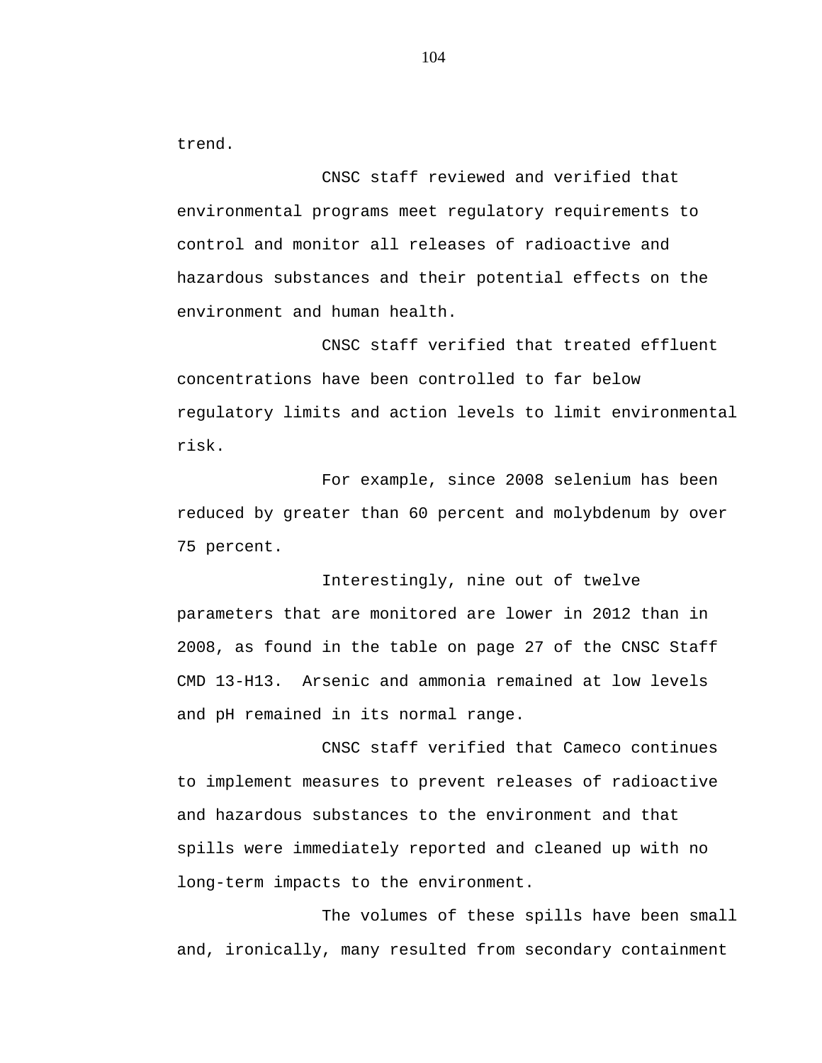trend.

CNSC staff reviewed and verified that environmental programs meet regulatory requirements to control and monitor all releases of radioactive and hazardous substances and their potential effects on the environment and human health.

CNSC staff verified that treated effluent concentrations have been controlled to far below regulatory limits and action levels to limit environmental risk.

For example, since 2008 selenium has been reduced by greater than 60 percent and molybdenum by over 75 percent.

Interestingly, nine out of twelve parameters that are monitored are lower in 2012 than in 2008, as found in the table on page 27 of the CNSC Staff CMD 13-H13. Arsenic and ammonia remained at low levels and pH remained in its normal range.

CNSC staff verified that Cameco continues to implement measures to prevent releases of radioactive and hazardous substances to the environment and that spills were immediately reported and cleaned up with no long-term impacts to the environment.

The volumes of these spills have been small and, ironically, many resulted from secondary containment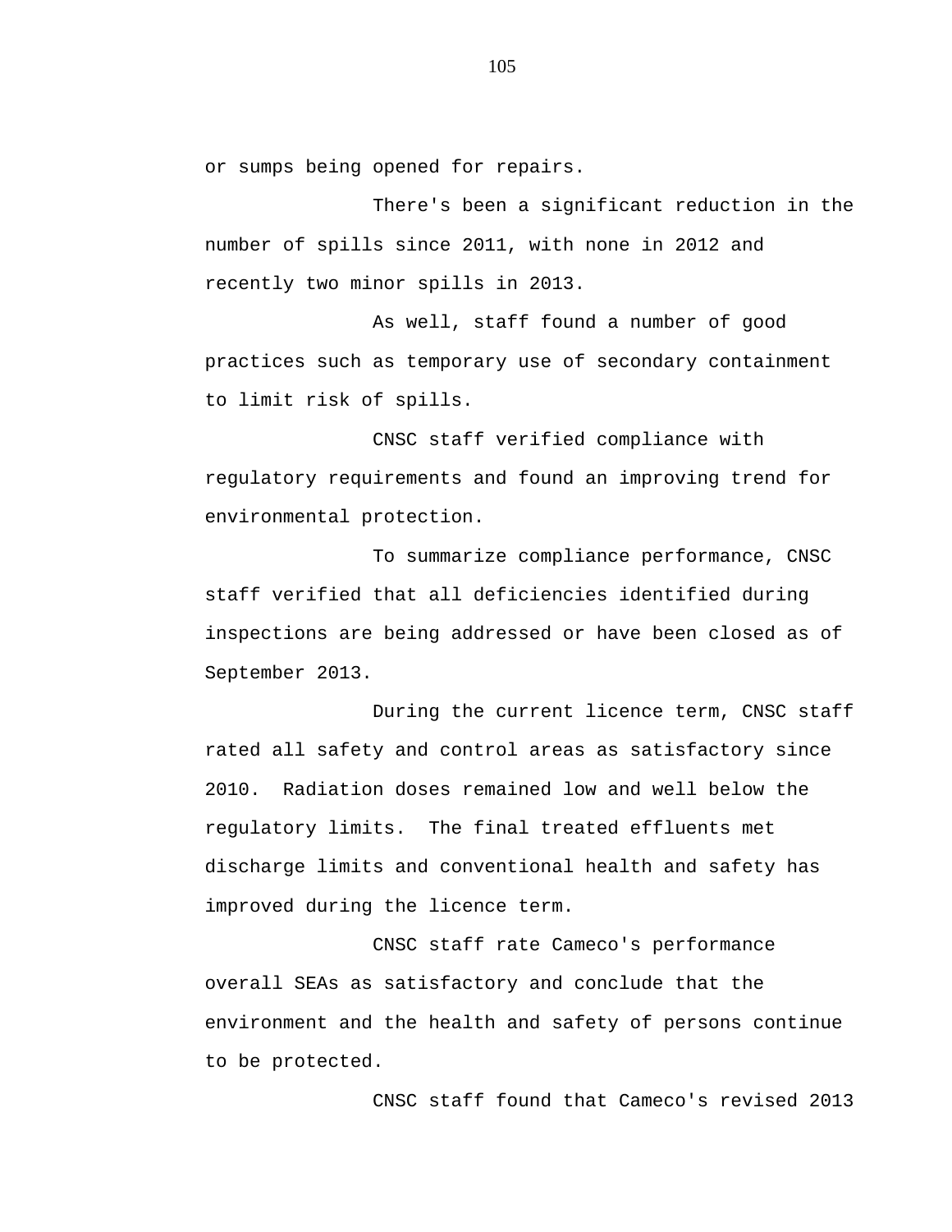or sumps being opened for repairs.

There's been a significant reduction in the number of spills since 2011, with none in 2012 and recently two minor spills in 2013.

As well, staff found a number of good practices such as temporary use of secondary containment to limit risk of spills.

CNSC staff verified compliance with regulatory requirements and found an improving trend for environmental protection.

To summarize compliance performance, CNSC staff verified that all deficiencies identified during inspections are being addressed or have been closed as of September 2013.

During the current licence term, CNSC staff rated all safety and control areas as satisfactory since 2010. Radiation doses remained low and well below the regulatory limits. The final treated effluents met discharge limits and conventional health and safety has improved during the licence term.

CNSC staff rate Cameco's performance overall SEAs as satisfactory and conclude that the environment and the health and safety of persons continue to be protected.

CNSC staff found that Cameco's revised 2013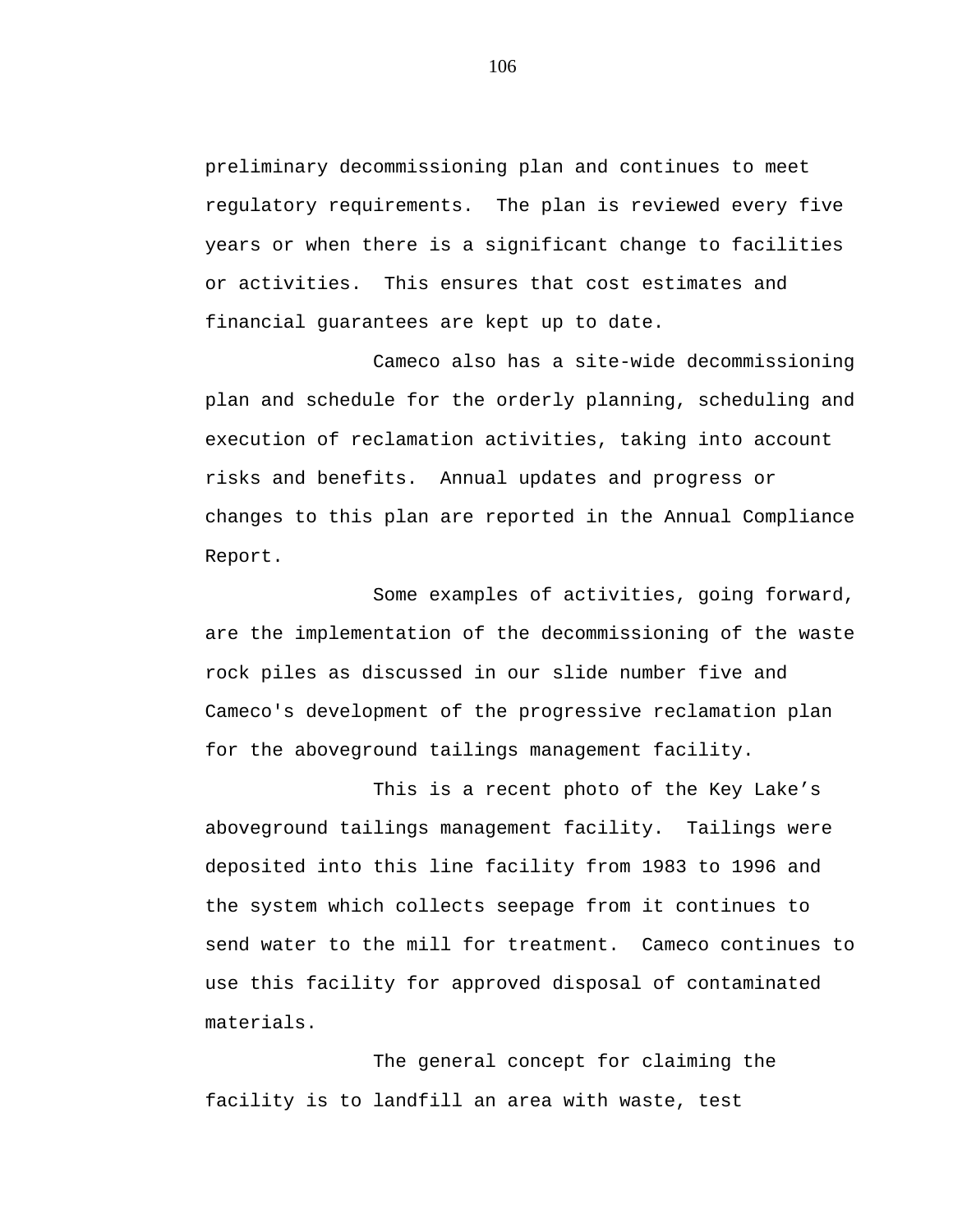preliminary decommissioning plan and continues to meet regulatory requirements. The plan is reviewed every five years or when there is a significant change to facilities or activities. This ensures that cost estimates and financial guarantees are kept up to date.

Cameco also has a site-wide decommissioning plan and schedule for the orderly planning, scheduling and execution of reclamation activities, taking into account risks and benefits. Annual updates and progress or changes to this plan are reported in the Annual Compliance Report.

Some examples of activities, going forward, are the implementation of the decommissioning of the waste rock piles as discussed in our slide number five and Cameco's development of the progressive reclamation plan for the aboveground tailings management facility.

This is a recent photo of the Key Lake’s aboveground tailings management facility. Tailings were deposited into this line facility from 1983 to 1996 and the system which collects seepage from it continues to send water to the mill for treatment. Cameco continues to use this facility for approved disposal of contaminated materials.

The general concept for claiming the facility is to landfill an area with waste, test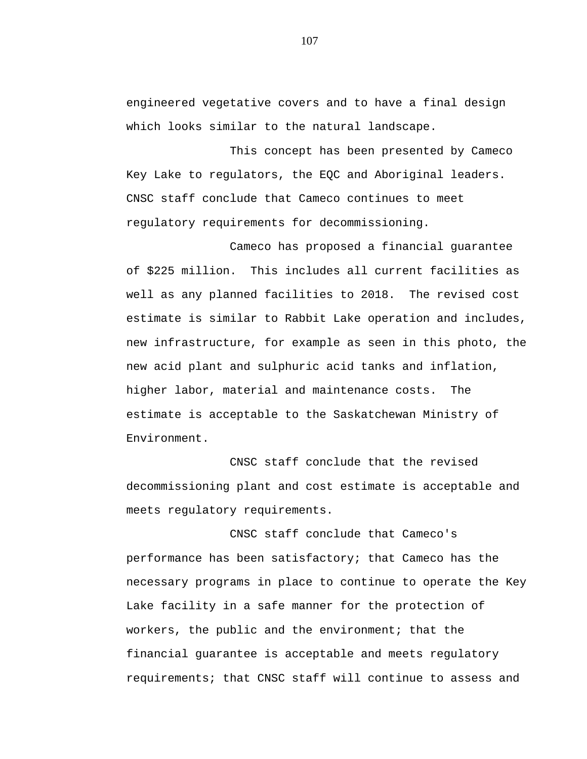engineered vegetative covers and to have a final design which looks similar to the natural landscape.

This concept has been presented by Cameco Key Lake to regulators, the EQC and Aboriginal leaders. CNSC staff conclude that Cameco continues to meet regulatory requirements for decommissioning.

Cameco has proposed a financial guarantee of $225 million. This includes all current facilities as well as any planned facilities to 2018. The revised cost estimate is similar to Rabbit Lake operation and includes, new infrastructure, for example as seen in this photo, the new acid plant and sulphuric acid tanks and inflation, higher labor, material and maintenance costs. The estimate is acceptable to the Saskatchewan Ministry of Environment.

CNSC staff conclude that the revised decommissioning plant and cost estimate is acceptable and meets regulatory requirements.

CNSC staff conclude that Cameco's performance has been satisfactory; that Cameco has the necessary programs in place to continue to operate the Key Lake facility in a safe manner for the protection of workers, the public and the environment; that the financial guarantee is acceptable and meets regulatory requirements; that CNSC staff will continue to assess and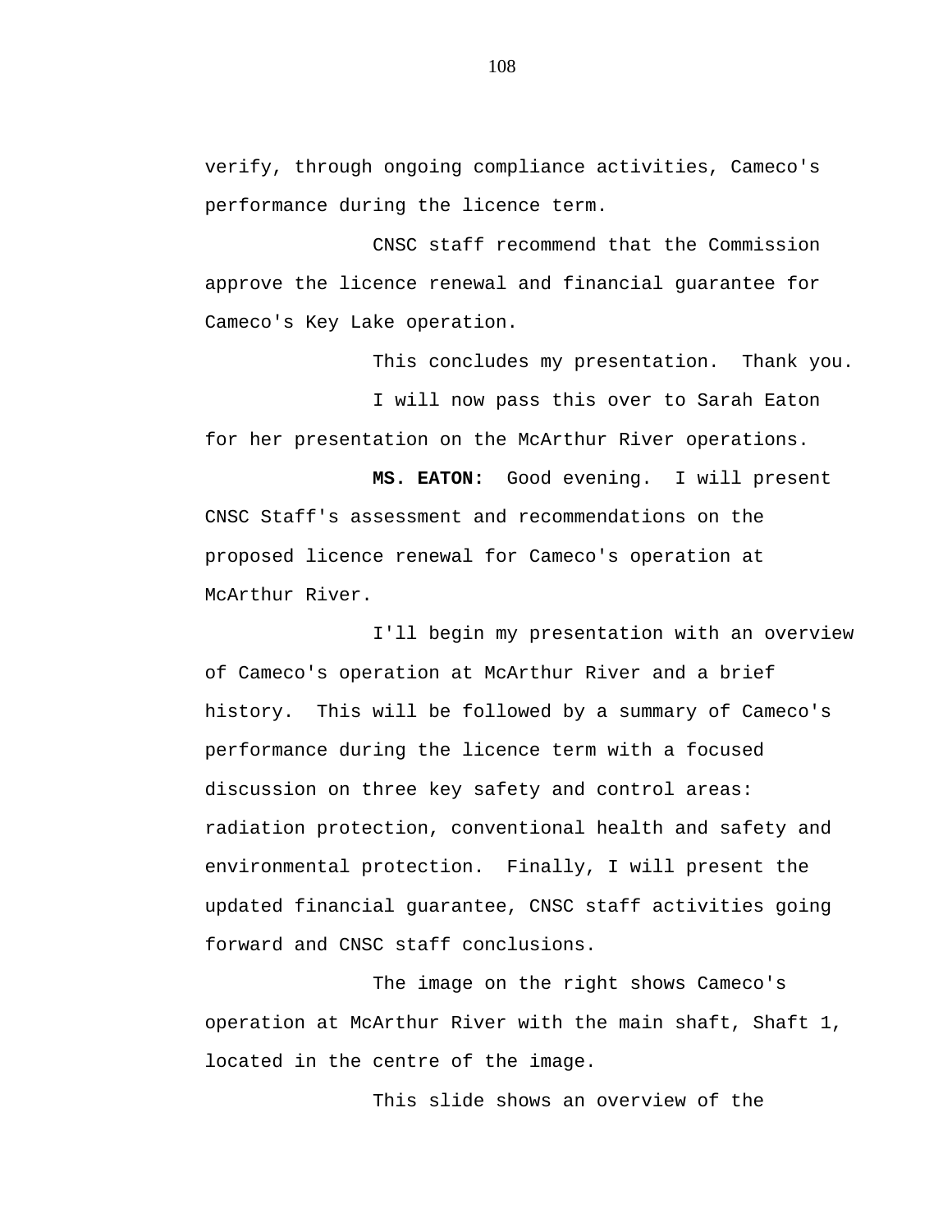verify, through ongoing compliance activities, Cameco's performance during the licence term.

CNSC staff recommend that the Commission approve the licence renewal and financial guarantee for Cameco's Key Lake operation.

This concludes my presentation. Thank you.

I will now pass this over to Sarah Eaton for her presentation on the McArthur River operations.

**MS. EATON:** Good evening. I will present CNSC Staff's assessment and recommendations on the proposed licence renewal for Cameco's operation at McArthur River.

I'll begin my presentation with an overview of Cameco's operation at McArthur River and a brief history. This will be followed by a summary of Cameco's performance during the licence term with a focused discussion on three key safety and control areas: radiation protection, conventional health and safety and environmental protection. Finally, I will present the updated financial guarantee, CNSC staff activities going forward and CNSC staff conclusions.

The image on the right shows Cameco's operation at McArthur River with the main shaft, Shaft 1, located in the centre of the image.

This slide shows an overview of the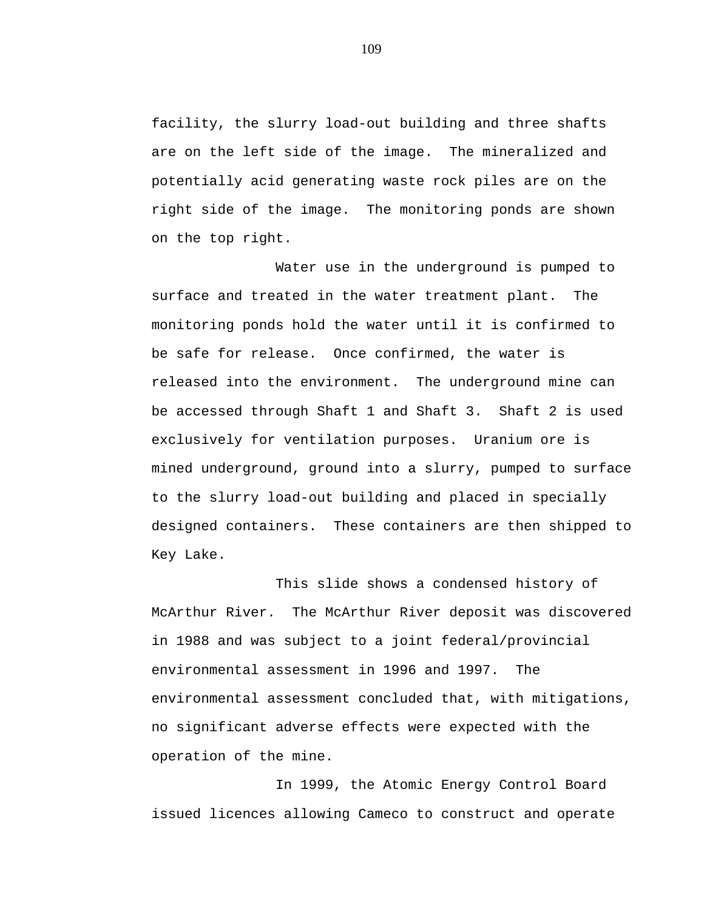facility, the slurry load-out building and three shafts are on the left side of the image. The mineralized and potentially acid generating waste rock piles are on the right side of the image. The monitoring ponds are shown on the top right.

Water use in the underground is pumped to surface and treated in the water treatment plant. The monitoring ponds hold the water until it is confirmed to be safe for release. Once confirmed, the water is released into the environment. The underground mine can be accessed through Shaft 1 and Shaft 3. Shaft 2 is used exclusively for ventilation purposes. Uranium ore is mined underground, ground into a slurry, pumped to surface to the slurry load-out building and placed in specially designed containers. These containers are then shipped to Key Lake.

This slide shows a condensed history of McArthur River. The McArthur River deposit was discovered in 1988 and was subject to a joint federal/provincial environmental assessment in 1996 and 1997. The environmental assessment concluded that, with mitigations, no significant adverse effects were expected with the operation of the mine.

In 1999, the Atomic Energy Control Board issued licences allowing Cameco to construct and operate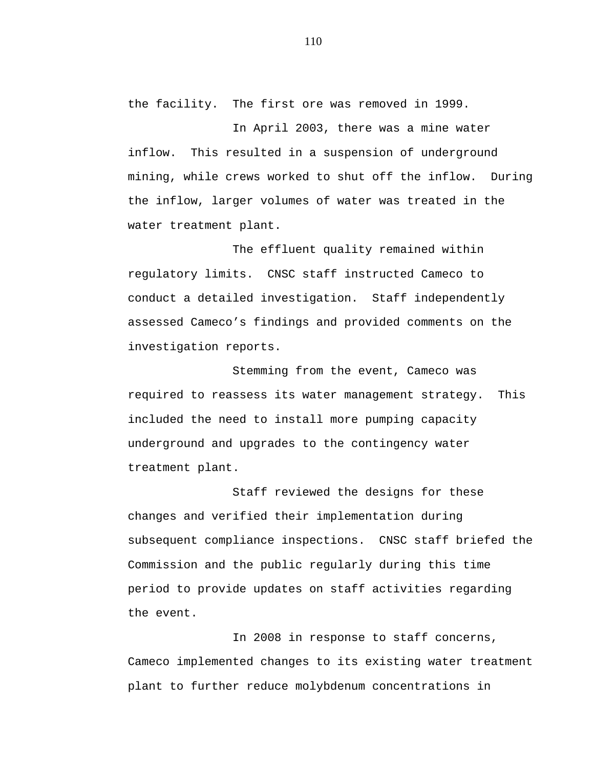the facility.  The first ore was removed in 1999.

In April 2003, there was a mine water inflow.  This resulted in a suspension of underground mining, while crews worked to shut off the inflow.  During the inflow, larger volumes of water was treated in the water treatment plant.

The effluent quality remained within regulatory limits.  CNSC staff instructed Cameco to conduct a detailed investigation.  Staff independently assessed Cameco's findings and provided comments on the investigation reports.

Stemming from the event, Cameco was required to reassess its water management strategy.  This included the need to install more pumping capacity underground and upgrades to the contingency water treatment plant.

Staff reviewed the designs for these changes and verified their implementation during subsequent compliance inspections.  CNSC staff briefed the Commission and the public regularly during this time period to provide updates on staff activities regarding the event.

In 2008 in response to staff concerns, Cameco implemented changes to its existing water treatment plant to further reduce molybdenum concentrations in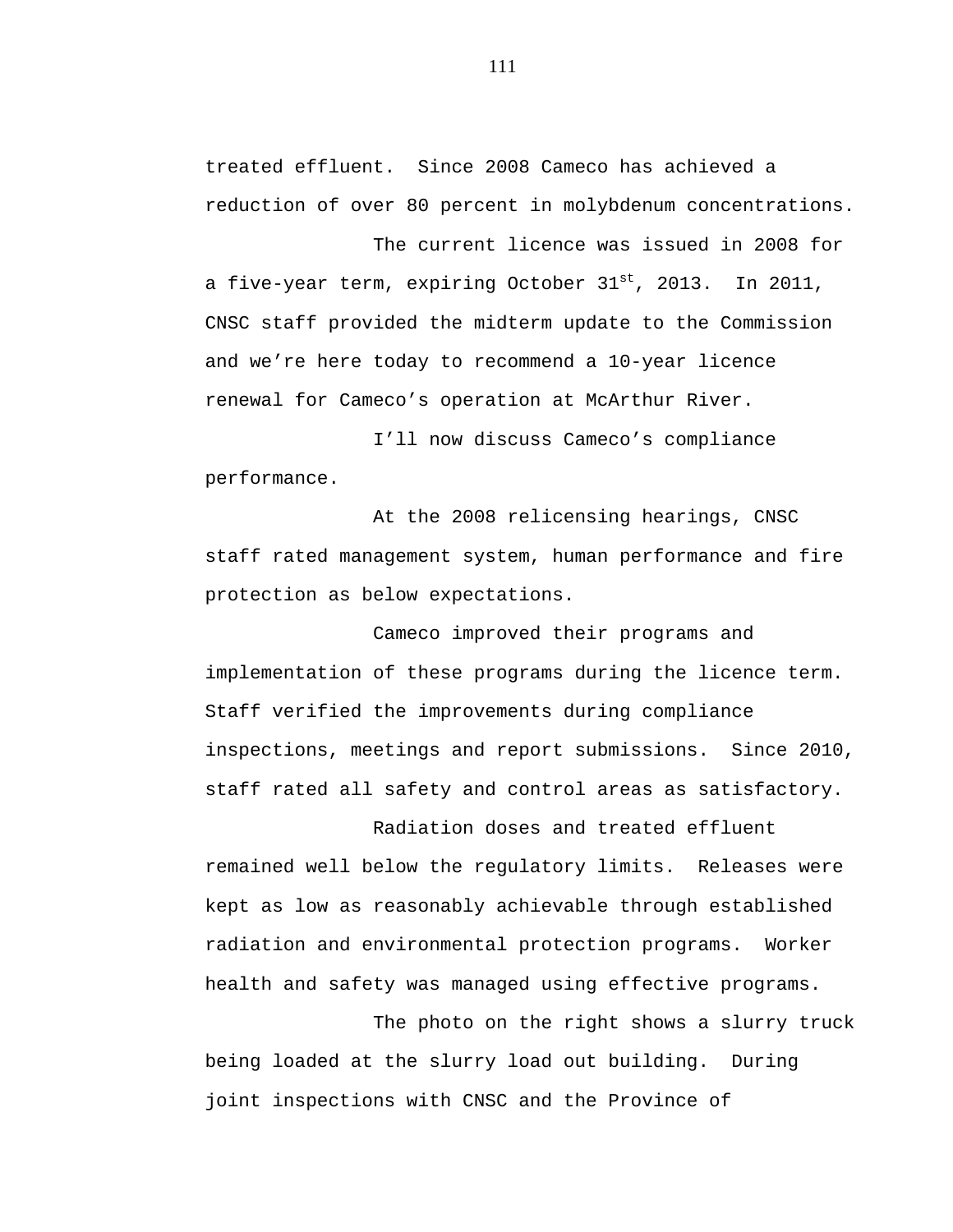treated effluent. Since 2008 Cameco has achieved a reduction of over 80 percent in molybdenum concentrations.

The current licence was issued in 2008 for a five-year term, expiring October 31st, 2013. In 2011, CNSC staff provided the midterm update to the Commission and we're here today to recommend a 10-year licence renewal for Cameco's operation at McArthur River.

I'll now discuss Cameco's compliance performance.

At the 2008 relicensing hearings, CNSC staff rated management system, human performance and fire protection as below expectations.

Cameco improved their programs and implementation of these programs during the licence term. Staff verified the improvements during compliance inspections, meetings and report submissions. Since 2010, staff rated all safety and control areas as satisfactory.

Radiation doses and treated effluent remained well below the regulatory limits. Releases were kept as low as reasonably achievable through established radiation and environmental protection programs. Worker health and safety was managed using effective programs.

The photo on the right shows a slurry truck being loaded at the slurry load out building. During joint inspections with CNSC and the Province of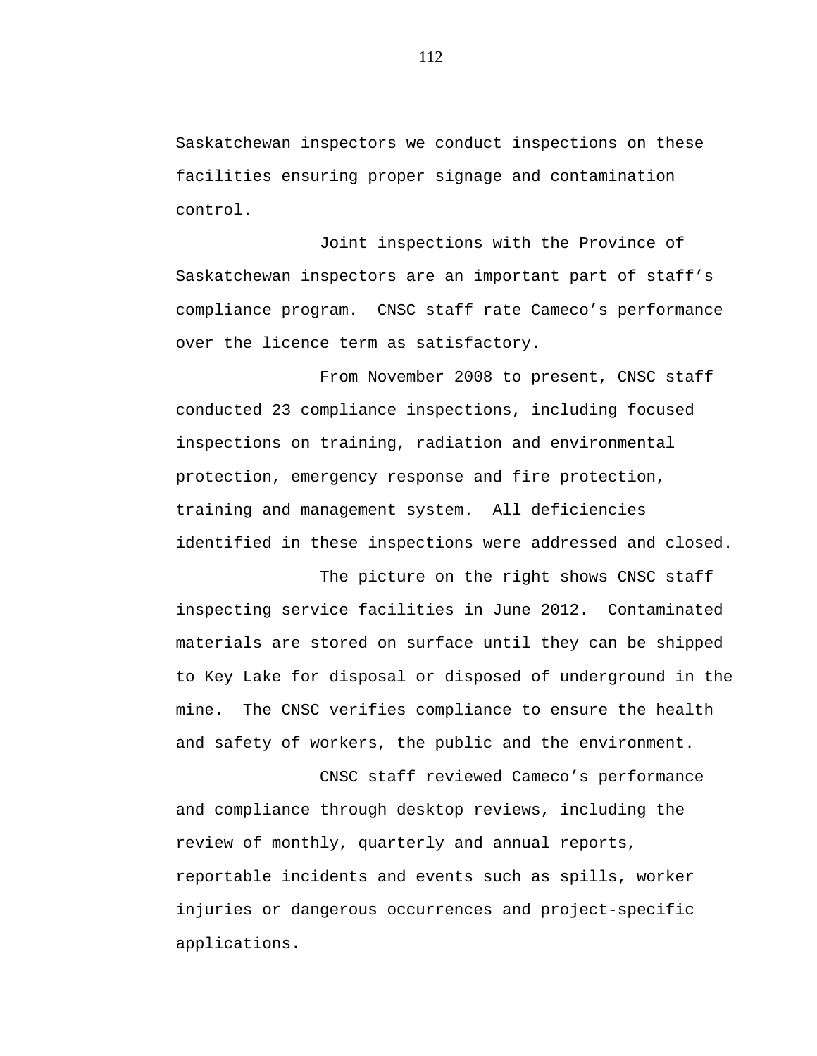Saskatchewan inspectors we conduct inspections on these facilities ensuring proper signage and contamination control.

Joint inspections with the Province of Saskatchewan inspectors are an important part of staff's compliance program. CNSC staff rate Cameco's performance over the licence term as satisfactory.

From November 2008 to present, CNSC staff conducted 23 compliance inspections, including focused inspections on training, radiation and environmental protection, emergency response and fire protection, training and management system. All deficiencies identified in these inspections were addressed and closed.

The picture on the right shows CNSC staff inspecting service facilities in June 2012. Contaminated materials are stored on surface until they can be shipped to Key Lake for disposal or disposed of underground in the mine. The CNSC verifies compliance to ensure the health and safety of workers, the public and the environment.

CNSC staff reviewed Cameco's performance and compliance through desktop reviews, including the review of monthly, quarterly and annual reports, reportable incidents and events such as spills, worker injuries or dangerous occurrences and project-specific applications.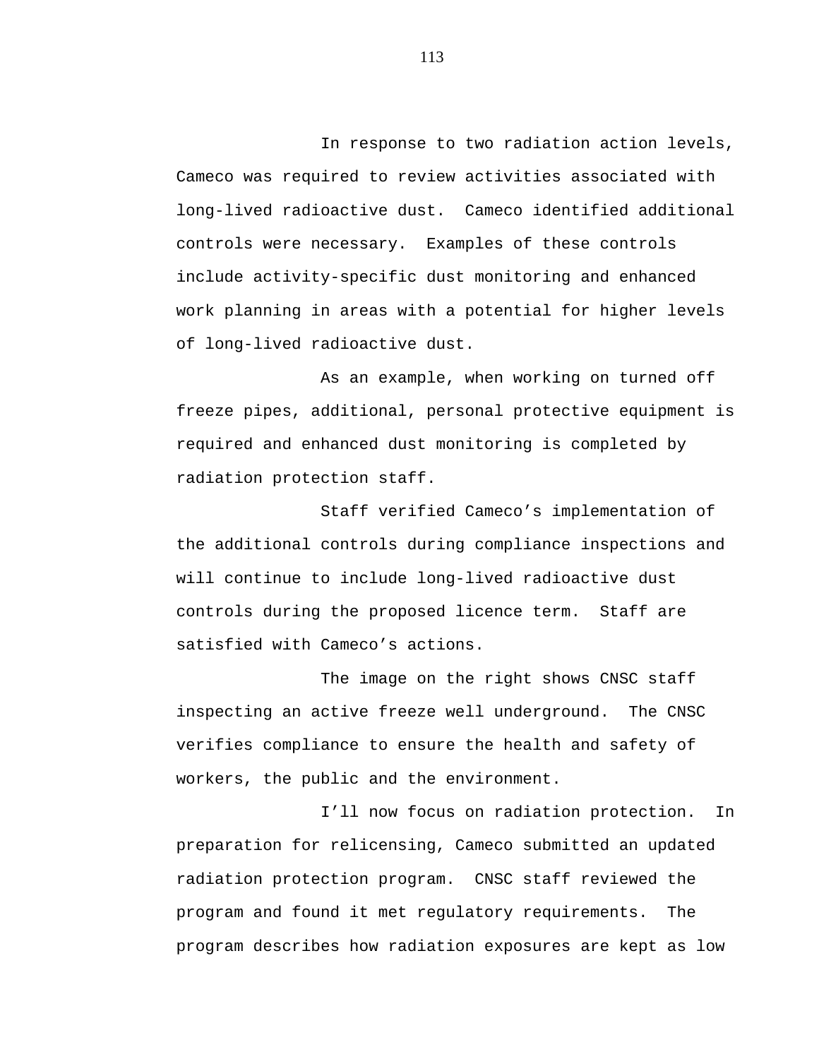In response to two radiation action levels, Cameco was required to review activities associated with long-lived radioactive dust. Cameco identified additional controls were necessary. Examples of these controls include activity-specific dust monitoring and enhanced work planning in areas with a potential for higher levels of long-lived radioactive dust.

As an example, when working on turned off freeze pipes, additional, personal protective equipment is required and enhanced dust monitoring is completed by radiation protection staff.

Staff verified Cameco's implementation of the additional controls during compliance inspections and will continue to include long-lived radioactive dust controls during the proposed licence term. Staff are satisfied with Cameco's actions.

The image on the right shows CNSC staff inspecting an active freeze well underground. The CNSC verifies compliance to ensure the health and safety of workers, the public and the environment.

I'll now focus on radiation protection. In preparation for relicensing, Cameco submitted an updated radiation protection program. CNSC staff reviewed the program and found it met regulatory requirements. The program describes how radiation exposures are kept as low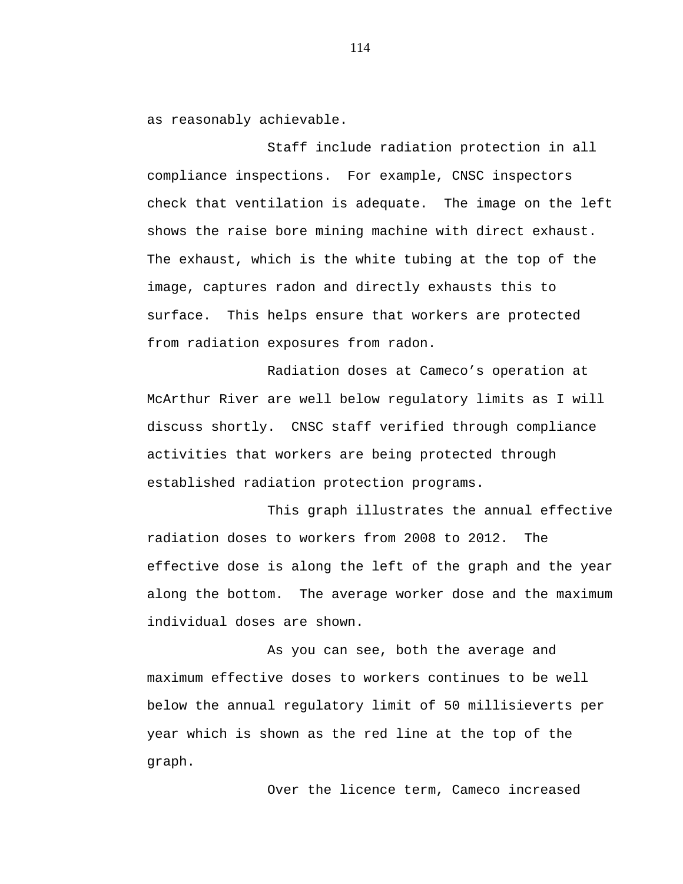as reasonably achievable.

Staff include radiation protection in all compliance inspections. For example, CNSC inspectors check that ventilation is adequate. The image on the left shows the raise bore mining machine with direct exhaust. The exhaust, which is the white tubing at the top of the image, captures radon and directly exhausts this to surface. This helps ensure that workers are protected from radiation exposures from radon.

Radiation doses at Cameco's operation at McArthur River are well below regulatory limits as I will discuss shortly. CNSC staff verified through compliance activities that workers are being protected through established radiation protection programs.

This graph illustrates the annual effective radiation doses to workers from 2008 to 2012. The effective dose is along the left of the graph and the year along the bottom. The average worker dose and the maximum individual doses are shown.

As you can see, both the average and maximum effective doses to workers continues to be well below the annual regulatory limit of 50 millisieverts per year which is shown as the red line at the top of the graph.

Over the licence term, Cameco increased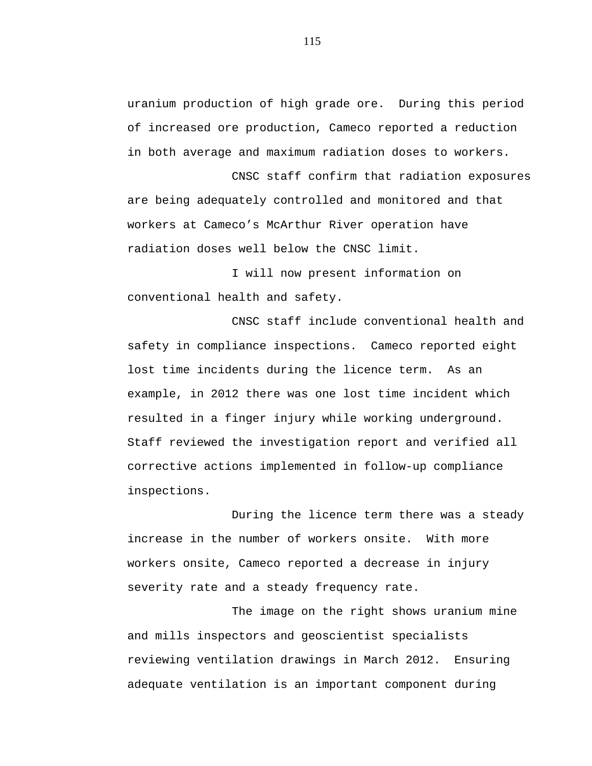uranium production of high grade ore. During this period of increased ore production, Cameco reported a reduction in both average and maximum radiation doses to workers.

CNSC staff confirm that radiation exposures are being adequately controlled and monitored and that workers at Cameco's McArthur River operation have radiation doses well below the CNSC limit.

I will now present information on conventional health and safety.

CNSC staff include conventional health and safety in compliance inspections. Cameco reported eight lost time incidents during the licence term. As an example, in 2012 there was one lost time incident which resulted in a finger injury while working underground. Staff reviewed the investigation report and verified all corrective actions implemented in follow-up compliance inspections.

During the licence term there was a steady increase in the number of workers onsite. With more workers onsite, Cameco reported a decrease in injury severity rate and a steady frequency rate.

The image on the right shows uranium mine and mills inspectors and geoscientist specialists reviewing ventilation drawings in March 2012. Ensuring adequate ventilation is an important component during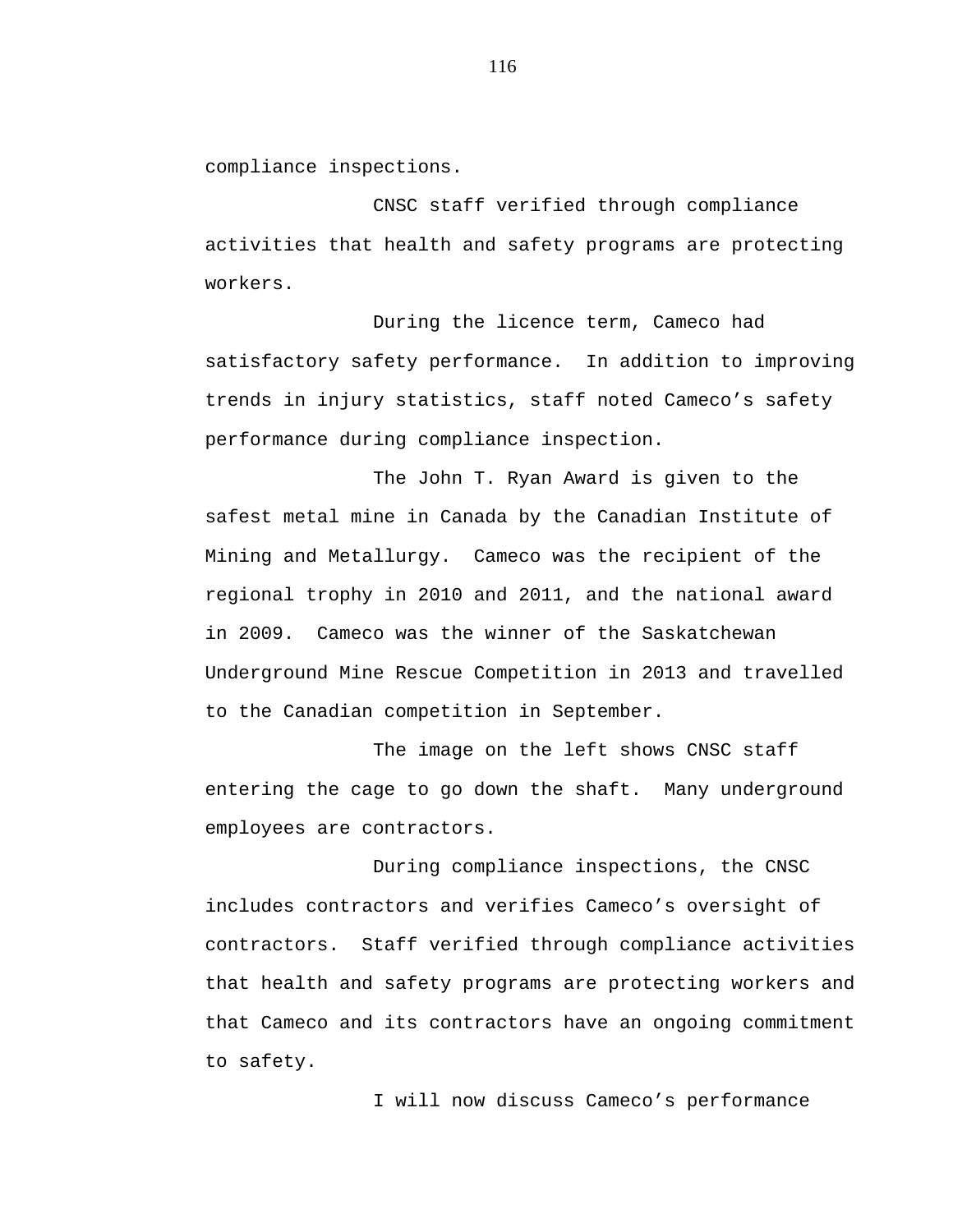compliance inspections.

CNSC staff verified through compliance activities that health and safety programs are protecting workers.

During the licence term, Cameco had satisfactory safety performance. In addition to improving trends in injury statistics, staff noted Cameco's safety performance during compliance inspection.

The John T. Ryan Award is given to the safest metal mine in Canada by the Canadian Institute of Mining and Metallurgy. Cameco was the recipient of the regional trophy in 2010 and 2011, and the national award in 2009. Cameco was the winner of the Saskatchewan Underground Mine Rescue Competition in 2013 and travelled to the Canadian competition in September.

The image on the left shows CNSC staff entering the cage to go down the shaft. Many underground employees are contractors.

During compliance inspections, the CNSC includes contractors and verifies Cameco's oversight of contractors. Staff verified through compliance activities that health and safety programs are protecting workers and that Cameco and its contractors have an ongoing commitment to safety.

I will now discuss Cameco's performance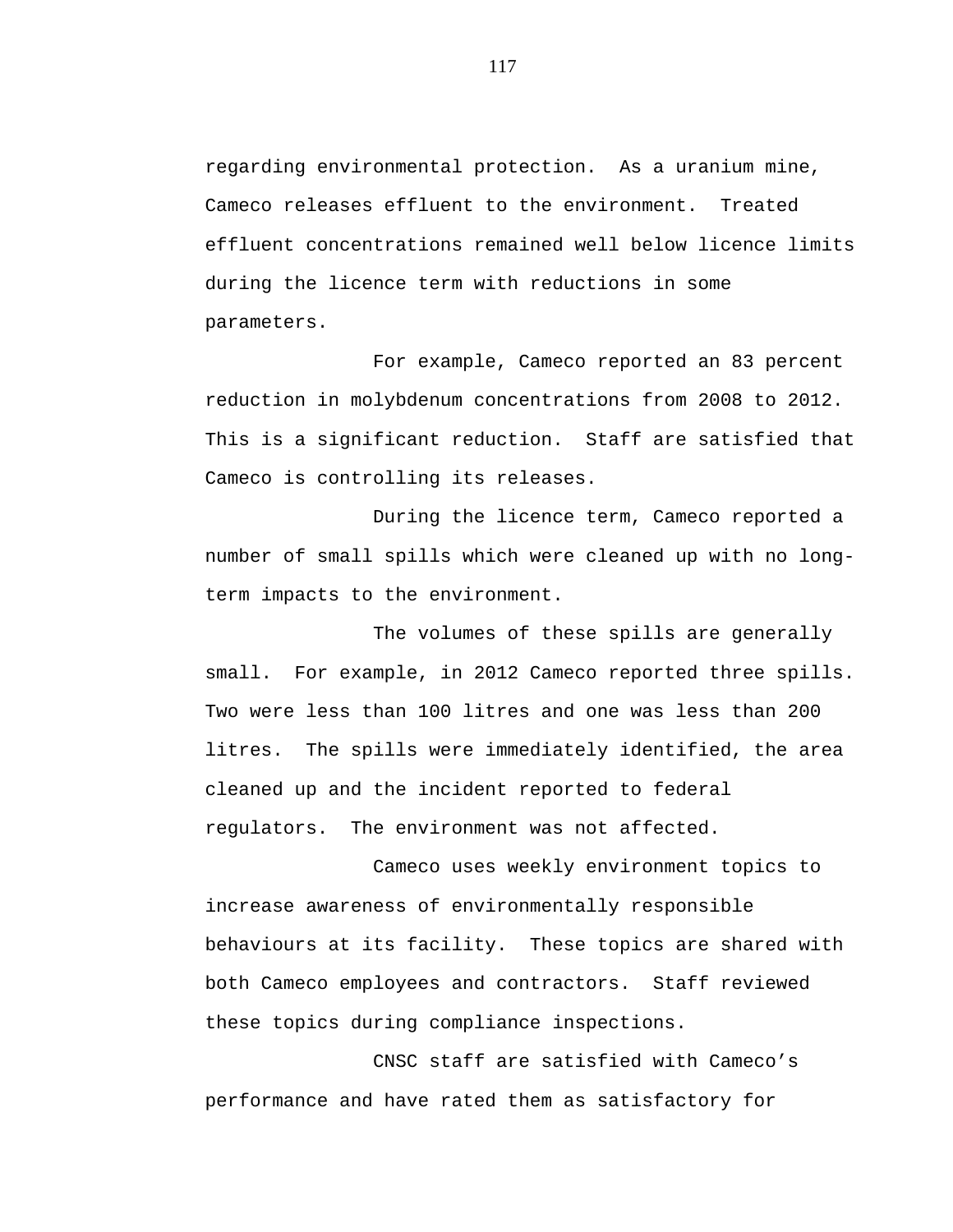regarding environmental protection. As a uranium mine, Cameco releases effluent to the environment. Treated effluent concentrations remained well below licence limits during the licence term with reductions in some parameters.

For example, Cameco reported an 83 percent reduction in molybdenum concentrations from 2008 to 2012. This is a significant reduction. Staff are satisfied that Cameco is controlling its releases.

During the licence term, Cameco reported a number of small spills which were cleaned up with no long-term impacts to the environment.

The volumes of these spills are generally small. For example, in 2012 Cameco reported three spills. Two were less than 100 litres and one was less than 200 litres. The spills were immediately identified, the area cleaned up and the incident reported to federal regulators. The environment was not affected.

Cameco uses weekly environment topics to increase awareness of environmentally responsible behaviours at its facility. These topics are shared with both Cameco employees and contractors. Staff reviewed these topics during compliance inspections.

CNSC staff are satisfied with Cameco's performance and have rated them as satisfactory for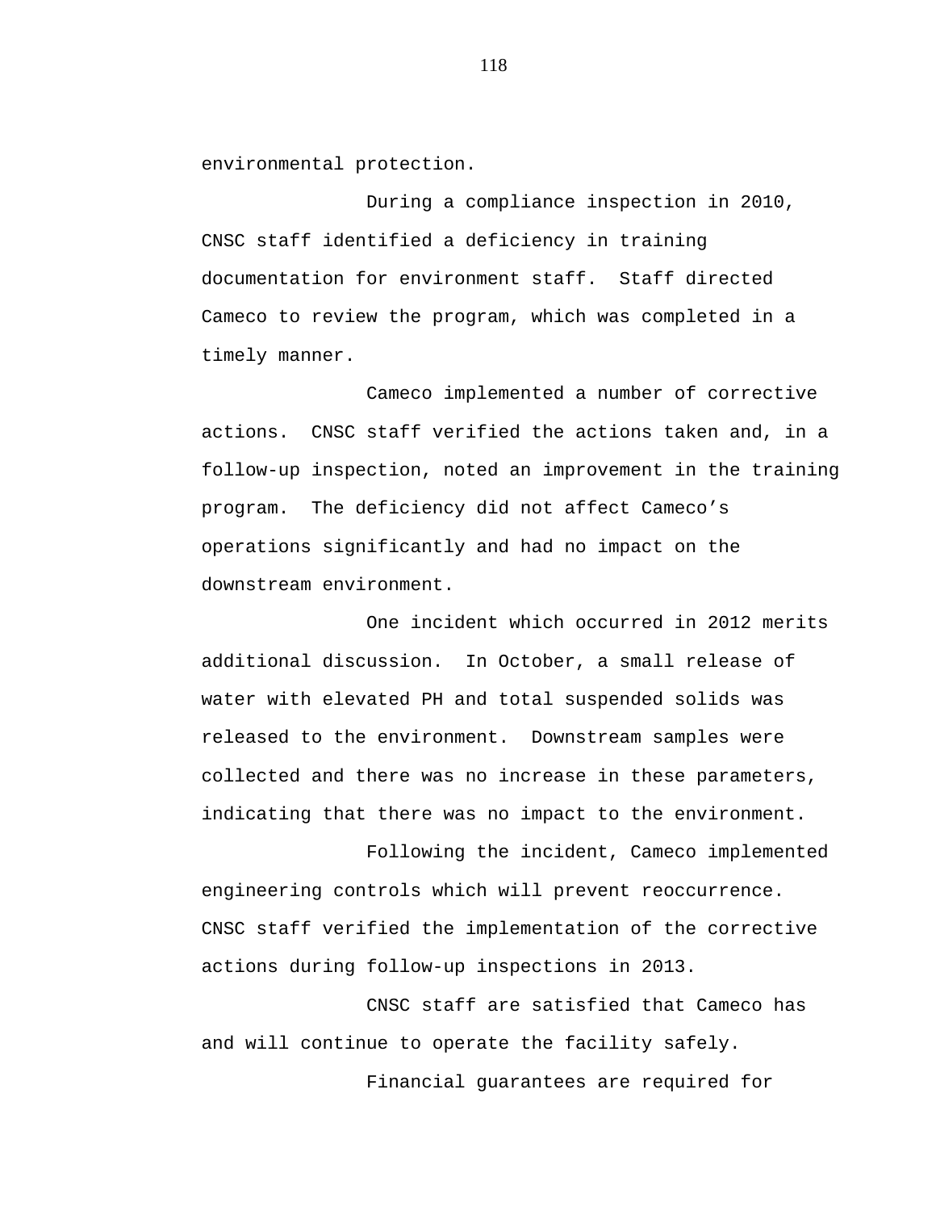environmental protection.

During a compliance inspection in 2010, CNSC staff identified a deficiency in training documentation for environment staff. Staff directed Cameco to review the program, which was completed in a timely manner.

Cameco implemented a number of corrective actions. CNSC staff verified the actions taken and, in a follow-up inspection, noted an improvement in the training program. The deficiency did not affect Cameco's operations significantly and had no impact on the downstream environment.

One incident which occurred in 2012 merits additional discussion. In October, a small release of water with elevated PH and total suspended solids was released to the environment. Downstream samples were collected and there was no increase in these parameters, indicating that there was no impact to the environment.

Following the incident, Cameco implemented engineering controls which will prevent reoccurrence. CNSC staff verified the implementation of the corrective actions during follow-up inspections in 2013.

CNSC staff are satisfied that Cameco has and will continue to operate the facility safely.

Financial guarantees are required for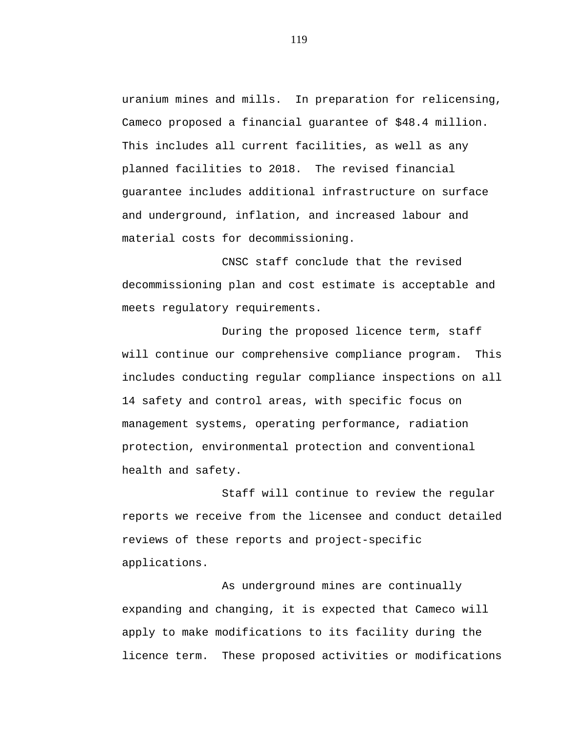uranium mines and mills. In preparation for relicensing, Cameco proposed a financial guarantee of $48.4 million. This includes all current facilities, as well as any planned facilities to 2018. The revised financial guarantee includes additional infrastructure on surface and underground, inflation, and increased labour and material costs for decommissioning.

CNSC staff conclude that the revised decommissioning plan and cost estimate is acceptable and meets regulatory requirements.

During the proposed licence term, staff will continue our comprehensive compliance program. This includes conducting regular compliance inspections on all 14 safety and control areas, with specific focus on management systems, operating performance, radiation protection, environmental protection and conventional health and safety.

Staff will continue to review the regular reports we receive from the licensee and conduct detailed reviews of these reports and project-specific applications.

As underground mines are continually expanding and changing, it is expected that Cameco will apply to make modifications to its facility during the licence term. These proposed activities or modifications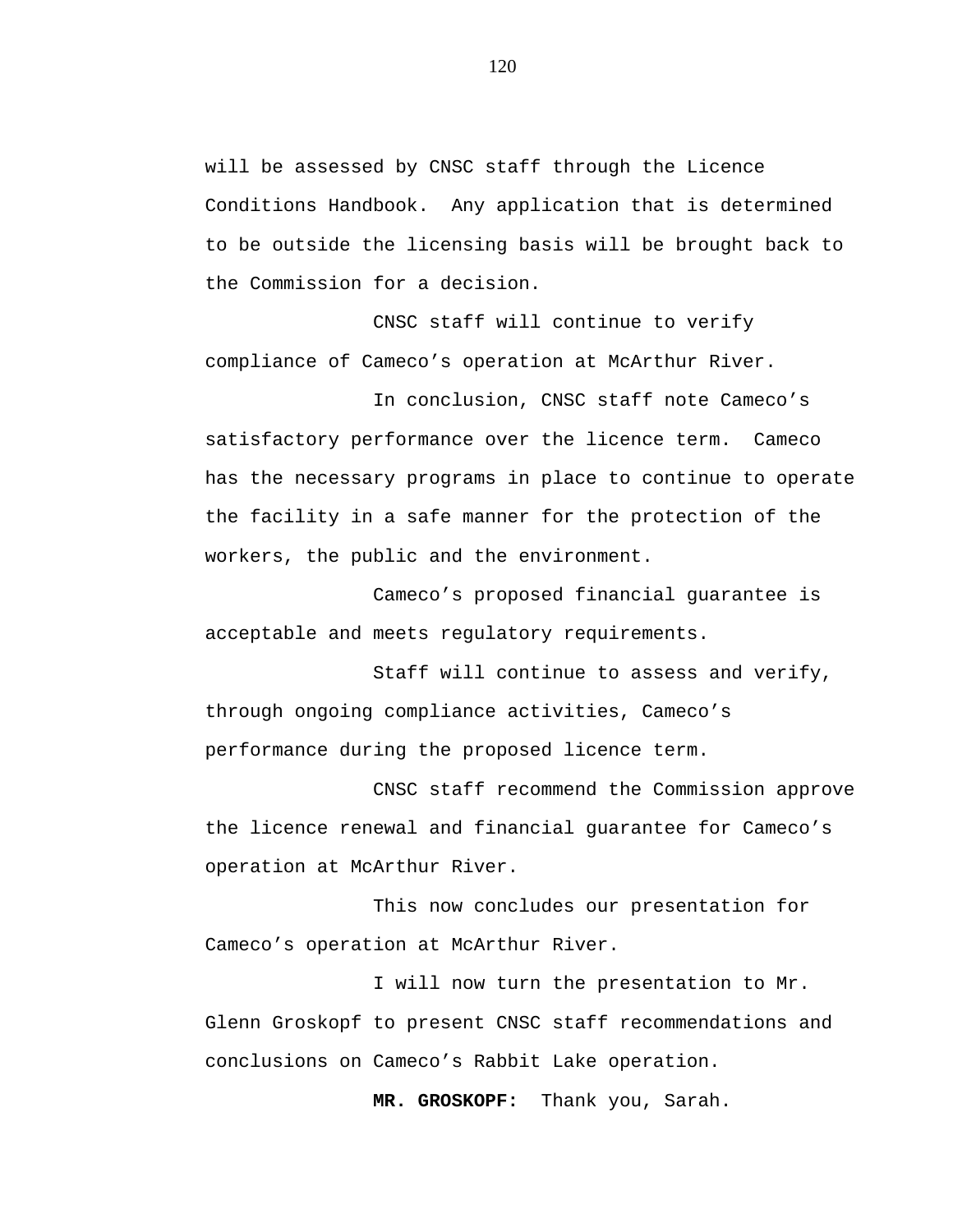will be assessed by CNSC staff through the Licence Conditions Handbook.  Any application that is determined to be outside the licensing basis will be brought back to the Commission for a decision.

CNSC staff will continue to verify compliance of Cameco's operation at McArthur River.

In conclusion, CNSC staff note Cameco's satisfactory performance over the licence term.  Cameco has the necessary programs in place to continue to operate the facility in a safe manner for the protection of the workers, the public and the environment.

Cameco's proposed financial guarantee is acceptable and meets regulatory requirements.

Staff will continue to assess and verify, through ongoing compliance activities, Cameco's performance during the proposed licence term.

CNSC staff recommend the Commission approve the licence renewal and financial guarantee for Cameco's operation at McArthur River.

This now concludes our presentation for Cameco's operation at McArthur River.

I will now turn the presentation to Mr. Glenn Groskopf to present CNSC staff recommendations and conclusions on Cameco's Rabbit Lake operation.

**MR. GROSKOPF:**  Thank you, Sarah.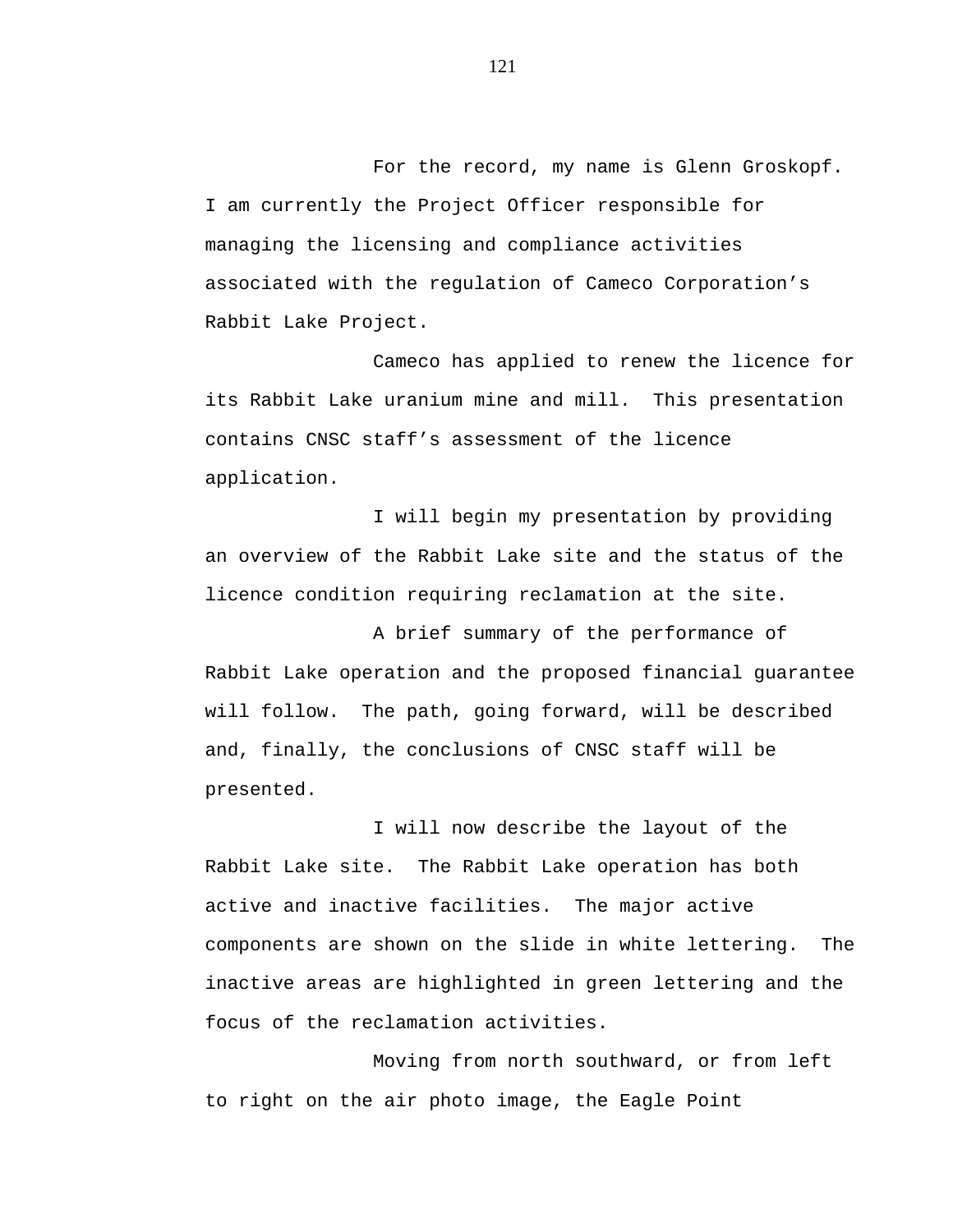For the record, my name is Glenn Groskopf. I am currently the Project Officer responsible for managing the licensing and compliance activities associated with the regulation of Cameco Corporation’s Rabbit Lake Project.

Cameco has applied to renew the licence for its Rabbit Lake uranium mine and mill. This presentation contains CNSC staff’s assessment of the licence application.

I will begin my presentation by providing an overview of the Rabbit Lake site and the status of the licence condition requiring reclamation at the site.

A brief summary of the performance of Rabbit Lake operation and the proposed financial guarantee will follow. The path, going forward, will be described and, finally, the conclusions of CNSC staff will be presented.

I will now describe the layout of the Rabbit Lake site. The Rabbit Lake operation has both active and inactive facilities. The major active components are shown on the slide in white lettering. The inactive areas are highlighted in green lettering and the focus of the reclamation activities.

Moving from north southward, or from left to right on the air photo image, the Eagle Point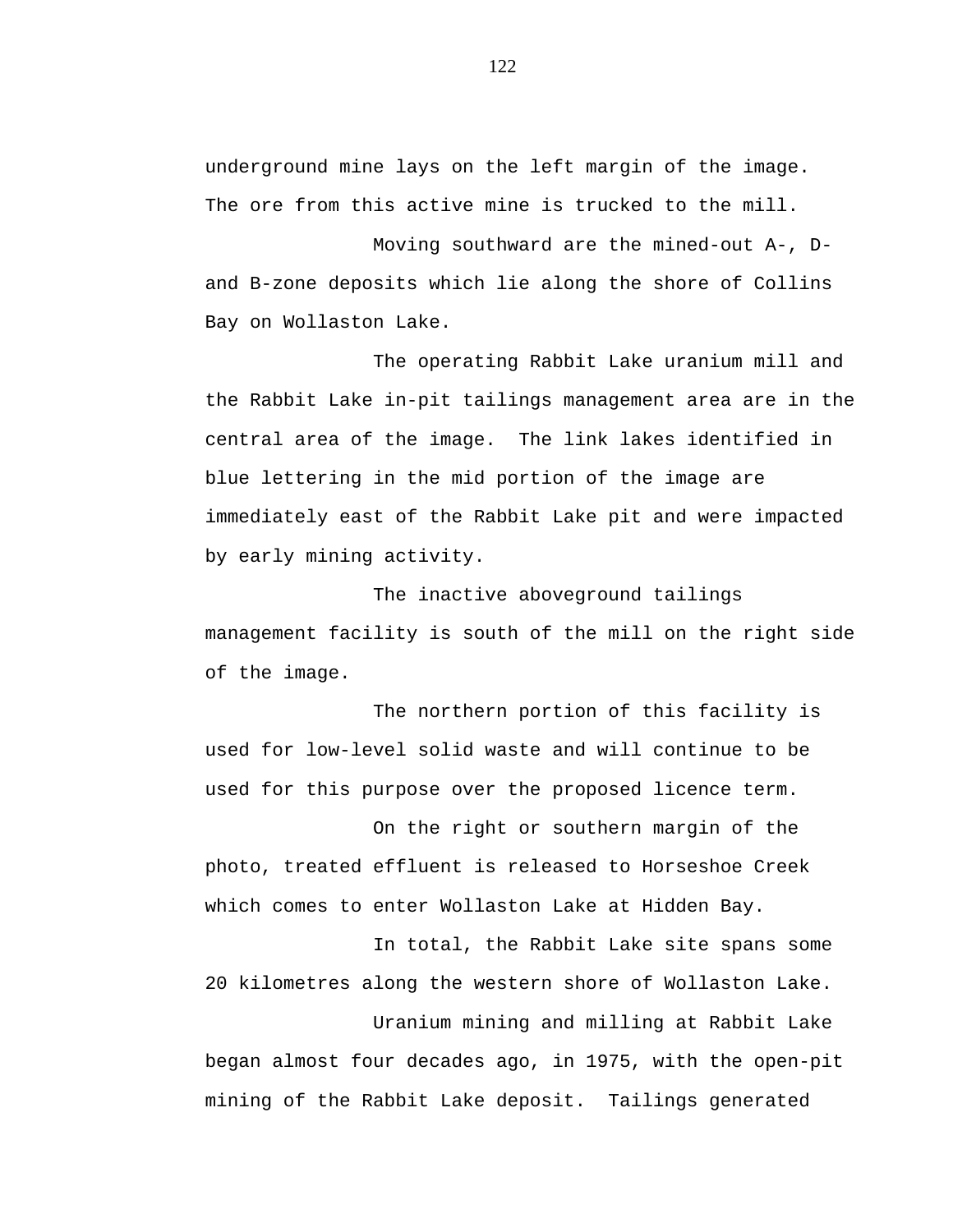underground mine lays on the left margin of the image. The ore from this active mine is trucked to the mill.

Moving southward are the mined-out A-, D- and B-zone deposits which lie along the shore of Collins Bay on Wollaston Lake.

The operating Rabbit Lake uranium mill and the Rabbit Lake in-pit tailings management area are in the central area of the image. The link lakes identified in blue lettering in the mid portion of the image are immediately east of the Rabbit Lake pit and were impacted by early mining activity.

The inactive aboveground tailings management facility is south of the mill on the right side of the image.

The northern portion of this facility is used for low-level solid waste and will continue to be used for this purpose over the proposed licence term.

On the right or southern margin of the photo, treated effluent is released to Horseshoe Creek which comes to enter Wollaston Lake at Hidden Bay.

In total, the Rabbit Lake site spans some 20 kilometres along the western shore of Wollaston Lake.

Uranium mining and milling at Rabbit Lake began almost four decades ago, in 1975, with the open-pit mining of the Rabbit Lake deposit. Tailings generated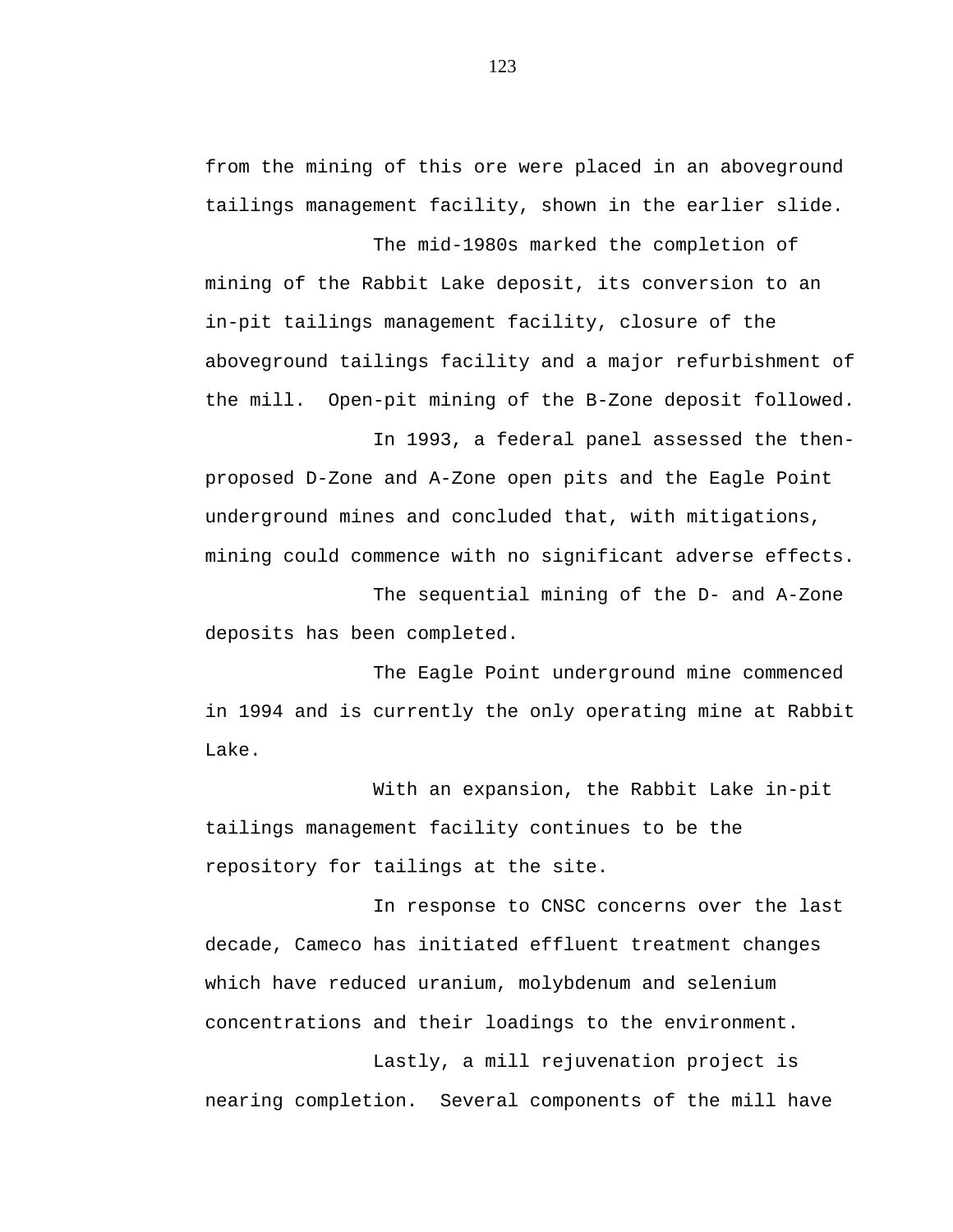from the mining of this ore were placed in an aboveground tailings management facility, shown in the earlier slide.

The mid-1980s marked the completion of mining of the Rabbit Lake deposit, its conversion to an in-pit tailings management facility, closure of the aboveground tailings facility and a major refurbishment of the mill. Open-pit mining of the B-Zone deposit followed.

In 1993, a federal panel assessed the then-proposed D-Zone and A-Zone open pits and the Eagle Point underground mines and concluded that, with mitigations, mining could commence with no significant adverse effects.

The sequential mining of the D- and A-Zone deposits has been completed.

The Eagle Point underground mine commenced in 1994 and is currently the only operating mine at Rabbit Lake.

With an expansion, the Rabbit Lake in-pit tailings management facility continues to be the repository for tailings at the site.

In response to CNSC concerns over the last decade, Cameco has initiated effluent treatment changes which have reduced uranium, molybdenum and selenium concentrations and their loadings to the environment.

Lastly, a mill rejuvenation project is nearing completion. Several components of the mill have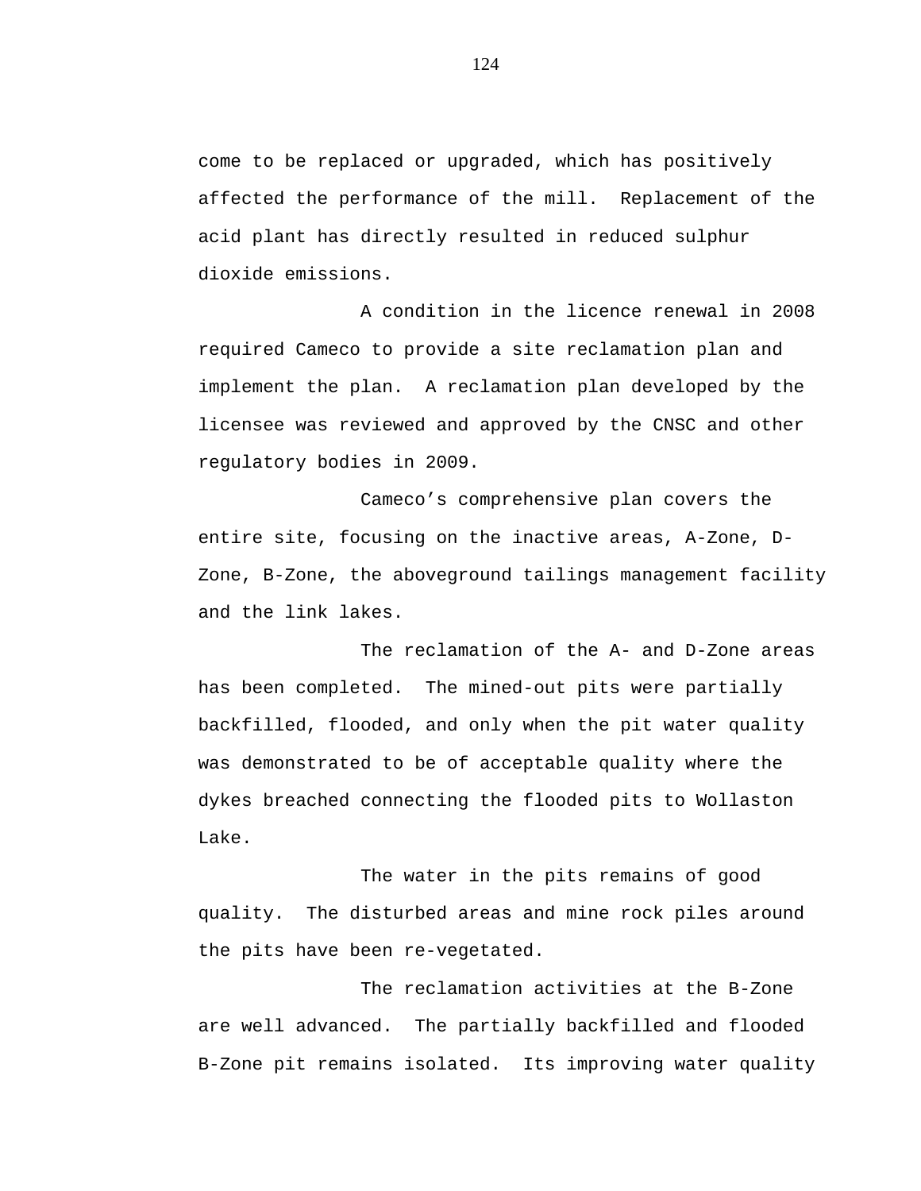come to be replaced or upgraded, which has positively affected the performance of the mill.  Replacement of the acid plant has directly resulted in reduced sulphur dioxide emissions.

A condition in the licence renewal in 2008 required Cameco to provide a site reclamation plan and implement the plan.  A reclamation plan developed by the licensee was reviewed and approved by the CNSC and other regulatory bodies in 2009.

Cameco's comprehensive plan covers the entire site, focusing on the inactive areas, A-Zone, D-Zone, B-Zone, the aboveground tailings management facility and the link lakes.

The reclamation of the A- and D-Zone areas has been completed.  The mined-out pits were partially backfilled, flooded, and only when the pit water quality was demonstrated to be of acceptable quality where the dykes breached connecting the flooded pits to Wollaston Lake.

The water in the pits remains of good quality.  The disturbed areas and mine rock piles around the pits have been re-vegetated.

The reclamation activities at the B-Zone are well advanced.  The partially backfilled and flooded B-Zone pit remains isolated.  Its improving water quality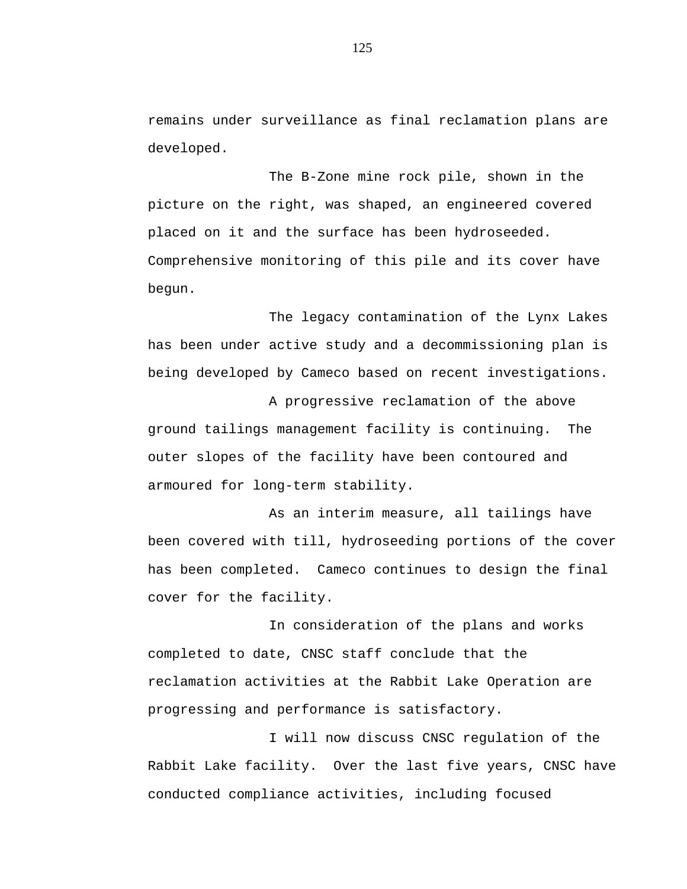remains under surveillance as final reclamation plans are developed.

The B-Zone mine rock pile, shown in the picture on the right, was shaped, an engineered covered placed on it and the surface has been hydroseeded. Comprehensive monitoring of this pile and its cover have begun.

The legacy contamination of the Lynx Lakes has been under active study and a decommissioning plan is being developed by Cameco based on recent investigations.

A progressive reclamation of the above ground tailings management facility is continuing. The outer slopes of the facility have been contoured and armoured for long-term stability.

As an interim measure, all tailings have been covered with till, hydroseeding portions of the cover has been completed. Cameco continues to design the final cover for the facility.

In consideration of the plans and works completed to date, CNSC staff conclude that the reclamation activities at the Rabbit Lake Operation are progressing and performance is satisfactory.

I will now discuss CNSC regulation of the Rabbit Lake facility. Over the last five years, CNSC have conducted compliance activities, including focused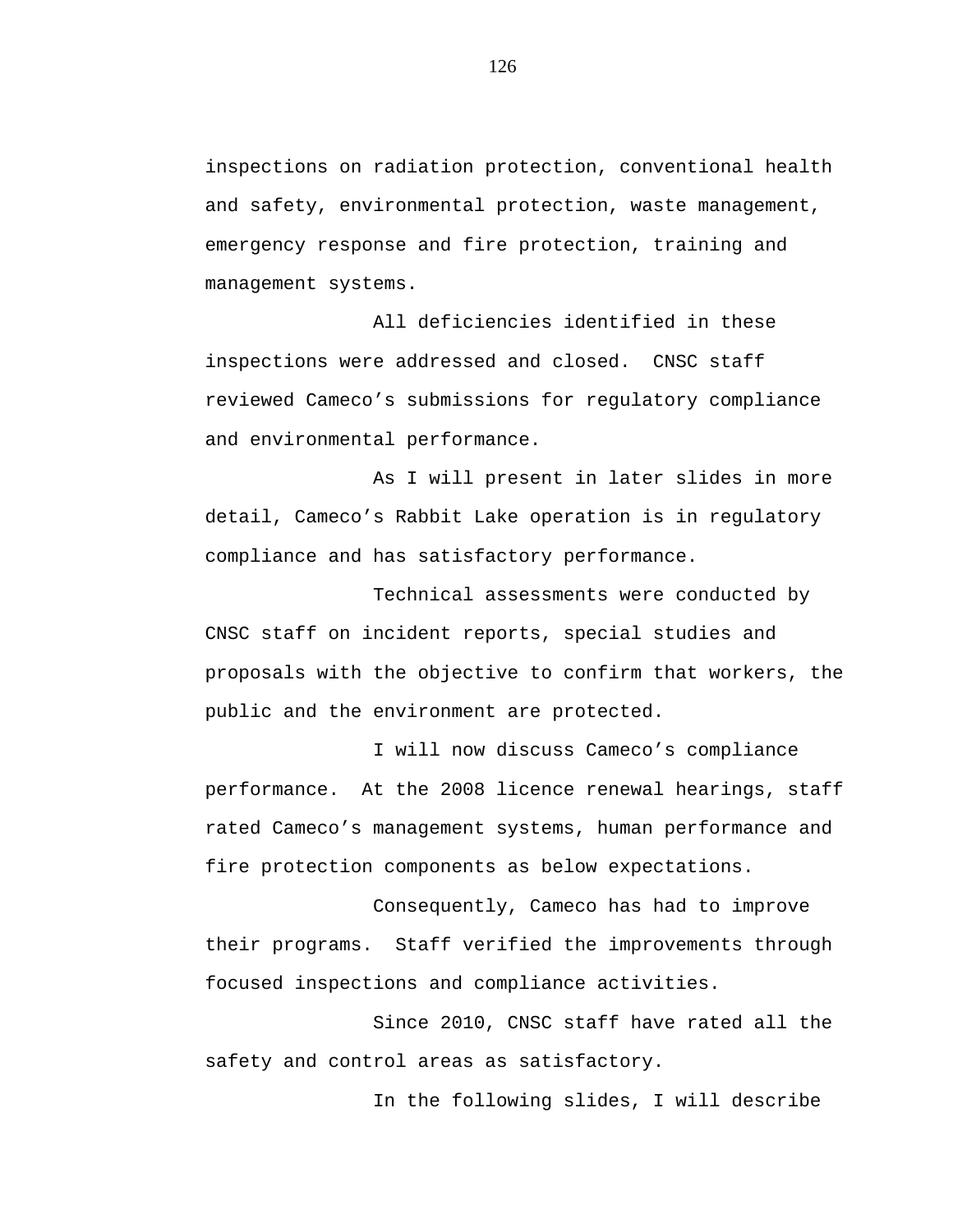inspections on radiation protection, conventional health and safety, environmental protection, waste management, emergency response and fire protection, training and management systems.

All deficiencies identified in these inspections were addressed and closed. CNSC staff reviewed Cameco's submissions for regulatory compliance and environmental performance.

As I will present in later slides in more detail, Cameco's Rabbit Lake operation is in regulatory compliance and has satisfactory performance.

Technical assessments were conducted by CNSC staff on incident reports, special studies and proposals with the objective to confirm that workers, the public and the environment are protected.

I will now discuss Cameco's compliance performance. At the 2008 licence renewal hearings, staff rated Cameco's management systems, human performance and fire protection components as below expectations.

Consequently, Cameco has had to improve their programs. Staff verified the improvements through focused inspections and compliance activities.

Since 2010, CNSC staff have rated all the safety and control areas as satisfactory.

In the following slides, I will describe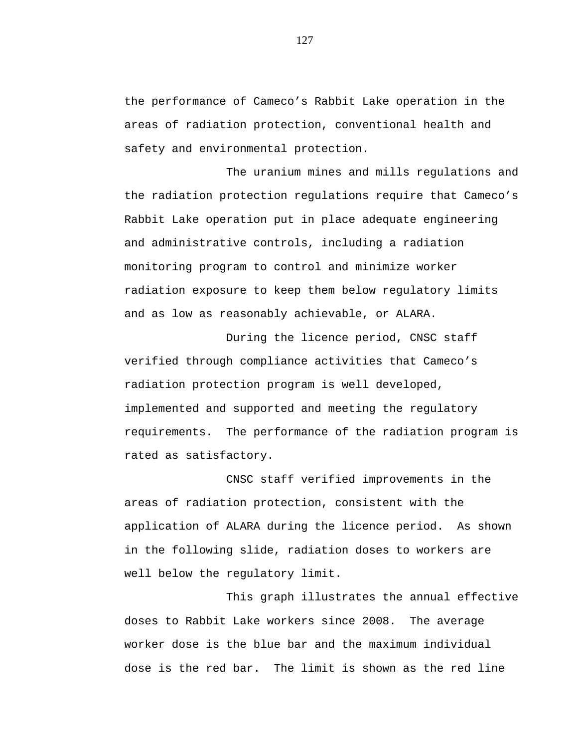the performance of Cameco's Rabbit Lake operation in the areas of radiation protection, conventional health and safety and environmental protection.

The uranium mines and mills regulations and the radiation protection regulations require that Cameco's Rabbit Lake operation put in place adequate engineering and administrative controls, including a radiation monitoring program to control and minimize worker radiation exposure to keep them below regulatory limits and as low as reasonably achievable, or ALARA.

During the licence period, CNSC staff verified through compliance activities that Cameco's radiation protection program is well developed, implemented and supported and meeting the regulatory requirements.  The performance of the radiation program is rated as satisfactory.

CNSC staff verified improvements in the areas of radiation protection, consistent with the application of ALARA during the licence period.  As shown in the following slide, radiation doses to workers are well below the regulatory limit.

This graph illustrates the annual effective doses to Rabbit Lake workers since 2008.  The average worker dose is the blue bar and the maximum individual dose is the red bar.  The limit is shown as the red line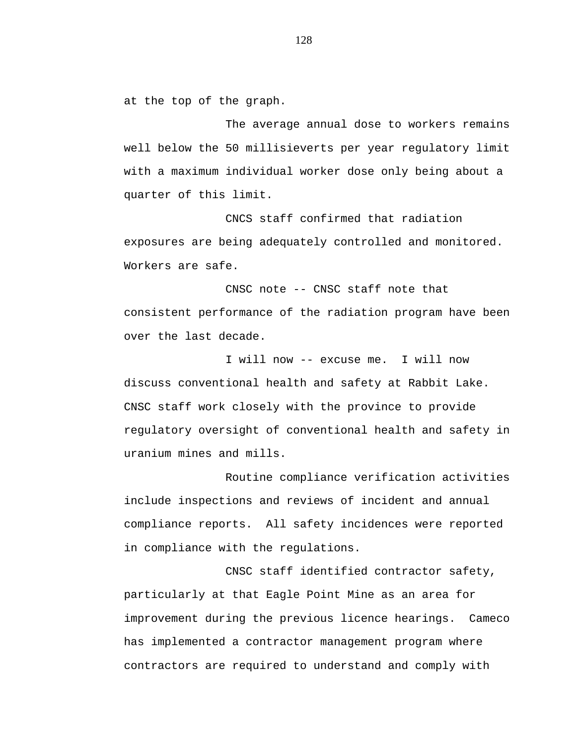at the top of the graph.

The average annual dose to workers remains well below the 50 millisieverts per year regulatory limit with a maximum individual worker dose only being about a quarter of this limit.

CNCS staff confirmed that radiation exposures are being adequately controlled and monitored. Workers are safe.

CNSC note -- CNSC staff note that consistent performance of the radiation program have been over the last decade.

I will now -- excuse me. I will now discuss conventional health and safety at Rabbit Lake. CNSC staff work closely with the province to provide regulatory oversight of conventional health and safety in uranium mines and mills.

Routine compliance verification activities include inspections and reviews of incident and annual compliance reports. All safety incidences were reported in compliance with the regulations.

CNSC staff identified contractor safety, particularly at that Eagle Point Mine as an area for improvement during the previous licence hearings. Cameco has implemented a contractor management program where contractors are required to understand and comply with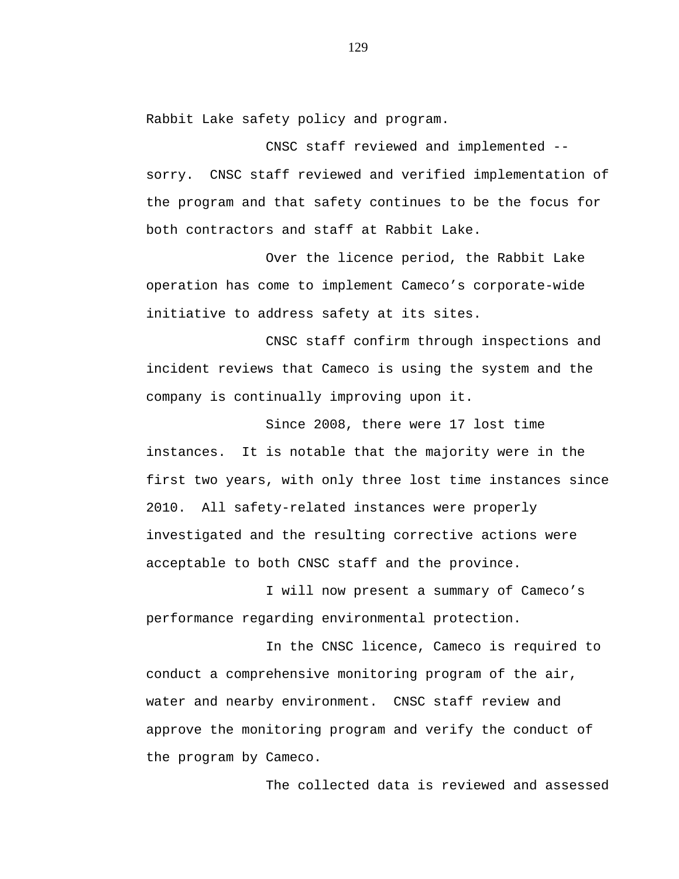Rabbit Lake safety policy and program.

CNSC staff reviewed and implemented -- sorry. CNSC staff reviewed and verified implementation of the program and that safety continues to be the focus for both contractors and staff at Rabbit Lake.

Over the licence period, the Rabbit Lake operation has come to implement Cameco's corporate-wide initiative to address safety at its sites.

CNSC staff confirm through inspections and incident reviews that Cameco is using the system and the company is continually improving upon it.

Since 2008, there were 17 lost time instances. It is notable that the majority were in the first two years, with only three lost time instances since 2010. All safety-related instances were properly investigated and the resulting corrective actions were acceptable to both CNSC staff and the province.

I will now present a summary of Cameco's performance regarding environmental protection.

In the CNSC licence, Cameco is required to conduct a comprehensive monitoring program of the air, water and nearby environment. CNSC staff review and approve the monitoring program and verify the conduct of the program by Cameco.

The collected data is reviewed and assessed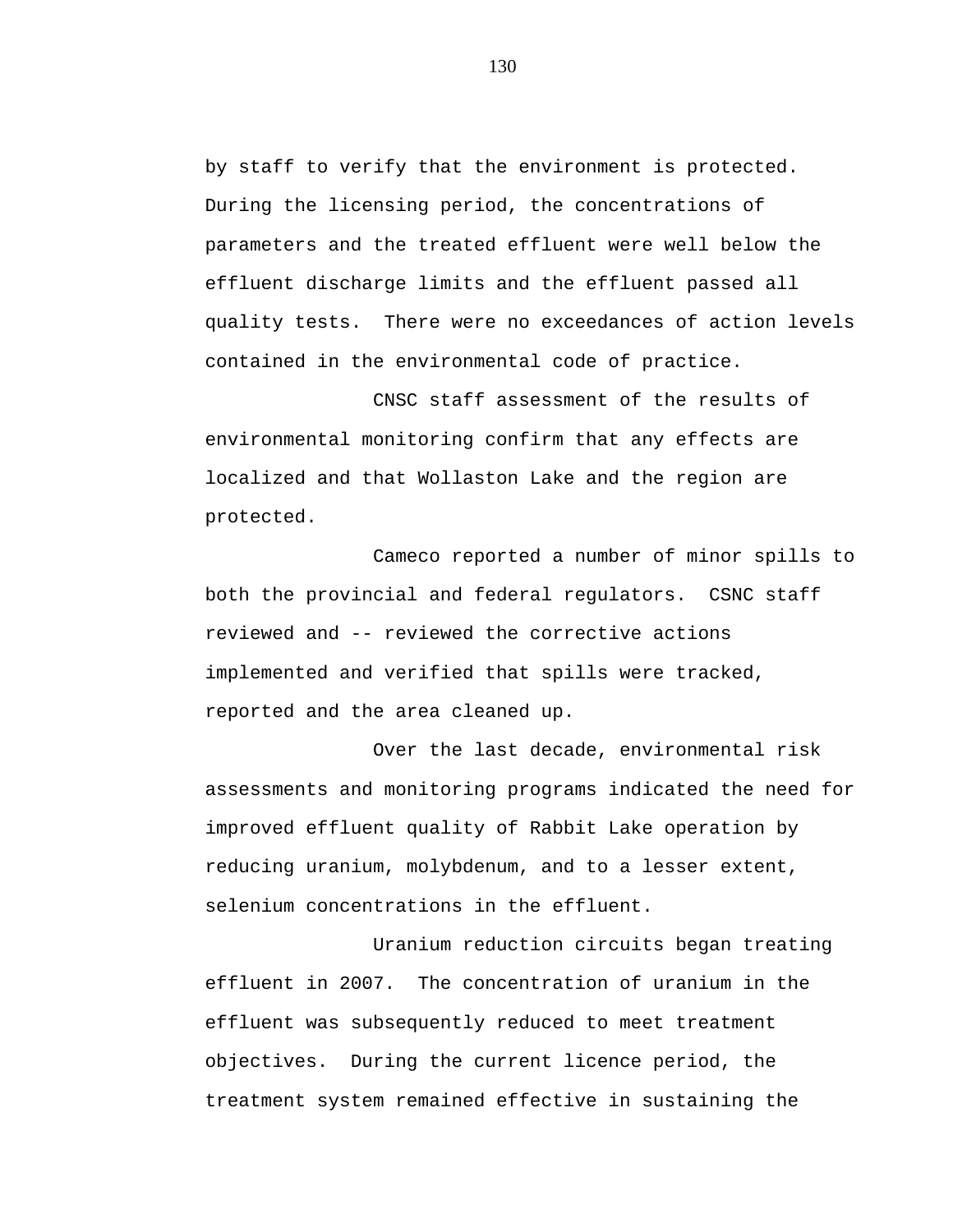by staff to verify that the environment is protected. During the licensing period, the concentrations of parameters and the treated effluent were well below the effluent discharge limits and the effluent passed all quality tests. There were no exceedances of action levels contained in the environmental code of practice.

CNSC staff assessment of the results of environmental monitoring confirm that any effects are localized and that Wollaston Lake and the region are protected.

Cameco reported a number of minor spills to both the provincial and federal regulators. CSNC staff reviewed and -- reviewed the corrective actions implemented and verified that spills were tracked, reported and the area cleaned up.

Over the last decade, environmental risk assessments and monitoring programs indicated the need for improved effluent quality of Rabbit Lake operation by reducing uranium, molybdenum, and to a lesser extent, selenium concentrations in the effluent.

Uranium reduction circuits began treating effluent in 2007. The concentration of uranium in the effluent was subsequently reduced to meet treatment objectives. During the current licence period, the treatment system remained effective in sustaining the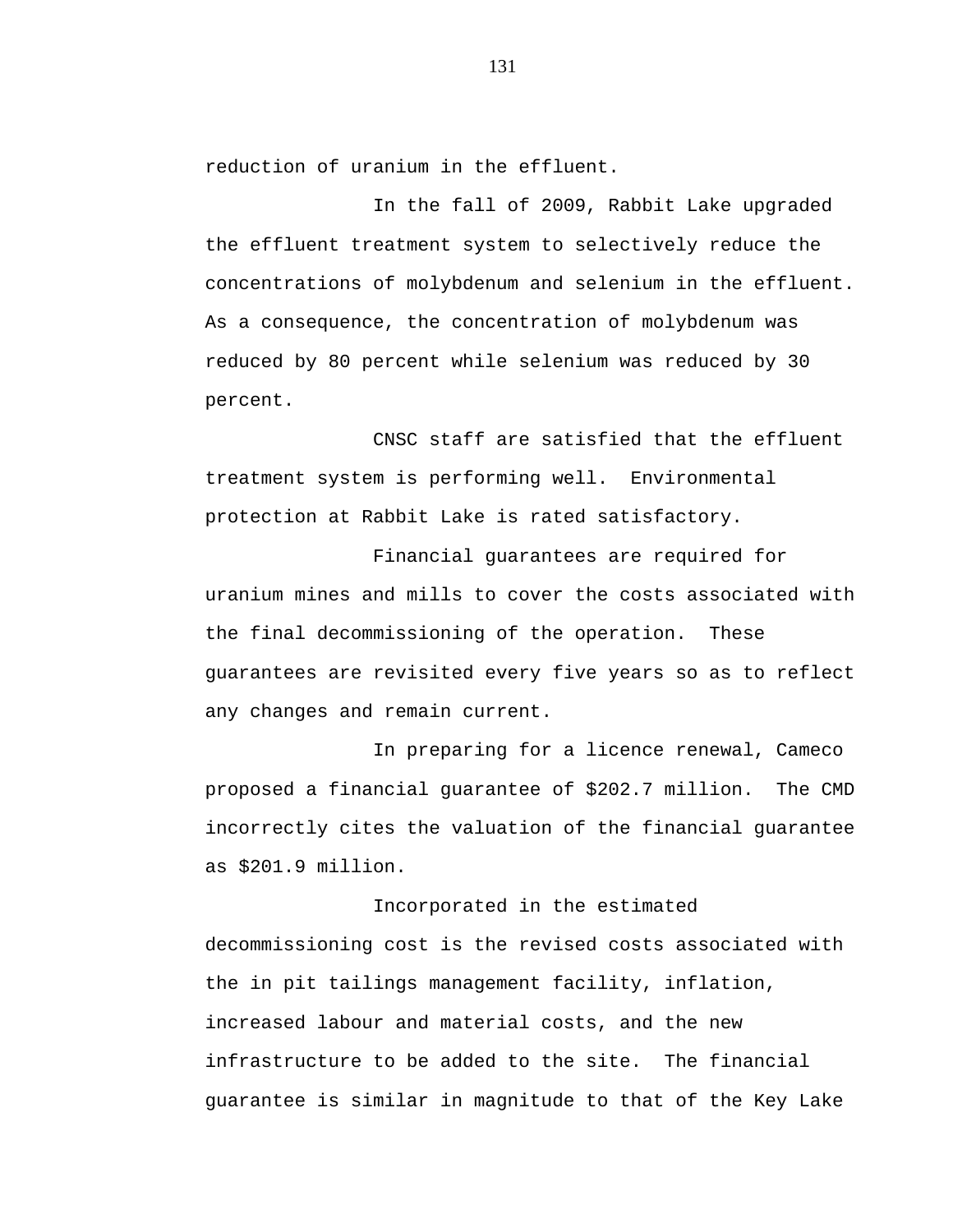reduction of uranium in the effluent.

In the fall of 2009, Rabbit Lake upgraded the effluent treatment system to selectively reduce the concentrations of molybdenum and selenium in the effluent. As a consequence, the concentration of molybdenum was reduced by 80 percent while selenium was reduced by 30 percent.

CNSC staff are satisfied that the effluent treatment system is performing well. Environmental protection at Rabbit Lake is rated satisfactory.

Financial guarantees are required for uranium mines and mills to cover the costs associated with the final decommissioning of the operation. These guarantees are revisited every five years so as to reflect any changes and remain current.

In preparing for a licence renewal, Cameco proposed a financial guarantee of $202.7 million. The CMD incorrectly cites the valuation of the financial guarantee as $201.9 million.

Incorporated in the estimated decommissioning cost is the revised costs associated with the in pit tailings management facility, inflation, increased labour and material costs, and the new infrastructure to be added to the site. The financial guarantee is similar in magnitude to that of the Key Lake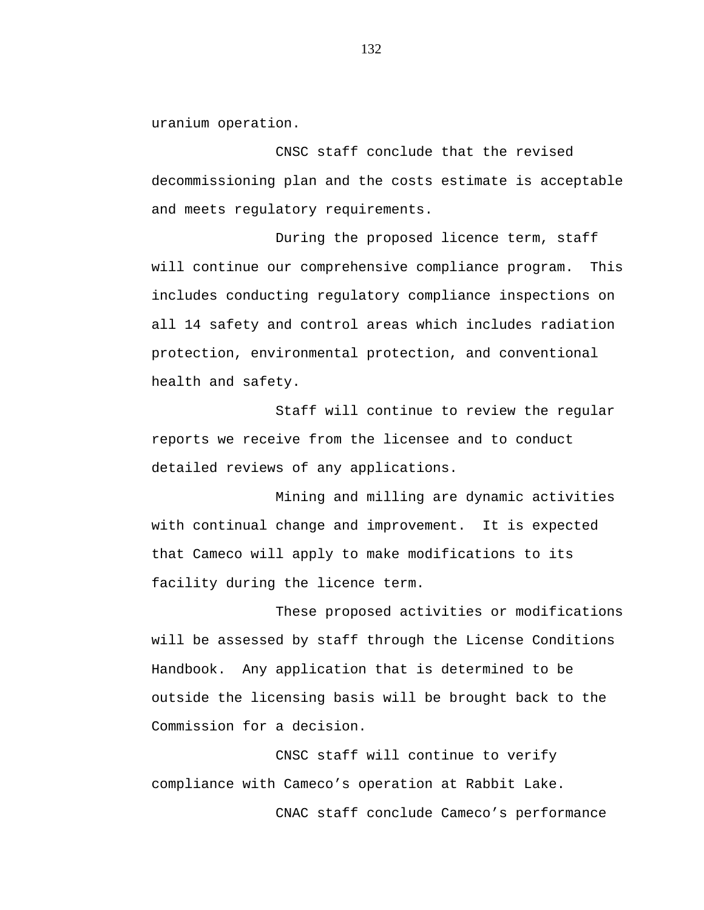uranium operation.

CNSC staff conclude that the revised decommissioning plan and the costs estimate is acceptable and meets regulatory requirements.

During the proposed licence term, staff will continue our comprehensive compliance program. This includes conducting regulatory compliance inspections on all 14 safety and control areas which includes radiation protection, environmental protection, and conventional health and safety.

Staff will continue to review the regular reports we receive from the licensee and to conduct detailed reviews of any applications.

Mining and milling are dynamic activities with continual change and improvement. It is expected that Cameco will apply to make modifications to its facility during the licence term.

These proposed activities or modifications will be assessed by staff through the License Conditions Handbook. Any application that is determined to be outside the licensing basis will be brought back to the Commission for a decision.

CNSC staff will continue to verify compliance with Cameco's operation at Rabbit Lake.

CNAC staff conclude Cameco's performance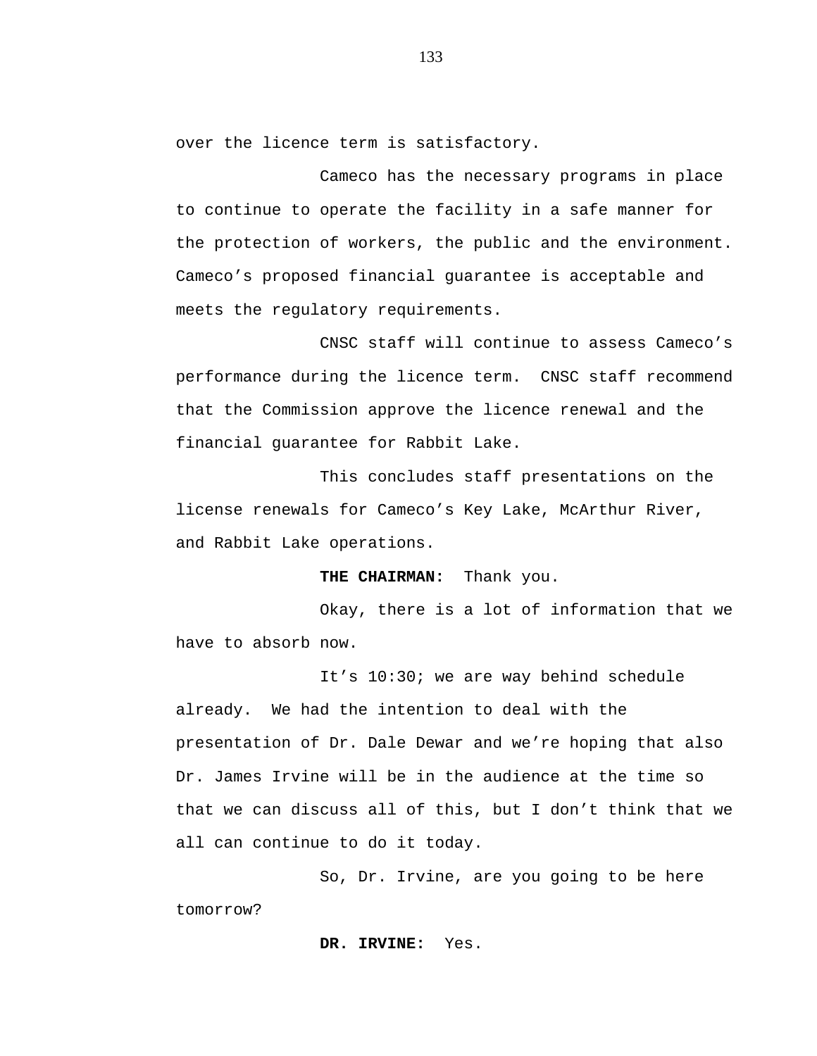over the licence term is satisfactory.

Cameco has the necessary programs in place to continue to operate the facility in a safe manner for the protection of workers, the public and the environment. Cameco's proposed financial guarantee is acceptable and meets the regulatory requirements.

CNSC staff will continue to assess Cameco's performance during the licence term. CNSC staff recommend that the Commission approve the licence renewal and the financial guarantee for Rabbit Lake.

This concludes staff presentations on the license renewals for Cameco's Key Lake, McArthur River, and Rabbit Lake operations.

**THE CHAIRMAN:** Thank you.

Okay, there is a lot of information that we have to absorb now.

It's 10:30; we are way behind schedule already. We had the intention to deal with the presentation of Dr. Dale Dewar and we're hoping that also Dr. James Irvine will be in the audience at the time so that we can discuss all of this, but I don't think that we all can continue to do it today.

So, Dr. Irvine, are you going to be here tomorrow?

**DR. IRVINE:** Yes.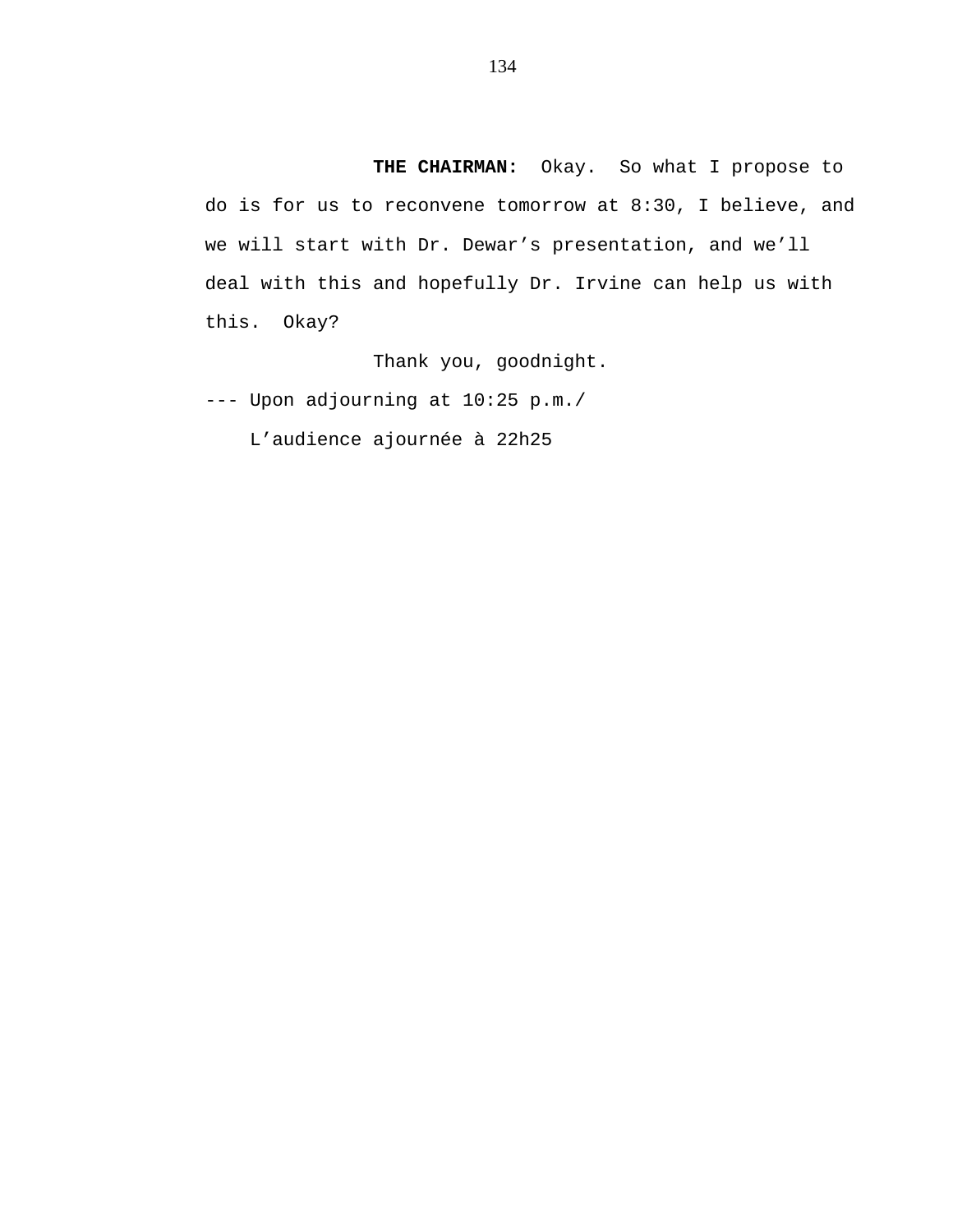**THE CHAIRMAN:** Okay. So what I propose to do is for us to reconvene tomorrow at 8:30, I believe, and we will start with Dr. Dewar's presentation, and we'll deal with this and hopefully Dr. Irvine can help us with this. Okay?

Thank you, goodnight.

--- Upon adjourning at 10:25 p.m./

L'audience ajournée à 22h25